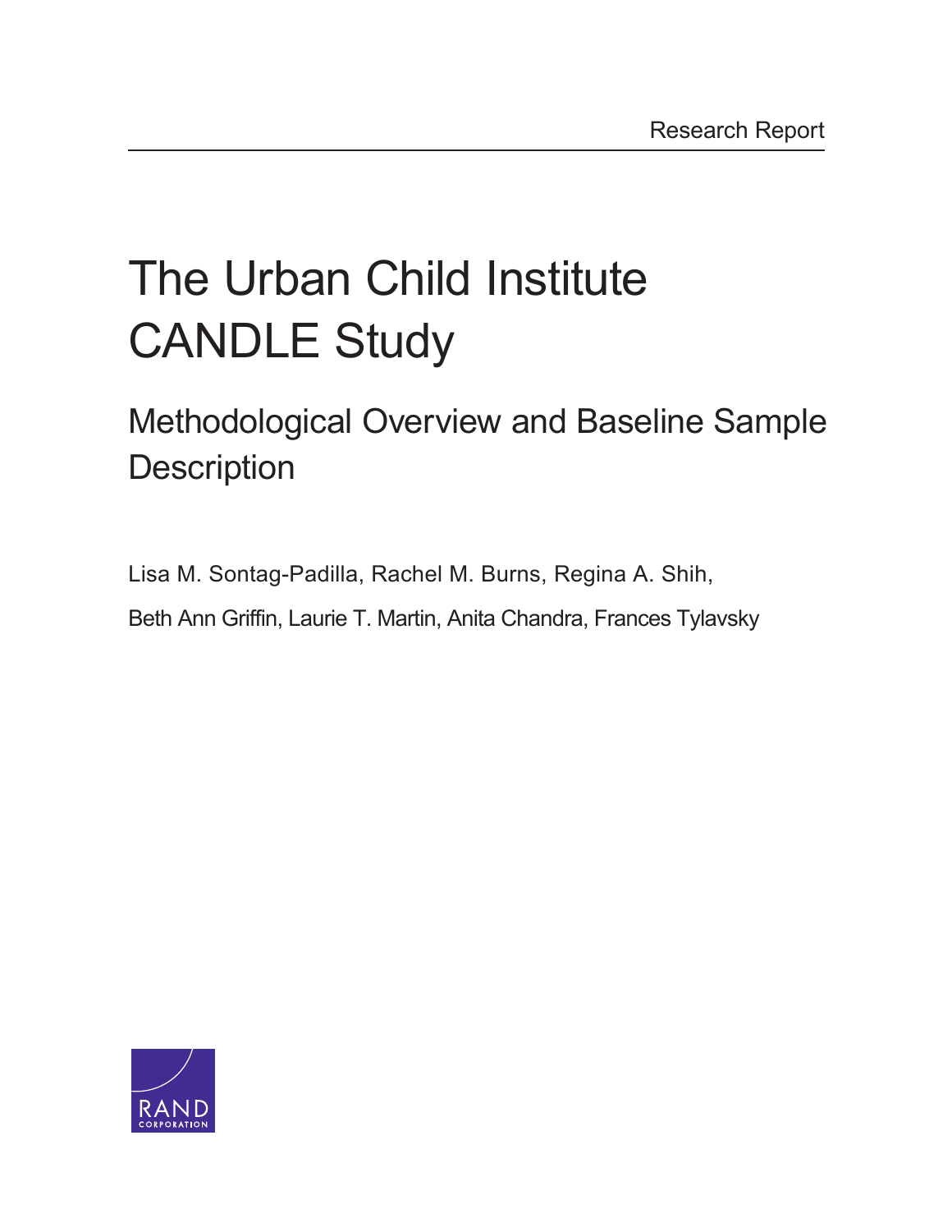Research Report

# The Urban Child Institute CANDLE Study

## Methodological Overview and Baseline Sample Description

Lisa M. Sontag-Padilla, Rachel M. Burns, Regina A. Shih,
Beth Ann Griffin, Laurie T. Martin, Anita Chandra, Frances Tylavsky

RAND CORPORATION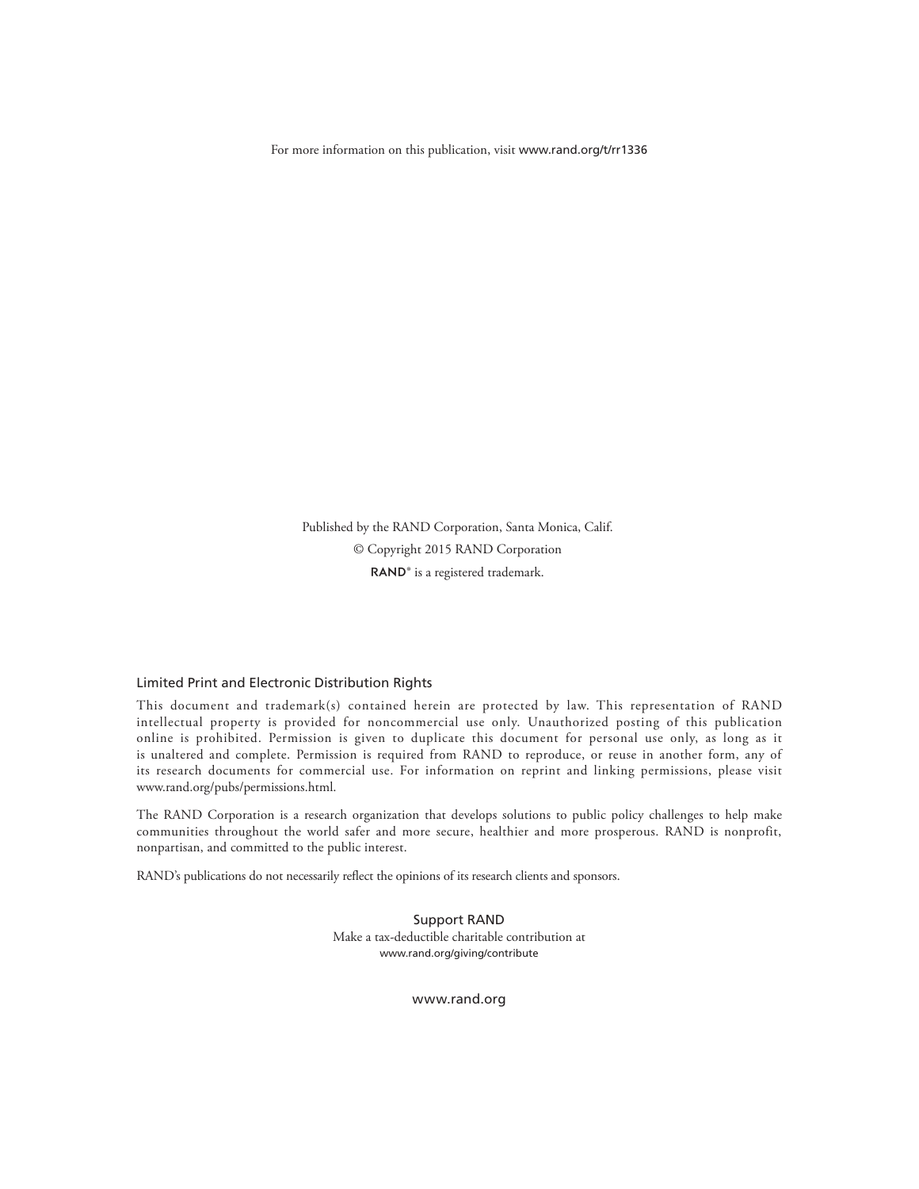For more information on this publication, visit www.rand.org/t/rr1336

Published by the RAND Corporation, Santa Monica, Calif.

© Copyright 2015 RAND Corporation

RAND® is a registered trademark.

### Limited Print and Electronic Distribution Rights

This document and trademark(s) contained herein are protected by law. This representation of RAND intellectual property is provided for noncommercial use only. Unauthorized posting of this publication online is prohibited. Permission is given to duplicate this document for personal use only, as long as it is unaltered and complete. Permission is required from RAND to reproduce, or reuse in another form, any of its research documents for commercial use. For information on reprint and linking permissions, please visit www.rand.org/pubs/permissions.html.

The RAND Corporation is a research organization that develops solutions to public policy challenges to help make communities throughout the world safer and more secure, healthier and more prosperous. RAND is nonprofit, nonpartisan, and committed to the public interest.

RAND's publications do not necessarily reflect the opinions of its research clients and sponsors.

**Support RAND**

Make a tax-deductible charitable contribution at
www.rand.org/giving/contribute

www.rand.org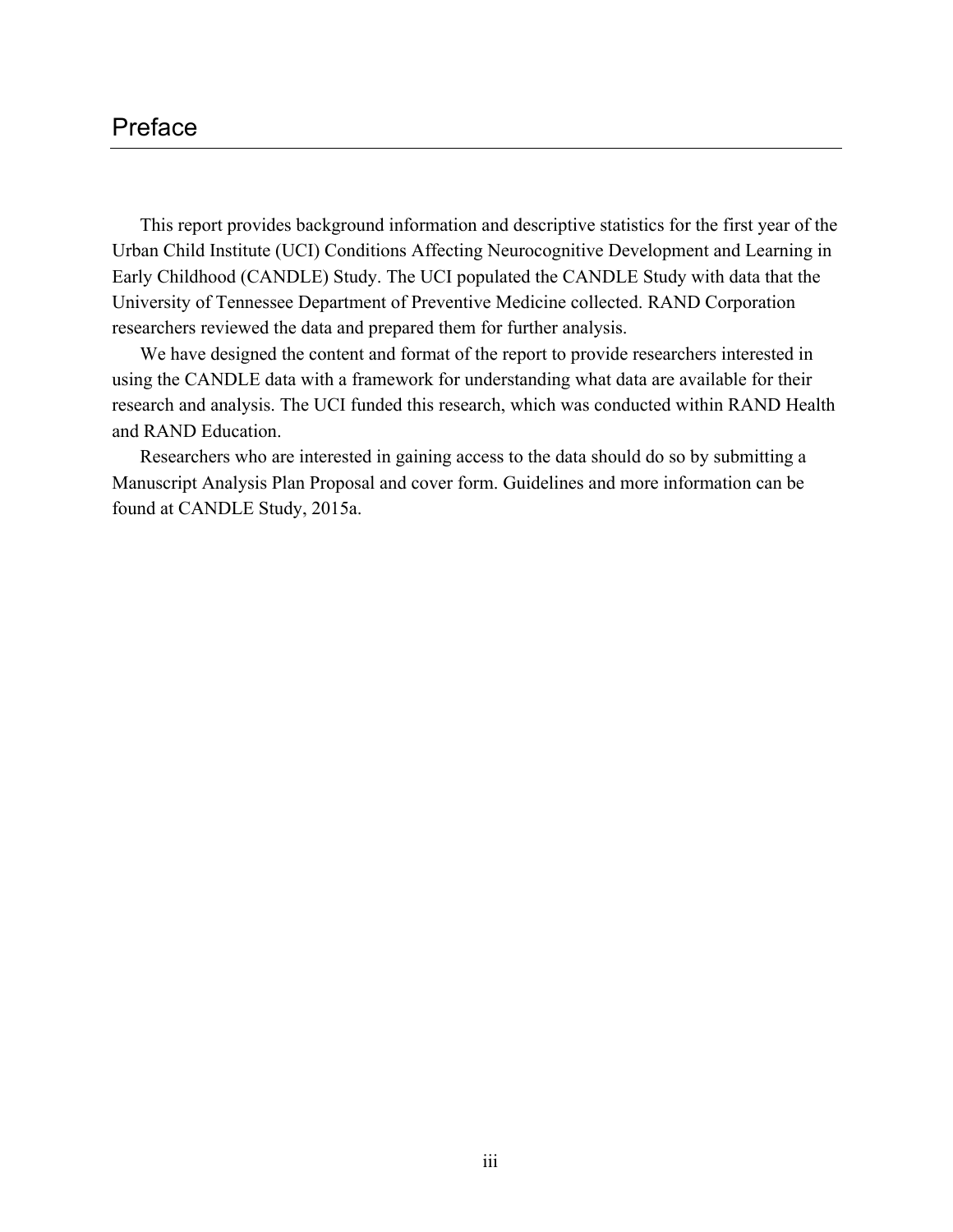# Preface

This report provides background information and descriptive statistics for the first year of the Urban Child Institute (UCI) Conditions Affecting Neurocognitive Development and Learning in Early Childhood (CANDLE) Study. The UCI populated the CANDLE Study with data that the University of Tennessee Department of Preventive Medicine collected. RAND Corporation researchers reviewed the data and prepared them for further analysis.

We have designed the content and format of the report to provide researchers interested in using the CANDLE data with a framework for understanding what data are available for their research and analysis. The UCI funded this research, which was conducted within RAND Health and RAND Education.

Researchers who are interested in gaining access to the data should do so by submitting a Manuscript Analysis Plan Proposal and cover form. Guidelines and more information can be found at CANDLE Study, 2015a.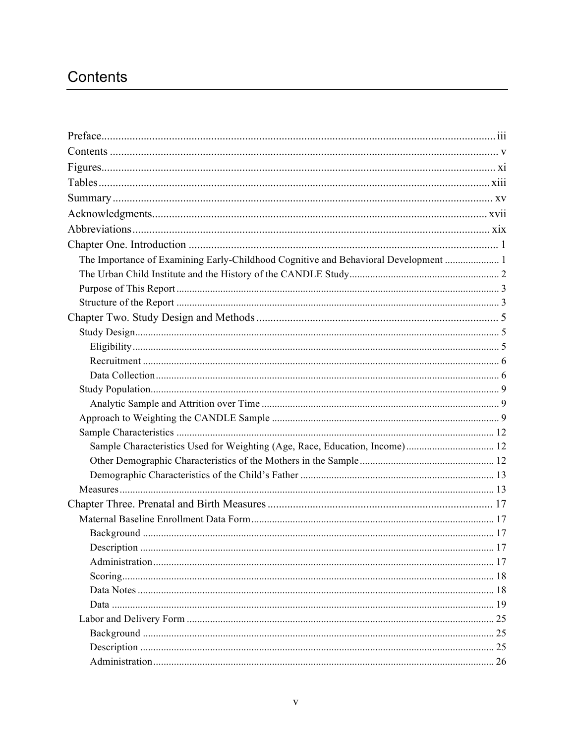# Contents

Preface ..... iii
Contents ..... v
Figures ..... xi
Tables ..... xiii
Summary ..... xv
Acknowledgments ..... xvii
Abbreviations ..... xix
Chapter One. Introduction ..... 1
- The Importance of Examining Early-Childhood Cognitive and Behavioral Development ..... 1
- The Urban Child Institute and the History of the CANDLE Study ..... 2
- Purpose of This Report ..... 3
- Structure of the Report ..... 3

Chapter Two. Study Design and Methods ..... 5
- Study Design ..... 5
  - Eligibility ..... 5
  - Recruitment ..... 6
  - Data Collection ..... 6
- Study Population ..... 9
  - Analytic Sample and Attrition over Time ..... 9
- Approach to Weighting the CANDLE Sample ..... 9
- Sample Characteristics ..... 12
  - Sample Characteristics Used for Weighting (Age, Race, Education, Income) ..... 12
  - Other Demographic Characteristics of the Mothers in the Sample ..... 12
  - Demographic Characteristics of the Child's Father ..... 13
- Measures ..... 13

Chapter Three. Prenatal and Birth Measures ..... 17
- Maternal Baseline Enrollment Data Form ..... 17
  - Background ..... 17
  - Description ..... 17
  - Administration ..... 17
  - Scoring ..... 18
  - Data Notes ..... 18
  - Data ..... 19
- Labor and Delivery Form ..... 25
  - Background ..... 25
  - Description ..... 25
  - Administration ..... 26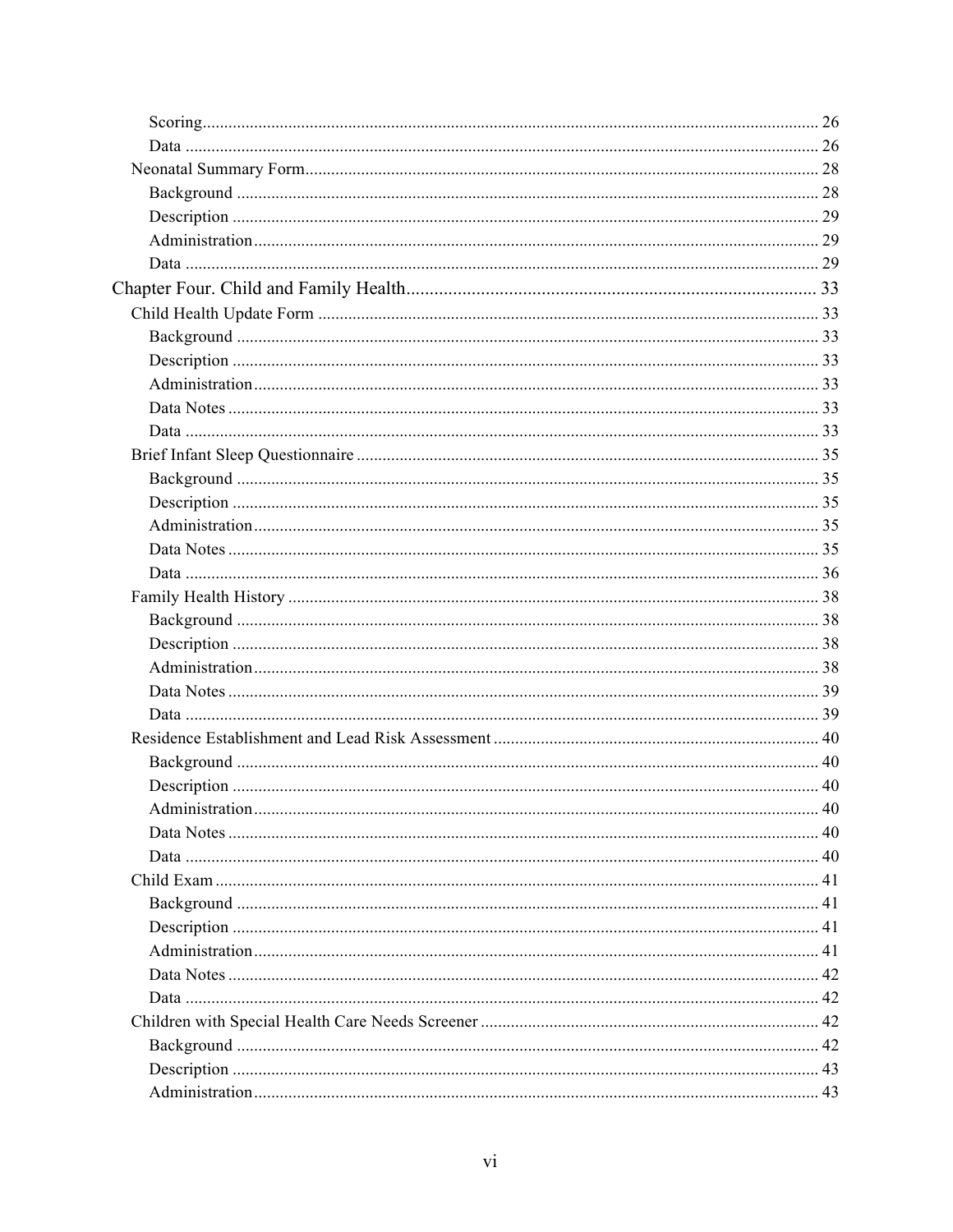Scoring ........................................................................................................................................ 26
Data ............................................................................................................................................. 26
Neonatal Summary Form .................................................................................................................. 28
Background ................................................................................................................................ 28
Description ................................................................................................................................. 29
Administration ............................................................................................................................ 29
Data ............................................................................................................................................. 29
Chapter Four. Child and Family Health .................................................................................... 33
Child Health Update Form ................................................................................................................ 33
Background ................................................................................................................................ 33
Description ................................................................................................................................. 33
Administration ............................................................................................................................ 33
Data Notes .................................................................................................................................. 33
Data ............................................................................................................................................. 33
Brief Infant Sleep Questionnaire ....................................................................................................... 35
Background ................................................................................................................................ 35
Description ................................................................................................................................. 35
Administration ............................................................................................................................ 35
Data Notes .................................................................................................................................. 35
Data ............................................................................................................................................. 36
Family Health History ...................................................................................................................... 38
Background ................................................................................................................................ 38
Description ................................................................................................................................. 38
Administration ............................................................................................................................ 38
Data Notes .................................................................................................................................. 39
Data ............................................................................................................................................. 39
Residence Establishment and Lead Risk Assessment ....................................................................... 40
Background ................................................................................................................................ 40
Description ................................................................................................................................. 40
Administration ............................................................................................................................ 40
Data Notes .................................................................................................................................. 40
Data ............................................................................................................................................. 40
Child Exam ....................................................................................................................................... 41
Background ................................................................................................................................ 41
Description ................................................................................................................................. 41
Administration ............................................................................................................................ 41
Data Notes .................................................................................................................................. 42
Data ............................................................................................................................................. 42
Children with Special Health Care Needs Screener .......................................................................... 42
Background ................................................................................................................................ 42
Description ................................................................................................................................. 43
Administration ............................................................................................................................ 43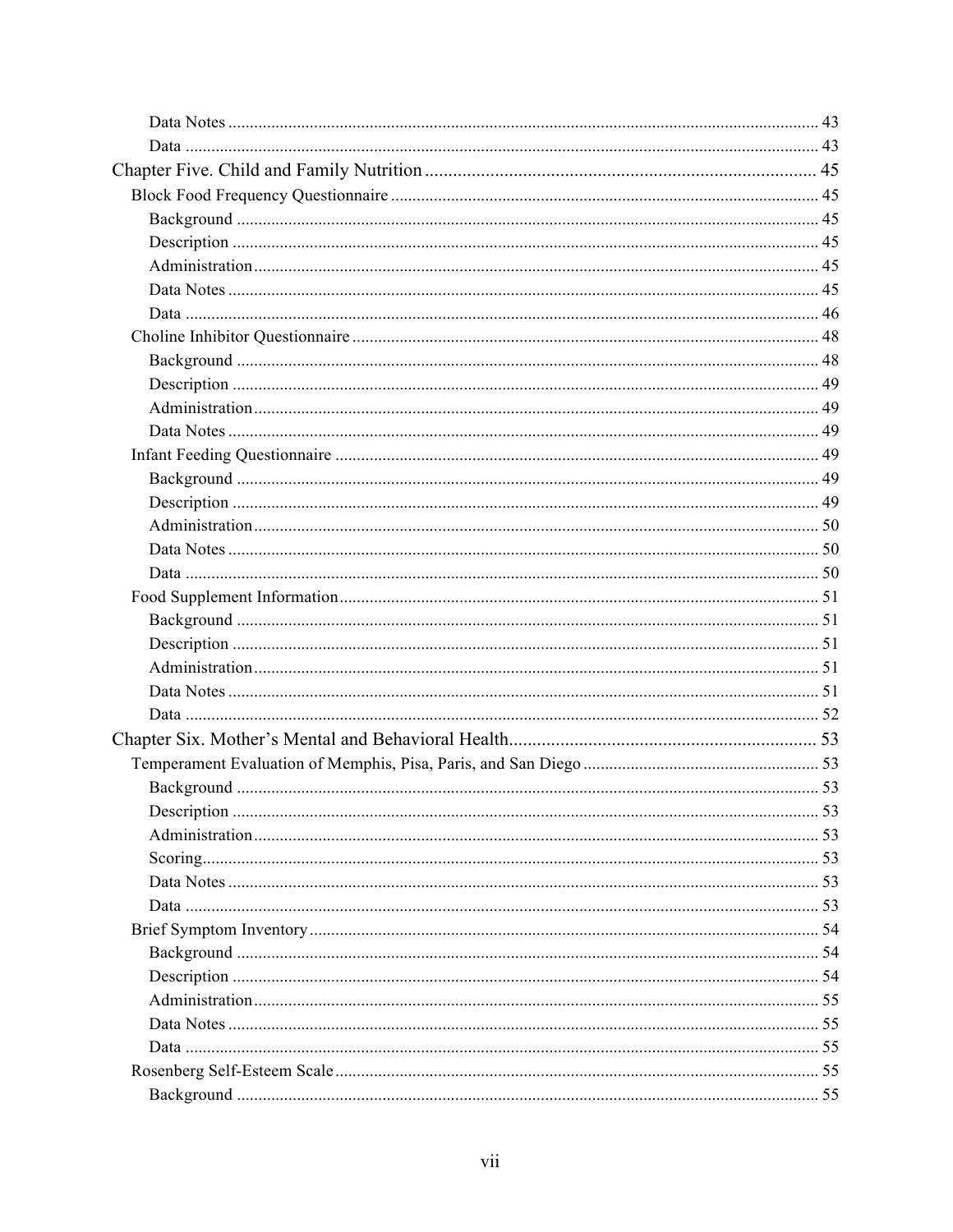- Data Notes ........ 43
- Data ........ 43

Chapter Five. Child and Family Nutrition ........ 45

- Block Food Frequency Questionnaire ........ 45
  - Background ........ 45
  - Description ........ 45
  - Administration ........ 45
  - Data Notes ........ 45
  - Data ........ 46
- Choline Inhibitor Questionnaire ........ 48
  - Background ........ 48
  - Description ........ 49
  - Administration ........ 49
  - Data Notes ........ 49
- Infant Feeding Questionnaire ........ 49
  - Background ........ 49
  - Description ........ 49
  - Administration ........ 50
  - Data Notes ........ 50
  - Data ........ 50
- Food Supplement Information ........ 51
  - Background ........ 51
  - Description ........ 51
  - Administration ........ 51
  - Data Notes ........ 51
  - Data ........ 52

Chapter Six. Mother's Mental and Behavioral Health ........ 53

- Temperament Evaluation of Memphis, Pisa, Paris, and San Diego ........ 53
  - Background ........ 53
  - Description ........ 53
  - Administration ........ 53
  - Scoring ........ 53
  - Data Notes ........ 53
  - Data ........ 53
- Brief Symptom Inventory ........ 54
  - Background ........ 54
  - Description ........ 54
  - Administration ........ 55
  - Data Notes ........ 55
  - Data ........ 55
- Rosenberg Self-Esteem Scale ........ 55
  - Background ........ 55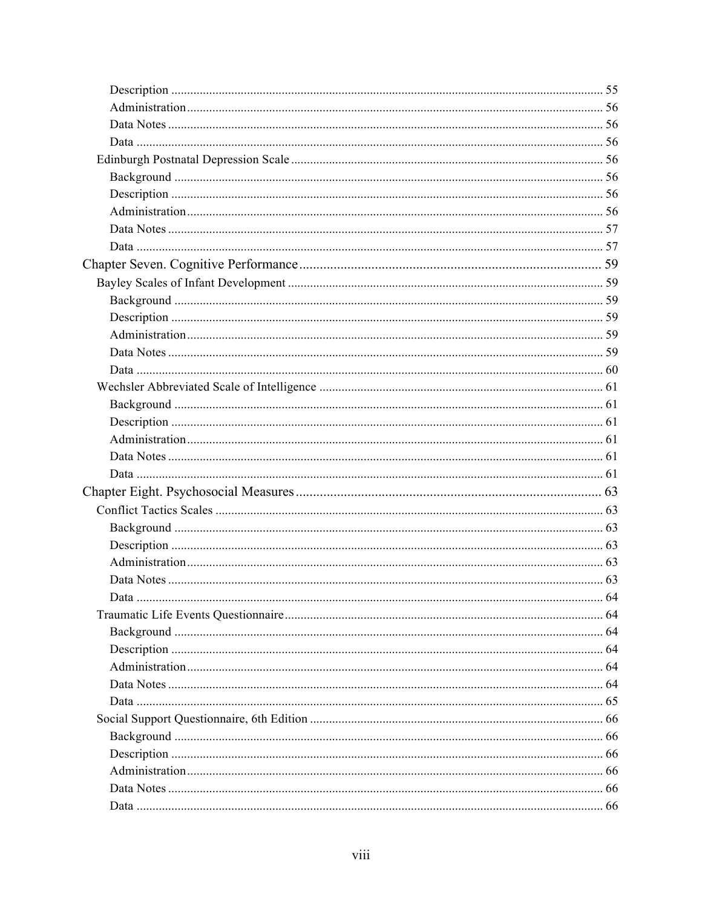- Description ........ 55
- Administration ........ 56
- Data Notes ........ 56
- Data ........ 56

Edinburgh Postnatal Depression Scale ........ 56

- Background ........ 56
- Description ........ 56
- Administration ........ 56
- Data Notes ........ 57
- Data ........ 57

Chapter Seven. Cognitive Performance ........ 59

Bayley Scales of Infant Development ........ 59

- Background ........ 59
- Description ........ 59
- Administration ........ 59
- Data Notes ........ 59
- Data ........ 60

Wechsler Abbreviated Scale of Intelligence ........ 61

- Background ........ 61
- Description ........ 61
- Administration ........ 61
- Data Notes ........ 61
- Data ........ 61

Chapter Eight. Psychosocial Measures ........ 63

Conflict Tactics Scales ........ 63

- Background ........ 63
- Description ........ 63
- Administration ........ 63
- Data Notes ........ 63
- Data ........ 64

Traumatic Life Events Questionnaire ........ 64

- Background ........ 64
- Description ........ 64
- Administration ........ 64
- Data Notes ........ 64
- Data ........ 65

Social Support Questionnaire, 6th Edition ........ 66

- Background ........ 66
- Description ........ 66
- Administration ........ 66
- Data Notes ........ 66
- Data ........ 66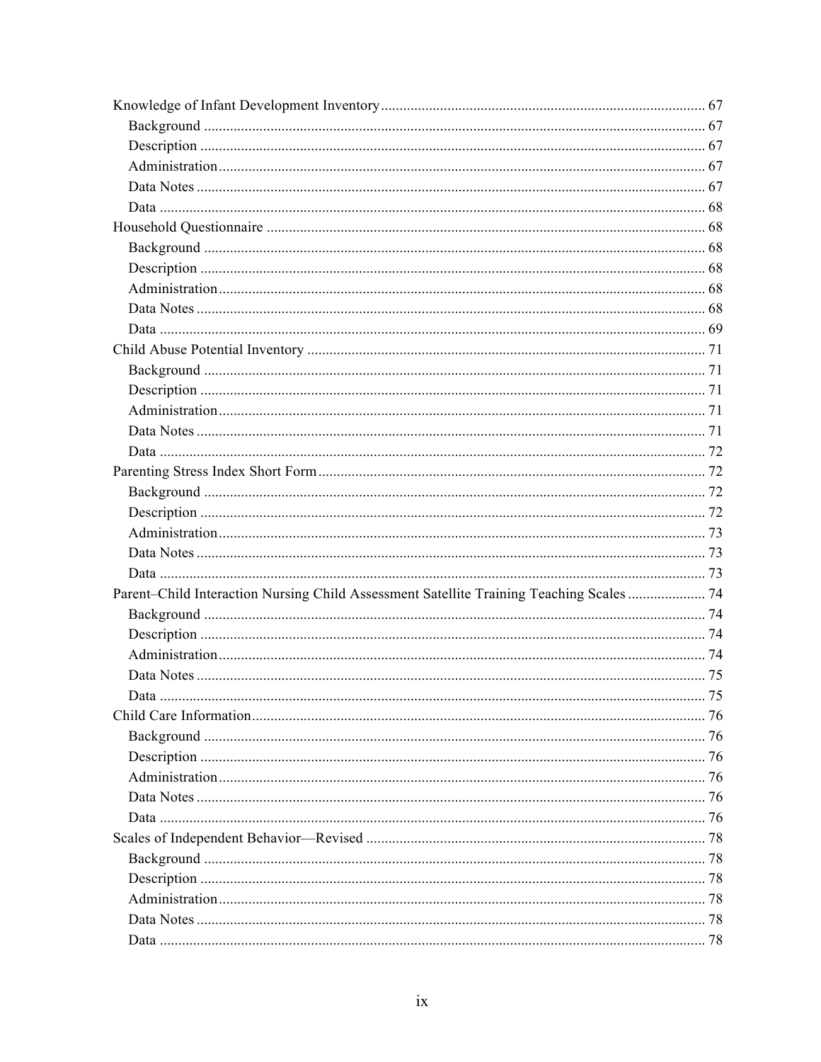Knowledge of Infant Development Inventory ........ 67
- Background ........ 67
- Description ........ 67
- Administration ........ 67
- Data Notes ........ 67
- Data ........ 68

Household Questionnaire ........ 68
- Background ........ 68
- Description ........ 68
- Administration ........ 68
- Data Notes ........ 68
- Data ........ 69

Child Abuse Potential Inventory ........ 71
- Background ........ 71
- Description ........ 71
- Administration ........ 71
- Data Notes ........ 71
- Data ........ 72

Parenting Stress Index Short Form ........ 72
- Background ........ 72
- Description ........ 72
- Administration ........ 73
- Data Notes ........ 73
- Data ........ 73

Parent–Child Interaction Nursing Child Assessment Satellite Training Teaching Scales ........ 74
- Background ........ 74
- Description ........ 74
- Administration ........ 74
- Data Notes ........ 75
- Data ........ 75

Child Care Information ........ 76
- Background ........ 76
- Description ........ 76
- Administration ........ 76
- Data Notes ........ 76
- Data ........ 76

Scales of Independent Behavior—Revised ........ 78
- Background ........ 78
- Description ........ 78
- Administration ........ 78
- Data Notes ........ 78
- Data ........ 78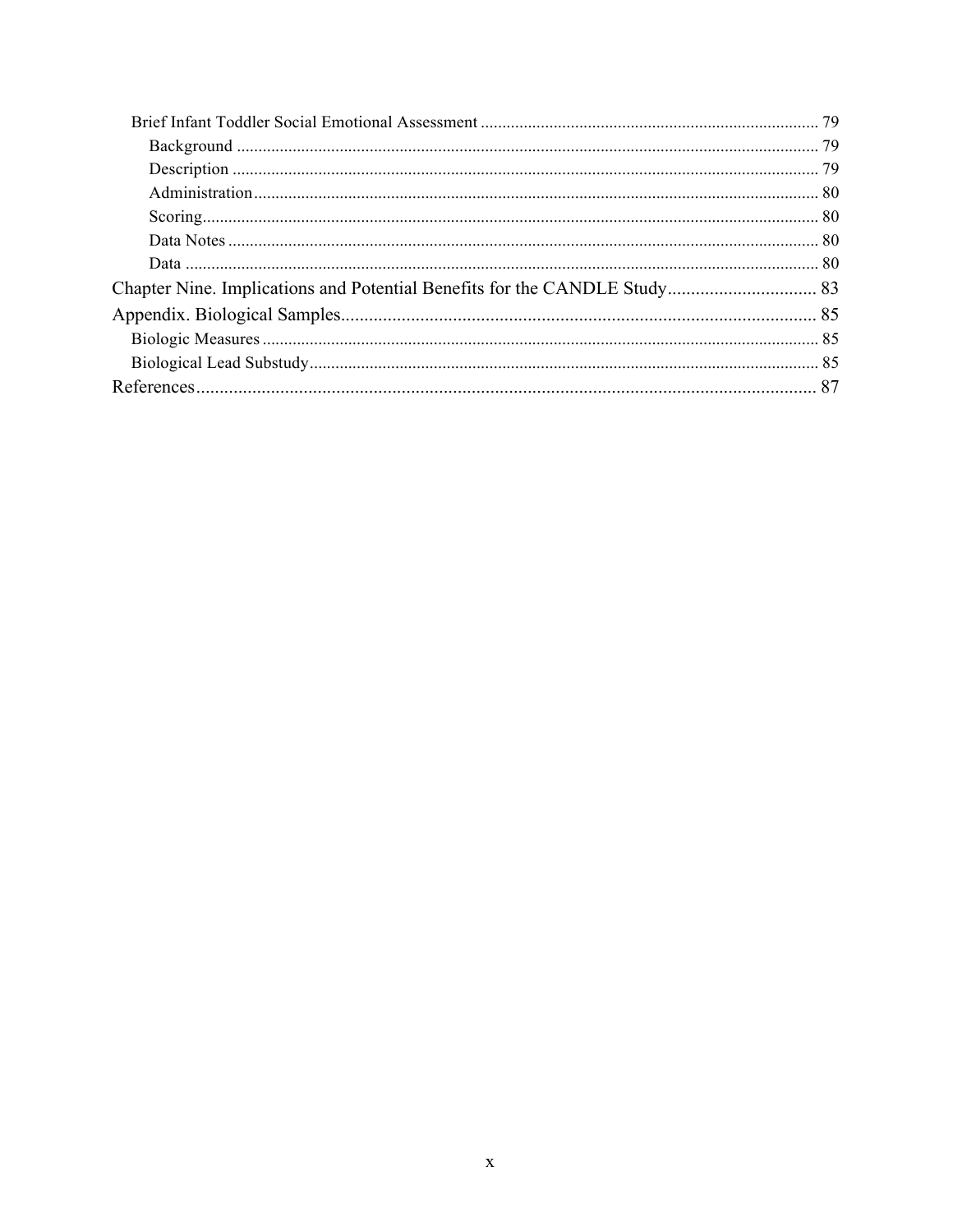Brief Infant Toddler Social Emotional Assessment ............................................................................ 79

Background ...................................................................................................................... 79

Description ....................................................................................................................... 79

Administration ................................................................................................................. 80

Scoring ............................................................................................................................. 80

Data Notes ........................................................................................................................ 80

Data .................................................................................................................................. 80

Chapter Nine. Implications and Potential Benefits for the CANDLE Study ................................ 83

Appendix. Biological Samples ..................................................................................................... 85

Biologic Measures ................................................................................................................... 85

Biological Lead Substudy ....................................................................................................... 85

References .................................................................................................................................... 87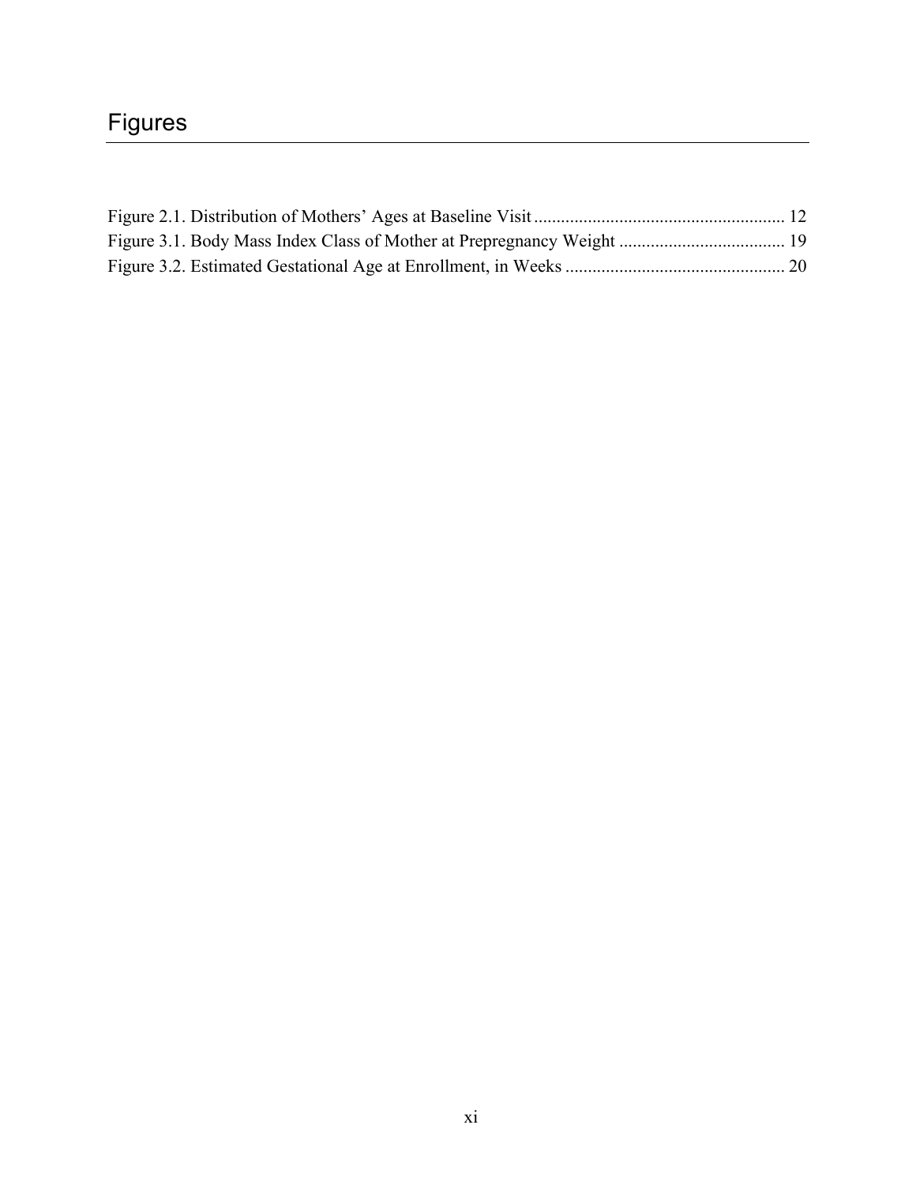# Figures

Figure 2.1. Distribution of Mothers' Ages at Baseline Visit ........................................................ 12
Figure 3.1. Body Mass Index Class of Mother at Prepregnancy Weight ..................................... 19
Figure 3.2. Estimated Gestational Age at Enrollment, in Weeks ................................................. 20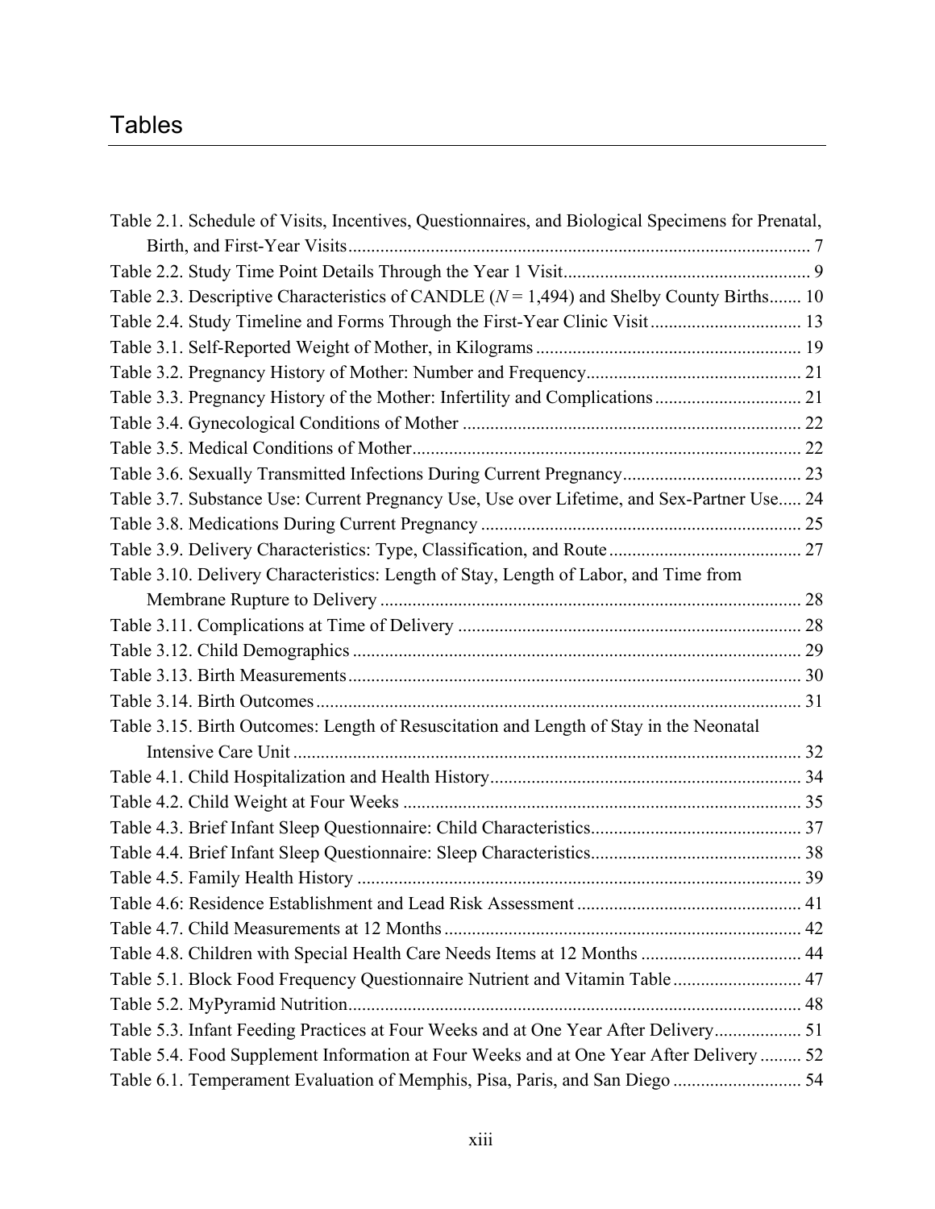# Tables

Table 2.1. Schedule of Visits, Incentives, Questionnaires, and Biological Specimens for Prenatal, Birth, and First-Year Visits ........ 7
Table 2.2. Study Time Point Details Through the Year 1 Visit ........ 9
Table 2.3. Descriptive Characteristics of CANDLE (*N* = 1,494) and Shelby County Births ........ 10
Table 2.4. Study Timeline and Forms Through the First-Year Clinic Visit ........ 13
Table 3.1. Self-Reported Weight of Mother, in Kilograms ........ 19
Table 3.2. Pregnancy History of Mother: Number and Frequency ........ 21
Table 3.3. Pregnancy History of the Mother: Infertility and Complications ........ 21
Table 3.4. Gynecological Conditions of Mother ........ 22
Table 3.5. Medical Conditions of Mother ........ 22
Table 3.6. Sexually Transmitted Infections During Current Pregnancy ........ 23
Table 3.7. Substance Use: Current Pregnancy Use, Use over Lifetime, and Sex-Partner Use ........ 24
Table 3.8. Medications During Current Pregnancy ........ 25
Table 3.9. Delivery Characteristics: Type, Classification, and Route ........ 27
Table 3.10. Delivery Characteristics: Length of Stay, Length of Labor, and Time from Membrane Rupture to Delivery ........ 28
Table 3.11. Complications at Time of Delivery ........ 28
Table 3.12. Child Demographics ........ 29
Table 3.13. Birth Measurements ........ 30
Table 3.14. Birth Outcomes ........ 31
Table 3.15. Birth Outcomes: Length of Resuscitation and Length of Stay in the Neonatal Intensive Care Unit ........ 32
Table 4.1. Child Hospitalization and Health History ........ 34
Table 4.2. Child Weight at Four Weeks ........ 35
Table 4.3. Brief Infant Sleep Questionnaire: Child Characteristics ........ 37
Table 4.4. Brief Infant Sleep Questionnaire: Sleep Characteristics ........ 38
Table 4.5. Family Health History ........ 39
Table 4.6: Residence Establishment and Lead Risk Assessment ........ 41
Table 4.7. Child Measurements at 12 Months ........ 42
Table 4.8. Children with Special Health Care Needs Items at 12 Months ........ 44
Table 5.1. Block Food Frequency Questionnaire Nutrient and Vitamin Table ........ 47
Table 5.2. MyPyramid Nutrition ........ 48
Table 5.3. Infant Feeding Practices at Four Weeks and at One Year After Delivery ........ 51
Table 5.4. Food Supplement Information at Four Weeks and at One Year After Delivery ........ 52
Table 6.1. Temperament Evaluation of Memphis, Pisa, Paris, and San Diego ........ 54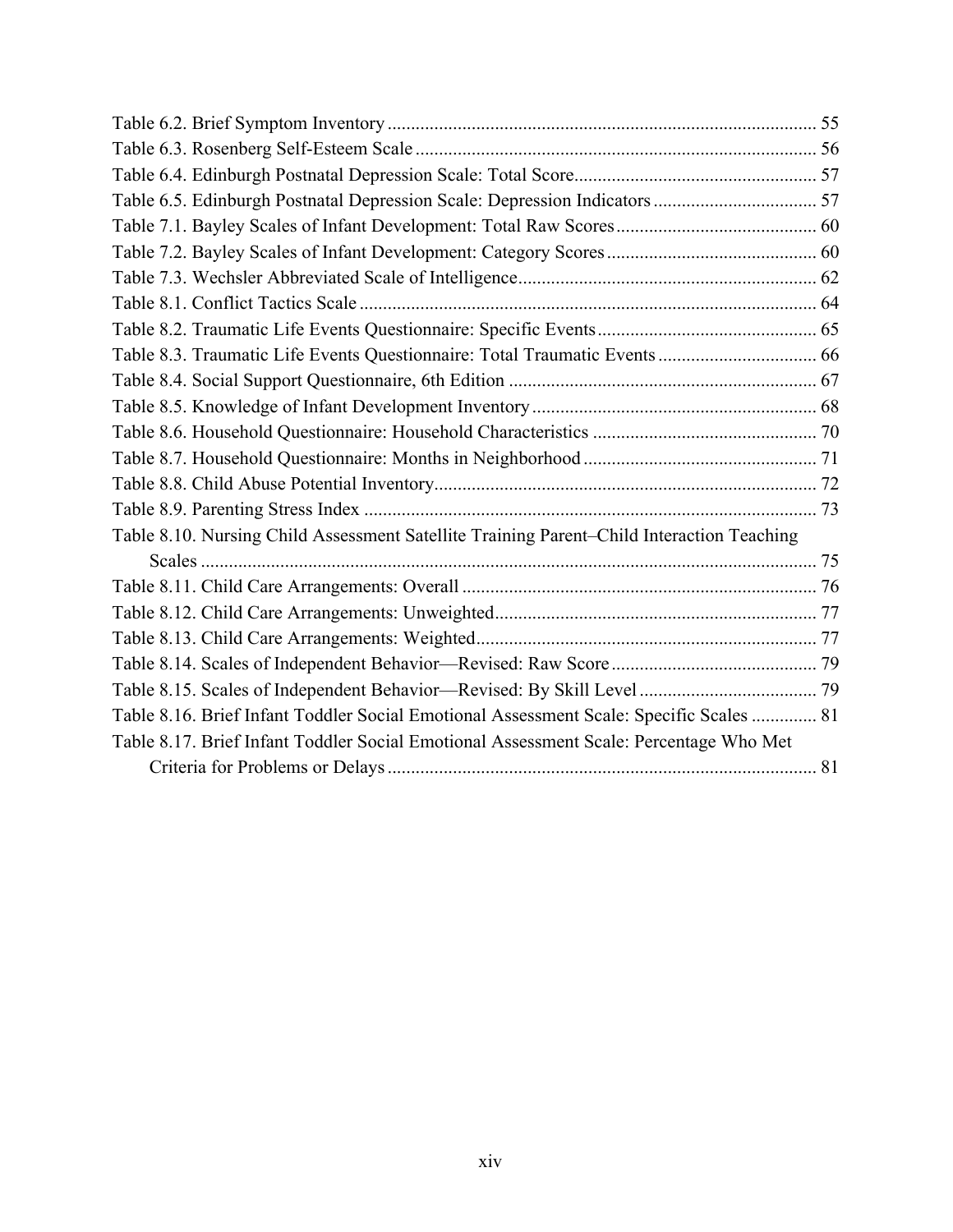Table 6.2. Brief Symptom Inventory ........................................................................................... 55
Table 6.3. Rosenberg Self-Esteem Scale ..................................................................................... 56
Table 6.4. Edinburgh Postnatal Depression Scale: Total Score.................................................... 57
Table 6.5. Edinburgh Postnatal Depression Scale: Depression Indicators ................................... 57
Table 7.1. Bayley Scales of Infant Development: Total Raw Scores ........................................... 60
Table 7.2. Bayley Scales of Infant Development: Category Scores ............................................. 60
Table 7.3. Wechsler Abbreviated Scale of Intelligence ................................................................ 62
Table 8.1. Conflict Tactics Scale .................................................................................................. 64
Table 8.2. Traumatic Life Events Questionnaire: Specific Events ............................................... 65
Table 8.3. Traumatic Life Events Questionnaire: Total Traumatic Events .................................. 66
Table 8.4. Social Support Questionnaire, 6th Edition .................................................................. 67
Table 8.5. Knowledge of Infant Development Inventory ............................................................. 68
Table 8.6. Household Questionnaire: Household Characteristics ................................................ 70
Table 8.7. Household Questionnaire: Months in Neighborhood .................................................. 71
Table 8.8. Child Abuse Potential Inventory.................................................................................. 72
Table 8.9. Parenting Stress Index ................................................................................................. 73
Table 8.10. Nursing Child Assessment Satellite Training Parent–Child Interaction Teaching Scales ................................................................................................................................... 75
Table 8.11. Child Care Arrangements: Overall ............................................................................ 76
Table 8.12. Child Care Arrangements: Unweighted..................................................................... 77
Table 8.13. Child Care Arrangements: Weighted......................................................................... 77
Table 8.14. Scales of Independent Behavior—Revised: Raw Score ............................................ 79
Table 8.15. Scales of Independent Behavior—Revised: By Skill Level ...................................... 79
Table 8.16. Brief Infant Toddler Social Emotional Assessment Scale: Specific Scales .............. 81
Table 8.17. Brief Infant Toddler Social Emotional Assessment Scale: Percentage Who Met Criteria for Problems or Delays ............................................................................................ 81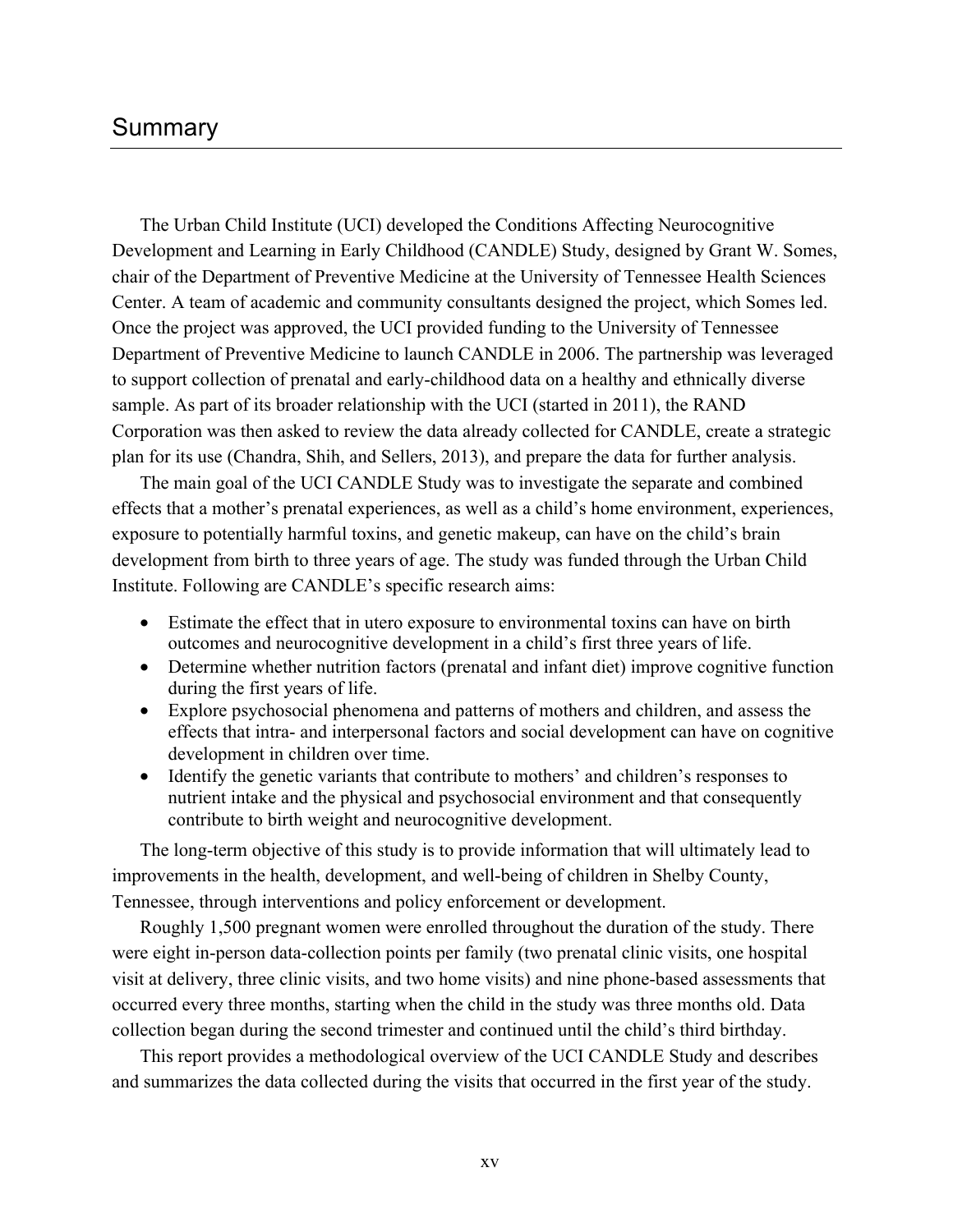# Summary

The Urban Child Institute (UCI) developed the Conditions Affecting Neurocognitive Development and Learning in Early Childhood (CANDLE) Study, designed by Grant W. Somes, chair of the Department of Preventive Medicine at the University of Tennessee Health Sciences Center. A team of academic and community consultants designed the project, which Somes led. Once the project was approved, the UCI provided funding to the University of Tennessee Department of Preventive Medicine to launch CANDLE in 2006. The partnership was leveraged to support collection of prenatal and early-childhood data on a healthy and ethnically diverse sample. As part of its broader relationship with the UCI (started in 2011), the RAND Corporation was then asked to review the data already collected for CANDLE, create a strategic plan for its use (Chandra, Shih, and Sellers, 2013), and prepare the data for further analysis.

The main goal of the UCI CANDLE Study was to investigate the separate and combined effects that a mother's prenatal experiences, as well as a child's home environment, experiences, exposure to potentially harmful toxins, and genetic makeup, can have on the child's brain development from birth to three years of age. The study was funded through the Urban Child Institute. Following are CANDLE's specific research aims:

- Estimate the effect that in utero exposure to environmental toxins can have on birth outcomes and neurocognitive development in a child's first three years of life.
- Determine whether nutrition factors (prenatal and infant diet) improve cognitive function during the first years of life.
- Explore psychosocial phenomena and patterns of mothers and children, and assess the effects that intra- and interpersonal factors and social development can have on cognitive development in children over time.
- Identify the genetic variants that contribute to mothers' and children's responses to nutrient intake and the physical and psychosocial environment and that consequently contribute to birth weight and neurocognitive development.

The long-term objective of this study is to provide information that will ultimately lead to improvements in the health, development, and well-being of children in Shelby County, Tennessee, through interventions and policy enforcement or development.

Roughly 1,500 pregnant women were enrolled throughout the duration of the study. There were eight in-person data-collection points per family (two prenatal clinic visits, one hospital visit at delivery, three clinic visits, and two home visits) and nine phone-based assessments that occurred every three months, starting when the child in the study was three months old. Data collection began during the second trimester and continued until the child's third birthday.

This report provides a methodological overview of the UCI CANDLE Study and describes and summarizes the data collected during the visits that occurred in the first year of the study.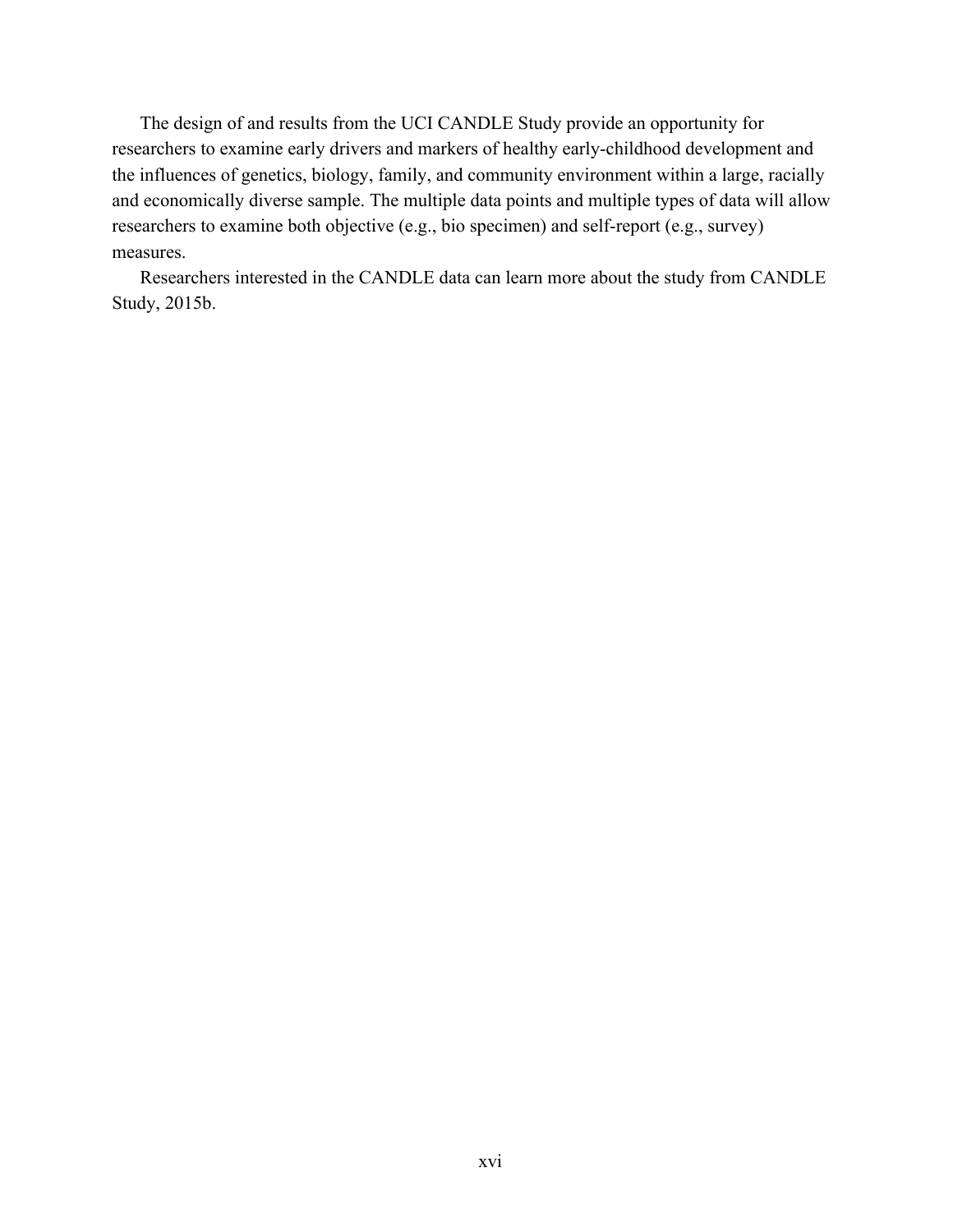The design of and results from the UCI CANDLE Study provide an opportunity for researchers to examine early drivers and markers of healthy early-childhood development and the influences of genetics, biology, family, and community environment within a large, racially and economically diverse sample. The multiple data points and multiple types of data will allow researchers to examine both objective (e.g., bio specimen) and self-report (e.g., survey) measures.

Researchers interested in the CANDLE data can learn more about the study from CANDLE Study, 2015b.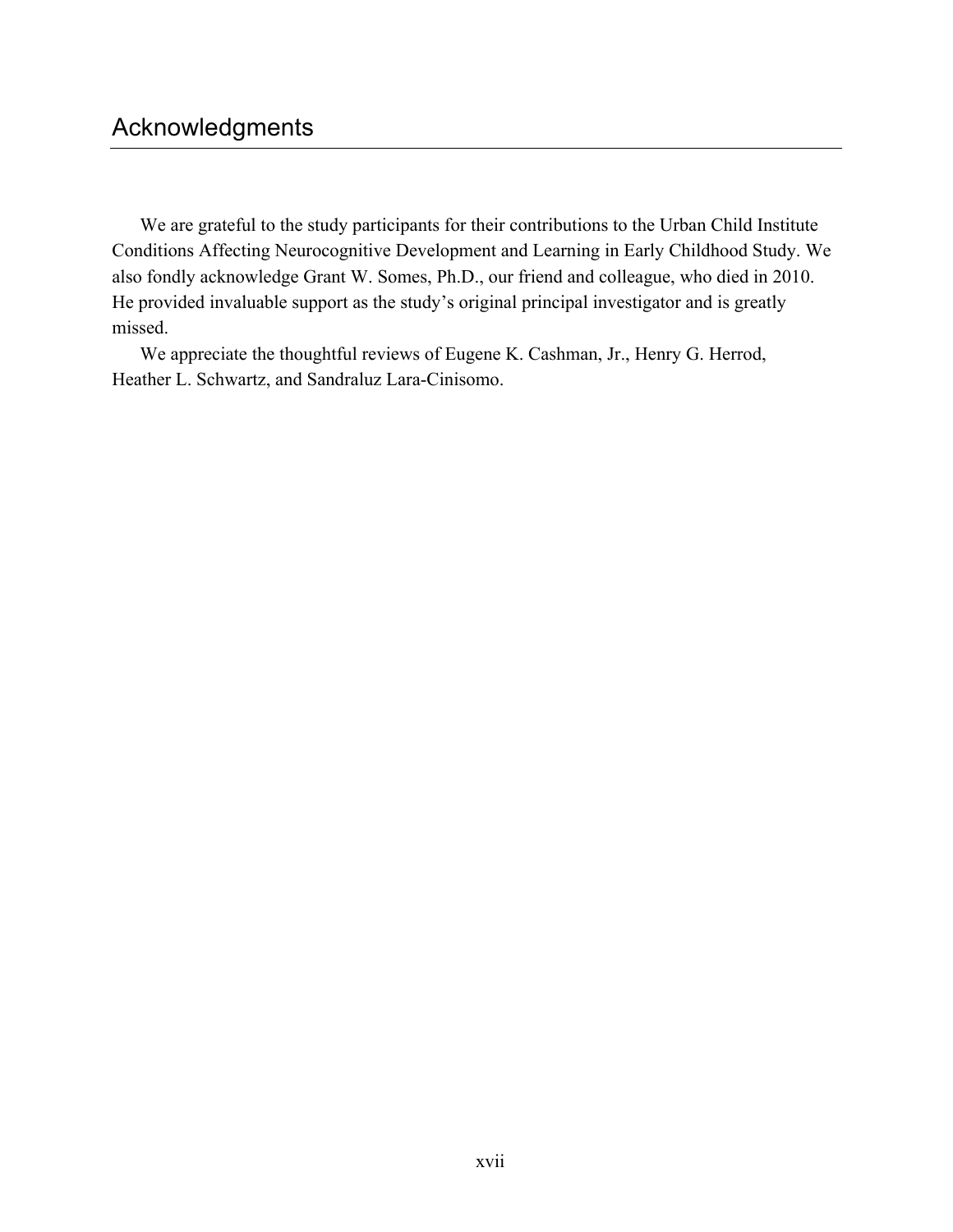# Acknowledgments

We are grateful to the study participants for their contributions to the Urban Child Institute Conditions Affecting Neurocognitive Development and Learning in Early Childhood Study. We also fondly acknowledge Grant W. Somes, Ph.D., our friend and colleague, who died in 2010. He provided invaluable support as the study's original principal investigator and is greatly missed.

We appreciate the thoughtful reviews of Eugene K. Cashman, Jr., Henry G. Herrod, Heather L. Schwartz, and Sandraluz Lara-Cinisomo.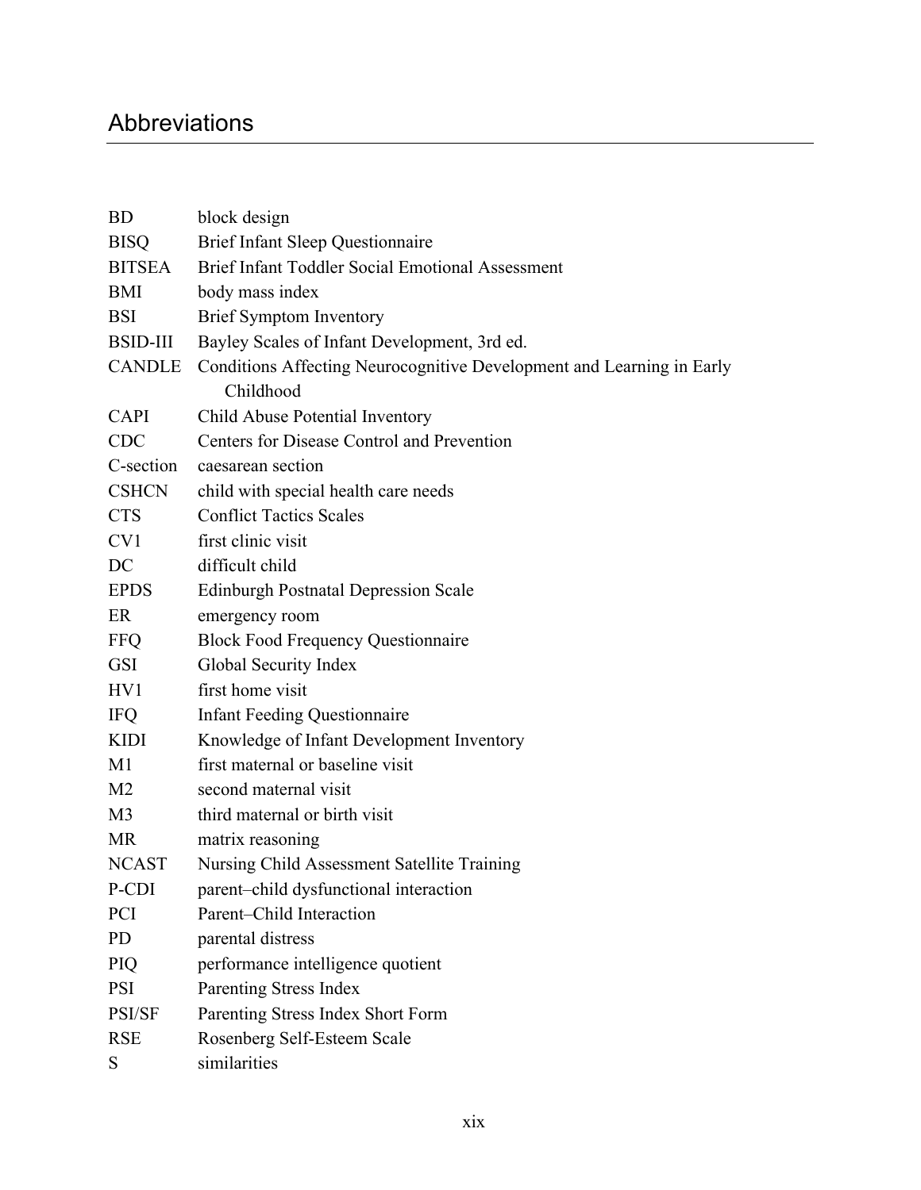# Abbreviations

| | |
|---|---|
| BD | block design |
| BISQ | Brief Infant Sleep Questionnaire |
| BITSEA | Brief Infant Toddler Social Emotional Assessment |
| BMI | body mass index |
| BSI | Brief Symptom Inventory |
| BSID-III | Bayley Scales of Infant Development, 3rd ed. |
| CANDLE | Conditions Affecting Neurocognitive Development and Learning in Early Childhood |
| CAPI | Child Abuse Potential Inventory |
| CDC | Centers for Disease Control and Prevention |
| C-section | caesarean section |
| CSHCN | child with special health care needs |
| CTS | Conflict Tactics Scales |
| CV1 | first clinic visit |
| DC | difficult child |
| EPDS | Edinburgh Postnatal Depression Scale |
| ER | emergency room |
| FFQ | Block Food Frequency Questionnaire |
| GSI | Global Security Index |
| HV1 | first home visit |
| IFQ | Infant Feeding Questionnaire |
| KIDI | Knowledge of Infant Development Inventory |
| M1 | first maternal or baseline visit |
| M2 | second maternal visit |
| M3 | third maternal or birth visit |
| MR | matrix reasoning |
| NCAST | Nursing Child Assessment Satellite Training |
| P-CDI | parent–child dysfunctional interaction |
| PCI | Parent–Child Interaction |
| PD | parental distress |
| PIQ | performance intelligence quotient |
| PSI | Parenting Stress Index |
| PSI/SF | Parenting Stress Index Short Form |
| RSE | Rosenberg Self-Esteem Scale |
| S | similarities |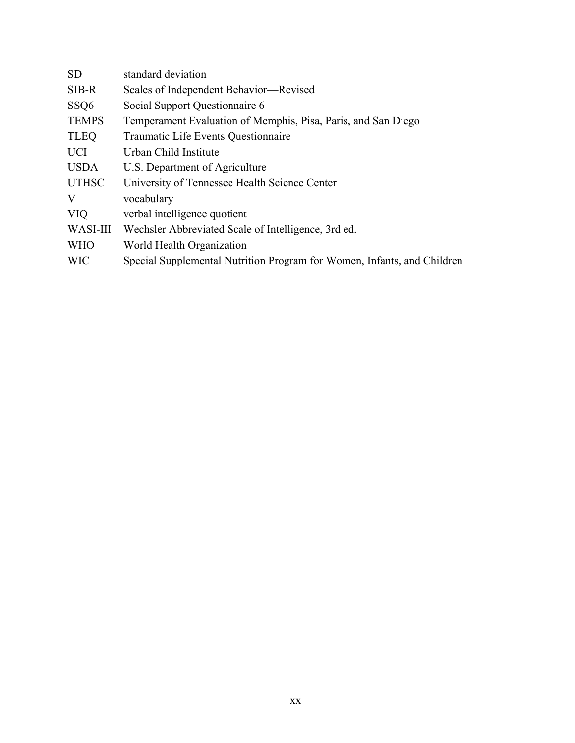| | |
|---|---|
| SD | standard deviation |
| SIB-R | Scales of Independent Behavior—Revised |
| SSQ6 | Social Support Questionnaire 6 |
| TEMPS | Temperament Evaluation of Memphis, Pisa, Paris, and San Diego |
| TLEQ | Traumatic Life Events Questionnaire |
| UCI | Urban Child Institute |
| USDA | U.S. Department of Agriculture |
| UTHSC | University of Tennessee Health Science Center |
| V | vocabulary |
| VIQ | verbal intelligence quotient |
| WASI-III | Wechsler Abbreviated Scale of Intelligence, 3rd ed. |
| WHO | World Health Organization |
| WIC | Special Supplemental Nutrition Program for Women, Infants, and Children |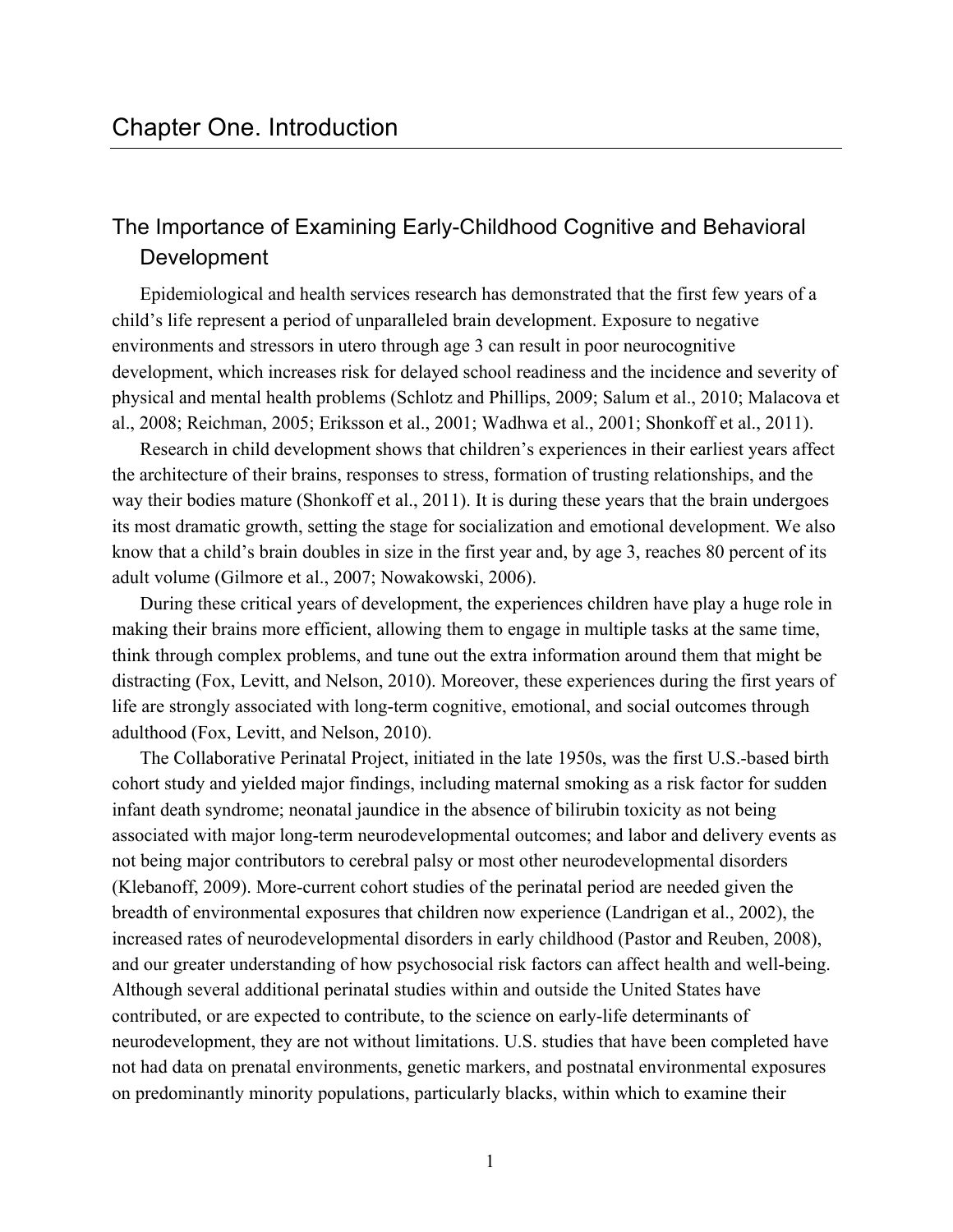# Chapter One. Introduction

## The Importance of Examining Early-Childhood Cognitive and Behavioral Development

Epidemiological and health services research has demonstrated that the first few years of a child's life represent a period of unparalleled brain development. Exposure to negative environments and stressors in utero through age 3 can result in poor neurocognitive development, which increases risk for delayed school readiness and the incidence and severity of physical and mental health problems (Schlotz and Phillips, 2009; Salum et al., 2010; Malacova et al., 2008; Reichman, 2005; Eriksson et al., 2001; Wadhwa et al., 2001; Shonkoff et al., 2011).

Research in child development shows that children's experiences in their earliest years affect the architecture of their brains, responses to stress, formation of trusting relationships, and the way their bodies mature (Shonkoff et al., 2011). It is during these years that the brain undergoes its most dramatic growth, setting the stage for socialization and emotional development. We also know that a child's brain doubles in size in the first year and, by age 3, reaches 80 percent of its adult volume (Gilmore et al., 2007; Nowakowski, 2006).

During these critical years of development, the experiences children have play a huge role in making their brains more efficient, allowing them to engage in multiple tasks at the same time, think through complex problems, and tune out the extra information around them that might be distracting (Fox, Levitt, and Nelson, 2010). Moreover, these experiences during the first years of life are strongly associated with long-term cognitive, emotional, and social outcomes through adulthood (Fox, Levitt, and Nelson, 2010).

The Collaborative Perinatal Project, initiated in the late 1950s, was the first U.S.-based birth cohort study and yielded major findings, including maternal smoking as a risk factor for sudden infant death syndrome; neonatal jaundice in the absence of bilirubin toxicity as not being associated with major long-term neurodevelopmental outcomes; and labor and delivery events as not being major contributors to cerebral palsy or most other neurodevelopmental disorders (Klebanoff, 2009). More-current cohort studies of the perinatal period are needed given the breadth of environmental exposures that children now experience (Landrigan et al., 2002), the increased rates of neurodevelopmental disorders in early childhood (Pastor and Reuben, 2008), and our greater understanding of how psychosocial risk factors can affect health and well-being. Although several additional perinatal studies within and outside the United States have contributed, or are expected to contribute, to the science on early-life determinants of neurodevelopment, they are not without limitations. U.S. studies that have been completed have not had data on prenatal environments, genetic markers, and postnatal environmental exposures on predominantly minority populations, particularly blacks, within which to examine their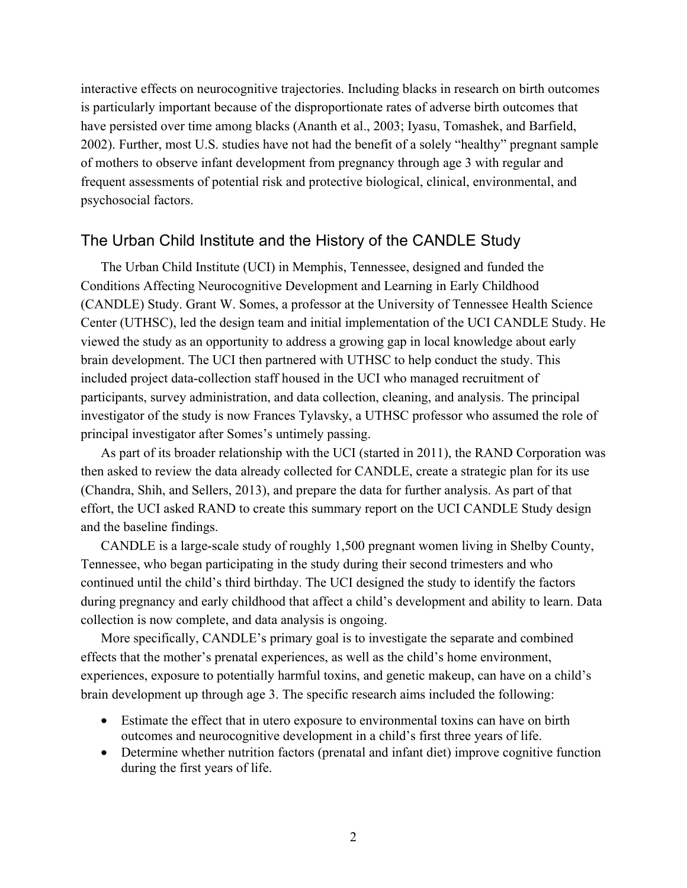interactive effects on neurocognitive trajectories. Including blacks in research on birth outcomes is particularly important because of the disproportionate rates of adverse birth outcomes that have persisted over time among blacks (Ananth et al., 2003; Iyasu, Tomashek, and Barfield, 2002). Further, most U.S. studies have not had the benefit of a solely "healthy" pregnant sample of mothers to observe infant development from pregnancy through age 3 with regular and frequent assessments of potential risk and protective biological, clinical, environmental, and psychosocial factors.

## The Urban Child Institute and the History of the CANDLE Study

The Urban Child Institute (UCI) in Memphis, Tennessee, designed and funded the Conditions Affecting Neurocognitive Development and Learning in Early Childhood (CANDLE) Study. Grant W. Somes, a professor at the University of Tennessee Health Science Center (UTHSC), led the design team and initial implementation of the UCI CANDLE Study. He viewed the study as an opportunity to address a growing gap in local knowledge about early brain development. The UCI then partnered with UTHSC to help conduct the study. This included project data-collection staff housed in the UCI who managed recruitment of participants, survey administration, and data collection, cleaning, and analysis. The principal investigator of the study is now Frances Tylavsky, a UTHSC professor who assumed the role of principal investigator after Somes's untimely passing.

As part of its broader relationship with the UCI (started in 2011), the RAND Corporation was then asked to review the data already collected for CANDLE, create a strategic plan for its use (Chandra, Shih, and Sellers, 2013), and prepare the data for further analysis. As part of that effort, the UCI asked RAND to create this summary report on the UCI CANDLE Study design and the baseline findings.

CANDLE is a large-scale study of roughly 1,500 pregnant women living in Shelby County, Tennessee, who began participating in the study during their second trimesters and who continued until the child's third birthday. The UCI designed the study to identify the factors during pregnancy and early childhood that affect a child's development and ability to learn. Data collection is now complete, and data analysis is ongoing.

More specifically, CANDLE's primary goal is to investigate the separate and combined effects that the mother's prenatal experiences, as well as the child's home environment, experiences, exposure to potentially harmful toxins, and genetic makeup, can have on a child's brain development up through age 3. The specific research aims included the following:

- Estimate the effect that in utero exposure to environmental toxins can have on birth outcomes and neurocognitive development in a child's first three years of life.
- Determine whether nutrition factors (prenatal and infant diet) improve cognitive function during the first years of life.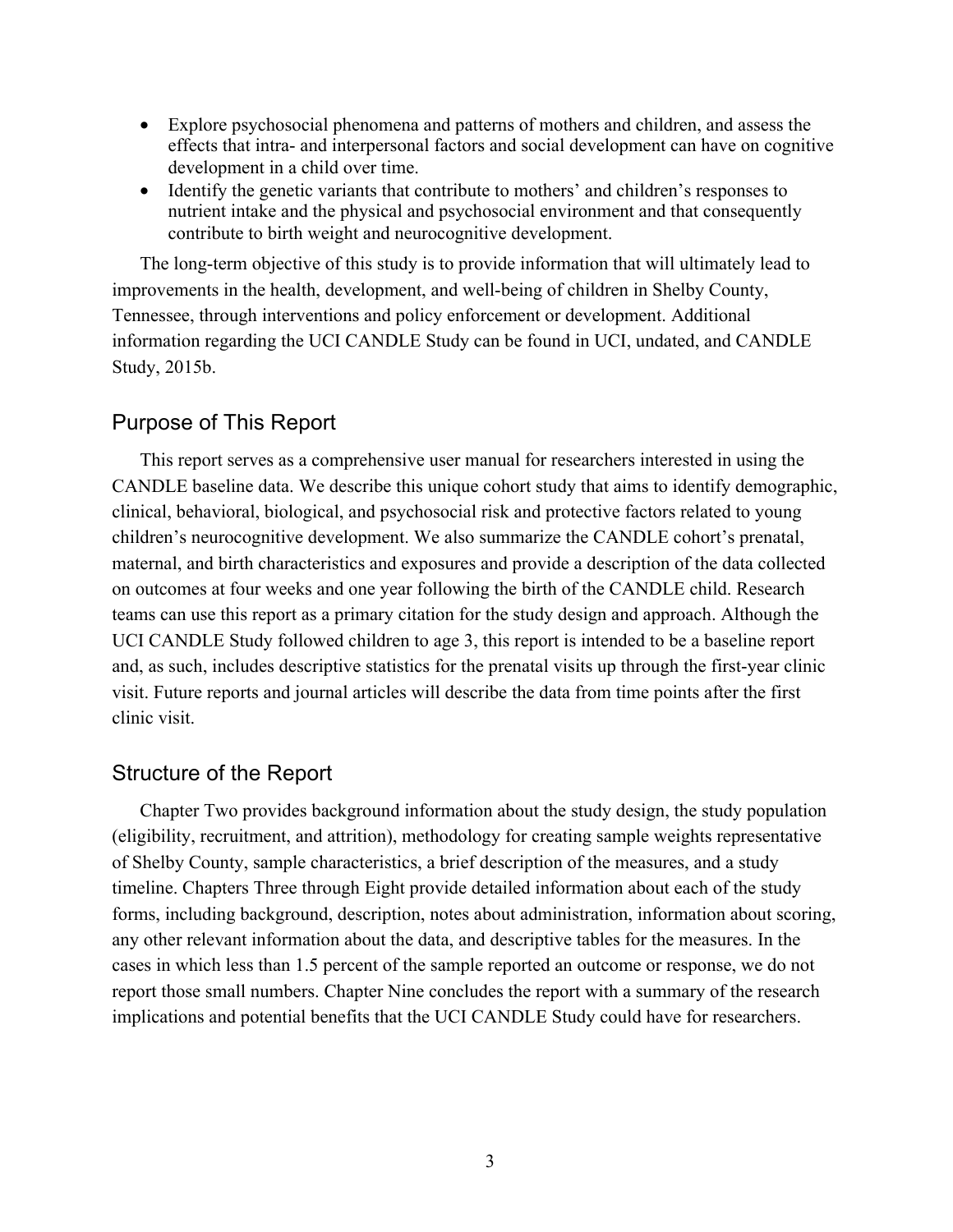- Explore psychosocial phenomena and patterns of mothers and children, and assess the effects that intra- and interpersonal factors and social development can have on cognitive development in a child over time.
- Identify the genetic variants that contribute to mothers' and children's responses to nutrient intake and the physical and psychosocial environment and that consequently contribute to birth weight and neurocognitive development.

The long-term objective of this study is to provide information that will ultimately lead to improvements in the health, development, and well-being of children in Shelby County, Tennessee, through interventions and policy enforcement or development. Additional information regarding the UCI CANDLE Study can be found in UCI, undated, and CANDLE Study, 2015b.

## Purpose of This Report

This report serves as a comprehensive user manual for researchers interested in using the CANDLE baseline data. We describe this unique cohort study that aims to identify demographic, clinical, behavioral, biological, and psychosocial risk and protective factors related to young children's neurocognitive development. We also summarize the CANDLE cohort's prenatal, maternal, and birth characteristics and exposures and provide a description of the data collected on outcomes at four weeks and one year following the birth of the CANDLE child. Research teams can use this report as a primary citation for the study design and approach. Although the UCI CANDLE Study followed children to age 3, this report is intended to be a baseline report and, as such, includes descriptive statistics for the prenatal visits up through the first-year clinic visit. Future reports and journal articles will describe the data from time points after the first clinic visit.

## Structure of the Report

Chapter Two provides background information about the study design, the study population (eligibility, recruitment, and attrition), methodology for creating sample weights representative of Shelby County, sample characteristics, a brief description of the measures, and a study timeline. Chapters Three through Eight provide detailed information about each of the study forms, including background, description, notes about administration, information about scoring, any other relevant information about the data, and descriptive tables for the measures. In the cases in which less than 1.5 percent of the sample reported an outcome or response, we do not report those small numbers. Chapter Nine concludes the report with a summary of the research implications and potential benefits that the UCI CANDLE Study could have for researchers.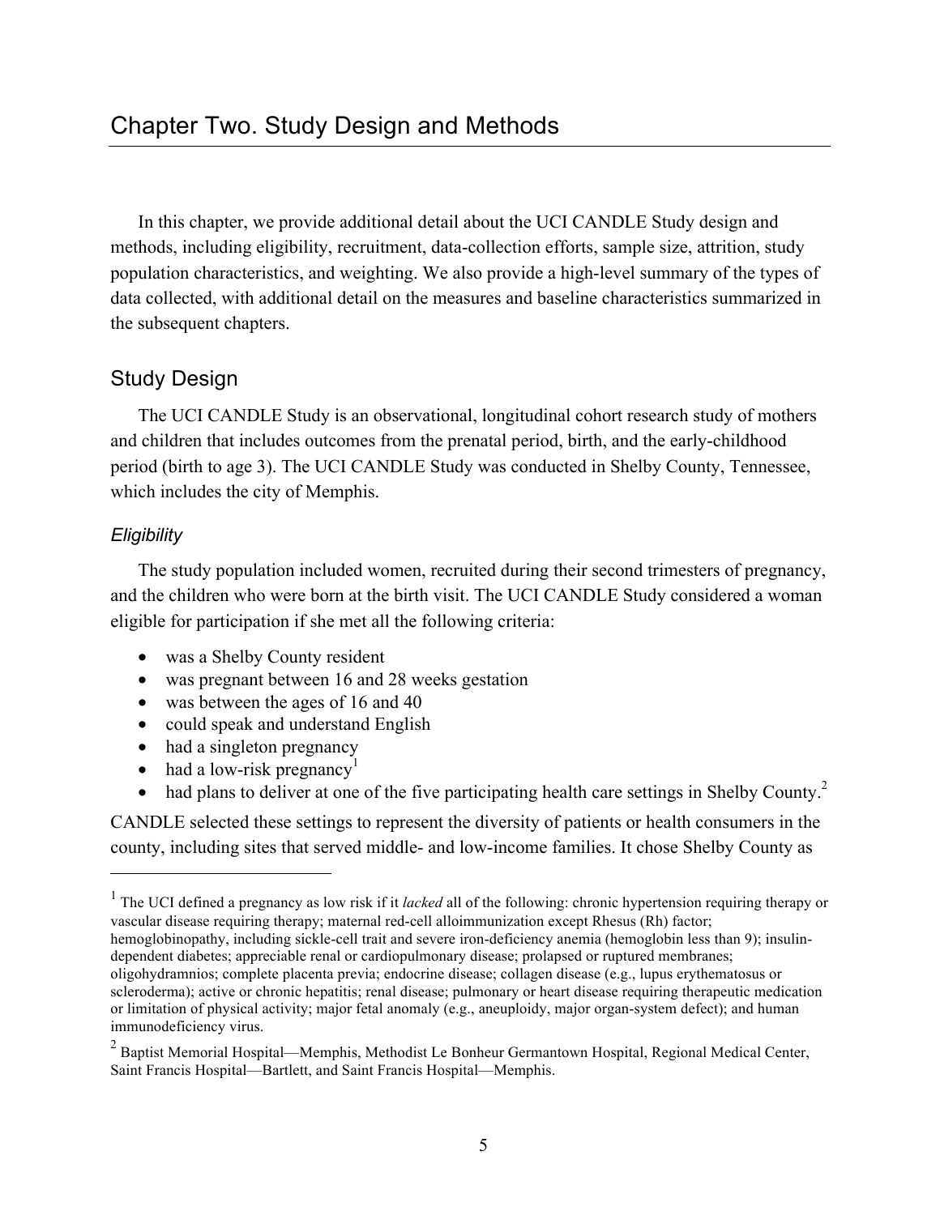# Chapter Two. Study Design and Methods

In this chapter, we provide additional detail about the UCI CANDLE Study design and methods, including eligibility, recruitment, data-collection efforts, sample size, attrition, study population characteristics, and weighting. We also provide a high-level summary of the types of data collected, with additional detail on the measures and baseline characteristics summarized in the subsequent chapters.

## Study Design

The UCI CANDLE Study is an observational, longitudinal cohort research study of mothers and children that includes outcomes from the prenatal period, birth, and the early-childhood period (birth to age 3). The UCI CANDLE Study was conducted in Shelby County, Tennessee, which includes the city of Memphis.

### *Eligibility*

The study population included women, recruited during their second trimesters of pregnancy, and the children who were born at the birth visit. The UCI CANDLE Study considered a woman eligible for participation if she met all the following criteria:

- was a Shelby County resident
- was pregnant between 16 and 28 weeks gestation
- was between the ages of 16 and 40
- could speak and understand English
- had a singleton pregnancy
- had a low-risk pregnancy[1]
- had plans to deliver at one of the five participating health care settings in Shelby County.[2]

CANDLE selected these settings to represent the diversity of patients or health consumers in the county, including sites that served middle- and low-income families. It chose Shelby County as

---

[1] The UCI defined a pregnancy as low risk if it *lacked* all of the following: chronic hypertension requiring therapy or vascular disease requiring therapy; maternal red-cell alloimmunization except Rhesus (Rh) factor; hemoglobinopathy, including sickle-cell trait and severe iron-deficiency anemia (hemoglobin less than 9); insulin-dependent diabetes; appreciable renal or cardiopulmonary disease; prolapsed or ruptured membranes; oligohydramnios; complete placenta previa; endocrine disease; collagen disease (e.g., lupus erythematosus or scleroderma); active or chronic hepatitis; renal disease; pulmonary or heart disease requiring therapeutic medication or limitation of physical activity; major fetal anomaly (e.g., aneuploidy, major organ-system defect); and human immunodeficiency virus.

[2] Baptist Memorial Hospital—Memphis, Methodist Le Bonheur Germantown Hospital, Regional Medical Center, Saint Francis Hospital—Bartlett, and Saint Francis Hospital—Memphis.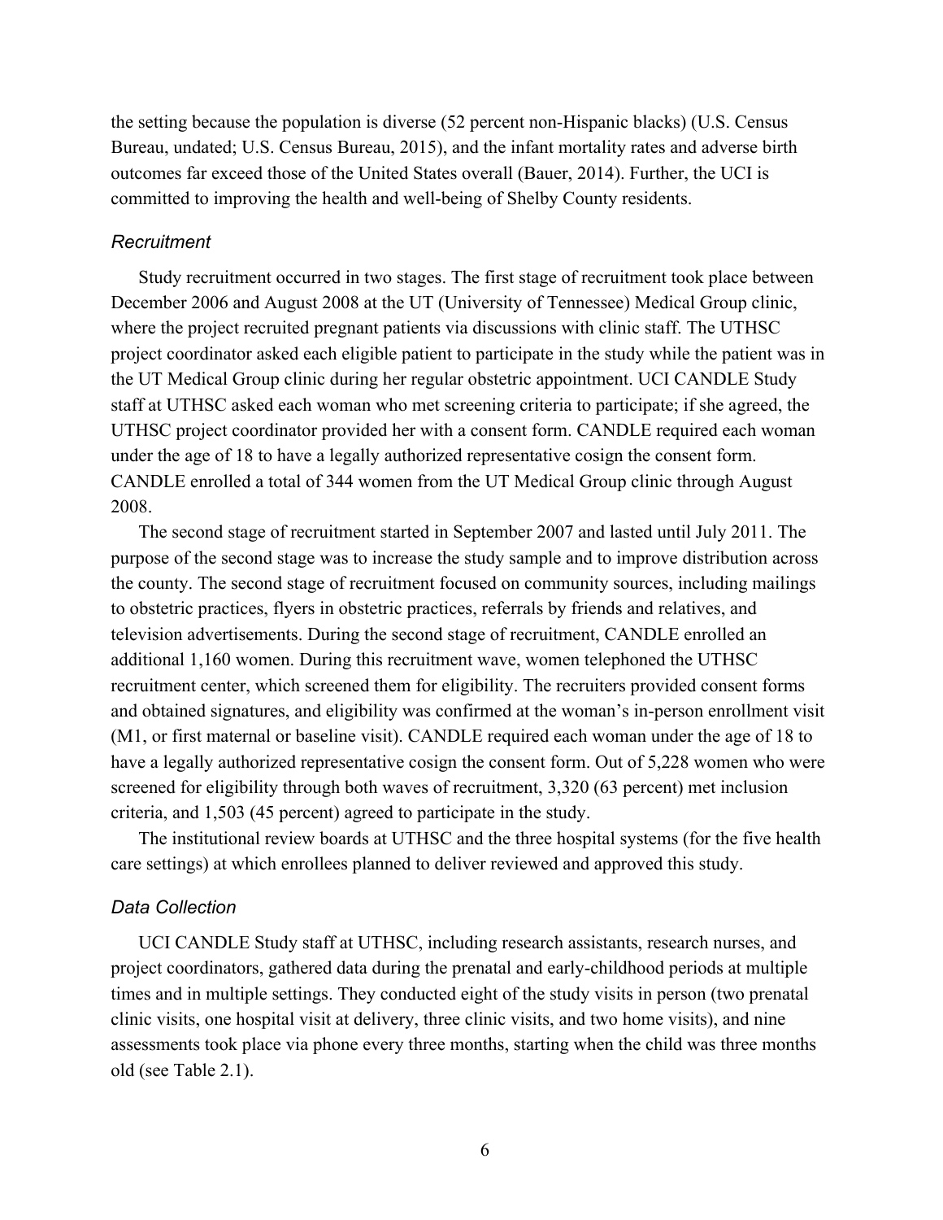the setting because the population is diverse (52 percent non-Hispanic blacks) (U.S. Census Bureau, undated; U.S. Census Bureau, 2015), and the infant mortality rates and adverse birth outcomes far exceed those of the United States overall (Bauer, 2014). Further, the UCI is committed to improving the health and well-being of Shelby County residents.

### *Recruitment*

Study recruitment occurred in two stages. The first stage of recruitment took place between December 2006 and August 2008 at the UT (University of Tennessee) Medical Group clinic, where the project recruited pregnant patients via discussions with clinic staff. The UTHSC project coordinator asked each eligible patient to participate in the study while the patient was in the UT Medical Group clinic during her regular obstetric appointment. UCI CANDLE Study staff at UTHSC asked each woman who met screening criteria to participate; if she agreed, the UTHSC project coordinator provided her with a consent form. CANDLE required each woman under the age of 18 to have a legally authorized representative cosign the consent form. CANDLE enrolled a total of 344 women from the UT Medical Group clinic through August 2008.

The second stage of recruitment started in September 2007 and lasted until July 2011. The purpose of the second stage was to increase the study sample and to improve distribution across the county. The second stage of recruitment focused on community sources, including mailings to obstetric practices, flyers in obstetric practices, referrals by friends and relatives, and television advertisements. During the second stage of recruitment, CANDLE enrolled an additional 1,160 women. During this recruitment wave, women telephoned the UTHSC recruitment center, which screened them for eligibility. The recruiters provided consent forms and obtained signatures, and eligibility was confirmed at the woman's in-person enrollment visit (M1, or first maternal or baseline visit). CANDLE required each woman under the age of 18 to have a legally authorized representative cosign the consent form. Out of 5,228 women who were screened for eligibility through both waves of recruitment, 3,320 (63 percent) met inclusion criteria, and 1,503 (45 percent) agreed to participate in the study.

The institutional review boards at UTHSC and the three hospital systems (for the five health care settings) at which enrollees planned to deliver reviewed and approved this study.

### *Data Collection*

UCI CANDLE Study staff at UTHSC, including research assistants, research nurses, and project coordinators, gathered data during the prenatal and early-childhood periods at multiple times and in multiple settings. They conducted eight of the study visits in person (two prenatal clinic visits, one hospital visit at delivery, three clinic visits, and two home visits), and nine assessments took place via phone every three months, starting when the child was three months old (see Table 2.1).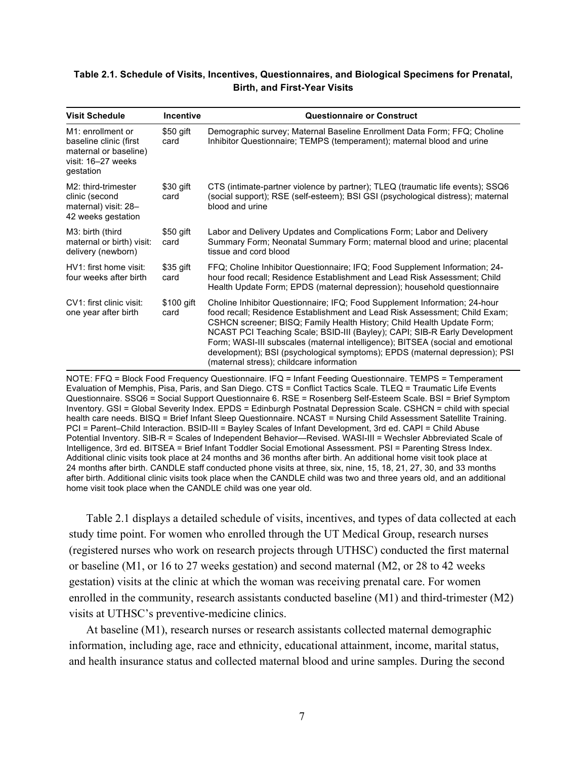**Table 2.1. Schedule of Visits, Incentives, Questionnaires, and Biological Specimens for Prenatal, Birth, and First-Year Visits**

| Visit Schedule | Incentive | Questionnaire or Construct |
|---|---|---|
| M1: enrollment or baseline clinic (first maternal or baseline) visit: 16–27 weeks gestation | $50 gift card | Demographic survey; Maternal Baseline Enrollment Data Form; FFQ; Choline Inhibitor Questionnaire; TEMPS (temperament); maternal blood and urine |
| M2: third-trimester clinic (second maternal) visit: 28–42 weeks gestation | $30 gift card | CTS (intimate-partner violence by partner); TLEQ (traumatic life events); SSQ6 (social support); RSE (self-esteem); BSI GSI (psychological distress); maternal blood and urine |
| M3: birth (third maternal or birth) visit: delivery (newborn) | $50 gift card | Labor and Delivery Updates and Complications Form; Labor and Delivery Summary Form; Neonatal Summary Form; maternal blood and urine; placental tissue and cord blood |
| HV1: first home visit: four weeks after birth | $35 gift card | FFQ; Choline Inhibitor Questionnaire; IFQ; Food Supplement Information; 24-hour food recall; Residence Establishment and Lead Risk Assessment; Child Health Update Form; EPDS (maternal depression); household questionnaire |
| CV1: first clinic visit: one year after birth | $100 gift card | Choline Inhibitor Questionnaire; IFQ; Food Supplement Information; 24-hour food recall; Residence Establishment and Lead Risk Assessment; Child Exam; CSHCN screener; BISQ; Family Health History; Child Health Update Form; NCAST PCI Teaching Scale; BSID-III (Bayley); CAPI; SIB-R Early Development Form; WASI-III subscales (maternal intelligence); BITSEA (social and emotional development); BSI (psychological symptoms); EPDS (maternal depression); PSI (maternal stress); childcare information |

NOTE: FFQ = Block Food Frequency Questionnaire. IFQ = Infant Feeding Questionnaire. TEMPS = Temperament Evaluation of Memphis, Pisa, Paris, and San Diego. CTS = Conflict Tactics Scale. TLEQ = Traumatic Life Events Questionnaire. SSQ6 = Social Support Questionnaire 6. RSE = Rosenberg Self-Esteem Scale. BSI = Brief Symptom Inventory. GSI = Global Severity Index. EPDS = Edinburgh Postnatal Depression Scale. CSHCN = child with special health care needs. BISQ = Brief Infant Sleep Questionnaire. NCAST = Nursing Child Assessment Satellite Training. PCI = Parent–Child Interaction. BSID-III = Bayley Scales of Infant Development, 3rd ed. CAPI = Child Abuse Potential Inventory. SIB-R = Scales of Independent Behavior—Revised. WASI-III = Wechsler Abbreviated Scale of Intelligence, 3rd ed. BITSEA = Brief Infant Toddler Social Emotional Assessment. PSI = Parenting Stress Index. Additional clinic visits took place at 24 months and 36 months after birth. An additional home visit took place at 24 months after birth. CANDLE staff conducted phone visits at three, six, nine, 15, 18, 21, 27, 30, and 33 months after birth. Additional clinic visits took place when the CANDLE child was two and three years old, and an additional home visit took place when the CANDLE child was one year old.

Table 2.1 displays a detailed schedule of visits, incentives, and types of data collected at each study time point. For women who enrolled through the UT Medical Group, research nurses (registered nurses who work on research projects through UTHSC) conducted the first maternal or baseline (M1, or 16 to 27 weeks gestation) and second maternal (M2, or 28 to 42 weeks gestation) visits at the clinic at which the woman was receiving prenatal care. For women enrolled in the community, research assistants conducted baseline (M1) and third-trimester (M2) visits at UTHSC's preventive-medicine clinics.

At baseline (M1), research nurses or research assistants collected maternal demographic information, including age, race and ethnicity, educational attainment, income, marital status, and health insurance status and collected maternal blood and urine samples. During the second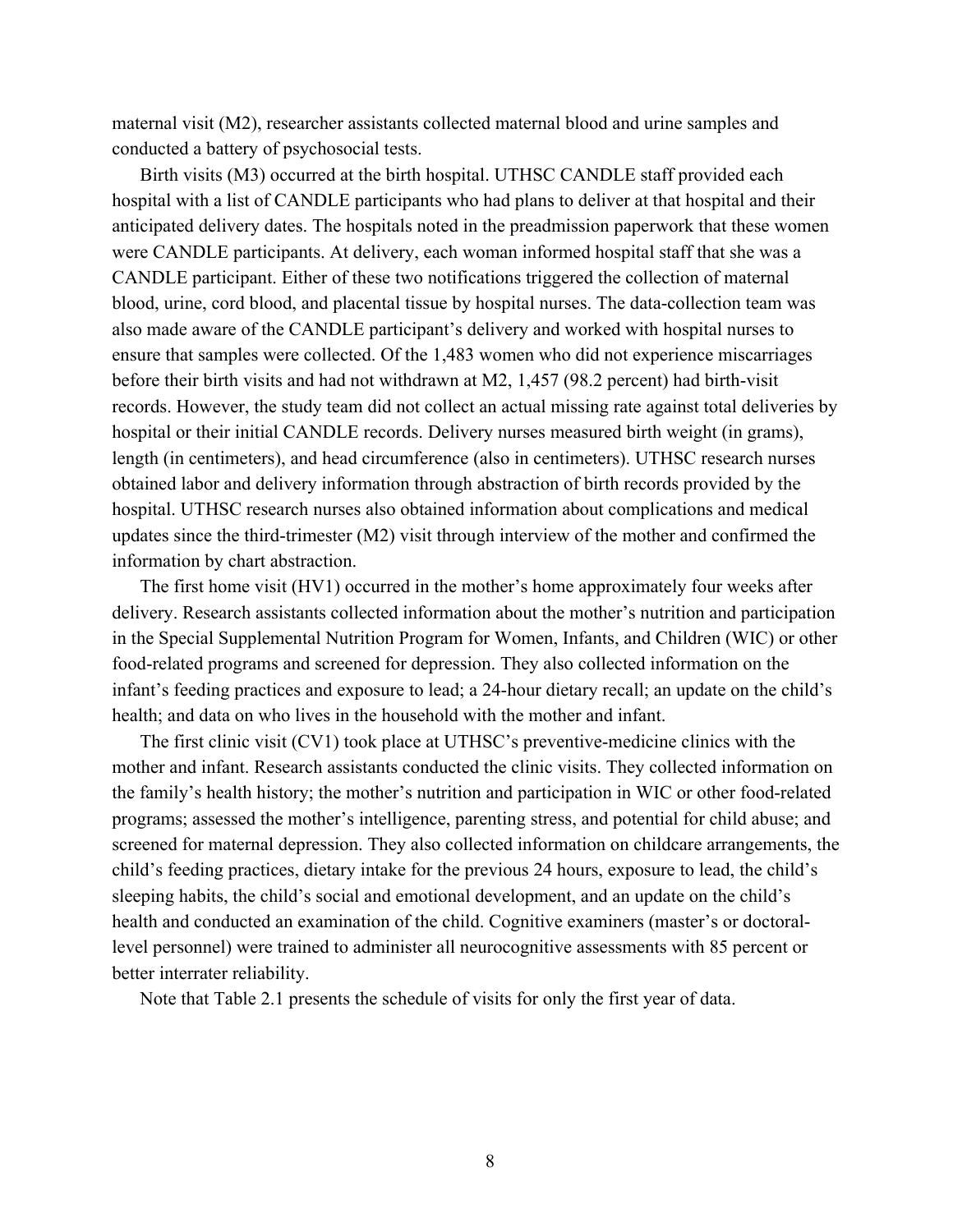maternal visit (M2), researcher assistants collected maternal blood and urine samples and conducted a battery of psychosocial tests.

Birth visits (M3) occurred at the birth hospital. UTHSC CANDLE staff provided each hospital with a list of CANDLE participants who had plans to deliver at that hospital and their anticipated delivery dates. The hospitals noted in the preadmission paperwork that these women were CANDLE participants. At delivery, each woman informed hospital staff that she was a CANDLE participant. Either of these two notifications triggered the collection of maternal blood, urine, cord blood, and placental tissue by hospital nurses. The data-collection team was also made aware of the CANDLE participant's delivery and worked with hospital nurses to ensure that samples were collected. Of the 1,483 women who did not experience miscarriages before their birth visits and had not withdrawn at M2, 1,457 (98.2 percent) had birth-visit records. However, the study team did not collect an actual missing rate against total deliveries by hospital or their initial CANDLE records. Delivery nurses measured birth weight (in grams), length (in centimeters), and head circumference (also in centimeters). UTHSC research nurses obtained labor and delivery information through abstraction of birth records provided by the hospital. UTHSC research nurses also obtained information about complications and medical updates since the third-trimester (M2) visit through interview of the mother and confirmed the information by chart abstraction.

The first home visit (HV1) occurred in the mother's home approximately four weeks after delivery. Research assistants collected information about the mother's nutrition and participation in the Special Supplemental Nutrition Program for Women, Infants, and Children (WIC) or other food-related programs and screened for depression. They also collected information on the infant's feeding practices and exposure to lead; a 24-hour dietary recall; an update on the child's health; and data on who lives in the household with the mother and infant.

The first clinic visit (CV1) took place at UTHSC's preventive-medicine clinics with the mother and infant. Research assistants conducted the clinic visits. They collected information on the family's health history; the mother's nutrition and participation in WIC or other food-related programs; assessed the mother's intelligence, parenting stress, and potential for child abuse; and screened for maternal depression. They also collected information on childcare arrangements, the child's feeding practices, dietary intake for the previous 24 hours, exposure to lead, the child's sleeping habits, the child's social and emotional development, and an update on the child's health and conducted an examination of the child. Cognitive examiners (master's or doctoral-level personnel) were trained to administer all neurocognitive assessments with 85 percent or better interrater reliability.

Note that Table 2.1 presents the schedule of visits for only the first year of data.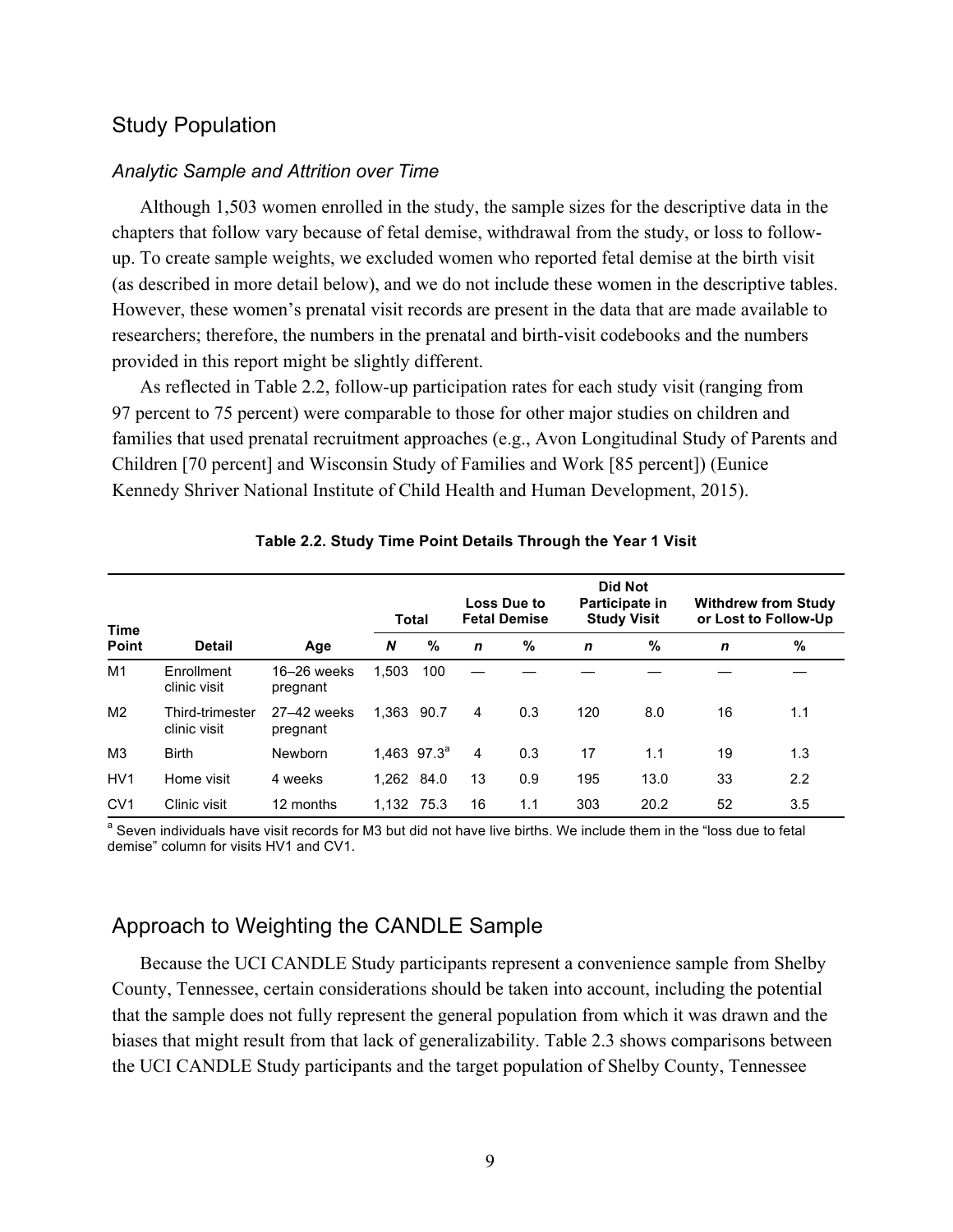## Study Population

### *Analytic Sample and Attrition over Time*

Although 1,503 women enrolled in the study, the sample sizes for the descriptive data in the chapters that follow vary because of fetal demise, withdrawal from the study, or loss to follow-up. To create sample weights, we excluded women who reported fetal demise at the birth visit (as described in more detail below), and we do not include these women in the descriptive tables. However, these women's prenatal visit records are present in the data that are made available to researchers; therefore, the numbers in the prenatal and birth-visit codebooks and the numbers provided in this report might be slightly different.

As reflected in Table 2.2, follow-up participation rates for each study visit (ranging from 97 percent to 75 percent) were comparable to those for other major studies on children and families that used prenatal recruitment approaches (e.g., Avon Longitudinal Study of Parents and Children [70 percent] and Wisconsin Study of Families and Work [85 percent]) (Eunice Kennedy Shriver National Institute of Child Health and Human Development, 2015).

**Table 2.2. Study Time Point Details Through the Year 1 Visit**

| Time Point | Detail | Age | Total | | Loss Due to Fetal Demise | | Did Not Participate in Study Visit | | Withdrew from Study or Lost to Follow-Up | |
|---|---|---|---|---|---|---|---|---|---|---|
| | | | ***N*** | **%** | ***n*** | **%** | ***n*** | **%** | ***n*** | **%** |
| M1 | Enrollment clinic visit | 16–26 weeks pregnant | 1,503 | 100 | — | — | — | — | — | — |
| M2 | Third-trimester clinic visit | 27–42 weeks pregnant | 1,363 | 90.7 | 4 | 0.3 | 120 | 8.0 | 16 | 1.1 |
| M3 | Birth | Newborn | 1,463 | 97.3[a] | 4 | 0.3 | 17 | 1.1 | 19 | 1.3 |
| HV1 | Home visit | 4 weeks | 1,262 | 84.0 | 13 | 0.9 | 195 | 13.0 | 33 | 2.2 |
| CV1 | Clinic visit | 12 months | 1,132 | 75.3 | 16 | 1.1 | 303 | 20.2 | 52 | 3.5 |

[a] Seven individuals have visit records for M3 but did not have live births. We include them in the "loss due to fetal demise" column for visits HV1 and CV1.

## Approach to Weighting the CANDLE Sample

Because the UCI CANDLE Study participants represent a convenience sample from Shelby County, Tennessee, certain considerations should be taken into account, including the potential that the sample does not fully represent the general population from which it was drawn and the biases that might result from that lack of generalizability. Table 2.3 shows comparisons between the UCI CANDLE Study participants and the target population of Shelby County, Tennessee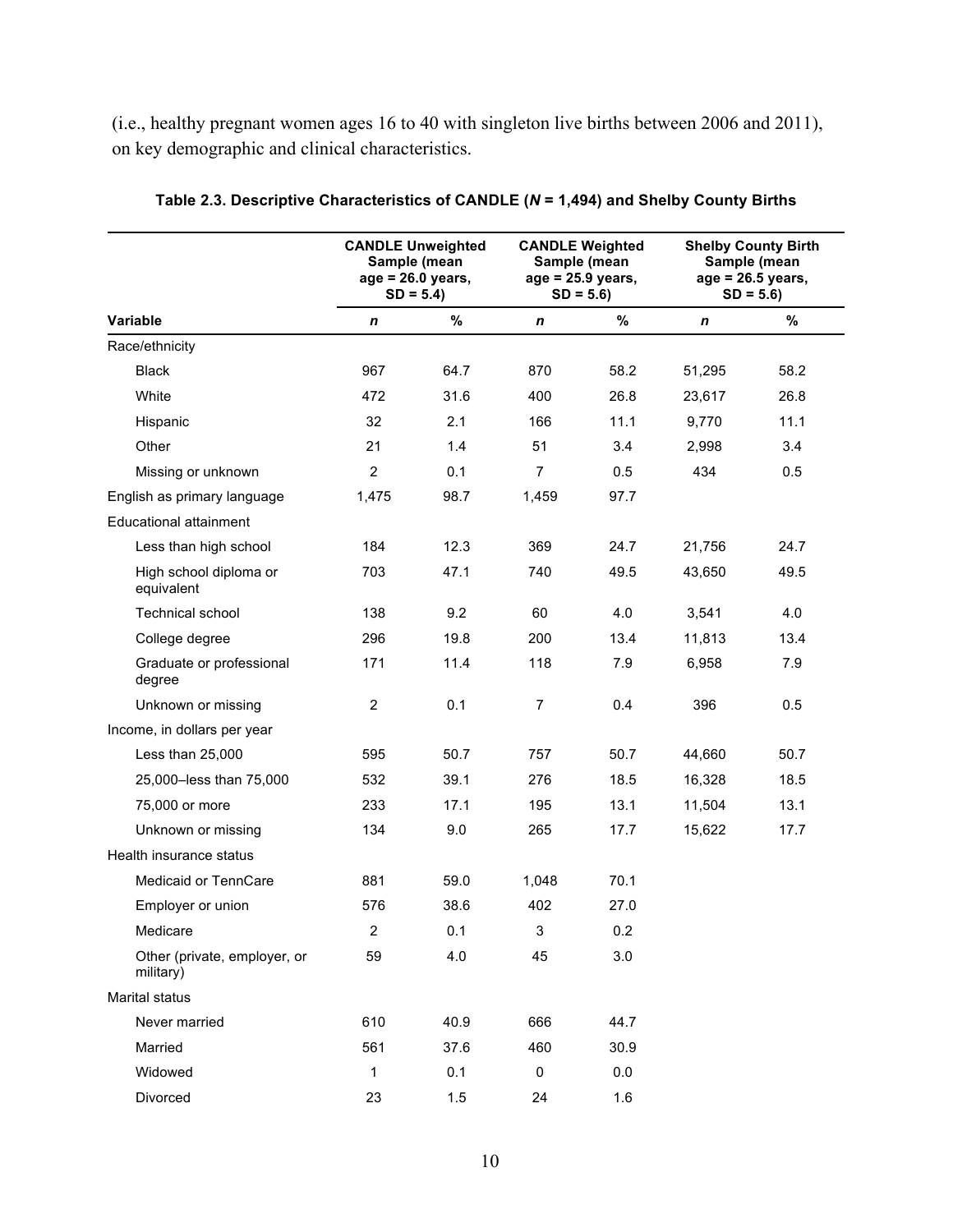(i.e., healthy pregnant women ages 16 to 40 with singleton live births between 2006 and 2011), on key demographic and clinical characteristics.

**Table 2.3. Descriptive Characteristics of CANDLE (*N* = 1,494) and Shelby County Births**

| | CANDLE Unweighted Sample (mean age = 26.0 years, SD = 5.4) | | CANDLE Weighted Sample (mean age = 25.9 years, SD = 5.6) | | Shelby County Birth Sample (mean age = 26.5 years, SD = 5.6) | |
|---|---|---|---|---|---|---|
| **Variable** | ***n*** | **%** | ***n*** | **%** | ***n*** | **%** |
| Race/ethnicity | | | | | | |
| Black | 967 | 64.7 | 870 | 58.2 | 51,295 | 58.2 |
| White | 472 | 31.6 | 400 | 26.8 | 23,617 | 26.8 |
| Hispanic | 32 | 2.1 | 166 | 11.1 | 9,770 | 11.1 |
| Other | 21 | 1.4 | 51 | 3.4 | 2,998 | 3.4 |
| Missing or unknown | 2 | 0.1 | 7 | 0.5 | 434 | 0.5 |
| English as primary language | 1,475 | 98.7 | 1,459 | 97.7 | | |
| Educational attainment | | | | | | |
| Less than high school | 184 | 12.3 | 369 | 24.7 | 21,756 | 24.7 |
| High school diploma or equivalent | 703 | 47.1 | 740 | 49.5 | 43,650 | 49.5 |
| Technical school | 138 | 9.2 | 60 | 4.0 | 3,541 | 4.0 |
| College degree | 296 | 19.8 | 200 | 13.4 | 11,813 | 13.4 |
| Graduate or professional degree | 171 | 11.4 | 118 | 7.9 | 6,958 | 7.9 |
| Unknown or missing | 2 | 0.1 | 7 | 0.4 | 396 | 0.5 |
| Income, in dollars per year | | | | | | |
| Less than 25,000 | 595 | 50.7 | 757 | 50.7 | 44,660 | 50.7 |
| 25,000–less than 75,000 | 532 | 39.1 | 276 | 18.5 | 16,328 | 18.5 |
| 75,000 or more | 233 | 17.1 | 195 | 13.1 | 11,504 | 13.1 |
| Unknown or missing | 134 | 9.0 | 265 | 17.7 | 15,622 | 17.7 |
| Health insurance status | | | | | | |
| Medicaid or TennCare | 881 | 59.0 | 1,048 | 70.1 | | |
| Employer or union | 576 | 38.6 | 402 | 27.0 | | |
| Medicare | 2 | 0.1 | 3 | 0.2 | | |
| Other (private, employer, or military) | 59 | 4.0 | 45 | 3.0 | | |
| Marital status | | | | | | |
| Never married | 610 | 40.9 | 666 | 44.7 | | |
| Married | 561 | 37.6 | 460 | 30.9 | | |
| Widowed | 1 | 0.1 | 0 | 0.0 | | |
| Divorced | 23 | 1.5 | 24 | 1.6 | | |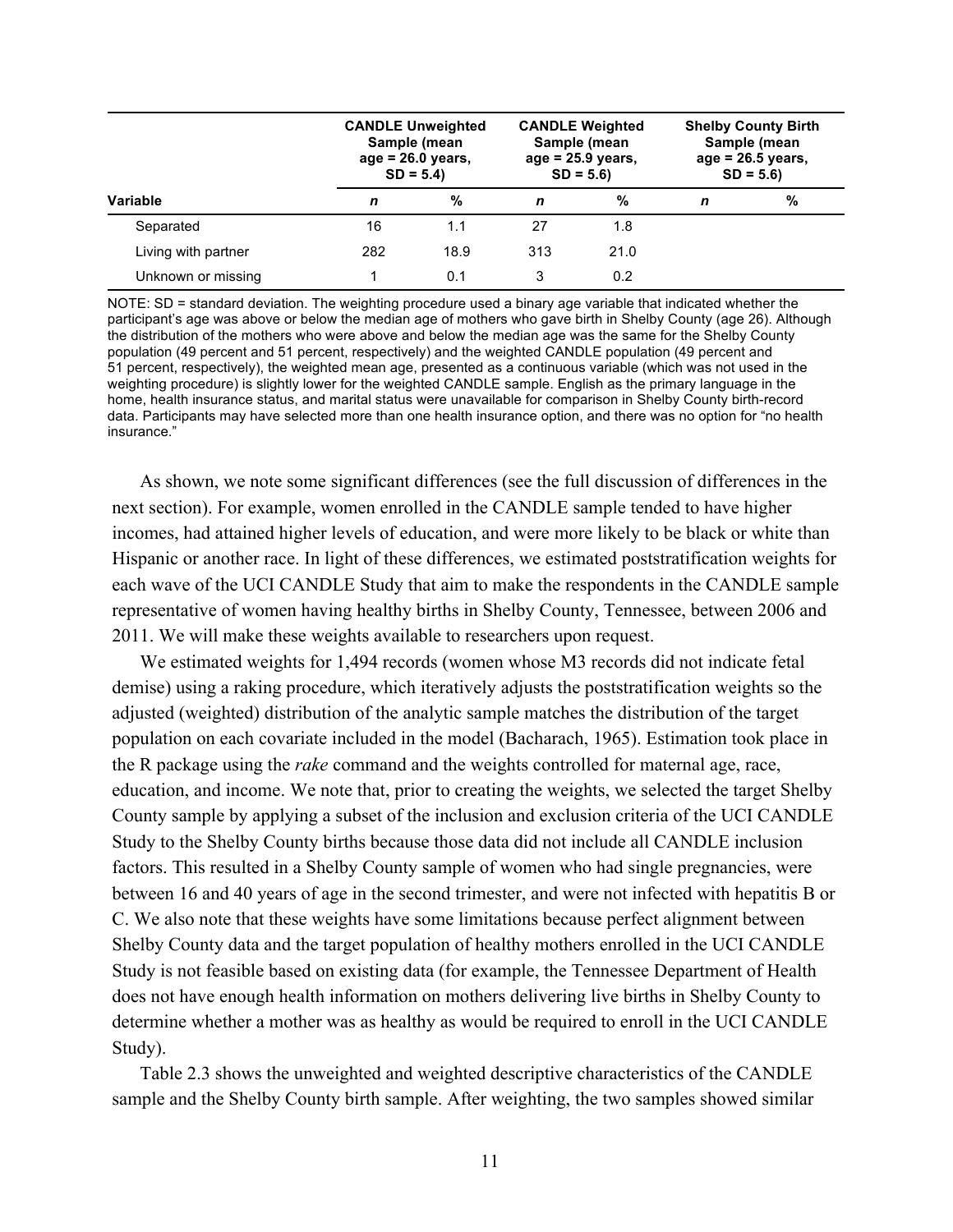| Variable | CANDLE Unweighted Sample (mean age = 26.0 years, SD = 5.4) | | CANDLE Weighted Sample (mean age = 25.9 years, SD = 5.6) | | Shelby County Birth Sample (mean age = 26.5 years, SD = 5.6) | |
|---|---|---|---|---|---|---|
| | *n* | % | *n* | % | *n* | % |
| Separated | 16 | 1.1 | 27 | 1.8 | | |
| Living with partner | 282 | 18.9 | 313 | 21.0 | | |
| Unknown or missing | 1 | 0.1 | 3 | 0.2 | | |

NOTE: SD = standard deviation. The weighting procedure used a binary age variable that indicated whether the participant's age was above or below the median age of mothers who gave birth in Shelby County (age 26). Although the distribution of the mothers who were above and below the median age was the same for the Shelby County population (49 percent and 51 percent, respectively) and the weighted CANDLE population (49 percent and 51 percent, respectively), the weighted mean age, presented as a continuous variable (which was not used in the weighting procedure) is slightly lower for the weighted CANDLE sample. English as the primary language in the home, health insurance status, and marital status were unavailable for comparison in Shelby County birth-record data. Participants may have selected more than one health insurance option, and there was no option for "no health insurance."

As shown, we note some significant differences (see the full discussion of differences in the next section). For example, women enrolled in the CANDLE sample tended to have higher incomes, had attained higher levels of education, and were more likely to be black or white than Hispanic or another race. In light of these differences, we estimated poststratification weights for each wave of the UCI CANDLE Study that aim to make the respondents in the CANDLE sample representative of women having healthy births in Shelby County, Tennessee, between 2006 and 2011. We will make these weights available to researchers upon request.

We estimated weights for 1,494 records (women whose M3 records did not indicate fetal demise) using a raking procedure, which iteratively adjusts the poststratification weights so the adjusted (weighted) distribution of the analytic sample matches the distribution of the target population on each covariate included in the model (Bacharach, 1965). Estimation took place in the R package using the *rake* command and the weights controlled for maternal age, race, education, and income. We note that, prior to creating the weights, we selected the target Shelby County sample by applying a subset of the inclusion and exclusion criteria of the UCI CANDLE Study to the Shelby County births because those data did not include all CANDLE inclusion factors. This resulted in a Shelby County sample of women who had single pregnancies, were between 16 and 40 years of age in the second trimester, and were not infected with hepatitis B or C. We also note that these weights have some limitations because perfect alignment between Shelby County data and the target population of healthy mothers enrolled in the UCI CANDLE Study is not feasible based on existing data (for example, the Tennessee Department of Health does not have enough health information on mothers delivering live births in Shelby County to determine whether a mother was as healthy as would be required to enroll in the UCI CANDLE Study).

Table 2.3 shows the unweighted and weighted descriptive characteristics of the CANDLE sample and the Shelby County birth sample. After weighting, the two samples showed similar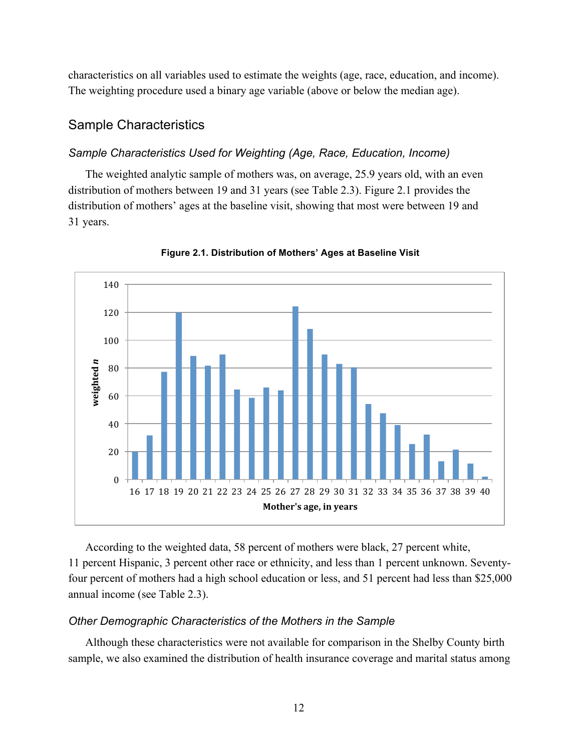characteristics on all variables used to estimate the weights (age, race, education, and income). The weighting procedure used a binary age variable (above or below the median age).

## Sample Characteristics

### *Sample Characteristics Used for Weighting (Age, Race, Education, Income)*

The weighted analytic sample of mothers was, on average, 25.9 years old, with an even distribution of mothers between 19 and 31 years (see Table 2.3). Figure 2.1 provides the distribution of mothers' ages at the baseline visit, showing that most were between 19 and 31 years.

**Figure 2.1. Distribution of Mothers' Ages at Baseline Visit**

According to the weighted data, 58 percent of mothers were black, 27 percent white, 11 percent Hispanic, 3 percent other race or ethnicity, and less than 1 percent unknown. Seventy-four percent of mothers had a high school education or less, and 51 percent had less than $25,000 annual income (see Table 2.3).

### *Other Demographic Characteristics of the Mothers in the Sample*

Although these characteristics were not available for comparison in the Shelby County birth sample, we also examined the distribution of health insurance coverage and marital status among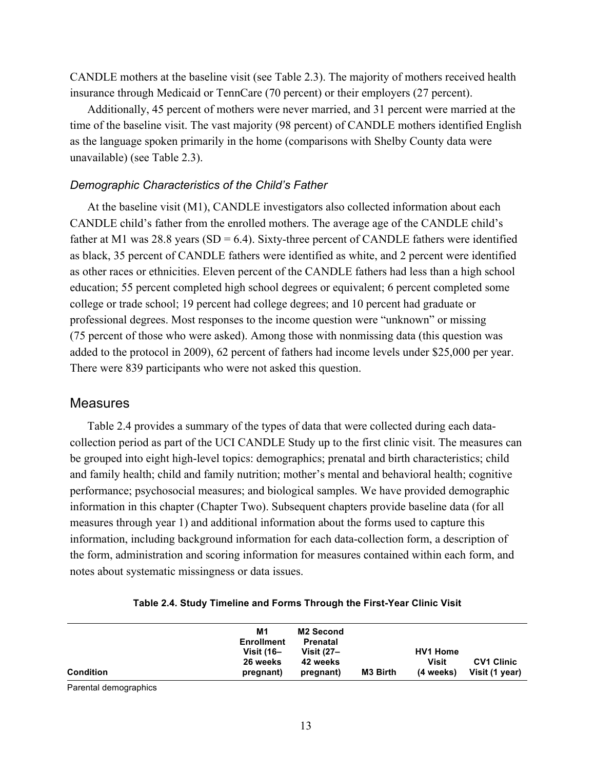CANDLE mothers at the baseline visit (see Table 2.3). The majority of mothers received health insurance through Medicaid or TennCare (70 percent) or their employers (27 percent).

Additionally, 45 percent of mothers were never married, and 31 percent were married at the time of the baseline visit. The vast majority (98 percent) of CANDLE mothers identified English as the language spoken primarily in the home (comparisons with Shelby County data were unavailable) (see Table 2.3).

### *Demographic Characteristics of the Child's Father*

At the baseline visit (M1), CANDLE investigators also collected information about each CANDLE child's father from the enrolled mothers. The average age of the CANDLE child's father at M1 was 28.8 years (SD = 6.4). Sixty-three percent of CANDLE fathers were identified as black, 35 percent of CANDLE fathers were identified as white, and 2 percent were identified as other races or ethnicities. Eleven percent of the CANDLE fathers had less than a high school education; 55 percent completed high school degrees or equivalent; 6 percent completed some college or trade school; 19 percent had college degrees; and 10 percent had graduate or professional degrees. Most responses to the income question were "unknown" or missing (75 percent of those who were asked). Among those with nonmissing data (this question was added to the protocol in 2009), 62 percent of fathers had income levels under $25,000 per year. There were 839 participants who were not asked this question.

## Measures

Table 2.4 provides a summary of the types of data that were collected during each data-collection period as part of the UCI CANDLE Study up to the first clinic visit. The measures can be grouped into eight high-level topics: demographics; prenatal and birth characteristics; child and family health; child and family nutrition; mother's mental and behavioral health; cognitive performance; psychosocial measures; and biological samples. We have provided demographic information in this chapter (Chapter Two). Subsequent chapters provide baseline data (for all measures through year 1) and additional information about the forms used to capture this information, including background information for each data-collection form, a description of the form, administration and scoring information for measures contained within each form, and notes about systematic missingness or data issues.

**Table 2.4. Study Timeline and Forms Through the First-Year Clinic Visit**

| Condition | M1 Enrollment Visit (16–26 weeks pregnant) | M2 Second Prenatal Visit (27–42 weeks pregnant) | M3 Birth | HV1 Home Visit (4 weeks) | CV1 Clinic Visit (1 year) |
|---|---|---|---|---|---|
| Parental demographics | | | | | |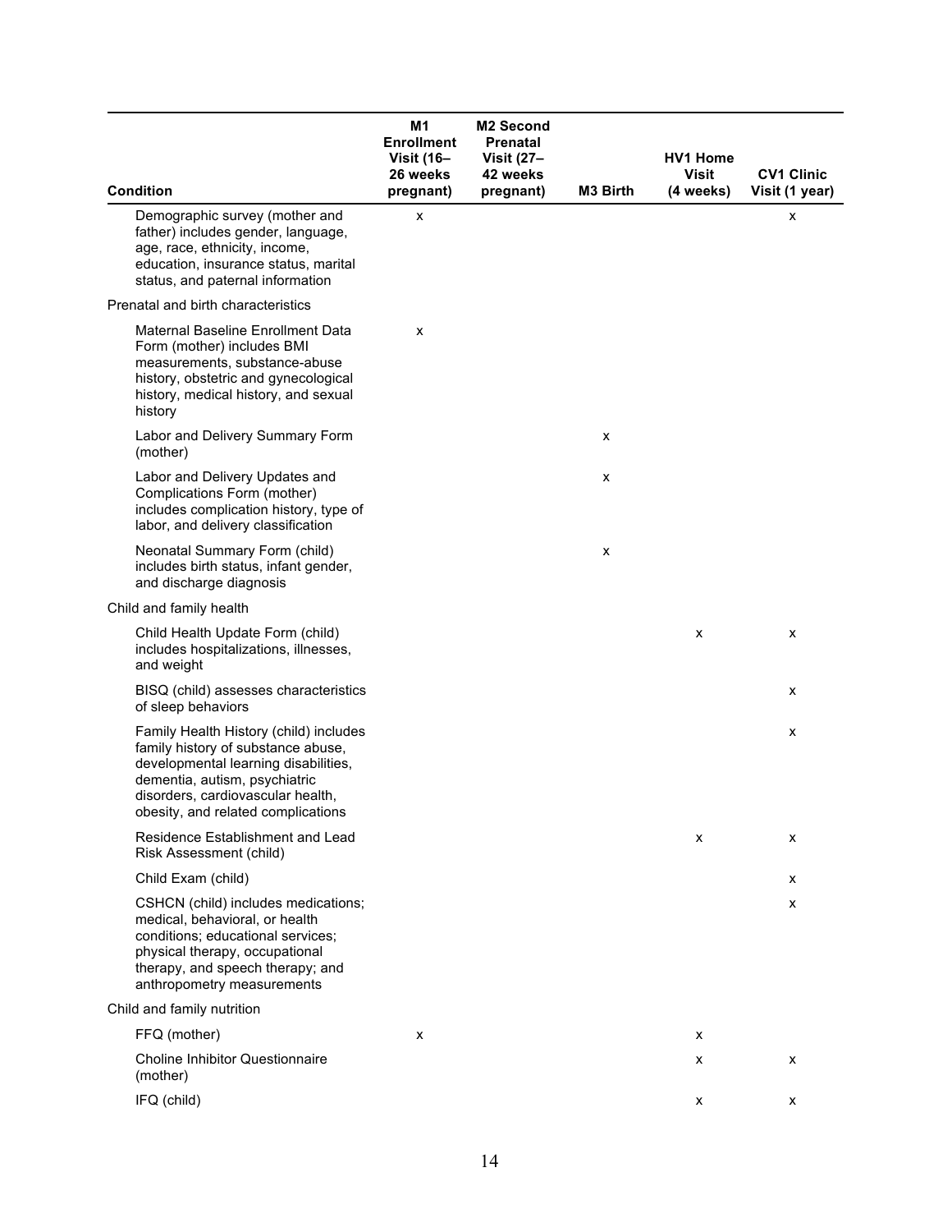| Condition | M1 Enrollment Visit (16–26 weeks pregnant) | M2 Second Prenatal Visit (27–42 weeks pregnant) | M3 Birth | HV1 Home Visit (4 weeks) | CV1 Clinic Visit (1 year) |
|---|---|---|---|---|---|
| Demographic survey (mother and father) includes gender, language, age, race, ethnicity, income, education, insurance status, marital status, and paternal information | x | | | | x |
| Prenatal and birth characteristics | | | | | |
| Maternal Baseline Enrollment Data Form (mother) includes BMI measurements, substance-abuse history, obstetric and gynecological history, medical history, and sexual history | x | | | | |
| Labor and Delivery Summary Form (mother) | | | x | | |
| Labor and Delivery Updates and Complications Form (mother) includes complication history, type of labor, and delivery classification | | | x | | |
| Neonatal Summary Form (child) includes birth status, infant gender, and discharge diagnosis | | | x | | |
| Child and family health | | | | | |
| Child Health Update Form (child) includes hospitalizations, illnesses, and weight | | | | x | x |
| BISQ (child) assesses characteristics of sleep behaviors | | | | | x |
| Family Health History (child) includes family history of substance abuse, developmental learning disabilities, dementia, autism, psychiatric disorders, cardiovascular health, obesity, and related complications | | | | | x |
| Residence Establishment and Lead Risk Assessment (child) | | | | x | x |
| Child Exam (child) | | | | | x |
| CSHCN (child) includes medications; medical, behavioral, or health conditions; educational services; physical therapy, occupational therapy, and speech therapy; and anthropometry measurements | | | | | x |
| Child and family nutrition | | | | | |
| FFQ (mother) | x | | | x | |
| Choline Inhibitor Questionnaire (mother) | | | | x | x |
| IFQ (child) | | | | x | x |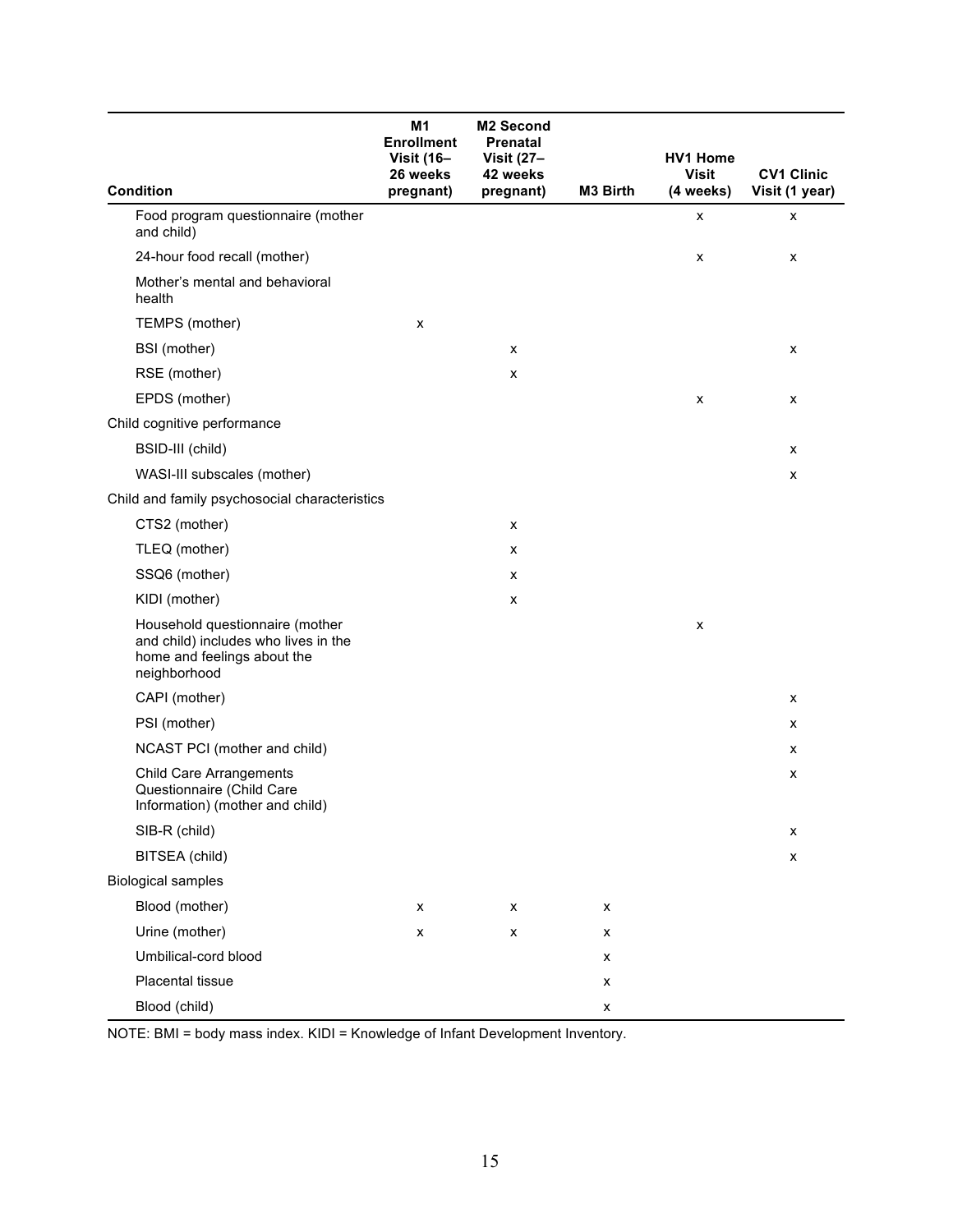| Condition | M1 Enrollment Visit (16–26 weeks pregnant) | M2 Second Prenatal Visit (27–42 weeks pregnant) | M3 Birth | HV1 Home Visit (4 weeks) | CV1 Clinic Visit (1 year) |
|---|---|---|---|---|---|
| Food program questionnaire (mother and child) | | | | x | x |
| 24-hour food recall (mother) | | | | x | x |
| Mother's mental and behavioral health | | | | | |
| TEMPS (mother) | x | | | | |
| BSI (mother) | | x | | | x |
| RSE (mother) | | x | | | |
| EPDS (mother) | | | | x | x |
| Child cognitive performance | | | | | |
| BSID-III (child) | | | | | x |
| WASI-III subscales (mother) | | | | | x |
| Child and family psychosocial characteristics | | | | | |
| CTS2 (mother) | | x | | | |
| TLEQ (mother) | | x | | | |
| SSQ6 (mother) | | x | | | |
| KIDI (mother) | | x | | | |
| Household questionnaire (mother and child) includes who lives in the home and feelings about the neighborhood | | | | x | |
| CAPI (mother) | | | | | x |
| PSI (mother) | | | | | x |
| NCAST PCI (mother and child) | | | | | x |
| Child Care Arrangements Questionnaire (Child Care Information) (mother and child) | | | | | x |
| SIB-R (child) | | | | | x |
| BITSEA (child) | | | | | x |
| Biological samples | | | | | |
| Blood (mother) | x | x | x | | |
| Urine (mother) | x | x | x | | |
| Umbilical-cord blood | | | x | | |
| Placental tissue | | | x | | |
| Blood (child) | | | x | | |

NOTE: BMI = body mass index. KIDI = Knowledge of Infant Development Inventory.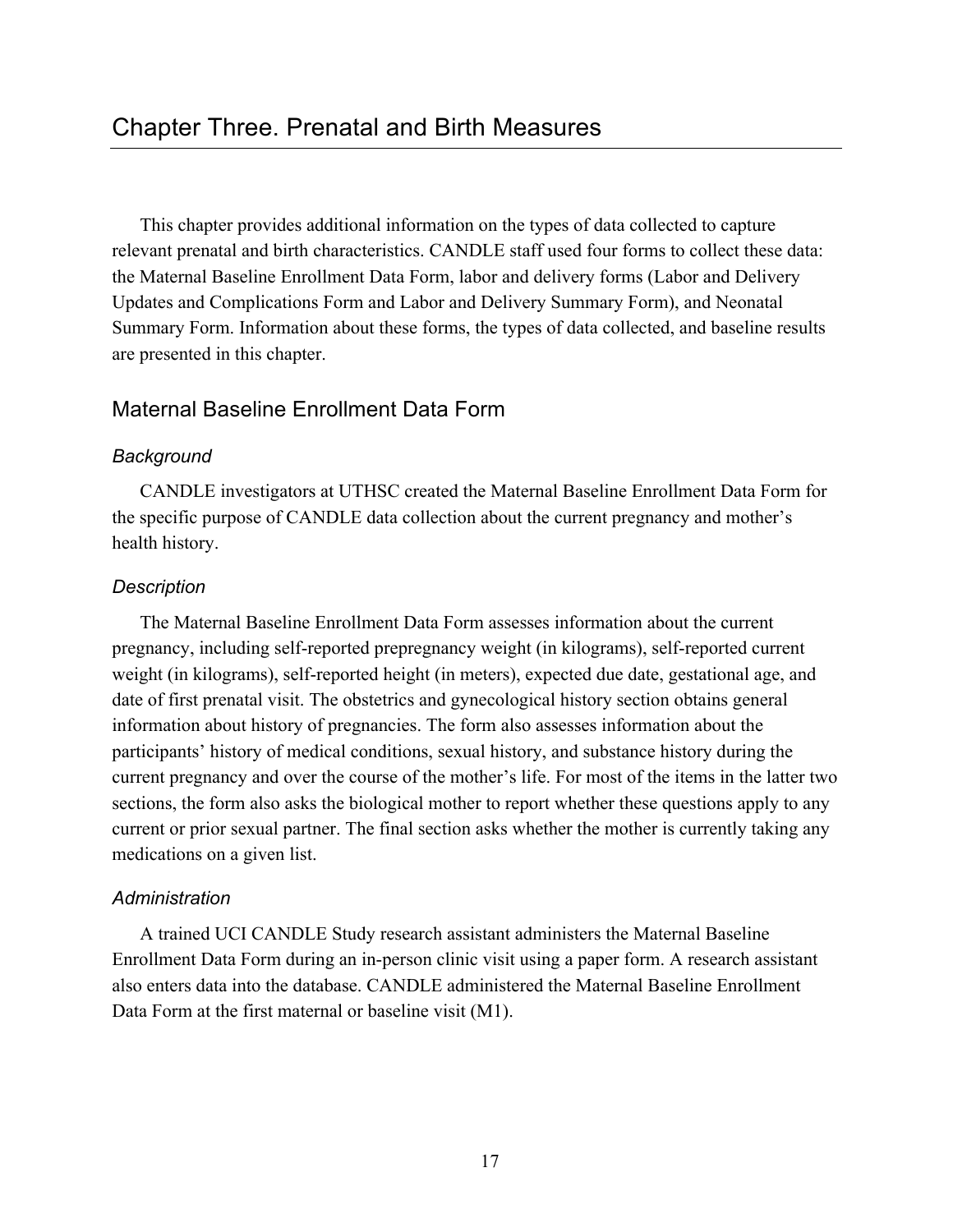# Chapter Three. Prenatal and Birth Measures

This chapter provides additional information on the types of data collected to capture relevant prenatal and birth characteristics. CANDLE staff used four forms to collect these data: the Maternal Baseline Enrollment Data Form, labor and delivery forms (Labor and Delivery Updates and Complications Form and Labor and Delivery Summary Form), and Neonatal Summary Form. Information about these forms, the types of data collected, and baseline results are presented in this chapter.

## Maternal Baseline Enrollment Data Form

### *Background*

CANDLE investigators at UTHSC created the Maternal Baseline Enrollment Data Form for the specific purpose of CANDLE data collection about the current pregnancy and mother's health history.

### *Description*

The Maternal Baseline Enrollment Data Form assesses information about the current pregnancy, including self-reported prepregnancy weight (in kilograms), self-reported current weight (in kilograms), self-reported height (in meters), expected due date, gestational age, and date of first prenatal visit. The obstetrics and gynecological history section obtains general information about history of pregnancies. The form also assesses information about the participants' history of medical conditions, sexual history, and substance history during the current pregnancy and over the course of the mother's life. For most of the items in the latter two sections, the form also asks the biological mother to report whether these questions apply to any current or prior sexual partner. The final section asks whether the mother is currently taking any medications on a given list.

### *Administration*

A trained UCI CANDLE Study research assistant administers the Maternal Baseline Enrollment Data Form during an in-person clinic visit using a paper form. A research assistant also enters data into the database. CANDLE administered the Maternal Baseline Enrollment Data Form at the first maternal or baseline visit (M1).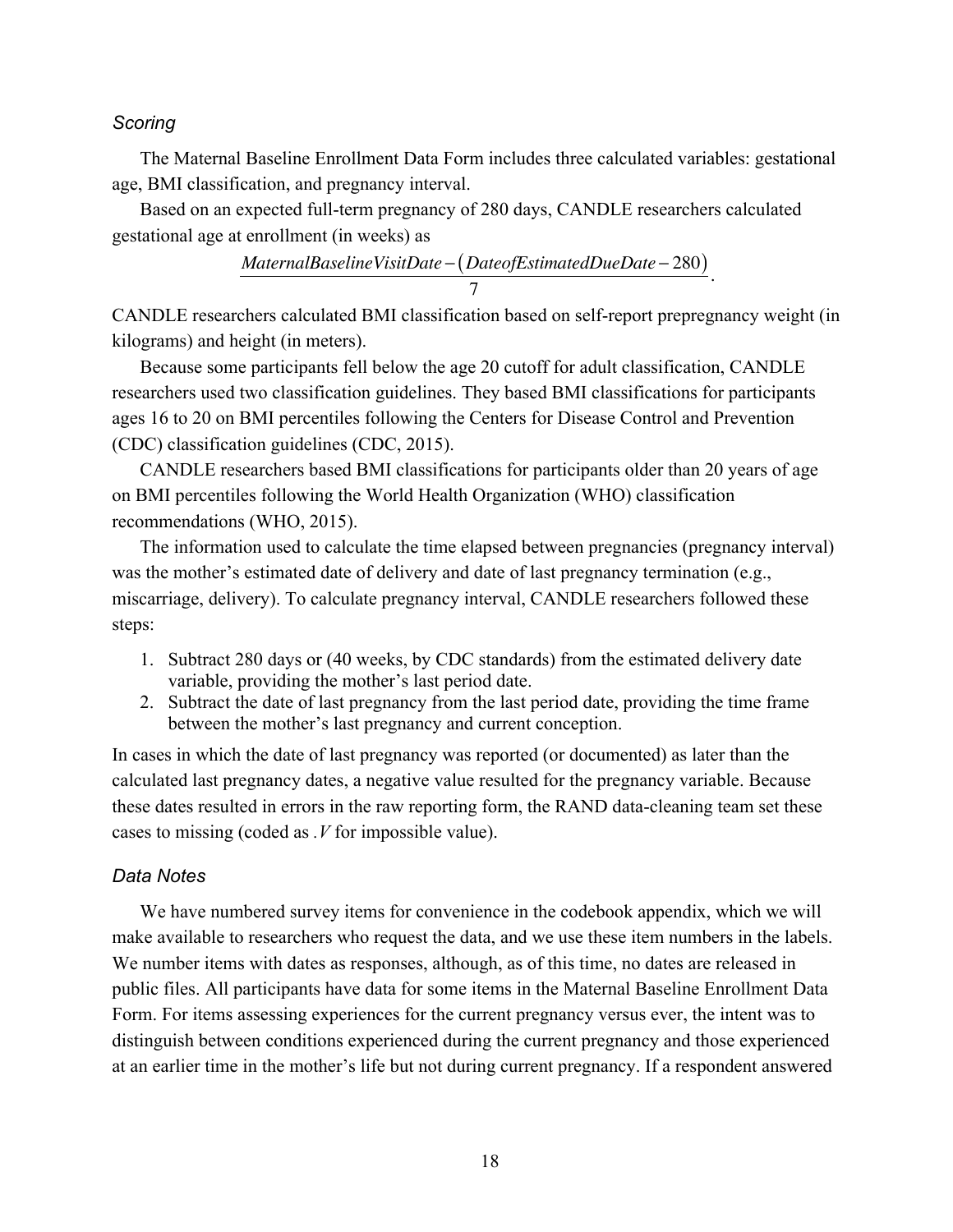### *Scoring*

The Maternal Baseline Enrollment Data Form includes three calculated variables: gestational age, BMI classification, and pregnancy interval.

Based on an expected full-term pregnancy of 280 days, CANDLE researchers calculated gestational age at enrollment (in weeks) as

$$\frac{MaternalBaselineVisitDate - (DateofEstimatedDueDate - 280)}{7}.$$

CANDLE researchers calculated BMI classification based on self-report prepregnancy weight (in kilograms) and height (in meters).

Because some participants fell below the age 20 cutoff for adult classification, CANDLE researchers used two classification guidelines. They based BMI classifications for participants ages 16 to 20 on BMI percentiles following the Centers for Disease Control and Prevention (CDC) classification guidelines (CDC, 2015).

CANDLE researchers based BMI classifications for participants older than 20 years of age on BMI percentiles following the World Health Organization (WHO) classification recommendations (WHO, 2015).

The information used to calculate the time elapsed between pregnancies (pregnancy interval) was the mother's estimated date of delivery and date of last pregnancy termination (e.g., miscarriage, delivery). To calculate pregnancy interval, CANDLE researchers followed these steps:

1. Subtract 280 days or (40 weeks, by CDC standards) from the estimated delivery date variable, providing the mother's last period date.
2. Subtract the date of last pregnancy from the last period date, providing the time frame between the mother's last pregnancy and current conception.

In cases in which the date of last pregnancy was reported (or documented) as later than the calculated last pregnancy dates, a negative value resulted for the pregnancy variable. Because these dates resulted in errors in the raw reporting form, the RAND data-cleaning team set these cases to missing (coded as *.V* for impossible value).

### *Data Notes*

We have numbered survey items for convenience in the codebook appendix, which we will make available to researchers who request the data, and we use these item numbers in the labels. We number items with dates as responses, although, as of this time, no dates are released in public files. All participants have data for some items in the Maternal Baseline Enrollment Data Form. For items assessing experiences for the current pregnancy versus ever, the intent was to distinguish between conditions experienced during the current pregnancy and those experienced at an earlier time in the mother's life but not during current pregnancy. If a respondent answered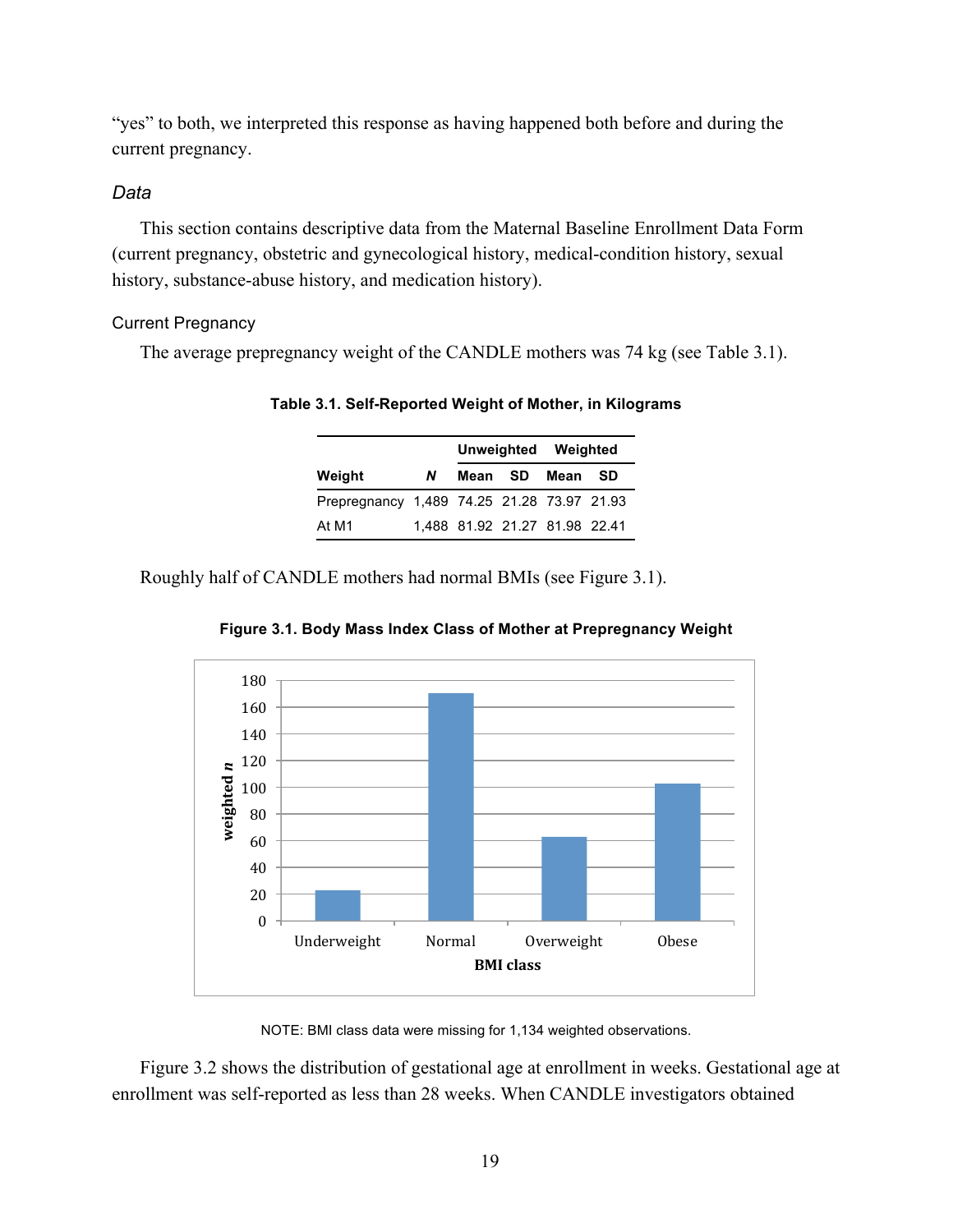"yes" to both, we interpreted this response as having happened both before and during the current pregnancy.

### *Data*

This section contains descriptive data from the Maternal Baseline Enrollment Data Form (current pregnancy, obstetric and gynecological history, medical-condition history, sexual history, substance-abuse history, and medication history).

#### Current Pregnancy

The average prepregnancy weight of the CANDLE mothers was 74 kg (see Table 3.1).

**Table 3.1. Self-Reported Weight of Mother, in Kilograms**

| | | Unweighted | | Weighted | |
|---|---|---|---|---|---|
| **Weight** | ***N*** | **Mean** | **SD** | **Mean** | **SD** |
| Prepregnancy | 1,489 | 74.25 | 21.28 | 73.97 | 21.93 |
| At M1 | 1,488 | 81.92 | 21.27 | 81.98 | 22.41 |

Roughly half of CANDLE mothers had normal BMIs (see Figure 3.1).

**Figure 3.1. Body Mass Index Class of Mother at Prepregnancy Weight**

NOTE: BMI class data were missing for 1,134 weighted observations.

Figure 3.2 shows the distribution of gestational age at enrollment in weeks. Gestational age at enrollment was self-reported as less than 28 weeks. When CANDLE investigators obtained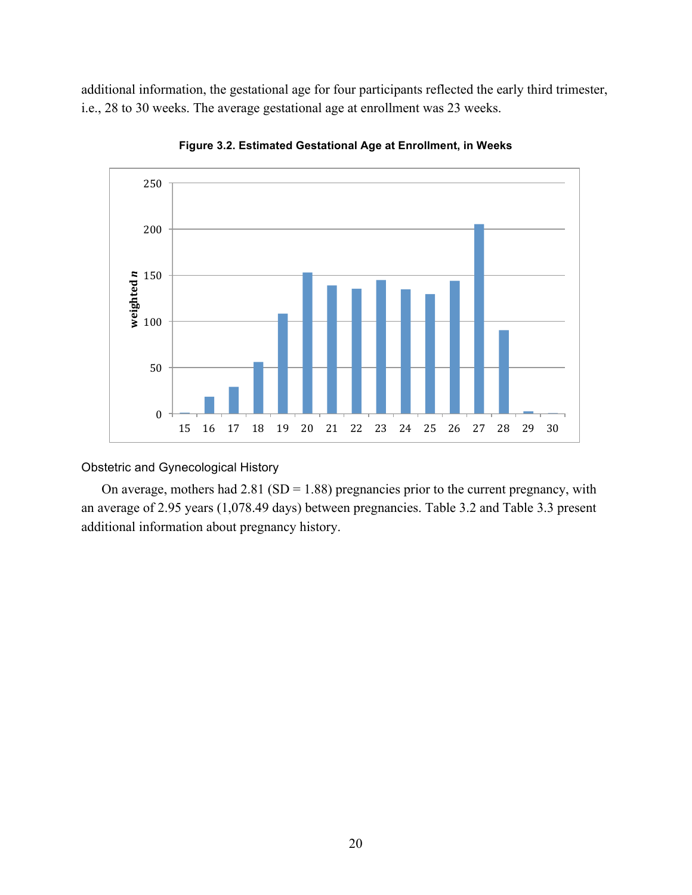additional information, the gestational age for four participants reflected the early third trimester, i.e., 28 to 30 weeks. The average gestational age at enrollment was 23 weeks.

**Figure 3.2. Estimated Gestational Age at Enrollment, in Weeks**

### Obstetric and Gynecological History

On average, mothers had 2.81 (SD = 1.88) pregnancies prior to the current pregnancy, with an average of 2.95 years (1,078.49 days) between pregnancies. Table 3.2 and Table 3.3 present additional information about pregnancy history.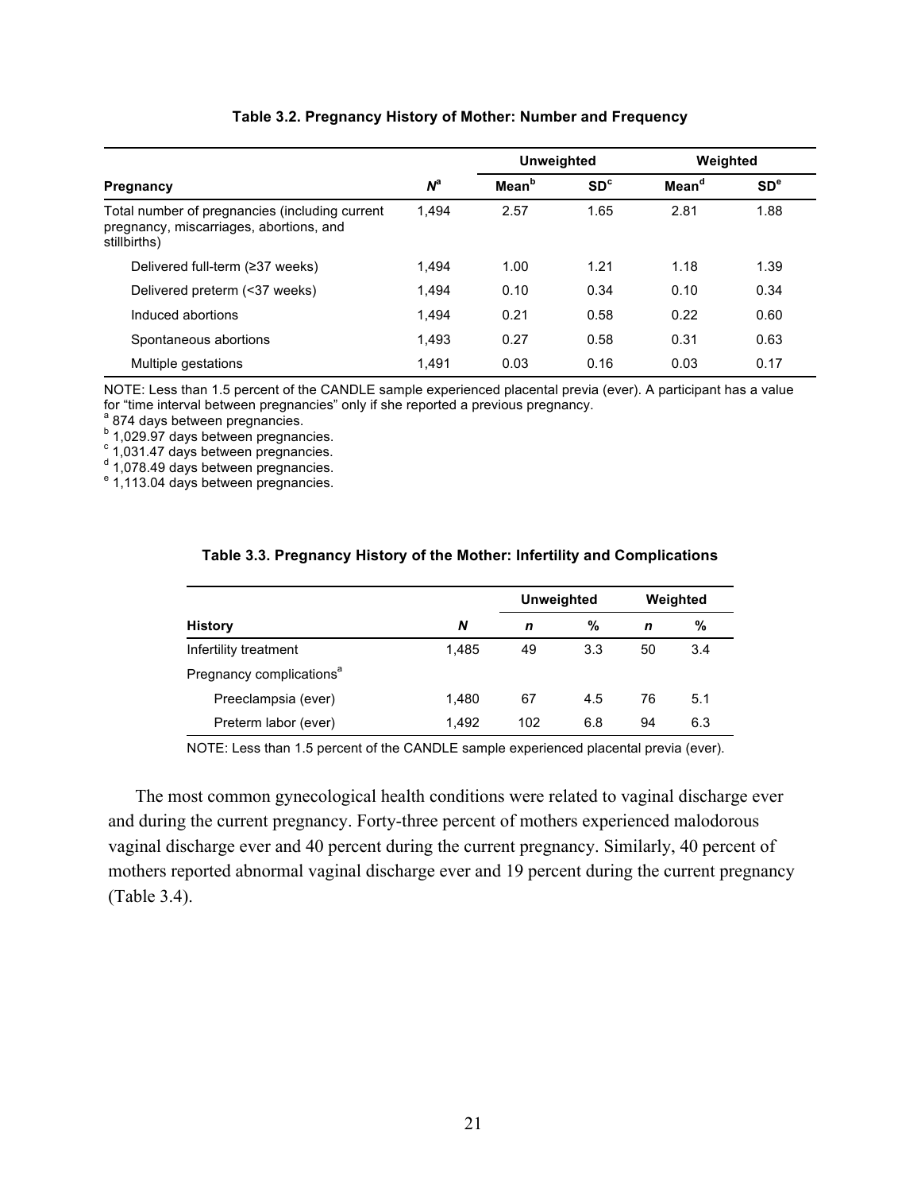**Table 3.2. Pregnancy History of Mother: Number and Frequency**

| | | Unweighted | | Weighted | |
|---|---|---|---|---|---|
| **Pregnancy** | ***N*[a]** | **Mean[b]** | **SD[c]** | **Mean[d]** | **SD[e]** |
| Total number of pregnancies (including current pregnancy, miscarriages, abortions, and stillbirths) | 1,494 | 2.57 | 1.65 | 2.81 | 1.88 |
| Delivered full-term (≥37 weeks) | 1,494 | 1.00 | 1.21 | 1.18 | 1.39 |
| Delivered preterm (<37 weeks) | 1,494 | 0.10 | 0.34 | 0.10 | 0.34 |
| Induced abortions | 1,494 | 0.21 | 0.58 | 0.22 | 0.60 |
| Spontaneous abortions | 1,493 | 0.27 | 0.58 | 0.31 | 0.63 |
| Multiple gestations | 1,491 | 0.03 | 0.16 | 0.03 | 0.17 |

NOTE: Less than 1.5 percent of the CANDLE sample experienced placental previa (ever). A participant has a value for "time interval between pregnancies" only if she reported a previous pregnancy.
[a] 874 days between pregnancies.
[b] 1,029.97 days between pregnancies.
[c] 1,031.47 days between pregnancies.
[d] 1,078.49 days between pregnancies.
[e] 1,113.04 days between pregnancies.

**Table 3.3. Pregnancy History of the Mother: Infertility and Complications**

| | | Unweighted | | Weighted | |
|---|---|---|---|---|---|
| **History** | ***N*** | ***n*** | **%** | ***n*** | **%** |
| Infertility treatment | 1,485 | 49 | 3.3 | 50 | 3.4 |
| Pregnancy complications[a] | | | | | |
| Preeclampsia (ever) | 1,480 | 67 | 4.5 | 76 | 5.1 |
| Preterm labor (ever) | 1,492 | 102 | 6.8 | 94 | 6.3 |

NOTE: Less than 1.5 percent of the CANDLE sample experienced placental previa (ever).

The most common gynecological health conditions were related to vaginal discharge ever and during the current pregnancy. Forty-three percent of mothers experienced malodorous vaginal discharge ever and 40 percent during the current pregnancy. Similarly, 40 percent of mothers reported abnormal vaginal discharge ever and 19 percent during the current pregnancy (Table 3.4).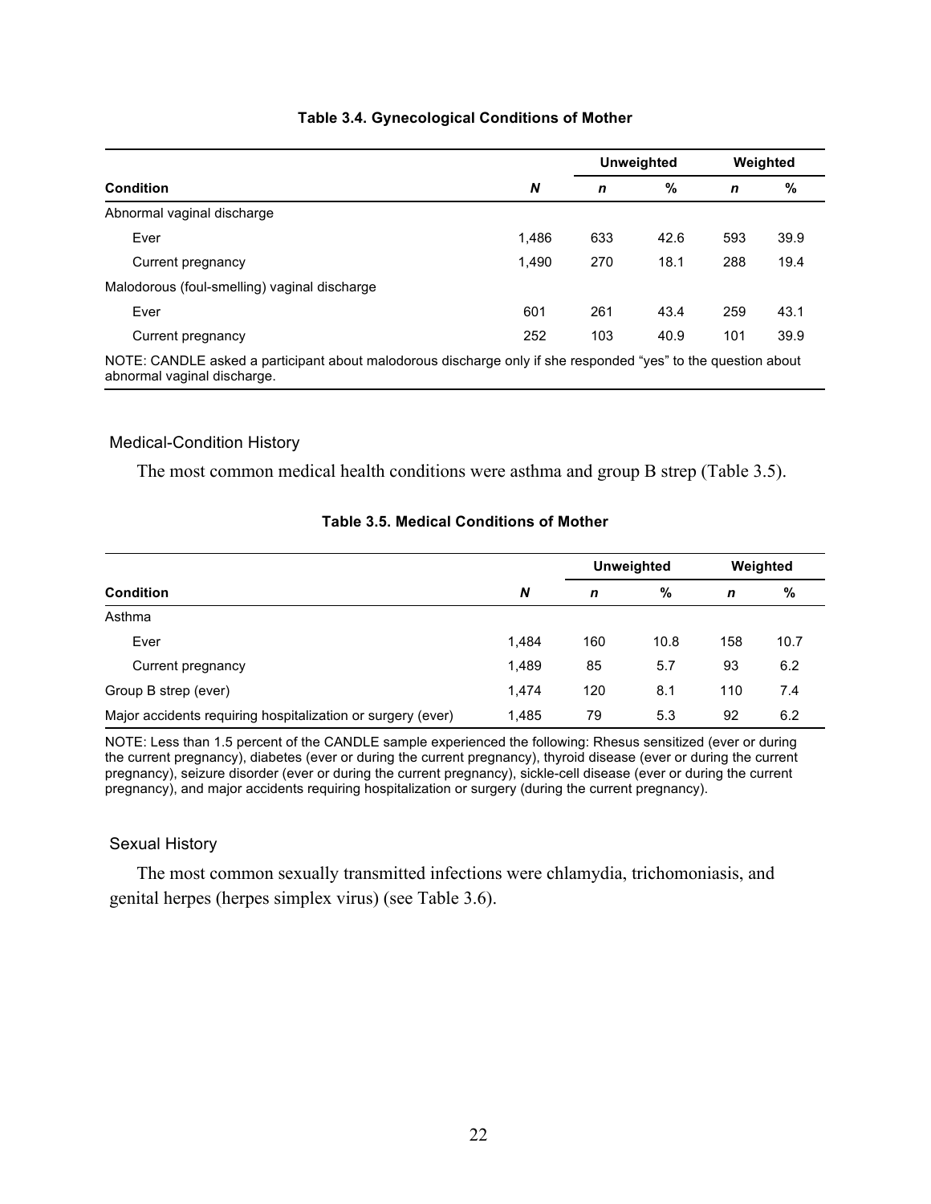**Table 3.4. Gynecological Conditions of Mother**

| Condition | N | Unweighted | | Weighted | |
|---|---|---|---|---|---|
| | | n | % | n | % |
| Abnormal vaginal discharge | | | | | |
| Ever | 1,486 | 633 | 42.6 | 593 | 39.9 |
| Current pregnancy | 1,490 | 270 | 18.1 | 288 | 19.4 |
| Malodorous (foul-smelling) vaginal discharge | | | | | |
| Ever | 601 | 261 | 43.4 | 259 | 43.1 |
| Current pregnancy | 252 | 103 | 40.9 | 101 | 39.9 |

NOTE: CANDLE asked a participant about malodorous discharge only if she responded "yes" to the question about abnormal vaginal discharge.

### Medical-Condition History

The most common medical health conditions were asthma and group B strep (Table 3.5).

**Table 3.5. Medical Conditions of Mother**

| Condition | N | Unweighted | | Weighted | |
|---|---|---|---|---|---|
| | | n | % | n | % |
| Asthma | | | | | |
| Ever | 1,484 | 160 | 10.8 | 158 | 10.7 |
| Current pregnancy | 1,489 | 85 | 5.7 | 93 | 6.2 |
| Group B strep (ever) | 1,474 | 120 | 8.1 | 110 | 7.4 |
| Major accidents requiring hospitalization or surgery (ever) | 1,485 | 79 | 5.3 | 92 | 6.2 |

NOTE: Less than 1.5 percent of the CANDLE sample experienced the following: Rhesus sensitized (ever or during the current pregnancy), diabetes (ever or during the current pregnancy), thyroid disease (ever or during the current pregnancy), seizure disorder (ever or during the current pregnancy), sickle-cell disease (ever or during the current pregnancy), and major accidents requiring hospitalization or surgery (during the current pregnancy).

### Sexual History

The most common sexually transmitted infections were chlamydia, trichomoniasis, and genital herpes (herpes simplex virus) (see Table 3.6).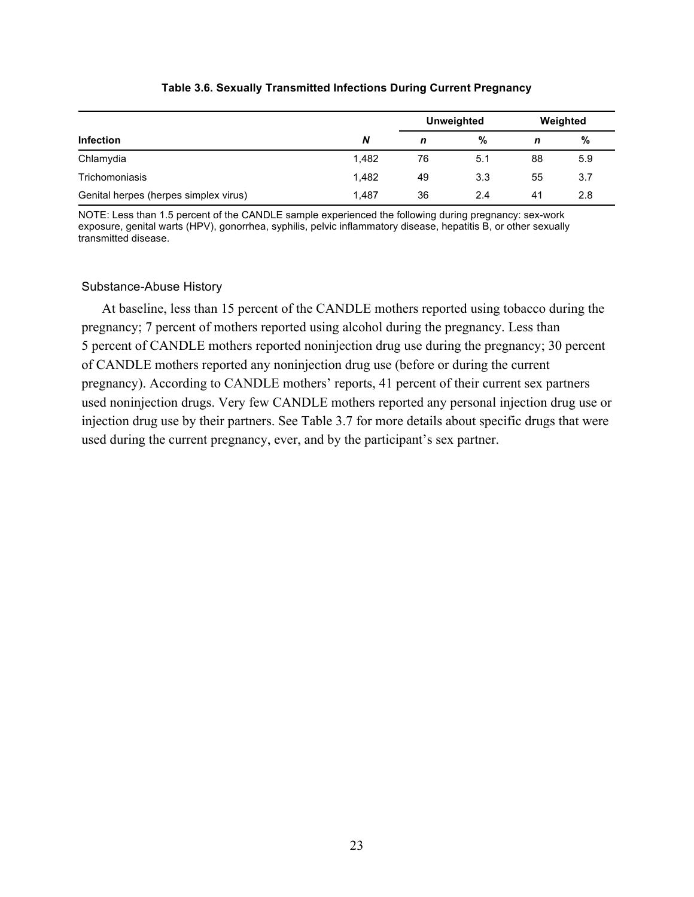**Table 3.6. Sexually Transmitted Infections During Current Pregnancy**

| Infection | N | Unweighted | | Weighted | |
|---|---|---|---|---|---|
| | | *n* | % | *n* | % |
| Chlamydia | 1,482 | 76 | 5.1 | 88 | 5.9 |
| Trichomoniasis | 1,482 | 49 | 3.3 | 55 | 3.7 |
| Genital herpes (herpes simplex virus) | 1,487 | 36 | 2.4 | 41 | 2.8 |

NOTE: Less than 1.5 percent of the CANDLE sample experienced the following during pregnancy: sex-work exposure, genital warts (HPV), gonorrhea, syphilis, pelvic inflammatory disease, hepatitis B, or other sexually transmitted disease.

### Substance-Abuse History

At baseline, less than 15 percent of the CANDLE mothers reported using tobacco during the pregnancy; 7 percent of mothers reported using alcohol during the pregnancy. Less than 5 percent of CANDLE mothers reported noninjection drug use during the pregnancy; 30 percent of CANDLE mothers reported any noninjection drug use (before or during the current pregnancy). According to CANDLE mothers' reports, 41 percent of their current sex partners used noninjection drugs. Very few CANDLE mothers reported any personal injection drug use or injection drug use by their partners. See Table 3.7 for more details about specific drugs that were used during the current pregnancy, ever, and by the participant's sex partner.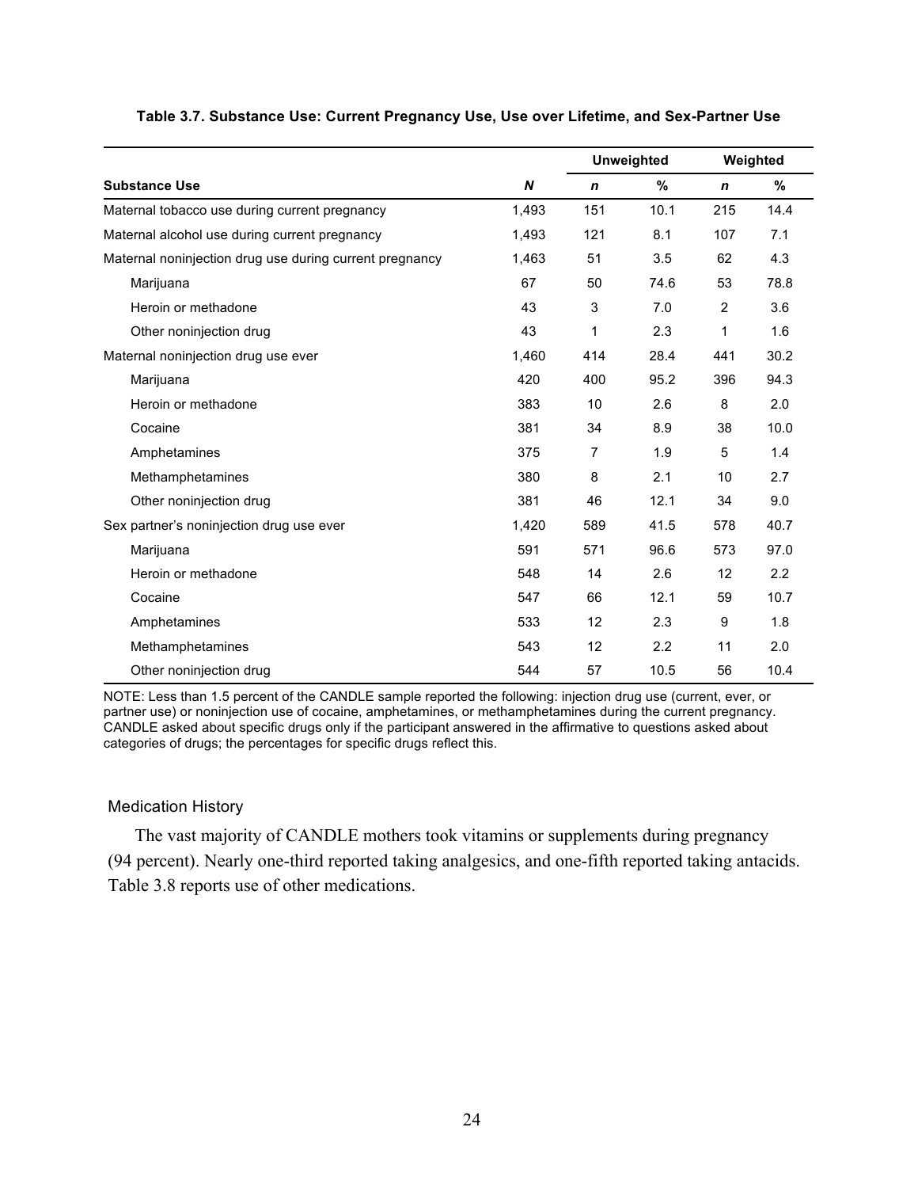**Table 3.7. Substance Use: Current Pregnancy Use, Use over Lifetime, and Sex-Partner Use**

| | | Unweighted | | Weighted | |
|---|---|---|---|---|---|
| **Substance Use** | ***N*** | ***n*** | **%** | ***n*** | **%** |
| Maternal tobacco use during current pregnancy | 1,493 | 151 | 10.1 | 215 | 14.4 |
| Maternal alcohol use during current pregnancy | 1,493 | 121 | 8.1 | 107 | 7.1 |
| Maternal noninjection drug use during current pregnancy | 1,463 | 51 | 3.5 | 62 | 4.3 |
| Marijuana | 67 | 50 | 74.6 | 53 | 78.8 |
| Heroin or methadone | 43 | 3 | 7.0 | 2 | 3.6 |
| Other noninjection drug | 43 | 1 | 2.3 | 1 | 1.6 |
| Maternal noninjection drug use ever | 1,460 | 414 | 28.4 | 441 | 30.2 |
| Marijuana | 420 | 400 | 95.2 | 396 | 94.3 |
| Heroin or methadone | 383 | 10 | 2.6 | 8 | 2.0 |
| Cocaine | 381 | 34 | 8.9 | 38 | 10.0 |
| Amphetamines | 375 | 7 | 1.9 | 5 | 1.4 |
| Methamphetamines | 380 | 8 | 2.1 | 10 | 2.7 |
| Other noninjection drug | 381 | 46 | 12.1 | 34 | 9.0 |
| Sex partner's noninjection drug use ever | 1,420 | 589 | 41.5 | 578 | 40.7 |
| Marijuana | 591 | 571 | 96.6 | 573 | 97.0 |
| Heroin or methadone | 548 | 14 | 2.6 | 12 | 2.2 |
| Cocaine | 547 | 66 | 12.1 | 59 | 10.7 |
| Amphetamines | 533 | 12 | 2.3 | 9 | 1.8 |
| Methamphetamines | 543 | 12 | 2.2 | 11 | 2.0 |
| Other noninjection drug | 544 | 57 | 10.5 | 56 | 10.4 |

NOTE: Less than 1.5 percent of the CANDLE sample reported the following: injection drug use (current, ever, or partner use) or noninjection use of cocaine, amphetamines, or methamphetamines during the current pregnancy. CANDLE asked about specific drugs only if the participant answered in the affirmative to questions asked about categories of drugs; the percentages for specific drugs reflect this.

### Medication History

The vast majority of CANDLE mothers took vitamins or supplements during pregnancy (94 percent). Nearly one-third reported taking analgesics, and one-fifth reported taking antacids. Table 3.8 reports use of other medications.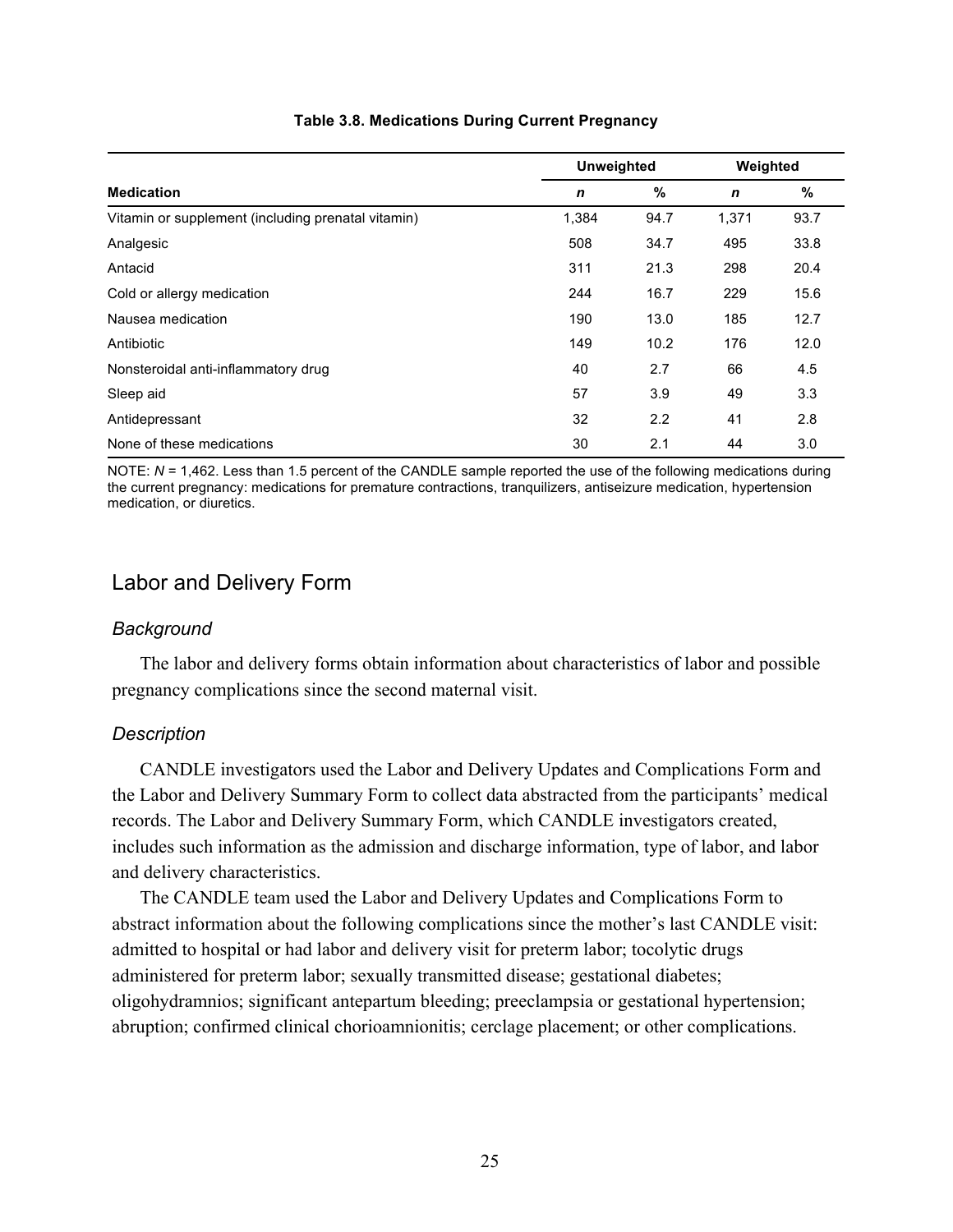**Table 3.8. Medications During Current Pregnancy**

| Medication | Unweighted | | Weighted | |
|---|---|---|---|---|
| | *n* | % | *n* | % |
| Vitamin or supplement (including prenatal vitamin) | 1,384 | 94.7 | 1,371 | 93.7 |
| Analgesic | 508 | 34.7 | 495 | 33.8 |
| Antacid | 311 | 21.3 | 298 | 20.4 |
| Cold or allergy medication | 244 | 16.7 | 229 | 15.6 |
| Nausea medication | 190 | 13.0 | 185 | 12.7 |
| Antibiotic | 149 | 10.2 | 176 | 12.0 |
| Nonsteroidal anti-inflammatory drug | 40 | 2.7 | 66 | 4.5 |
| Sleep aid | 57 | 3.9 | 49 | 3.3 |
| Antidepressant | 32 | 2.2 | 41 | 2.8 |
| None of these medications | 30 | 2.1 | 44 | 3.0 |

NOTE: *N* = 1,462. Less than 1.5 percent of the CANDLE sample reported the use of the following medications during the current pregnancy: medications for premature contractions, tranquilizers, antiseizure medication, hypertension medication, or diuretics.

## Labor and Delivery Form

### *Background*

The labor and delivery forms obtain information about characteristics of labor and possible pregnancy complications since the second maternal visit.

### *Description*

CANDLE investigators used the Labor and Delivery Updates and Complications Form and the Labor and Delivery Summary Form to collect data abstracted from the participants' medical records. The Labor and Delivery Summary Form, which CANDLE investigators created, includes such information as the admission and discharge information, type of labor, and labor and delivery characteristics.

The CANDLE team used the Labor and Delivery Updates and Complications Form to abstract information about the following complications since the mother's last CANDLE visit: admitted to hospital or had labor and delivery visit for preterm labor; tocolytic drugs administered for preterm labor; sexually transmitted disease; gestational diabetes; oligohydramnios; significant antepartum bleeding; preeclampsia or gestational hypertension; abruption; confirmed clinical chorioamnionitis; cerclage placement; or other complications.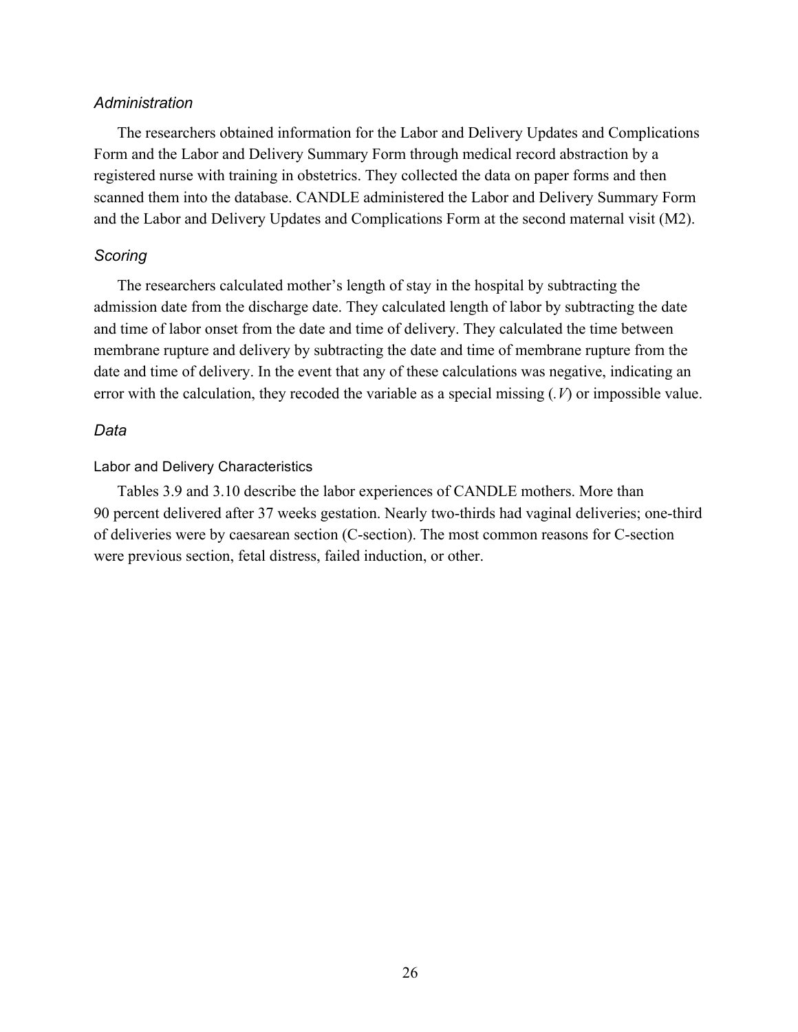### *Administration*

The researchers obtained information for the Labor and Delivery Updates and Complications Form and the Labor and Delivery Summary Form through medical record abstraction by a registered nurse with training in obstetrics. They collected the data on paper forms and then scanned them into the database. CANDLE administered the Labor and Delivery Summary Form and the Labor and Delivery Updates and Complications Form at the second maternal visit (M2).

### *Scoring*

The researchers calculated mother's length of stay in the hospital by subtracting the admission date from the discharge date. They calculated length of labor by subtracting the date and time of labor onset from the date and time of delivery. They calculated the time between membrane rupture and delivery by subtracting the date and time of membrane rupture from the date and time of delivery. In the event that any of these calculations was negative, indicating an error with the calculation, they recoded the variable as a special missing (*.V*) or impossible value.

### *Data*

#### Labor and Delivery Characteristics

Tables 3.9 and 3.10 describe the labor experiences of CANDLE mothers. More than 90 percent delivered after 37 weeks gestation. Nearly two-thirds had vaginal deliveries; one-third of deliveries were by caesarean section (C-section). The most common reasons for C-section were previous section, fetal distress, failed induction, or other.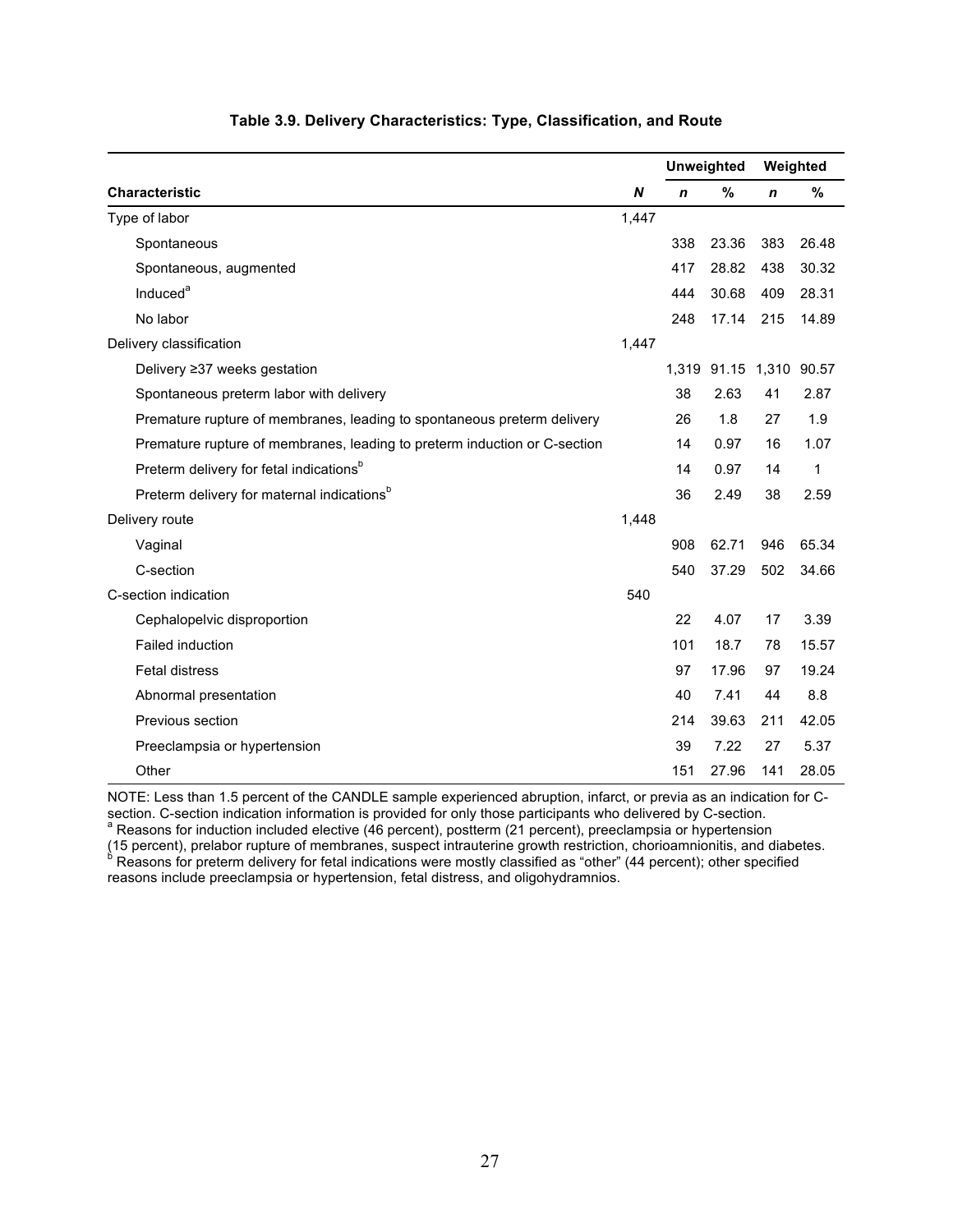**Table 3.9. Delivery Characteristics: Type, Classification, and Route**

| Characteristic | *N* | Unweighted | | Weighted | |
|---|---|---|---|---|---|
| | | *n* | % | *n* | % |
| Type of labor | 1,447 | | | | |
| Spontaneous | | 338 | 23.36 | 383 | 26.48 |
| Spontaneous, augmented | | 417 | 28.82 | 438 | 30.32 |
| Induced[a] | | 444 | 30.68 | 409 | 28.31 |
| No labor | | 248 | 17.14 | 215 | 14.89 |
| Delivery classification | 1,447 | | | | |
| Delivery ≥37 weeks gestation | | 1,319 | 91.15 | 1,310 | 90.57 |
| Spontaneous preterm labor with delivery | | 38 | 2.63 | 41 | 2.87 |
| Premature rupture of membranes, leading to spontaneous preterm delivery | | 26 | 1.8 | 27 | 1.9 |
| Premature rupture of membranes, leading to preterm induction or C-section | | 14 | 0.97 | 16 | 1.07 |
| Preterm delivery for fetal indications[b] | | 14 | 0.97 | 14 | 1 |
| Preterm delivery for maternal indications[b] | | 36 | 2.49 | 38 | 2.59 |
| Delivery route | 1,448 | | | | |
| Vaginal | | 908 | 62.71 | 946 | 65.34 |
| C-section | | 540 | 37.29 | 502 | 34.66 |
| C-section indication | 540 | | | | |
| Cephalopelvic disproportion | | 22 | 4.07 | 17 | 3.39 |
| Failed induction | | 101 | 18.7 | 78 | 15.57 |
| Fetal distress | | 97 | 17.96 | 97 | 19.24 |
| Abnormal presentation | | 40 | 7.41 | 44 | 8.8 |
| Previous section | | 214 | 39.63 | 211 | 42.05 |
| Preeclampsia or hypertension | | 39 | 7.22 | 27 | 5.37 |
| Other | | 151 | 27.96 | 141 | 28.05 |

NOTE: Less than 1.5 percent of the CANDLE sample experienced abruption, infarct, or previa as an indication for C-section. C-section indication information is provided for only those participants who delivered by C-section.
[a] Reasons for induction included elective (46 percent), postterm (21 percent), preeclampsia or hypertension (15 percent), prelabor rupture of membranes, suspect intrauterine growth restriction, chorioamnionitis, and diabetes.
[b] Reasons for preterm delivery for fetal indications were mostly classified as "other" (44 percent); other specified reasons include preeclampsia or hypertension, fetal distress, and oligohydramnios.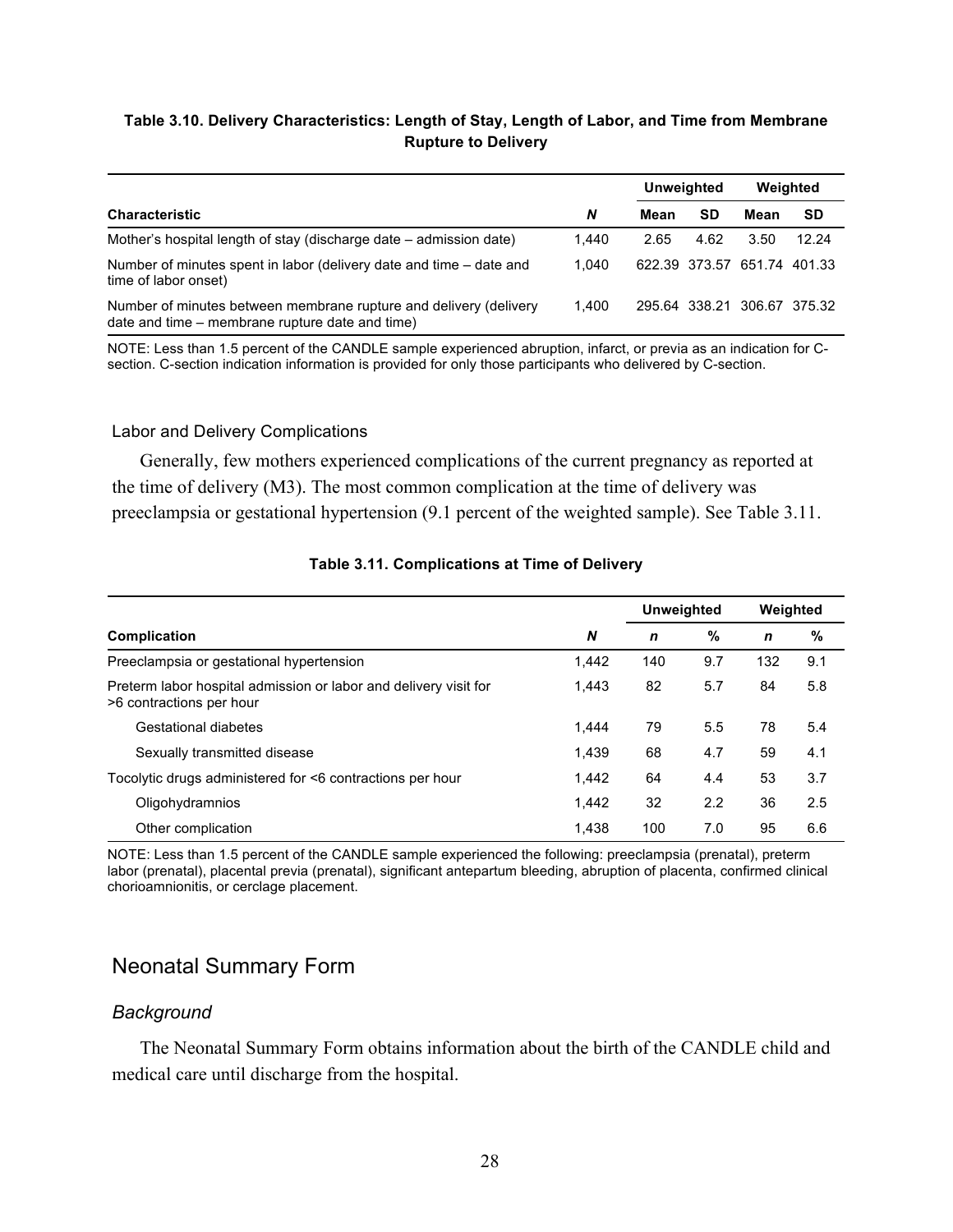**Table 3.10. Delivery Characteristics: Length of Stay, Length of Labor, and Time from Membrane Rupture to Delivery**

| | | Unweighted | | Weighted | |
|---|---|---|---|---|---|
| **Characteristic** | ***N*** | **Mean** | **SD** | **Mean** | **SD** |
| Mother's hospital length of stay (discharge date – admission date) | 1,440 | 2.65 | 4.62 | 3.50 | 12.24 |
| Number of minutes spent in labor (delivery date and time – date and time of labor onset) | 1,040 | 622.39 | 373.57 | 651.74 | 401.33 |
| Number of minutes between membrane rupture and delivery (delivery date and time – membrane rupture date and time) | 1,400 | 295.64 | 338.21 | 306.67 | 375.32 |

NOTE: Less than 1.5 percent of the CANDLE sample experienced abruption, infarct, or previa as an indication for C-section. C-section indication information is provided for only those participants who delivered by C-section.

### Labor and Delivery Complications

Generally, few mothers experienced complications of the current pregnancy as reported at the time of delivery (M3). The most common complication at the time of delivery was preeclampsia or gestational hypertension (9.1 percent of the weighted sample). See Table 3.11.

**Table 3.11. Complications at Time of Delivery**

| | | Unweighted | | Weighted | |
|---|---|---|---|---|---|
| **Complication** | ***N*** | ***n*** | **%** | ***n*** | **%** |
| Preeclampsia or gestational hypertension | 1,442 | 140 | 9.7 | 132 | 9.1 |
| Preterm labor hospital admission or labor and delivery visit for >6 contractions per hour | 1,443 | 82 | 5.7 | 84 | 5.8 |
| Gestational diabetes | 1,444 | 79 | 5.5 | 78 | 5.4 |
| Sexually transmitted disease | 1,439 | 68 | 4.7 | 59 | 4.1 |
| Tocolytic drugs administered for <6 contractions per hour | 1,442 | 64 | 4.4 | 53 | 3.7 |
| Oligohydramnios | 1,442 | 32 | 2.2 | 36 | 2.5 |
| Other complication | 1,438 | 100 | 7.0 | 95 | 6.6 |

NOTE: Less than 1.5 percent of the CANDLE sample experienced the following: preeclampsia (prenatal), preterm labor (prenatal), placental previa (prenatal), significant antepartum bleeding, abruption of placenta, confirmed clinical chorioamnionitis, or cerclage placement.

## Neonatal Summary Form

### *Background*

The Neonatal Summary Form obtains information about the birth of the CANDLE child and medical care until discharge from the hospital.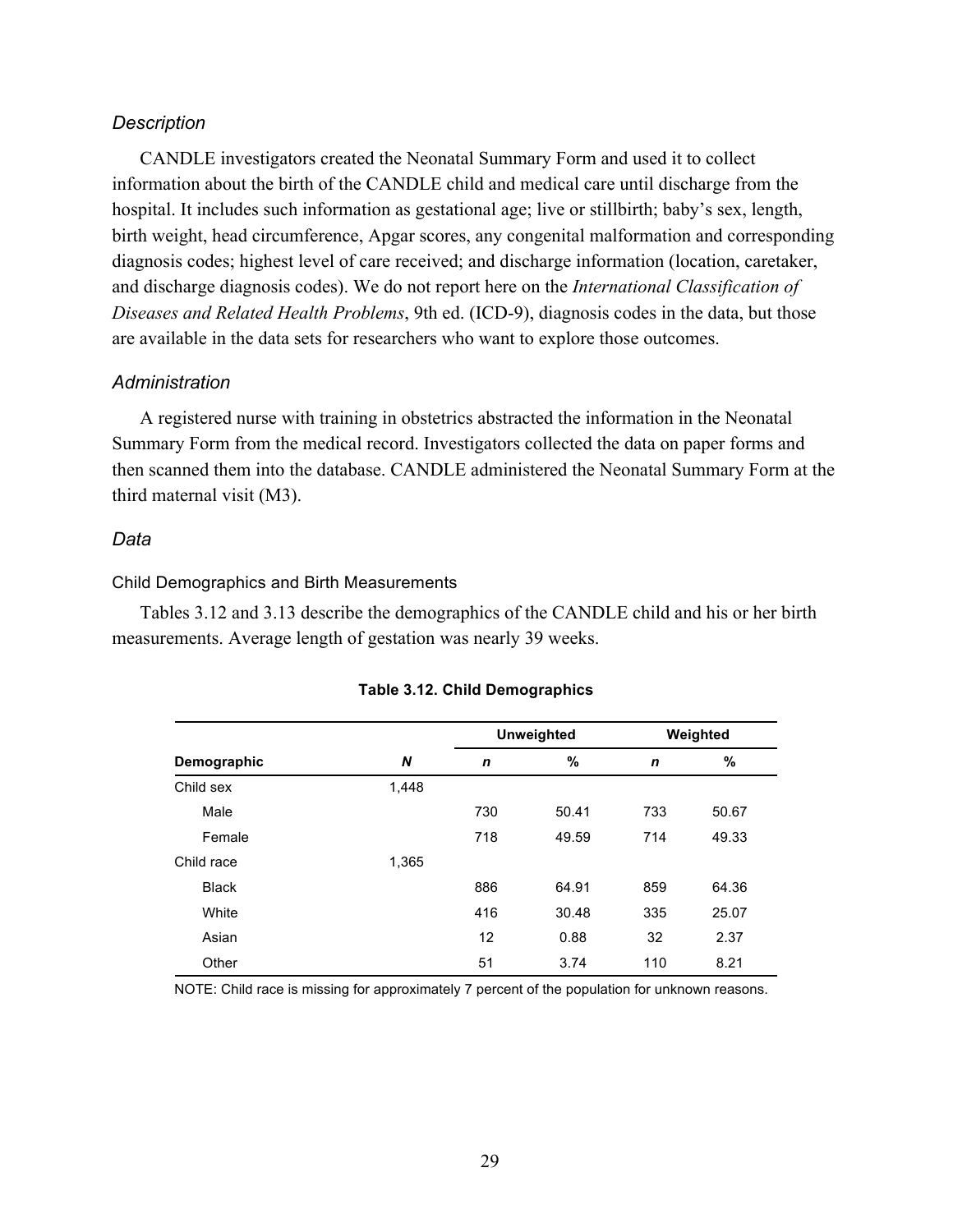### *Description*

CANDLE investigators created the Neonatal Summary Form and used it to collect information about the birth of the CANDLE child and medical care until discharge from the hospital. It includes such information as gestational age; live or stillbirth; baby's sex, length, birth weight, head circumference, Apgar scores, any congenital malformation and corresponding diagnosis codes; highest level of care received; and discharge information (location, caretaker, and discharge diagnosis codes). We do not report here on the *International Classification of Diseases and Related Health Problems*, 9th ed. (ICD-9), diagnosis codes in the data, but those are available in the data sets for researchers who want to explore those outcomes.

### *Administration*

A registered nurse with training in obstetrics abstracted the information in the Neonatal Summary Form from the medical record. Investigators collected the data on paper forms and then scanned them into the database. CANDLE administered the Neonatal Summary Form at the third maternal visit (M3).

### *Data*

#### Child Demographics and Birth Measurements

Tables 3.12 and 3.13 describe the demographics of the CANDLE child and his or her birth measurements. Average length of gestation was nearly 39 weeks.

**Table 3.12. Child Demographics**

| | | Unweighted | | Weighted | |
|---|---|---|---|---|---|
| **Demographic** | ***N*** | ***n*** | **%** | ***n*** | **%** |
| Child sex | 1,448 | | | | |
| Male | | 730 | 50.41 | 733 | 50.67 |
| Female | | 718 | 49.59 | 714 | 49.33 |
| Child race | 1,365 | | | | |
| Black | | 886 | 64.91 | 859 | 64.36 |
| White | | 416 | 30.48 | 335 | 25.07 |
| Asian | | 12 | 0.88 | 32 | 2.37 |
| Other | | 51 | 3.74 | 110 | 8.21 |

NOTE: Child race is missing for approximately 7 percent of the population for unknown reasons.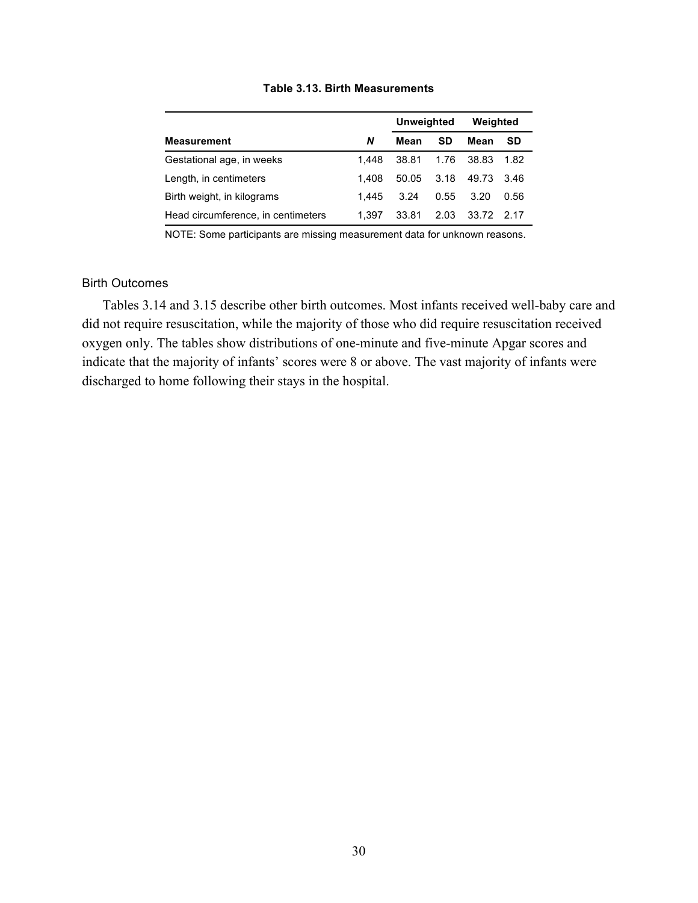**Table 3.13. Birth Measurements**

| | | Unweighted | | Weighted | |
|---|---|---|---|---|---|
| **Measurement** | ***N*** | **Mean** | **SD** | **Mean** | **SD** |
| Gestational age, in weeks | 1,448 | 38.81 | 1.76 | 38.83 | 1.82 |
| Length, in centimeters | 1,408 | 50.05 | 3.18 | 49.73 | 3.46 |
| Birth weight, in kilograms | 1,445 | 3.24 | 0.55 | 3.20 | 0.56 |
| Head circumference, in centimeters | 1,397 | 33.81 | 2.03 | 33.72 | 2.17 |

NOTE: Some participants are missing measurement data for unknown reasons.

### Birth Outcomes

Tables 3.14 and 3.15 describe other birth outcomes. Most infants received well-baby care and did not require resuscitation, while the majority of those who did require resuscitation received oxygen only. The tables show distributions of one-minute and five-minute Apgar scores and indicate that the majority of infants' scores were 8 or above. The vast majority of infants were discharged to home following their stays in the hospital.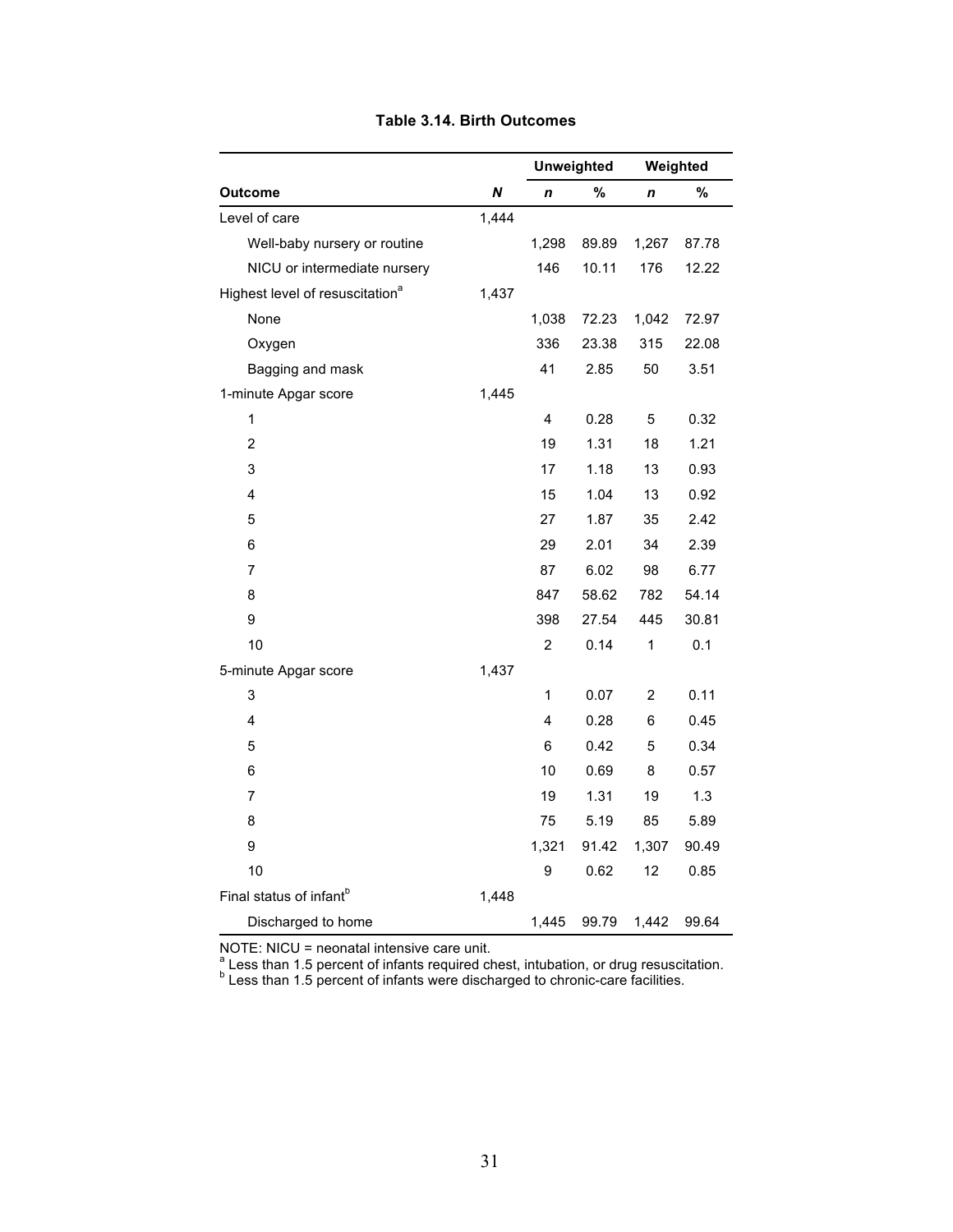**Table 3.14. Birth Outcomes**

| Outcome | N | Unweighted | | Weighted | |
|---|---|---|---|---|---|
| | | n | % | n | % |
| Level of care | 1,444 | | | | |
| Well-baby nursery or routine | | 1,298 | 89.89 | 1,267 | 87.78 |
| NICU or intermediate nursery | | 146 | 10.11 | 176 | 12.22 |
| Highest level of resuscitation[a] | 1,437 | | | | |
| None | | 1,038 | 72.23 | 1,042 | 72.97 |
| Oxygen | | 336 | 23.38 | 315 | 22.08 |
| Bagging and mask | | 41 | 2.85 | 50 | 3.51 |
| 1-minute Apgar score | 1,445 | | | | |
| 1 | | 4 | 0.28 | 5 | 0.32 |
| 2 | | 19 | 1.31 | 18 | 1.21 |
| 3 | | 17 | 1.18 | 13 | 0.93 |
| 4 | | 15 | 1.04 | 13 | 0.92 |
| 5 | | 27 | 1.87 | 35 | 2.42 |
| 6 | | 29 | 2.01 | 34 | 2.39 |
| 7 | | 87 | 6.02 | 98 | 6.77 |
| 8 | | 847 | 58.62 | 782 | 54.14 |
| 9 | | 398 | 27.54 | 445 | 30.81 |
| 10 | | 2 | 0.14 | 1 | 0.1 |
| 5-minute Apgar score | 1,437 | | | | |
| 3 | | 1 | 0.07 | 2 | 0.11 |
| 4 | | 4 | 0.28 | 6 | 0.45 |
| 5 | | 6 | 0.42 | 5 | 0.34 |
| 6 | | 10 | 0.69 | 8 | 0.57 |
| 7 | | 19 | 1.31 | 19 | 1.3 |
| 8 | | 75 | 5.19 | 85 | 5.89 |
| 9 | | 1,321 | 91.42 | 1,307 | 90.49 |
| 10 | | 9 | 0.62 | 12 | 0.85 |
| Final status of infant[b] | 1,448 | | | | |
| Discharged to home | | 1,445 | 99.79 | 1,442 | 99.64 |

NOTE: NICU = neonatal intensive care unit.
[a] Less than 1.5 percent of infants required chest, intubation, or drug resuscitation.
[b] Less than 1.5 percent of infants were discharged to chronic-care facilities.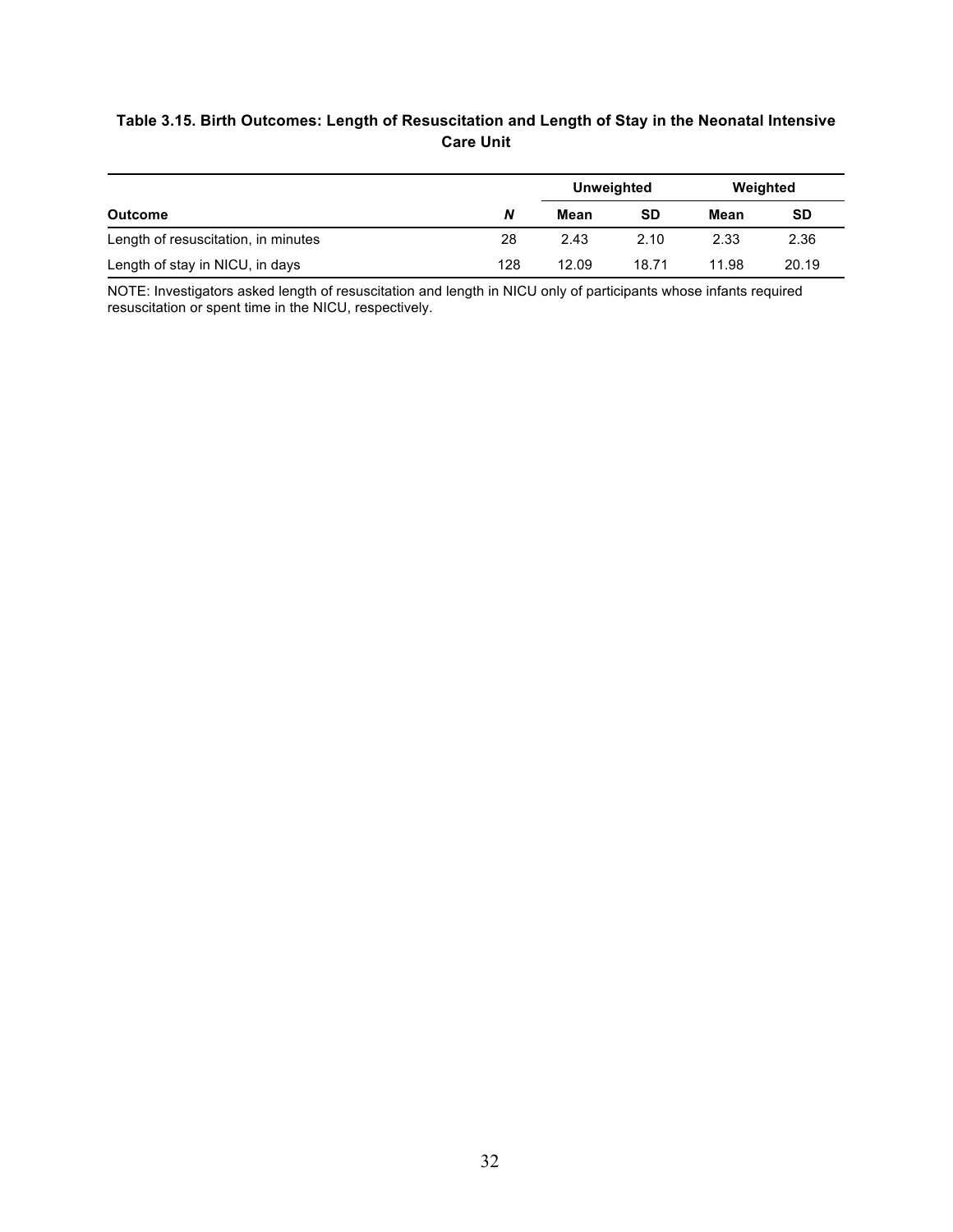**Table 3.15. Birth Outcomes: Length of Resuscitation and Length of Stay in the Neonatal Intensive Care Unit**

| | | Unweighted | | Weighted | |
|---|---|---|---|---|---|
| **Outcome** | ***N*** | **Mean** | **SD** | **Mean** | **SD** |
| Length of resuscitation, in minutes | 28 | 2.43 | 2.10 | 2.33 | 2.36 |
| Length of stay in NICU, in days | 128 | 12.09 | 18.71 | 11.98 | 20.19 |

NOTE: Investigators asked length of resuscitation and length in NICU only of participants whose infants required resuscitation or spent time in the NICU, respectively.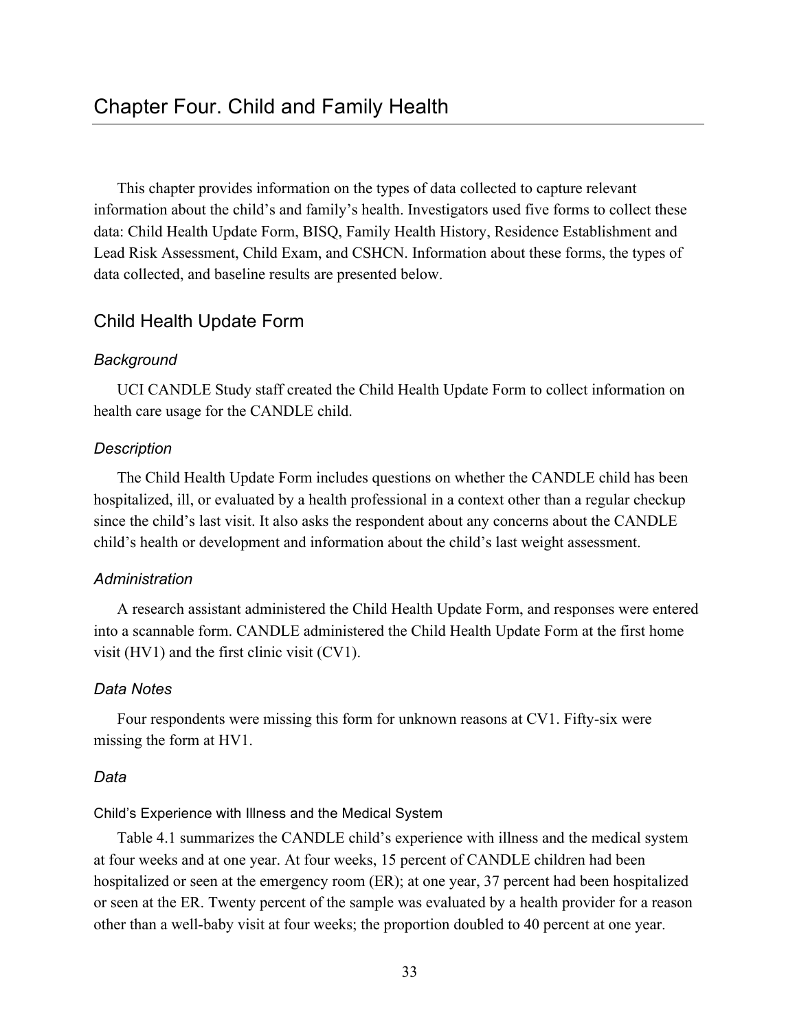# Chapter Four. Child and Family Health

This chapter provides information on the types of data collected to capture relevant information about the child's and family's health. Investigators used five forms to collect these data: Child Health Update Form, BISQ, Family Health History, Residence Establishment and Lead Risk Assessment, Child Exam, and CSHCN. Information about these forms, the types of data collected, and baseline results are presented below.

## Child Health Update Form

### *Background*

UCI CANDLE Study staff created the Child Health Update Form to collect information on health care usage for the CANDLE child.

### *Description*

The Child Health Update Form includes questions on whether the CANDLE child has been hospitalized, ill, or evaluated by a health professional in a context other than a regular checkup since the child's last visit. It also asks the respondent about any concerns about the CANDLE child's health or development and information about the child's last weight assessment.

### *Administration*

A research assistant administered the Child Health Update Form, and responses were entered into a scannable form. CANDLE administered the Child Health Update Form at the first home visit (HV1) and the first clinic visit (CV1).

### *Data Notes*

Four respondents were missing this form for unknown reasons at CV1. Fifty-six were missing the form at HV1.

### *Data*

#### Child's Experience with Illness and the Medical System

Table 4.1 summarizes the CANDLE child's experience with illness and the medical system at four weeks and at one year. At four weeks, 15 percent of CANDLE children had been hospitalized or seen at the emergency room (ER); at one year, 37 percent had been hospitalized or seen at the ER. Twenty percent of the sample was evaluated by a health provider for a reason other than a well-baby visit at four weeks; the proportion doubled to 40 percent at one year.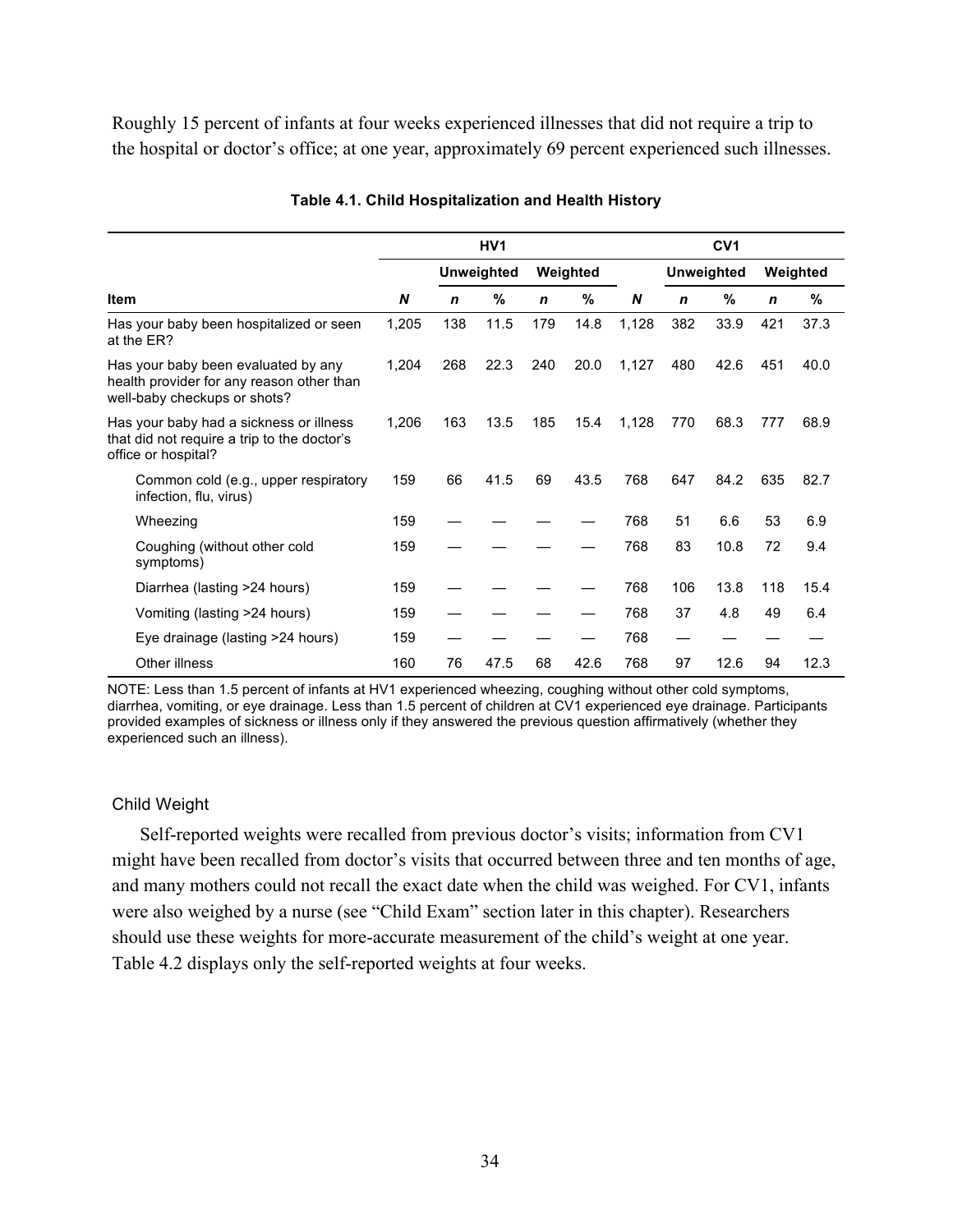Roughly 15 percent of infants at four weeks experienced illnesses that did not require a trip to the hospital or doctor's office; at one year, approximately 69 percent experienced such illnesses.

**Table 4.1. Child Hospitalization and Health History**

| | HV1 | | | | | CV1 | | | | |
|---|---|---|---|---|---|---|---|---|---|---|
| | | Unweighted | | Weighted | | | Unweighted | | Weighted | |
| **Item** | ***N*** | ***n*** | **%** | ***n*** | **%** | ***N*** | ***n*** | **%** | ***n*** | **%** |
| Has your baby been hospitalized or seen at the ER? | 1,205 | 138 | 11.5 | 179 | 14.8 | 1,128 | 382 | 33.9 | 421 | 37.3 |
| Has your baby been evaluated by any health provider for any reason other than well-baby checkups or shots? | 1,204 | 268 | 22.3 | 240 | 20.0 | 1,127 | 480 | 42.6 | 451 | 40.0 |
| Has your baby had a sickness or illness that did not require a trip to the doctor's office or hospital? | 1,206 | 163 | 13.5 | 185 | 15.4 | 1,128 | 770 | 68.3 | 777 | 68.9 |
| Common cold (e.g., upper respiratory infection, flu, virus) | 159 | 66 | 41.5 | 69 | 43.5 | 768 | 647 | 84.2 | 635 | 82.7 |
| Wheezing | 159 | — | — | — | — | 768 | 51 | 6.6 | 53 | 6.9 |
| Coughing (without other cold symptoms) | 159 | — | — | — | — | 768 | 83 | 10.8 | 72 | 9.4 |
| Diarrhea (lasting >24 hours) | 159 | — | — | — | — | 768 | 106 | 13.8 | 118 | 15.4 |
| Vomiting (lasting >24 hours) | 159 | — | — | — | — | 768 | 37 | 4.8 | 49 | 6.4 |
| Eye drainage (lasting >24 hours) | 159 | — | — | — | — | 768 | — | — | — | — |
| Other illness | 160 | 76 | 47.5 | 68 | 42.6 | 768 | 97 | 12.6 | 94 | 12.3 |

NOTE: Less than 1.5 percent of infants at HV1 experienced wheezing, coughing without other cold symptoms, diarrhea, vomiting, or eye drainage. Less than 1.5 percent of children at CV1 experienced eye drainage. Participants provided examples of sickness or illness only if they answered the previous question affirmatively (whether they experienced such an illness).

### Child Weight

Self-reported weights were recalled from previous doctor's visits; information from CV1 might have been recalled from doctor's visits that occurred between three and ten months of age, and many mothers could not recall the exact date when the child was weighed. For CV1, infants were also weighed by a nurse (see "Child Exam" section later in this chapter). Researchers should use these weights for more-accurate measurement of the child's weight at one year. Table 4.2 displays only the self-reported weights at four weeks.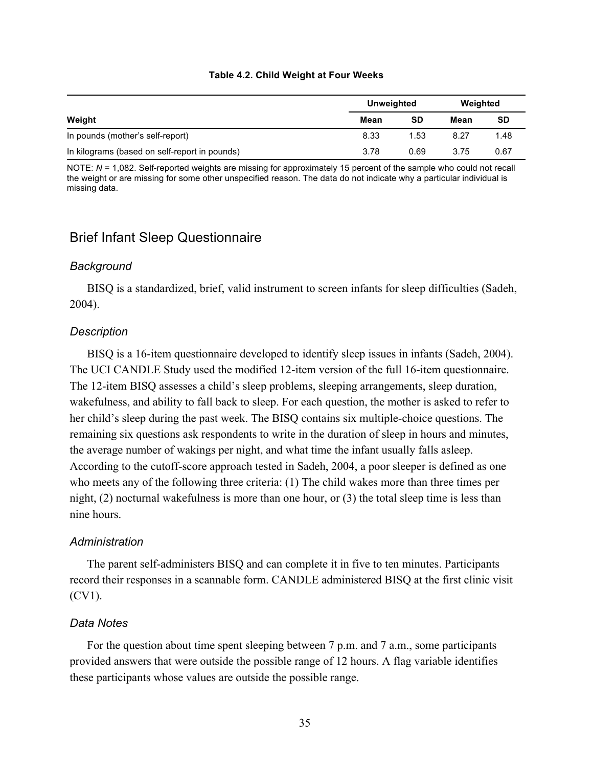**Table 4.2. Child Weight at Four Weeks**

| Weight | Unweighted | | Weighted | |
|---|---|---|---|---|
| | Mean | SD | Mean | SD |
| In pounds (mother's self-report) | 8.33 | 1.53 | 8.27 | 1.48 |
| In kilograms (based on self-report in pounds) | 3.78 | 0.69 | 3.75 | 0.67 |

NOTE: *N* = 1,082. Self-reported weights are missing for approximately 15 percent of the sample who could not recall the weight or are missing for some other unspecified reason. The data do not indicate why a particular individual is missing data.

## Brief Infant Sleep Questionnaire

### *Background*

BISQ is a standardized, brief, valid instrument to screen infants for sleep difficulties (Sadeh, 2004).

### *Description*

BISQ is a 16-item questionnaire developed to identify sleep issues in infants (Sadeh, 2004). The UCI CANDLE Study used the modified 12-item version of the full 16-item questionnaire. The 12-item BISQ assesses a child's sleep problems, sleeping arrangements, sleep duration, wakefulness, and ability to fall back to sleep. For each question, the mother is asked to refer to her child's sleep during the past week. The BISQ contains six multiple-choice questions. The remaining six questions ask respondents to write in the duration of sleep in hours and minutes, the average number of wakings per night, and what time the infant usually falls asleep. According to the cutoff-score approach tested in Sadeh, 2004, a poor sleeper is defined as one who meets any of the following three criteria: (1) The child wakes more than three times per night, (2) nocturnal wakefulness is more than one hour, or (3) the total sleep time is less than nine hours.

### *Administration*

The parent self-administers BISQ and can complete it in five to ten minutes. Participants record their responses in a scannable form. CANDLE administered BISQ at the first clinic visit (CV1).

### *Data Notes*

For the question about time spent sleeping between 7 p.m. and 7 a.m., some participants provided answers that were outside the possible range of 12 hours. A flag variable identifies these participants whose values are outside the possible range.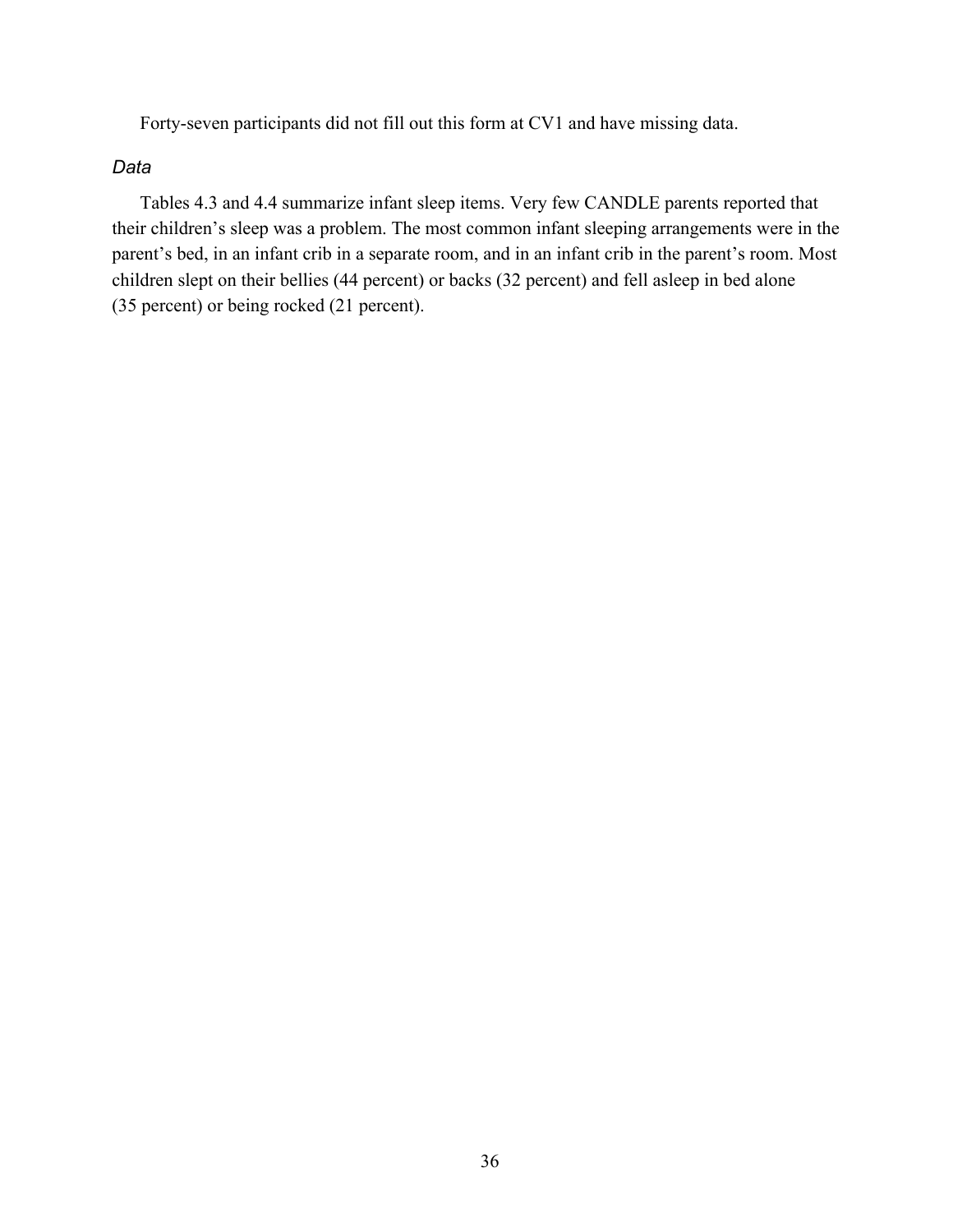Forty-seven participants did not fill out this form at CV1 and have missing data.

### *Data*

Tables 4.3 and 4.4 summarize infant sleep items. Very few CANDLE parents reported that their children's sleep was a problem. The most common infant sleeping arrangements were in the parent's bed, in an infant crib in a separate room, and in an infant crib in the parent's room. Most children slept on their bellies (44 percent) or backs (32 percent) and fell asleep in bed alone (35 percent) or being rocked (21 percent).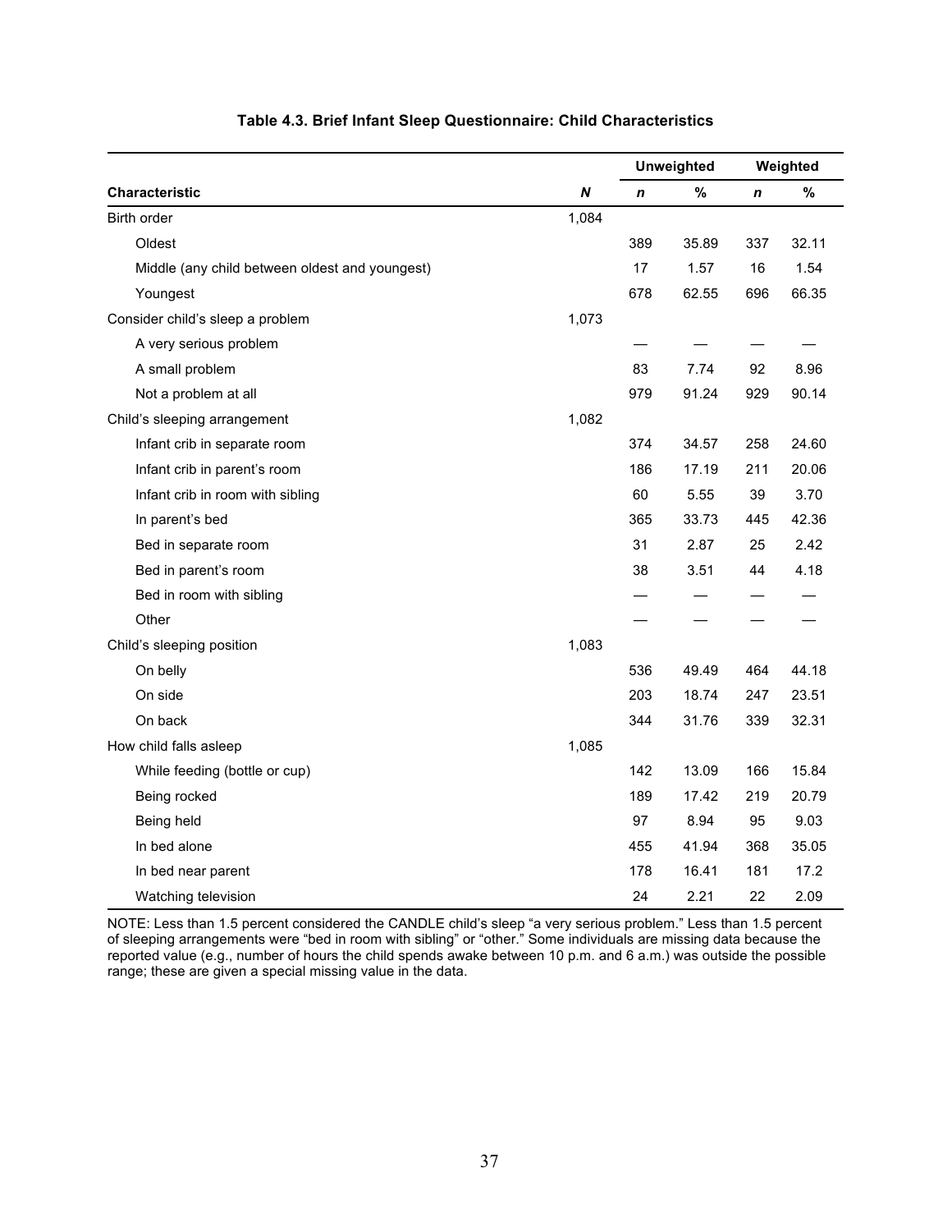**Table 4.3. Brief Infant Sleep Questionnaire: Child Characteristics**

| Characteristic | N | Unweighted | | Weighted | |
|---|---|---|---|---|---|
| | | ***n*** | **%** | ***n*** | **%** |
| Birth order | 1,084 | | | | |
| Oldest | | 389 | 35.89 | 337 | 32.11 |
| Middle (any child between oldest and youngest) | | 17 | 1.57 | 16 | 1.54 |
| Youngest | | 678 | 62.55 | 696 | 66.35 |
| Consider child's sleep a problem | 1,073 | | | | |
| A very serious problem | | — | — | — | — |
| A small problem | | 83 | 7.74 | 92 | 8.96 |
| Not a problem at all | | 979 | 91.24 | 929 | 90.14 |
| Child's sleeping arrangement | 1,082 | | | | |
| Infant crib in separate room | | 374 | 34.57 | 258 | 24.60 |
| Infant crib in parent's room | | 186 | 17.19 | 211 | 20.06 |
| Infant crib in room with sibling | | 60 | 5.55 | 39 | 3.70 |
| In parent's bed | | 365 | 33.73 | 445 | 42.36 |
| Bed in separate room | | 31 | 2.87 | 25 | 2.42 |
| Bed in parent's room | | 38 | 3.51 | 44 | 4.18 |
| Bed in room with sibling | | — | — | — | — |
| Other | | — | — | — | — |
| Child's sleeping position | 1,083 | | | | |
| On belly | | 536 | 49.49 | 464 | 44.18 |
| On side | | 203 | 18.74 | 247 | 23.51 |
| On back | | 344 | 31.76 | 339 | 32.31 |
| How child falls asleep | 1,085 | | | | |
| While feeding (bottle or cup) | | 142 | 13.09 | 166 | 15.84 |
| Being rocked | | 189 | 17.42 | 219 | 20.79 |
| Being held | | 97 | 8.94 | 95 | 9.03 |
| In bed alone | | 455 | 41.94 | 368 | 35.05 |
| In bed near parent | | 178 | 16.41 | 181 | 17.2 |
| Watching television | | 24 | 2.21 | 22 | 2.09 |

NOTE: Less than 1.5 percent considered the CANDLE child's sleep "a very serious problem." Less than 1.5 percent of sleeping arrangements were "bed in room with sibling" or "other." Some individuals are missing data because the reported value (e.g., number of hours the child spends awake between 10 p.m. and 6 a.m.) was outside the possible range; these are given a special missing value in the data.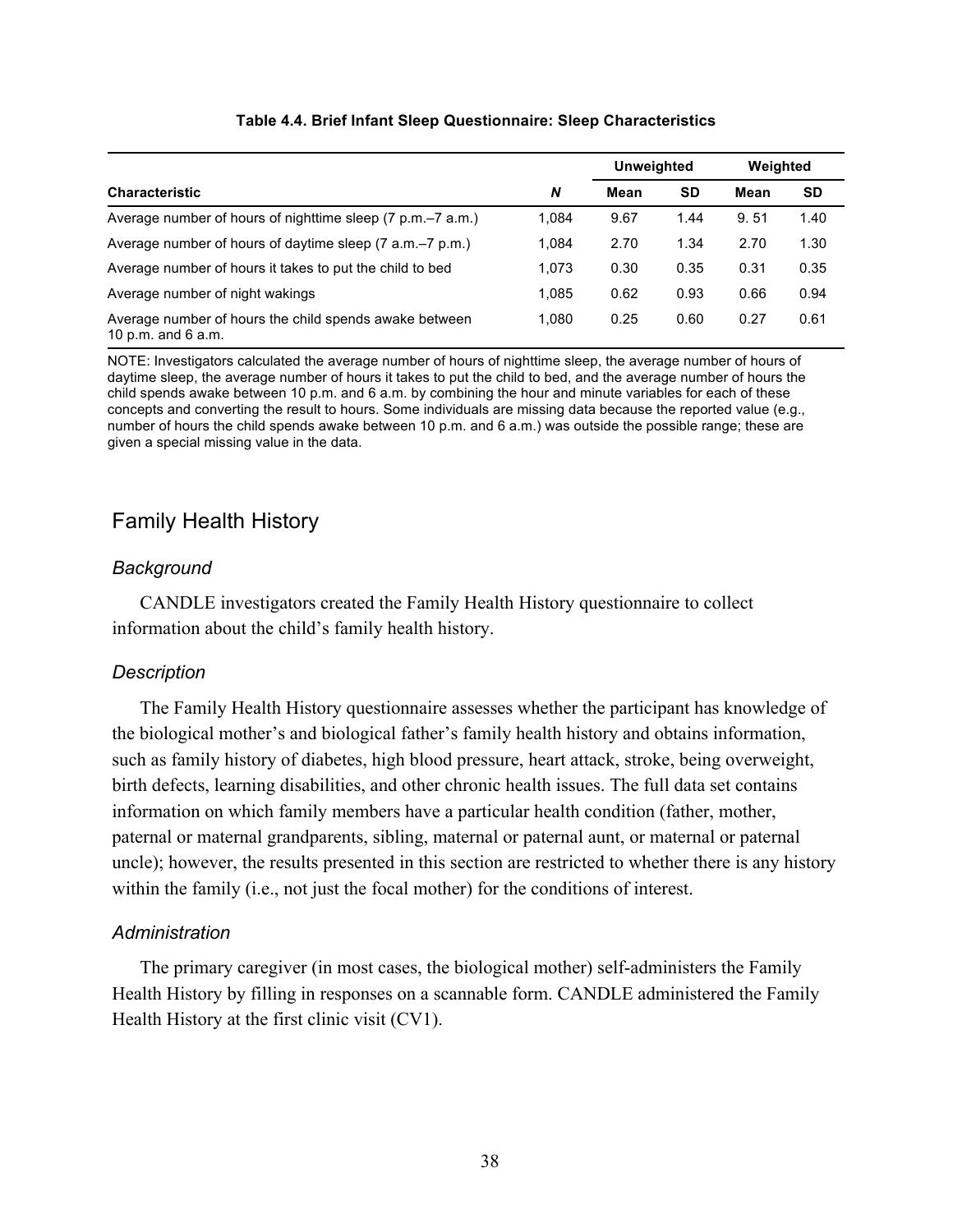**Table 4.4. Brief Infant Sleep Questionnaire: Sleep Characteristics**

| | | Unweighted | | Weighted | |
|---|---|---|---|---|---|
| **Characteristic** | ***N*** | **Mean** | **SD** | **Mean** | **SD** |
| Average number of hours of nighttime sleep (7 p.m.–7 a.m.) | 1,084 | 9.67 | 1.44 | 9. 51 | 1.40 |
| Average number of hours of daytime sleep (7 a.m.–7 p.m.) | 1,084 | 2.70 | 1.34 | 2.70 | 1.30 |
| Average number of hours it takes to put the child to bed | 1,073 | 0.30 | 0.35 | 0.31 | 0.35 |
| Average number of night wakings | 1,085 | 0.62 | 0.93 | 0.66 | 0.94 |
| Average number of hours the child spends awake between 10 p.m. and 6 a.m. | 1,080 | 0.25 | 0.60 | 0.27 | 0.61 |

NOTE: Investigators calculated the average number of hours of nighttime sleep, the average number of hours of daytime sleep, the average number of hours it takes to put the child to bed, and the average number of hours the child spends awake between 10 p.m. and 6 a.m. by combining the hour and minute variables for each of these concepts and converting the result to hours. Some individuals are missing data because the reported value (e.g., number of hours the child spends awake between 10 p.m. and 6 a.m.) was outside the possible range; these are given a special missing value in the data.

## Family Health History

### *Background*

CANDLE investigators created the Family Health History questionnaire to collect information about the child's family health history.

### *Description*

The Family Health History questionnaire assesses whether the participant has knowledge of the biological mother's and biological father's family health history and obtains information, such as family history of diabetes, high blood pressure, heart attack, stroke, being overweight, birth defects, learning disabilities, and other chronic health issues. The full data set contains information on which family members have a particular health condition (father, mother, paternal or maternal grandparents, sibling, maternal or paternal aunt, or maternal or paternal uncle); however, the results presented in this section are restricted to whether there is any history within the family (i.e., not just the focal mother) for the conditions of interest.

### *Administration*

The primary caregiver (in most cases, the biological mother) self-administers the Family Health History by filling in responses on a scannable form. CANDLE administered the Family Health History at the first clinic visit (CV1).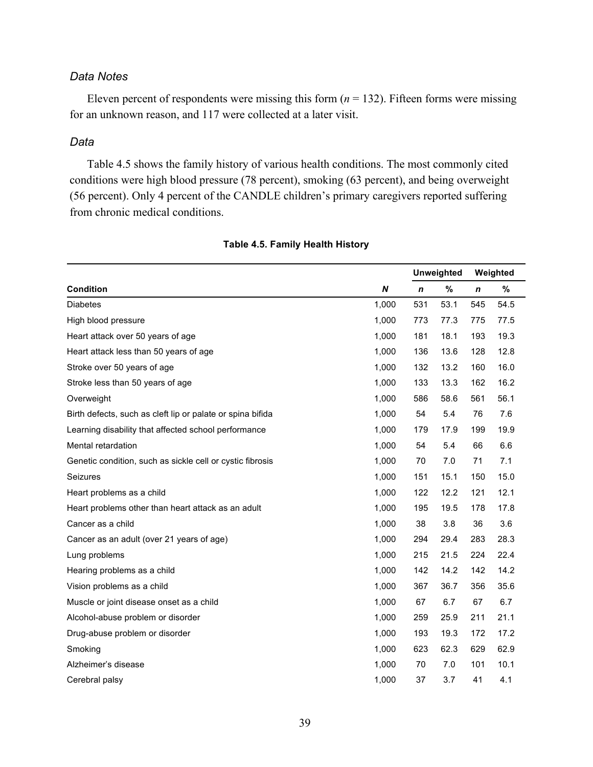### *Data Notes*

Eleven percent of respondents were missing this form (*n* = 132). Fifteen forms were missing for an unknown reason, and 117 were collected at a later visit.

### *Data*

Table 4.5 shows the family history of various health conditions. The most commonly cited conditions were high blood pressure (78 percent), smoking (63 percent), and being overweight (56 percent). Only 4 percent of the CANDLE children's primary caregivers reported suffering from chronic medical conditions.

**Table 4.5. Family Health History**

| | | Unweighted | | Weighted | |
|---|---|---|---|---|---|
| **Condition** | ***N*** | ***n*** | **%** | ***n*** | **%** |
| Diabetes | 1,000 | 531 | 53.1 | 545 | 54.5 |
| High blood pressure | 1,000 | 773 | 77.3 | 775 | 77.5 |
| Heart attack over 50 years of age | 1,000 | 181 | 18.1 | 193 | 19.3 |
| Heart attack less than 50 years of age | 1,000 | 136 | 13.6 | 128 | 12.8 |
| Stroke over 50 years of age | 1,000 | 132 | 13.2 | 160 | 16.0 |
| Stroke less than 50 years of age | 1,000 | 133 | 13.3 | 162 | 16.2 |
| Overweight | 1,000 | 586 | 58.6 | 561 | 56.1 |
| Birth defects, such as cleft lip or palate or spina bifida | 1,000 | 54 | 5.4 | 76 | 7.6 |
| Learning disability that affected school performance | 1,000 | 179 | 17.9 | 199 | 19.9 |
| Mental retardation | 1,000 | 54 | 5.4 | 66 | 6.6 |
| Genetic condition, such as sickle cell or cystic fibrosis | 1,000 | 70 | 7.0 | 71 | 7.1 |
| Seizures | 1,000 | 151 | 15.1 | 150 | 15.0 |
| Heart problems as a child | 1,000 | 122 | 12.2 | 121 | 12.1 |
| Heart problems other than heart attack as an adult | 1,000 | 195 | 19.5 | 178 | 17.8 |
| Cancer as a child | 1,000 | 38 | 3.8 | 36 | 3.6 |
| Cancer as an adult (over 21 years of age) | 1,000 | 294 | 29.4 | 283 | 28.3 |
| Lung problems | 1,000 | 215 | 21.5 | 224 | 22.4 |
| Hearing problems as a child | 1,000 | 142 | 14.2 | 142 | 14.2 |
| Vision problems as a child | 1,000 | 367 | 36.7 | 356 | 35.6 |
| Muscle or joint disease onset as a child | 1,000 | 67 | 6.7 | 67 | 6.7 |
| Alcohol-abuse problem or disorder | 1,000 | 259 | 25.9 | 211 | 21.1 |
| Drug-abuse problem or disorder | 1,000 | 193 | 19.3 | 172 | 17.2 |
| Smoking | 1,000 | 623 | 62.3 | 629 | 62.9 |
| Alzheimer's disease | 1,000 | 70 | 7.0 | 101 | 10.1 |
| Cerebral palsy | 1,000 | 37 | 3.7 | 41 | 4.1 |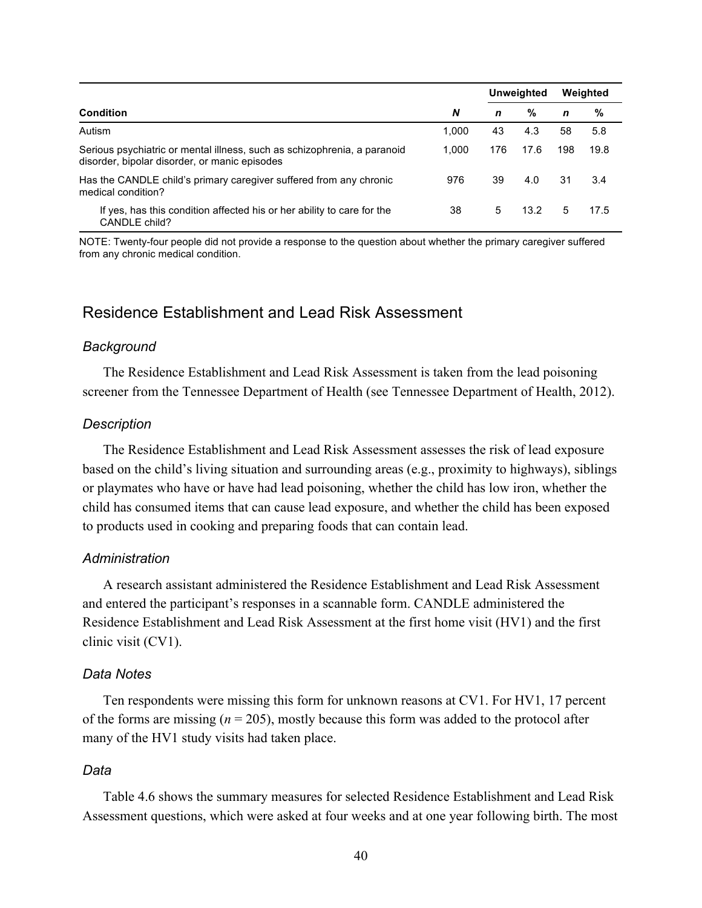| Condition | N | Unweighted | | Weighted | |
|---|---|---|---|---|---|
| | | n | % | n | % |
| Autism | 1,000 | 43 | 4.3 | 58 | 5.8 |
| Serious psychiatric or mental illness, such as schizophrenia, a paranoid disorder, bipolar disorder, or manic episodes | 1,000 | 176 | 17.6 | 198 | 19.8 |
| Has the CANDLE child's primary caregiver suffered from any chronic medical condition? | 976 | 39 | 4.0 | 31 | 3.4 |
| If yes, has this condition affected his or her ability to care for the CANDLE child? | 38 | 5 | 13.2 | 5 | 17.5 |

NOTE: Twenty-four people did not provide a response to the question about whether the primary caregiver suffered from any chronic medical condition.

## Residence Establishment and Lead Risk Assessment

### *Background*

The Residence Establishment and Lead Risk Assessment is taken from the lead poisoning screener from the Tennessee Department of Health (see Tennessee Department of Health, 2012).

### *Description*

The Residence Establishment and Lead Risk Assessment assesses the risk of lead exposure based on the child's living situation and surrounding areas (e.g., proximity to highways), siblings or playmates who have or have had lead poisoning, whether the child has low iron, whether the child has consumed items that can cause lead exposure, and whether the child has been exposed to products used in cooking and preparing foods that can contain lead.

### *Administration*

A research assistant administered the Residence Establishment and Lead Risk Assessment and entered the participant's responses in a scannable form. CANDLE administered the Residence Establishment and Lead Risk Assessment at the first home visit (HV1) and the first clinic visit (CV1).

### *Data Notes*

Ten respondents were missing this form for unknown reasons at CV1. For HV1, 17 percent of the forms are missing (*n* = 205), mostly because this form was added to the protocol after many of the HV1 study visits had taken place.

### *Data*

Table 4.6 shows the summary measures for selected Residence Establishment and Lead Risk Assessment questions, which were asked at four weeks and at one year following birth. The most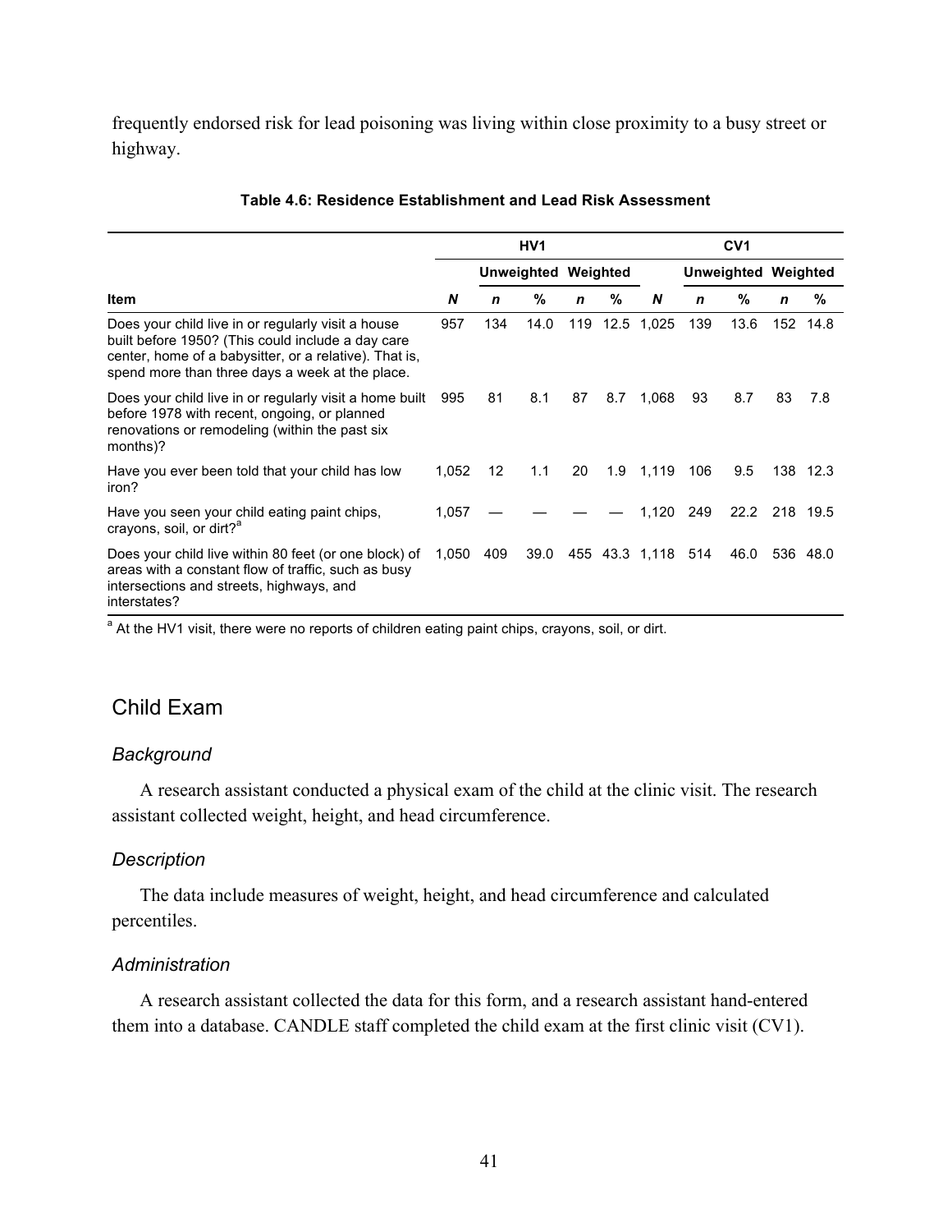frequently endorsed risk for lead poisoning was living within close proximity to a busy street or highway.

**Table 4.6: Residence Establishment and Lead Risk Assessment**

| | HV1 | | | | | CV1 | | | | |
|---|---|---|---|---|---|---|---|---|---|---|
| | | Unweighted | | Weighted | | | Unweighted | | Weighted | |
| **Item** | ***N*** | ***n*** | **%** | ***n*** | **%** | ***N*** | ***n*** | **%** | ***n*** | **%** |
| Does your child live in or regularly visit a house built before 1950? (This could include a day care center, home of a babysitter, or a relative). That is, spend more than three days a week at the place. | 957 | 134 | 14.0 | 119 | 12.5 | 1,025 | 139 | 13.6 | 152 | 14.8 |
| Does your child live in or regularly visit a home built before 1978 with recent, ongoing, or planned renovations or remodeling (within the past six months)? | 995 | 81 | 8.1 | 87 | 8.7 | 1,068 | 93 | 8.7 | 83 | 7.8 |
| Have you ever been told that your child has low iron? | 1,052 | 12 | 1.1 | 20 | 1.9 | 1,119 | 106 | 9.5 | 138 | 12.3 |
| Have you seen your child eating paint chips, crayons, soil, or dirt?[a] | 1,057 | — | — | — | — | 1,120 | 249 | 22.2 | 218 | 19.5 |
| Does your child live within 80 feet (or one block) of areas with a constant flow of traffic, such as busy intersections and streets, highways, and interstates? | 1,050 | 409 | 39.0 | 455 | 43.3 | 1,118 | 514 | 46.0 | 536 | 48.0 |

[a] At the HV1 visit, there were no reports of children eating paint chips, crayons, soil, or dirt.

## Child Exam

### *Background*

A research assistant conducted a physical exam of the child at the clinic visit. The research assistant collected weight, height, and head circumference.

### *Description*

The data include measures of weight, height, and head circumference and calculated percentiles.

### *Administration*

A research assistant collected the data for this form, and a research assistant hand-entered them into a database. CANDLE staff completed the child exam at the first clinic visit (CV1).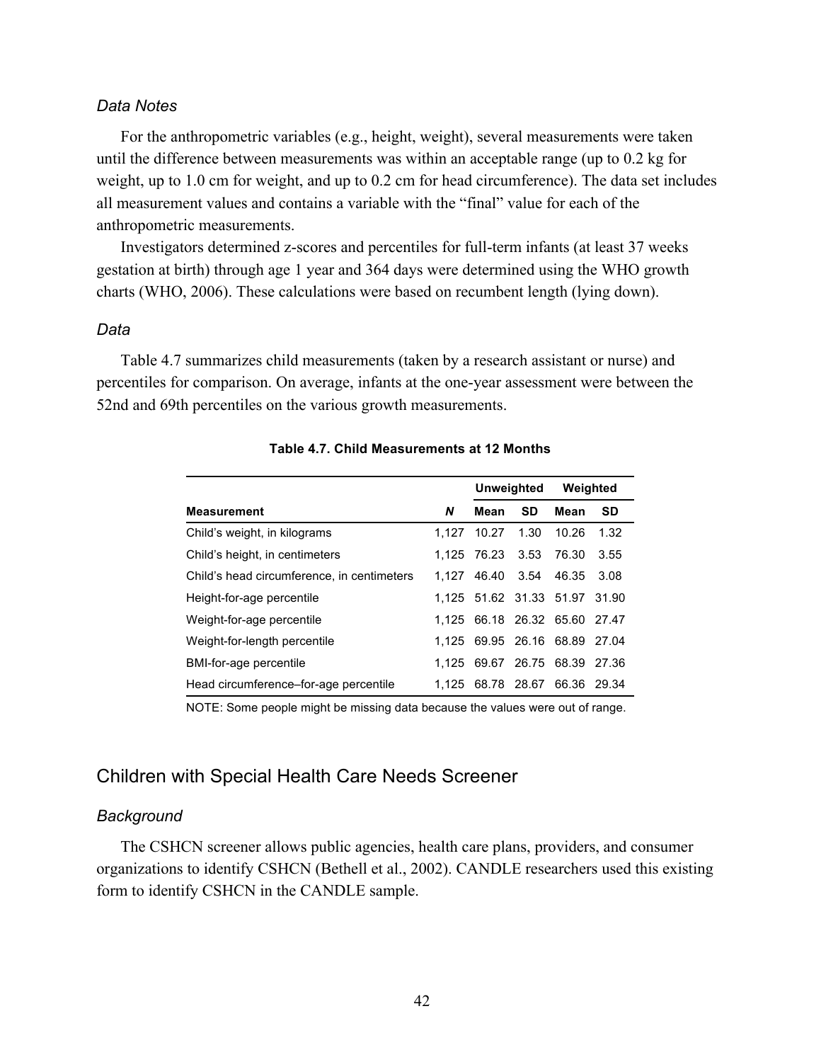### *Data Notes*

For the anthropometric variables (e.g., height, weight), several measurements were taken until the difference between measurements was within an acceptable range (up to 0.2 kg for weight, up to 1.0 cm for weight, and up to 0.2 cm for head circumference). The data set includes all measurement values and contains a variable with the "final" value for each of the anthropometric measurements.

Investigators determined z-scores and percentiles for full-term infants (at least 37 weeks gestation at birth) through age 1 year and 364 days were determined using the WHO growth charts (WHO, 2006). These calculations were based on recumbent length (lying down).

### *Data*

Table 4.7 summarizes child measurements (taken by a research assistant or nurse) and percentiles for comparison. On average, infants at the one-year assessment were between the 52nd and 69th percentiles on the various growth measurements.

**Table 4.7. Child Measurements at 12 Months**

| | | Unweighted | | Weighted | |
|---|---|---|---|---|---|
| **Measurement** | ***N*** | **Mean** | **SD** | **Mean** | **SD** |
| Child's weight, in kilograms | 1,127 | 10.27 | 1.30 | 10.26 | 1.32 |
| Child's height, in centimeters | 1,125 | 76.23 | 3.53 | 76.30 | 3.55 |
| Child's head circumference, in centimeters | 1,127 | 46.40 | 3.54 | 46.35 | 3.08 |
| Height-for-age percentile | 1,125 | 51.62 | 31.33 | 51.97 | 31.90 |
| Weight-for-age percentile | 1,125 | 66.18 | 26.32 | 65.60 | 27.47 |
| Weight-for-length percentile | 1,125 | 69.95 | 26.16 | 68.89 | 27.04 |
| BMI-for-age percentile | 1,125 | 69.67 | 26.75 | 68.39 | 27.36 |
| Head circumference–for-age percentile | 1,125 | 68.78 | 28.67 | 66.36 | 29.34 |

NOTE: Some people might be missing data because the values were out of range.

## Children with Special Health Care Needs Screener

### *Background*

The CSHCN screener allows public agencies, health care plans, providers, and consumer organizations to identify CSHCN (Bethell et al., 2002). CANDLE researchers used this existing form to identify CSHCN in the CANDLE sample.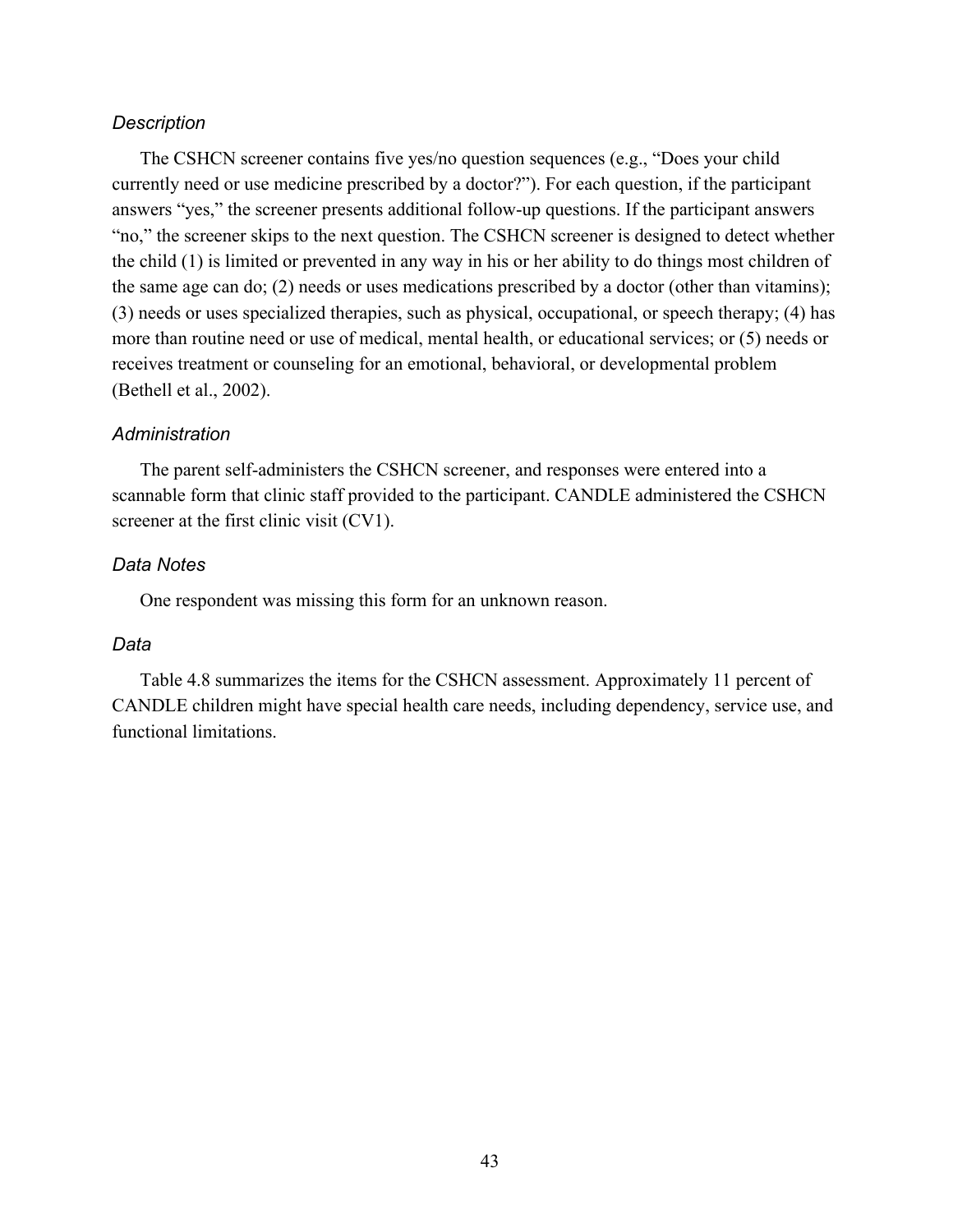### *Description*

The CSHCN screener contains five yes/no question sequences (e.g., "Does your child currently need or use medicine prescribed by a doctor?"). For each question, if the participant answers "yes," the screener presents additional follow-up questions. If the participant answers "no," the screener skips to the next question. The CSHCN screener is designed to detect whether the child (1) is limited or prevented in any way in his or her ability to do things most children of the same age can do; (2) needs or uses medications prescribed by a doctor (other than vitamins); (3) needs or uses specialized therapies, such as physical, occupational, or speech therapy; (4) has more than routine need or use of medical, mental health, or educational services; or (5) needs or receives treatment or counseling for an emotional, behavioral, or developmental problem (Bethell et al., 2002).

### *Administration*

The parent self-administers the CSHCN screener, and responses were entered into a scannable form that clinic staff provided to the participant. CANDLE administered the CSHCN screener at the first clinic visit (CV1).

### *Data Notes*

One respondent was missing this form for an unknown reason.

### *Data*

Table 4.8 summarizes the items for the CSHCN assessment. Approximately 11 percent of CANDLE children might have special health care needs, including dependency, service use, and functional limitations.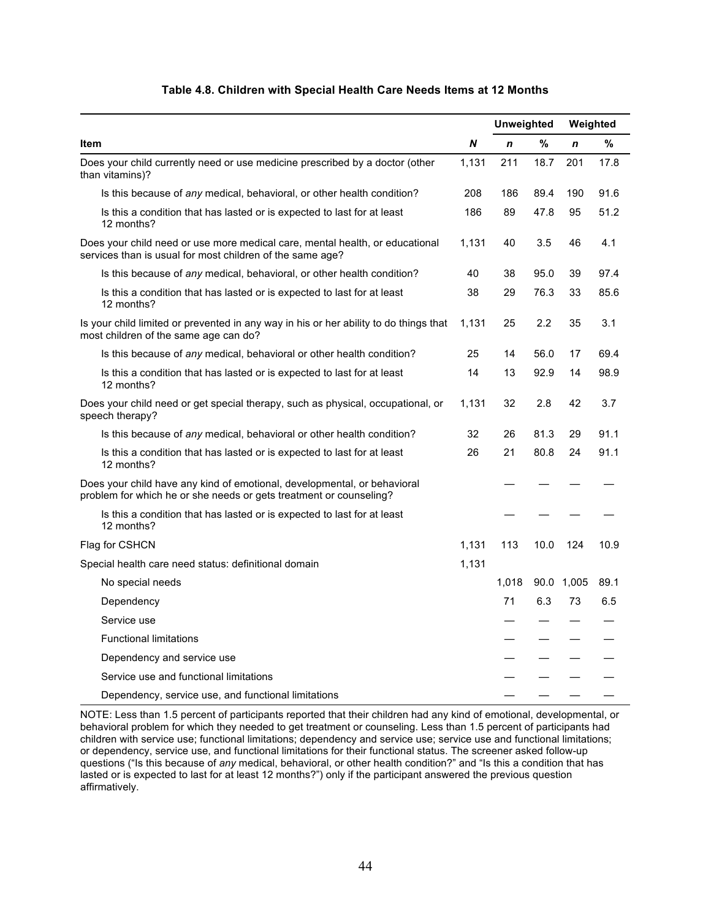**Table 4.8. Children with Special Health Care Needs Items at 12 Months**

| Item | *N* | Unweighted | | Weighted | |
|---|---|---|---|---|---|
| | | *n* | % | *n* | % |
| Does your child currently need or use medicine prescribed by a doctor (other than vitamins)? | 1,131 | 211 | 18.7 | 201 | 17.8 |
| Is this because of *any* medical, behavioral, or other health condition? | 208 | 186 | 89.4 | 190 | 91.6 |
| Is this a condition that has lasted or is expected to last for at least 12 months? | 186 | 89 | 47.8 | 95 | 51.2 |
| Does your child need or use more medical care, mental health, or educational services than is usual for most children of the same age? | 1,131 | 40 | 3.5 | 46 | 4.1 |
| Is this because of *any* medical, behavioral, or other health condition? | 40 | 38 | 95.0 | 39 | 97.4 |
| Is this a condition that has lasted or is expected to last for at least 12 months? | 38 | 29 | 76.3 | 33 | 85.6 |
| Is your child limited or prevented in any way in his or her ability to do things that most children of the same age can do? | 1,131 | 25 | 2.2 | 35 | 3.1 |
| Is this because of *any* medical, behavioral or other health condition? | 25 | 14 | 56.0 | 17 | 69.4 |
| Is this a condition that has lasted or is expected to last for at least 12 months? | 14 | 13 | 92.9 | 14 | 98.9 |
| Does your child need or get special therapy, such as physical, occupational, or speech therapy? | 1,131 | 32 | 2.8 | 42 | 3.7 |
| Is this because of *any* medical, behavioral or other health condition? | 32 | 26 | 81.3 | 29 | 91.1 |
| Is this a condition that has lasted or is expected to last for at least 12 months? | 26 | 21 | 80.8 | 24 | 91.1 |
| Does your child have any kind of emotional, developmental, or behavioral problem for which he or she needs or gets treatment or counseling? | | — | — | — | — |
| Is this a condition that has lasted or is expected to last for at least 12 months? | | — | — | — | — |
| Flag for CSHCN | 1,131 | 113 | 10.0 | 124 | 10.9 |
| Special health care need status: definitional domain | 1,131 | | | | |
| No special needs | | 1,018 | 90.0 | 1,005 | 89.1 |
| Dependency | | 71 | 6.3 | 73 | 6.5 |
| Service use | | — | — | — | — |
| Functional limitations | | — | — | — | — |
| Dependency and service use | | — | — | — | — |
| Service use and functional limitations | | — | — | — | — |
| Dependency, service use, and functional limitations | | — | — | — | — |

NOTE: Less than 1.5 percent of participants reported that their children had any kind of emotional, developmental, or behavioral problem for which they needed to get treatment or counseling. Less than 1.5 percent of participants had children with service use; functional limitations; dependency and service use; service use and functional limitations; or dependency, service use, and functional limitations for their functional status. The screener asked follow-up questions ("Is this because of *any* medical, behavioral, or other health condition?" and "Is this a condition that has lasted or is expected to last for at least 12 months?") only if the participant answered the previous question affirmatively.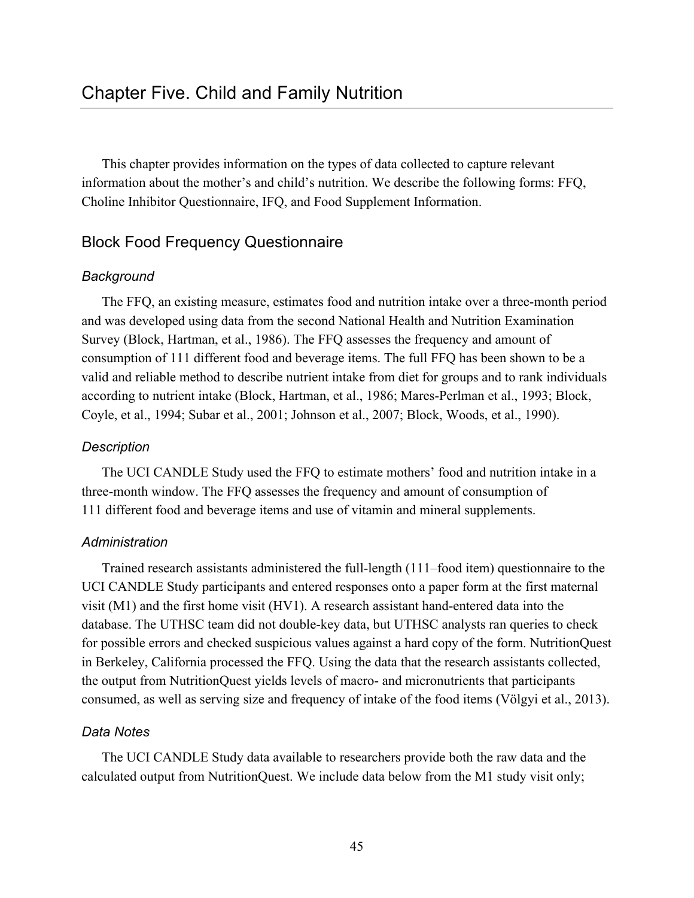# Chapter Five. Child and Family Nutrition

This chapter provides information on the types of data collected to capture relevant information about the mother's and child's nutrition. We describe the following forms: FFQ, Choline Inhibitor Questionnaire, IFQ, and Food Supplement Information.

## Block Food Frequency Questionnaire

### *Background*

The FFQ, an existing measure, estimates food and nutrition intake over a three-month period and was developed using data from the second National Health and Nutrition Examination Survey (Block, Hartman, et al., 1986). The FFQ assesses the frequency and amount of consumption of 111 different food and beverage items. The full FFQ has been shown to be a valid and reliable method to describe nutrient intake from diet for groups and to rank individuals according to nutrient intake (Block, Hartman, et al., 1986; Mares-Perlman et al., 1993; Block, Coyle, et al., 1994; Subar et al., 2001; Johnson et al., 2007; Block, Woods, et al., 1990).

### *Description*

The UCI CANDLE Study used the FFQ to estimate mothers' food and nutrition intake in a three-month window. The FFQ assesses the frequency and amount of consumption of 111 different food and beverage items and use of vitamin and mineral supplements.

### *Administration*

Trained research assistants administered the full-length (111–food item) questionnaire to the UCI CANDLE Study participants and entered responses onto a paper form at the first maternal visit (M1) and the first home visit (HV1). A research assistant hand-entered data into the database. The UTHSC team did not double-key data, but UTHSC analysts ran queries to check for possible errors and checked suspicious values against a hard copy of the form. NutritionQuest in Berkeley, California processed the FFQ. Using the data that the research assistants collected, the output from NutritionQuest yields levels of macro- and micronutrients that participants consumed, as well as serving size and frequency of intake of the food items (Völgyi et al., 2013).

### *Data Notes*

The UCI CANDLE Study data available to researchers provide both the raw data and the calculated output from NutritionQuest. We include data below from the M1 study visit only;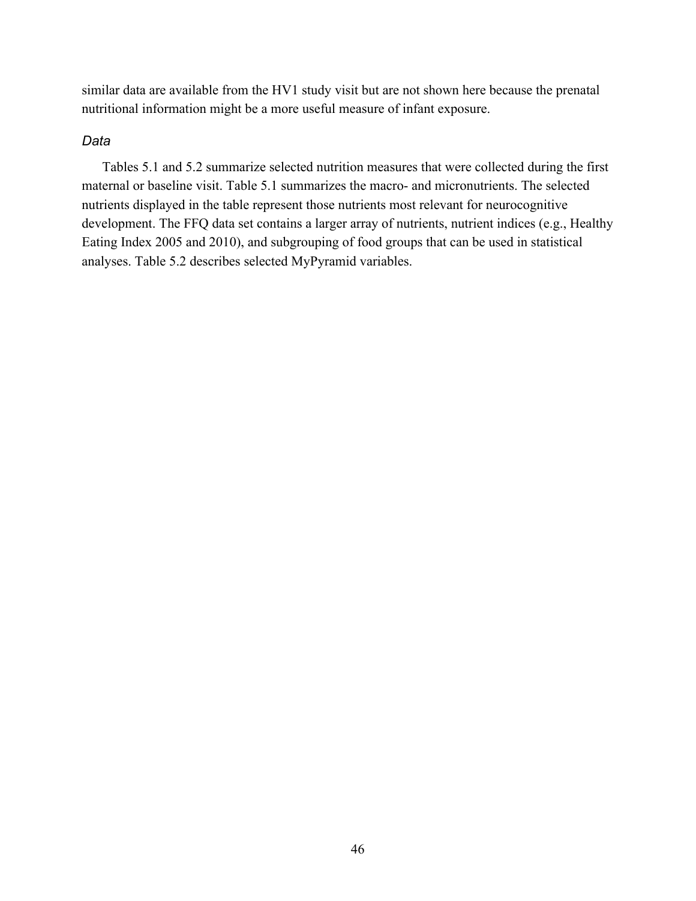similar data are available from the HV1 study visit but are not shown here because the prenatal nutritional information might be a more useful measure of infant exposure.

### *Data*

Tables 5.1 and 5.2 summarize selected nutrition measures that were collected during the first maternal or baseline visit. Table 5.1 summarizes the macro- and micronutrients. The selected nutrients displayed in the table represent those nutrients most relevant for neurocognitive development. The FFQ data set contains a larger array of nutrients, nutrient indices (e.g., Healthy Eating Index 2005 and 2010), and subgrouping of food groups that can be used in statistical analyses. Table 5.2 describes selected MyPyramid variables.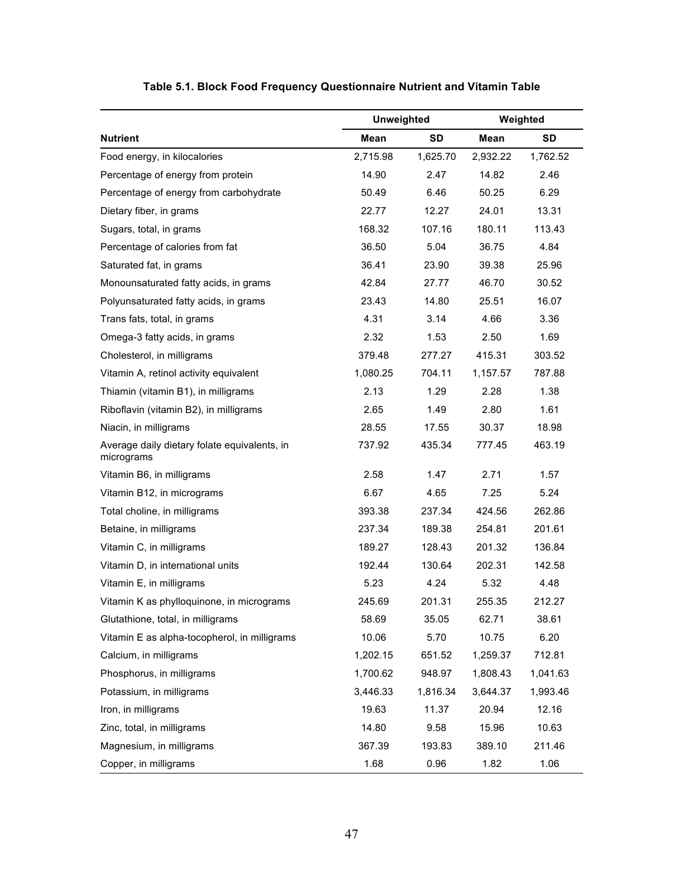**Table 5.1. Block Food Frequency Questionnaire Nutrient and Vitamin Table**

| | Unweighted | | Weighted | |
|---|---|---|---|---|
| **Nutrient** | **Mean** | **SD** | **Mean** | **SD** |
| Food energy, in kilocalories | 2,715.98 | 1,625.70 | 2,932.22 | 1,762.52 |
| Percentage of energy from protein | 14.90 | 2.47 | 14.82 | 2.46 |
| Percentage of energy from carbohydrate | 50.49 | 6.46 | 50.25 | 6.29 |
| Dietary fiber, in grams | 22.77 | 12.27 | 24.01 | 13.31 |
| Sugars, total, in grams | 168.32 | 107.16 | 180.11 | 113.43 |
| Percentage of calories from fat | 36.50 | 5.04 | 36.75 | 4.84 |
| Saturated fat, in grams | 36.41 | 23.90 | 39.38 | 25.96 |
| Monounsaturated fatty acids, in grams | 42.84 | 27.77 | 46.70 | 30.52 |
| Polyunsaturated fatty acids, in grams | 23.43 | 14.80 | 25.51 | 16.07 |
| Trans fats, total, in grams | 4.31 | 3.14 | 4.66 | 3.36 |
| Omega-3 fatty acids, in grams | 2.32 | 1.53 | 2.50 | 1.69 |
| Cholesterol, in milligrams | 379.48 | 277.27 | 415.31 | 303.52 |
| Vitamin A, retinol activity equivalent | 1,080.25 | 704.11 | 1,157.57 | 787.88 |
| Thiamin (vitamin B1), in milligrams | 2.13 | 1.29 | 2.28 | 1.38 |
| Riboflavin (vitamin B2), in milligrams | 2.65 | 1.49 | 2.80 | 1.61 |
| Niacin, in milligrams | 28.55 | 17.55 | 30.37 | 18.98 |
| Average daily dietary folate equivalents, in micrograms | 737.92 | 435.34 | 777.45 | 463.19 |
| Vitamin B6, in milligrams | 2.58 | 1.47 | 2.71 | 1.57 |
| Vitamin B12, in micrograms | 6.67 | 4.65 | 7.25 | 5.24 |
| Total choline, in milligrams | 393.38 | 237.34 | 424.56 | 262.86 |
| Betaine, in milligrams | 237.34 | 189.38 | 254.81 | 201.61 |
| Vitamin C, in milligrams | 189.27 | 128.43 | 201.32 | 136.84 |
| Vitamin D, in international units | 192.44 | 130.64 | 202.31 | 142.58 |
| Vitamin E, in milligrams | 5.23 | 4.24 | 5.32 | 4.48 |
| Vitamin K as phylloquinone, in micrograms | 245.69 | 201.31 | 255.35 | 212.27 |
| Glutathione, total, in milligrams | 58.69 | 35.05 | 62.71 | 38.61 |
| Vitamin E as alpha-tocopherol, in milligrams | 10.06 | 5.70 | 10.75 | 6.20 |
| Calcium, in milligrams | 1,202.15 | 651.52 | 1,259.37 | 712.81 |
| Phosphorus, in milligrams | 1,700.62 | 948.97 | 1,808.43 | 1,041.63 |
| Potassium, in milligrams | 3,446.33 | 1,816.34 | 3,644.37 | 1,993.46 |
| Iron, in milligrams | 19.63 | 11.37 | 20.94 | 12.16 |
| Zinc, total, in milligrams | 14.80 | 9.58 | 15.96 | 10.63 |
| Magnesium, in milligrams | 367.39 | 193.83 | 389.10 | 211.46 |
| Copper, in milligrams | 1.68 | 0.96 | 1.82 | 1.06 |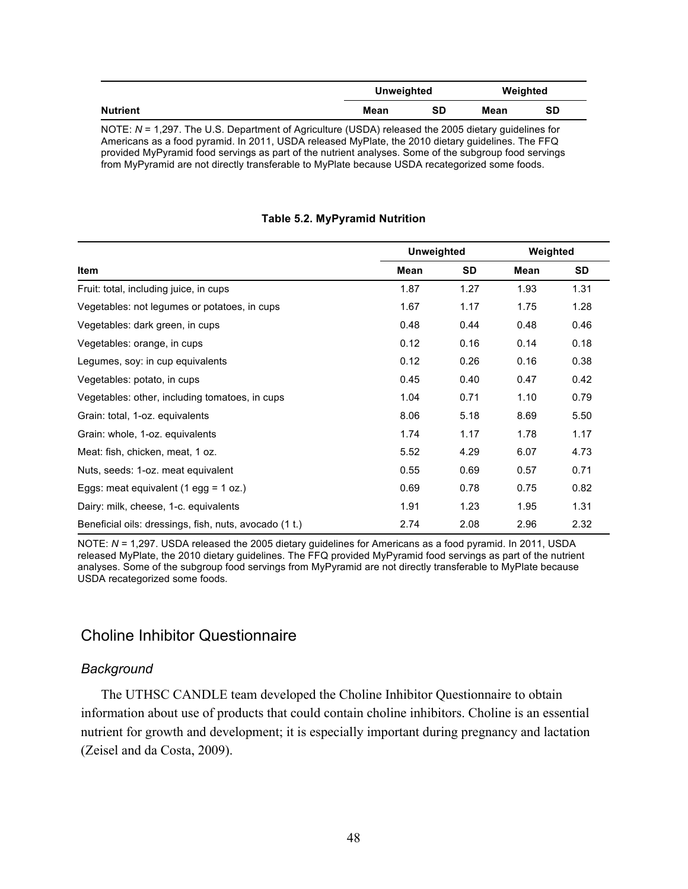| Nutrient | Unweighted | | Weighted | |
|---|---|---|---|---|
| | Mean | SD | Mean | SD |

NOTE: *N* = 1,297. The U.S. Department of Agriculture (USDA) released the 2005 dietary guidelines for Americans as a food pyramid. In 2011, USDA released MyPlate, the 2010 dietary guidelines. The FFQ provided MyPyramid food servings as part of the nutrient analyses. Some of the subgroup food servings from MyPyramid are not directly transferable to MyPlate because USDA recategorized some foods.

**Table 5.2. MyPyramid Nutrition**

| Item | Unweighted | | Weighted | |
|---|---|---|---|---|
| | Mean | SD | Mean | SD |
| Fruit: total, including juice, in cups | 1.87 | 1.27 | 1.93 | 1.31 |
| Vegetables: not legumes or potatoes, in cups | 1.67 | 1.17 | 1.75 | 1.28 |
| Vegetables: dark green, in cups | 0.48 | 0.44 | 0.48 | 0.46 |
| Vegetables: orange, in cups | 0.12 | 0.16 | 0.14 | 0.18 |
| Legumes, soy: in cup equivalents | 0.12 | 0.26 | 0.16 | 0.38 |
| Vegetables: potato, in cups | 0.45 | 0.40 | 0.47 | 0.42 |
| Vegetables: other, including tomatoes, in cups | 1.04 | 0.71 | 1.10 | 0.79 |
| Grain: total, 1-oz. equivalents | 8.06 | 5.18 | 8.69 | 5.50 |
| Grain: whole, 1-oz. equivalents | 1.74 | 1.17 | 1.78 | 1.17 |
| Meat: fish, chicken, meat, 1 oz. | 5.52 | 4.29 | 6.07 | 4.73 |
| Nuts, seeds: 1-oz. meat equivalent | 0.55 | 0.69 | 0.57 | 0.71 |
| Eggs: meat equivalent (1 egg = 1 oz.) | 0.69 | 0.78 | 0.75 | 0.82 |
| Dairy: milk, cheese, 1-c. equivalents | 1.91 | 1.23 | 1.95 | 1.31 |
| Beneficial oils: dressings, fish, nuts, avocado (1 t.) | 2.74 | 2.08 | 2.96 | 2.32 |

NOTE: *N* = 1,297. USDA released the 2005 dietary guidelines for Americans as a food pyramid. In 2011, USDA released MyPlate, the 2010 dietary guidelines. The FFQ provided MyPyramid food servings as part of the nutrient analyses. Some of the subgroup food servings from MyPyramid are not directly transferable to MyPlate because USDA recategorized some foods.

## Choline Inhibitor Questionnaire

### *Background*

The UTHSC CANDLE team developed the Choline Inhibitor Questionnaire to obtain information about use of products that could contain choline inhibitors. Choline is an essential nutrient for growth and development; it is especially important during pregnancy and lactation (Zeisel and da Costa, 2009).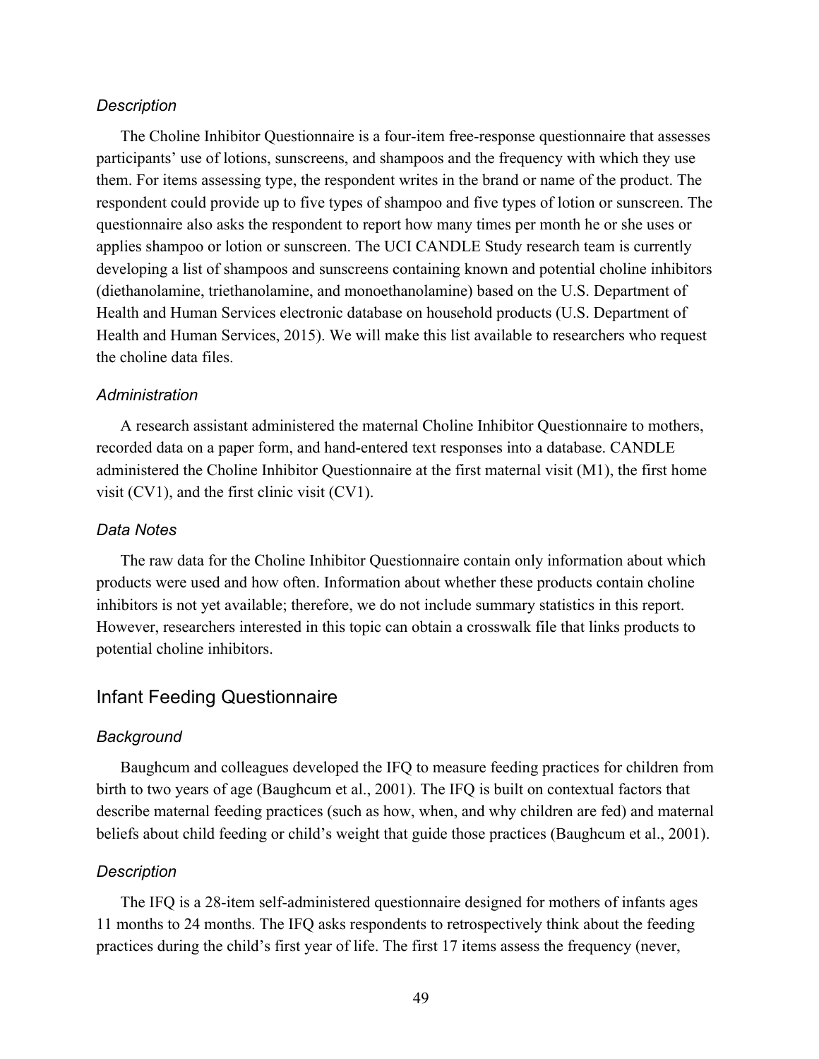### *Description*

The Choline Inhibitor Questionnaire is a four-item free-response questionnaire that assesses participants' use of lotions, sunscreens, and shampoos and the frequency with which they use them. For items assessing type, the respondent writes in the brand or name of the product. The respondent could provide up to five types of shampoo and five types of lotion or sunscreen. The questionnaire also asks the respondent to report how many times per month he or she uses or applies shampoo or lotion or sunscreen. The UCI CANDLE Study research team is currently developing a list of shampoos and sunscreens containing known and potential choline inhibitors (diethanolamine, triethanolamine, and monoethanolamine) based on the U.S. Department of Health and Human Services electronic database on household products (U.S. Department of Health and Human Services, 2015). We will make this list available to researchers who request the choline data files.

### *Administration*

A research assistant administered the maternal Choline Inhibitor Questionnaire to mothers, recorded data on a paper form, and hand-entered text responses into a database. CANDLE administered the Choline Inhibitor Questionnaire at the first maternal visit (M1), the first home visit (CV1), and the first clinic visit (CV1).

### *Data Notes*

The raw data for the Choline Inhibitor Questionnaire contain only information about which products were used and how often. Information about whether these products contain choline inhibitors is not yet available; therefore, we do not include summary statistics in this report. However, researchers interested in this topic can obtain a crosswalk file that links products to potential choline inhibitors.

## Infant Feeding Questionnaire

### *Background*

Baughcum and colleagues developed the IFQ to measure feeding practices for children from birth to two years of age (Baughcum et al., 2001). The IFQ is built on contextual factors that describe maternal feeding practices (such as how, when, and why children are fed) and maternal beliefs about child feeding or child's weight that guide those practices (Baughcum et al., 2001).

### *Description*

The IFQ is a 28-item self-administered questionnaire designed for mothers of infants ages 11 months to 24 months. The IFQ asks respondents to retrospectively think about the feeding practices during the child's first year of life. The first 17 items assess the frequency (never,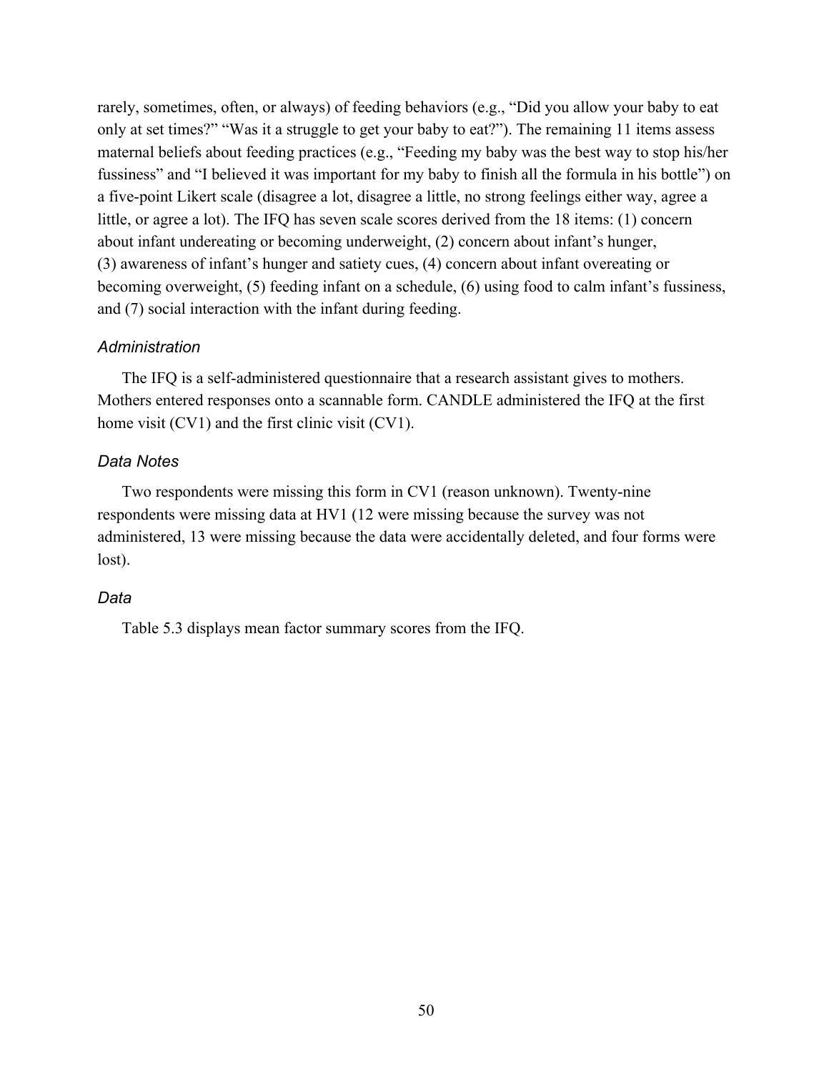rarely, sometimes, often, or always) of feeding behaviors (e.g., "Did you allow your baby to eat only at set times?" "Was it a struggle to get your baby to eat?"). The remaining 11 items assess maternal beliefs about feeding practices (e.g., "Feeding my baby was the best way to stop his/her fussiness" and "I believed it was important for my baby to finish all the formula in his bottle") on a five-point Likert scale (disagree a lot, disagree a little, no strong feelings either way, agree a little, or agree a lot). The IFQ has seven scale scores derived from the 18 items: (1) concern about infant undereating or becoming underweight, (2) concern about infant's hunger, (3) awareness of infant's hunger and satiety cues, (4) concern about infant overeating or becoming overweight, (5) feeding infant on a schedule, (6) using food to calm infant's fussiness, and (7) social interaction with the infant during feeding.

### *Administration*

The IFQ is a self-administered questionnaire that a research assistant gives to mothers. Mothers entered responses onto a scannable form. CANDLE administered the IFQ at the first home visit (CV1) and the first clinic visit (CV1).

### *Data Notes*

Two respondents were missing this form in CV1 (reason unknown). Twenty-nine respondents were missing data at HV1 (12 were missing because the survey was not administered, 13 were missing because the data were accidentally deleted, and four forms were lost).

### *Data*

Table 5.3 displays mean factor summary scores from the IFQ.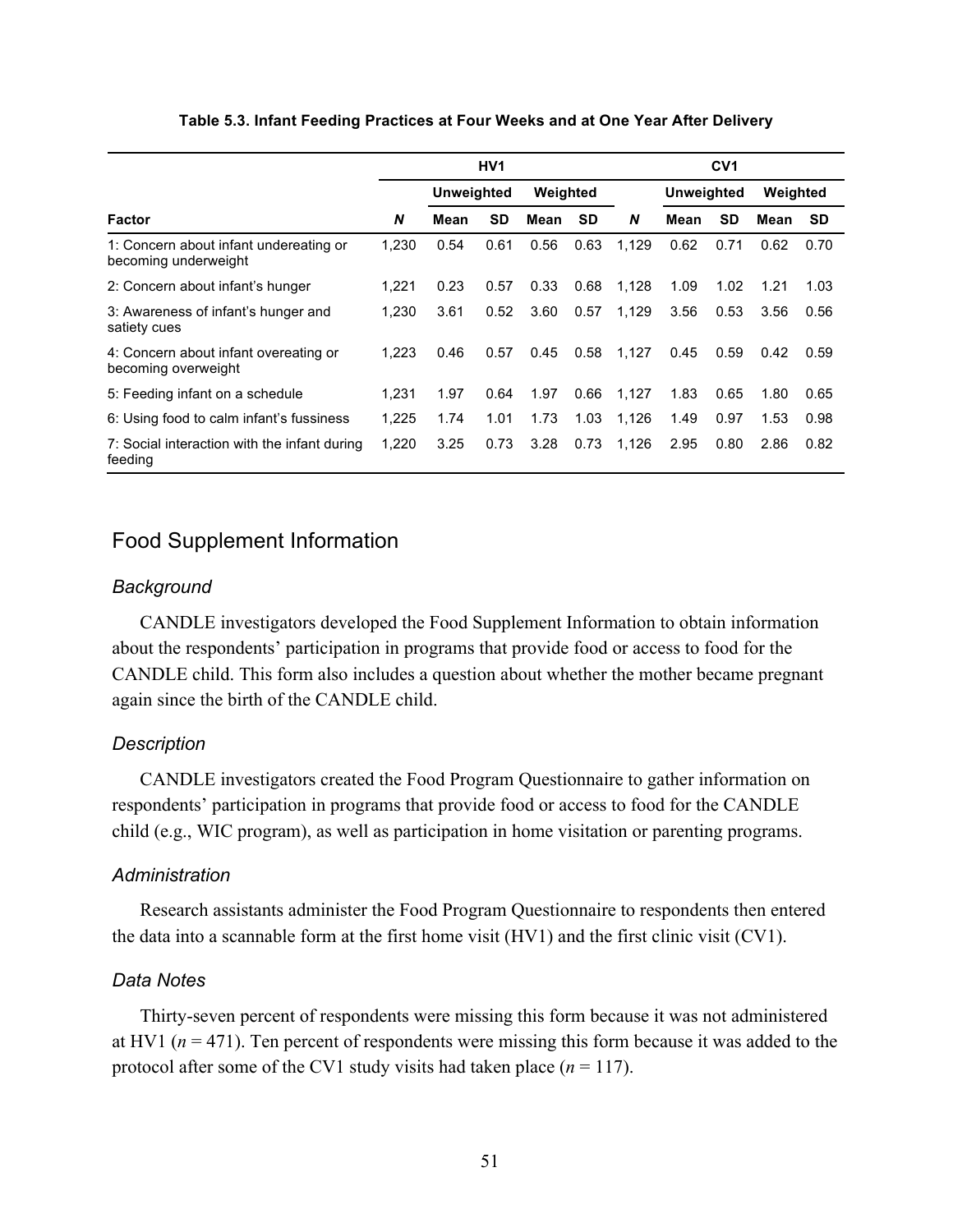**Table 5.3. Infant Feeding Practices at Four Weeks and at One Year After Delivery**

| | HV1 | | | | | CV1 | | | | |
|---|---|---|---|---|---|---|---|---|---|---|
| | | Unweighted | | Weighted | | | Unweighted | | Weighted | |
| **Factor** | ***N*** | **Mean** | **SD** | **Mean** | **SD** | ***N*** | **Mean** | **SD** | **Mean** | **SD** |
| 1: Concern about infant undereating or becoming underweight | 1,230 | 0.54 | 0.61 | 0.56 | 0.63 | 1,129 | 0.62 | 0.71 | 0.62 | 0.70 |
| 2: Concern about infant's hunger | 1,221 | 0.23 | 0.57 | 0.33 | 0.68 | 1,128 | 1.09 | 1.02 | 1.21 | 1.03 |
| 3: Awareness of infant's hunger and satiety cues | 1,230 | 3.61 | 0.52 | 3.60 | 0.57 | 1,129 | 3.56 | 0.53 | 3.56 | 0.56 |
| 4: Concern about infant overeating or becoming overweight | 1,223 | 0.46 | 0.57 | 0.45 | 0.58 | 1,127 | 0.45 | 0.59 | 0.42 | 0.59 |
| 5: Feeding infant on a schedule | 1,231 | 1.97 | 0.64 | 1.97 | 0.66 | 1,127 | 1.83 | 0.65 | 1.80 | 0.65 |
| 6: Using food to calm infant's fussiness | 1,225 | 1.74 | 1.01 | 1.73 | 1.03 | 1,126 | 1.49 | 0.97 | 1.53 | 0.98 |
| 7: Social interaction with the infant during feeding | 1,220 | 3.25 | 0.73 | 3.28 | 0.73 | 1,126 | 2.95 | 0.80 | 2.86 | 0.82 |

## Food Supplement Information

### *Background*

CANDLE investigators developed the Food Supplement Information to obtain information about the respondents' participation in programs that provide food or access to food for the CANDLE child. This form also includes a question about whether the mother became pregnant again since the birth of the CANDLE child.

### *Description*

CANDLE investigators created the Food Program Questionnaire to gather information on respondents' participation in programs that provide food or access to food for the CANDLE child (e.g., WIC program), as well as participation in home visitation or parenting programs.

### *Administration*

Research assistants administer the Food Program Questionnaire to respondents then entered the data into a scannable form at the first home visit (HV1) and the first clinic visit (CV1).

### *Data Notes*

Thirty-seven percent of respondents were missing this form because it was not administered at HV1 (*n* = 471). Ten percent of respondents were missing this form because it was added to the protocol after some of the CV1 study visits had taken place (*n* = 117).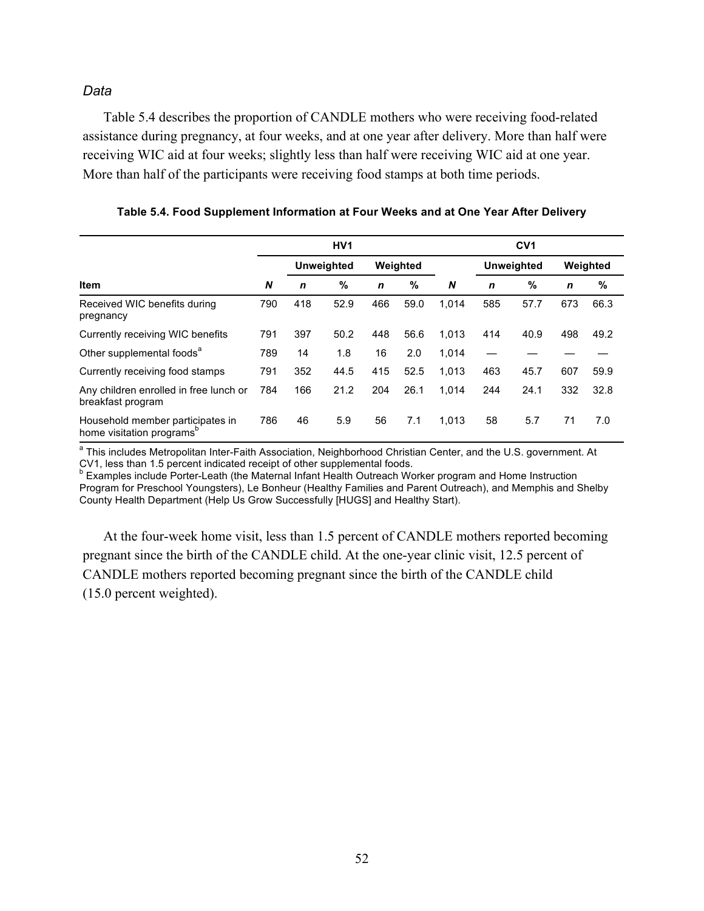*Data*

Table 5.4 describes the proportion of CANDLE mothers who were receiving food-related assistance during pregnancy, at four weeks, and at one year after delivery. More than half were receiving WIC aid at four weeks; slightly less than half were receiving WIC aid at one year. More than half of the participants were receiving food stamps at both time periods.

**Table 5.4. Food Supplement Information at Four Weeks and at One Year After Delivery**

| | HV1 | | | | | CV1 | | | | |
|---|---|---|---|---|---|---|---|---|---|---|
| | | Unweighted | | Weighted | | | Unweighted | | Weighted | |
| **Item** | ***N*** | ***n*** | **%** | ***n*** | **%** | ***N*** | ***n*** | **%** | ***n*** | **%** |
| Received WIC benefits during pregnancy | 790 | 418 | 52.9 | 466 | 59.0 | 1,014 | 585 | 57.7 | 673 | 66.3 |
| Currently receiving WIC benefits | 791 | 397 | 50.2 | 448 | 56.6 | 1,013 | 414 | 40.9 | 498 | 49.2 |
| Other supplemental foods[a] | 789 | 14 | 1.8 | 16 | 2.0 | 1,014 | — | — | — | — |
| Currently receiving food stamps | 791 | 352 | 44.5 | 415 | 52.5 | 1,013 | 463 | 45.7 | 607 | 59.9 |
| Any children enrolled in free lunch or breakfast program | 784 | 166 | 21.2 | 204 | 26.1 | 1,014 | 244 | 24.1 | 332 | 32.8 |
| Household member participates in home visitation programs[b] | 786 | 46 | 5.9 | 56 | 7.1 | 1,013 | 58 | 5.7 | 71 | 7.0 |

[a] This includes Metropolitan Inter-Faith Association, Neighborhood Christian Center, and the U.S. government. At CV1, less than 1.5 percent indicated receipt of other supplemental foods.
[b] Examples include Porter-Leath (the Maternal Infant Health Outreach Worker program and Home Instruction Program for Preschool Youngsters), Le Bonheur (Healthy Families and Parent Outreach), and Memphis and Shelby County Health Department (Help Us Grow Successfully [HUGS] and Healthy Start).

At the four-week home visit, less than 1.5 percent of CANDLE mothers reported becoming pregnant since the birth of the CANDLE child. At the one-year clinic visit, 12.5 percent of CANDLE mothers reported becoming pregnant since the birth of the CANDLE child (15.0 percent weighted).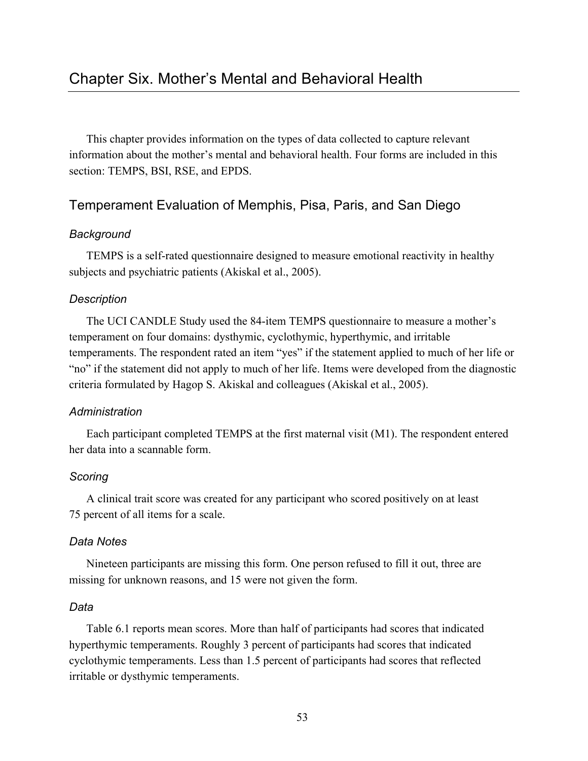# Chapter Six. Mother's Mental and Behavioral Health

This chapter provides information on the types of data collected to capture relevant information about the mother's mental and behavioral health. Four forms are included in this section: TEMPS, BSI, RSE, and EPDS.

## Temperament Evaluation of Memphis, Pisa, Paris, and San Diego

### *Background*

TEMPS is a self-rated questionnaire designed to measure emotional reactivity in healthy subjects and psychiatric patients (Akiskal et al., 2005).

### *Description*

The UCI CANDLE Study used the 84-item TEMPS questionnaire to measure a mother's temperament on four domains: dysthymic, cyclothymic, hyperthymic, and irritable temperaments. The respondent rated an item "yes" if the statement applied to much of her life or "no" if the statement did not apply to much of her life. Items were developed from the diagnostic criteria formulated by Hagop S. Akiskal and colleagues (Akiskal et al., 2005).

### *Administration*

Each participant completed TEMPS at the first maternal visit (M1). The respondent entered her data into a scannable form.

### *Scoring*

A clinical trait score was created for any participant who scored positively on at least 75 percent of all items for a scale.

### *Data Notes*

Nineteen participants are missing this form. One person refused to fill it out, three are missing for unknown reasons, and 15 were not given the form.

### *Data*

Table 6.1 reports mean scores. More than half of participants had scores that indicated hyperthymic temperaments. Roughly 3 percent of participants had scores that indicated cyclothymic temperaments. Less than 1.5 percent of participants had scores that reflected irritable or dysthymic temperaments.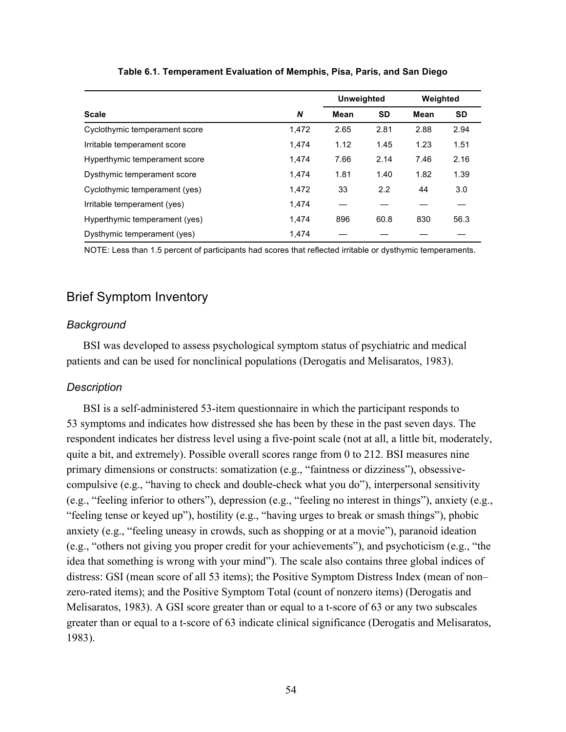**Table 6.1. Temperament Evaluation of Memphis, Pisa, Paris, and San Diego**

| | | Unweighted | | Weighted | |
|---|---|---|---|---|---|
| **Scale** | ***N*** | **Mean** | **SD** | **Mean** | **SD** |
| Cyclothymic temperament score | 1,472 | 2.65 | 2.81 | 2.88 | 2.94 |
| Irritable temperament score | 1,474 | 1.12 | 1.45 | 1.23 | 1.51 |
| Hyperthymic temperament score | 1,474 | 7.66 | 2.14 | 7.46 | 2.16 |
| Dysthymic temperament score | 1,474 | 1.81 | 1.40 | 1.82 | 1.39 |
| Cyclothymic temperament (yes) | 1,472 | 33 | 2.2 | 44 | 3.0 |
| Irritable temperament (yes) | 1,474 | — | — | — | — |
| Hyperthymic temperament (yes) | 1,474 | 896 | 60.8 | 830 | 56.3 |
| Dysthymic temperament (yes) | 1,474 | — | — | — | — |

NOTE: Less than 1.5 percent of participants had scores that reflected irritable or dysthymic temperaments.

## Brief Symptom Inventory

### *Background*

BSI was developed to assess psychological symptom status of psychiatric and medical patients and can be used for nonclinical populations (Derogatis and Melisaratos, 1983).

### *Description*

BSI is a self-administered 53-item questionnaire in which the participant responds to 53 symptoms and indicates how distressed she has been by these in the past seven days. The respondent indicates her distress level using a five-point scale (not at all, a little bit, moderately, quite a bit, and extremely). Possible overall scores range from 0 to 212. BSI measures nine primary dimensions or constructs: somatization (e.g., "faintness or dizziness"), obsessive-compulsive (e.g., "having to check and double-check what you do"), interpersonal sensitivity (e.g., "feeling inferior to others"), depression (e.g., "feeling no interest in things"), anxiety (e.g., "feeling tense or keyed up"), hostility (e.g., "having urges to break or smash things"), phobic anxiety (e.g., "feeling uneasy in crowds, such as shopping or at a movie"), paranoid ideation (e.g., "others not giving you proper credit for your achievements"), and psychoticism (e.g., "the idea that something is wrong with your mind"). The scale also contains three global indices of distress: GSI (mean score of all 53 items); the Positive Symptom Distress Index (mean of non–zero-rated items); and the Positive Symptom Total (count of nonzero items) (Derogatis and Melisaratos, 1983). A GSI score greater than or equal to a t-score of 63 or any two subscales greater than or equal to a t-score of 63 indicate clinical significance (Derogatis and Melisaratos, 1983).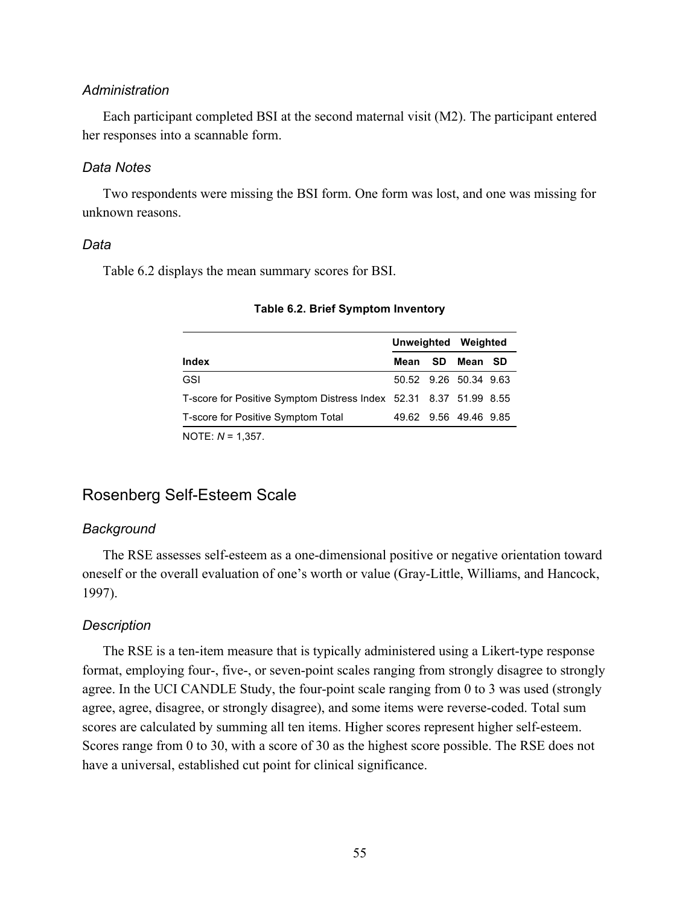### *Administration*

Each participant completed BSI at the second maternal visit (M2). The participant entered her responses into a scannable form.

### *Data Notes*

Two respondents were missing the BSI form. One form was lost, and one was missing for unknown reasons.

### *Data*

Table 6.2 displays the mean summary scores for BSI.

**Table 6.2. Brief Symptom Inventory**

| | Unweighted | | Weighted | |
|---|---|---|---|---|
| **Index** | **Mean** | **SD** | **Mean** | **SD** |
| GSI | 50.52 | 9.26 | 50.34 | 9.63 |
| T-score for Positive Symptom Distress Index | 52.31 | 8.37 | 51.99 | 8.55 |
| T-score for Positive Symptom Total | 49.62 | 9.56 | 49.46 | 9.85 |

NOTE: *N* = 1,357.

## Rosenberg Self-Esteem Scale

### *Background*

The RSE assesses self-esteem as a one-dimensional positive or negative orientation toward oneself or the overall evaluation of one's worth or value (Gray-Little, Williams, and Hancock, 1997).

### *Description*

The RSE is a ten-item measure that is typically administered using a Likert-type response format, employing four-, five-, or seven-point scales ranging from strongly disagree to strongly agree. In the UCI CANDLE Study, the four-point scale ranging from 0 to 3 was used (strongly agree, agree, disagree, or strongly disagree), and some items were reverse-coded. Total sum scores are calculated by summing all ten items. Higher scores represent higher self-esteem. Scores range from 0 to 30, with a score of 30 as the highest score possible. The RSE does not have a universal, established cut point for clinical significance.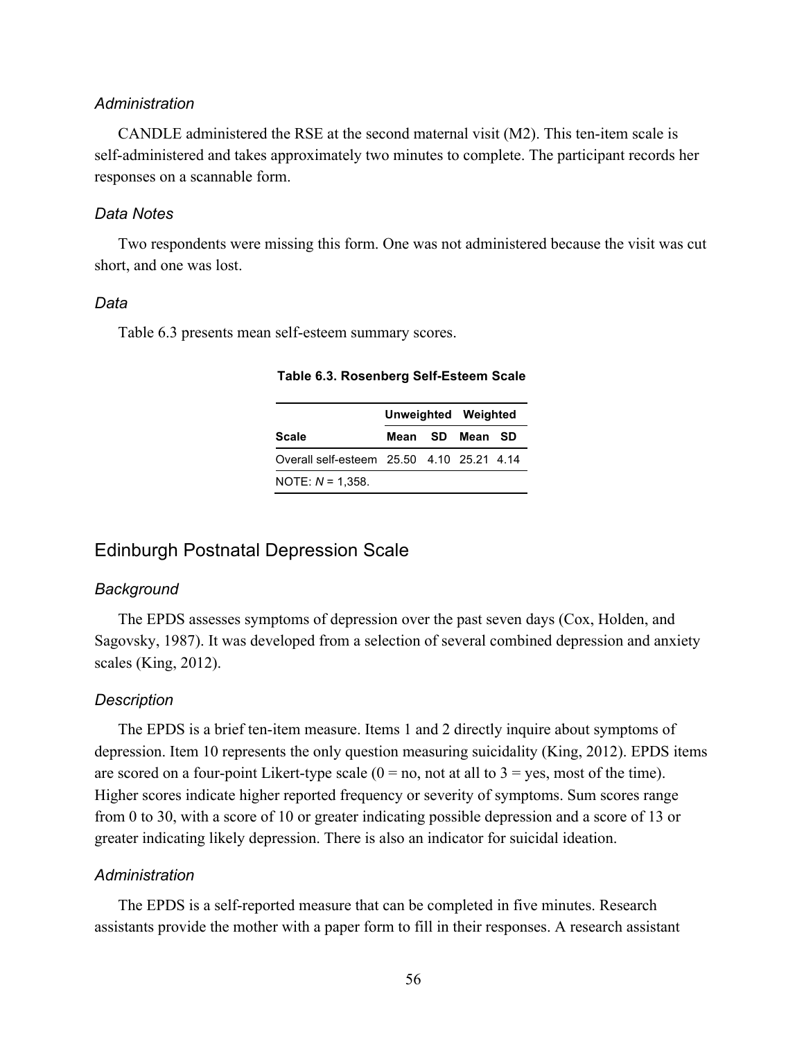### *Administration*

CANDLE administered the RSE at the second maternal visit (M2). This ten-item scale is self-administered and takes approximately two minutes to complete. The participant records her responses on a scannable form.

### *Data Notes*

Two respondents were missing this form. One was not administered because the visit was cut short, and one was lost.

### *Data*

Table 6.3 presents mean self-esteem summary scores.

**Table 6.3. Rosenberg Self-Esteem Scale**

| | Unweighted | | Weighted | |
|---|---|---|---|---|
| **Scale** | **Mean** | **SD** | **Mean** | **SD** |
| Overall self-esteem | 25.50 | 4.10 | 25.21 | 4.14 |

NOTE: *N* = 1,358.

## Edinburgh Postnatal Depression Scale

### *Background*

The EPDS assesses symptoms of depression over the past seven days (Cox, Holden, and Sagovsky, 1987). It was developed from a selection of several combined depression and anxiety scales (King, 2012).

### *Description*

The EPDS is a brief ten-item measure. Items 1 and 2 directly inquire about symptoms of depression. Item 10 represents the only question measuring suicidality (King, 2012). EPDS items are scored on a four-point Likert-type scale (0 = no, not at all to 3 = yes, most of the time). Higher scores indicate higher reported frequency or severity of symptoms. Sum scores range from 0 to 30, with a score of 10 or greater indicating possible depression and a score of 13 or greater indicating likely depression. There is also an indicator for suicidal ideation.

### *Administration*

The EPDS is a self-reported measure that can be completed in five minutes. Research assistants provide the mother with a paper form to fill in their responses. A research assistant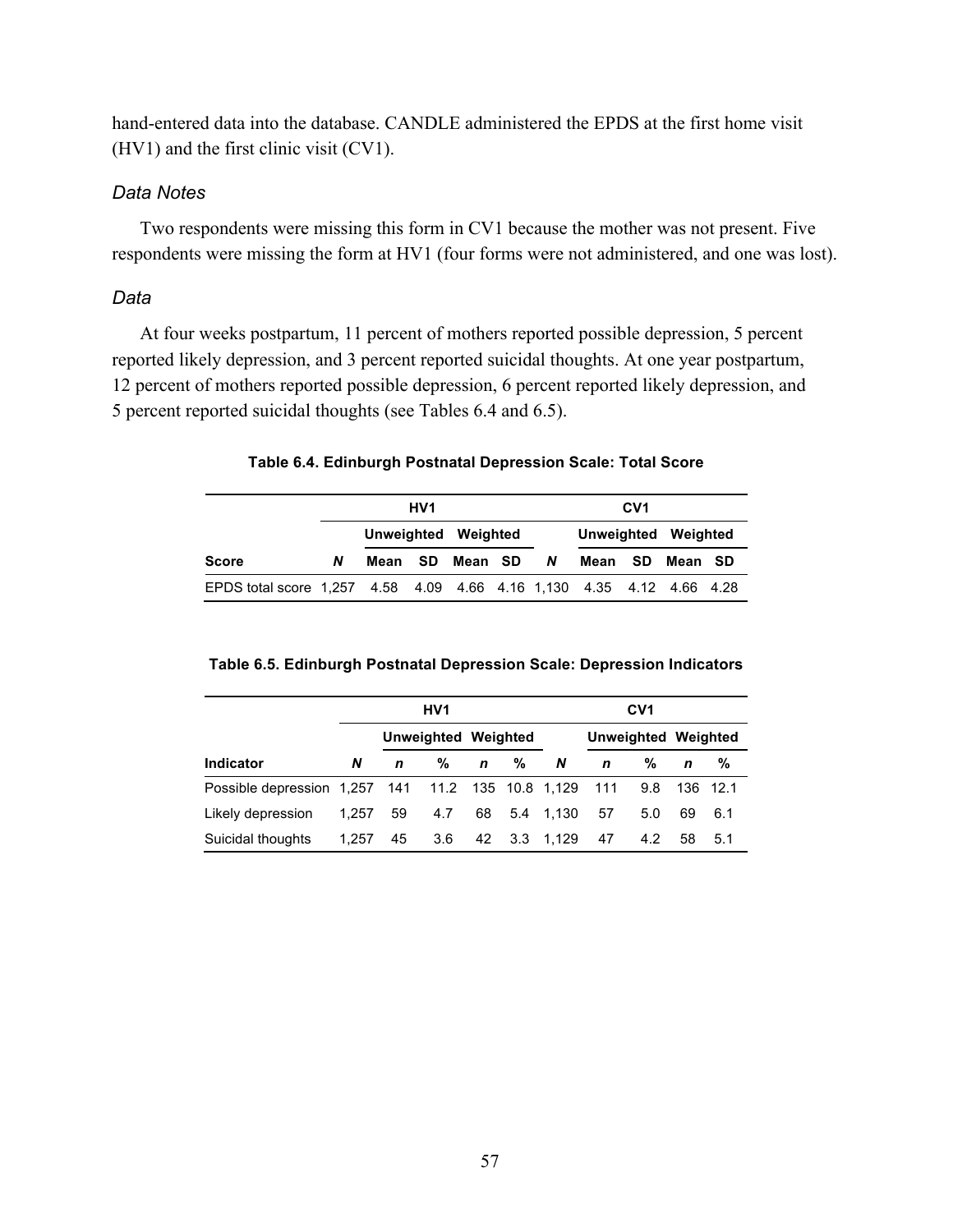hand-entered data into the database. CANDLE administered the EPDS at the first home visit (HV1) and the first clinic visit (CV1).

### *Data Notes*

Two respondents were missing this form in CV1 because the mother was not present. Five respondents were missing the form at HV1 (four forms were not administered, and one was lost).

### *Data*

At four weeks postpartum, 11 percent of mothers reported possible depression, 5 percent reported likely depression, and 3 percent reported suicidal thoughts. At one year postpartum, 12 percent of mothers reported possible depression, 6 percent reported likely depression, and 5 percent reported suicidal thoughts (see Tables 6.4 and 6.5).

**Table 6.4. Edinburgh Postnatal Depression Scale: Total Score**

| | HV1 | | | | | CV1 | | | | |
|---|---|---|---|---|---|---|---|---|---|---|
| | | Unweighted | | Weighted | | | Unweighted | | Weighted | |
| **Score** | ***N*** | **Mean** | **SD** | **Mean** | **SD** | ***N*** | **Mean** | **SD** | **Mean** | **SD** |
| EPDS total score | 1,257 | 4.58 | 4.09 | 4.66 | 4.16 | 1,130 | 4.35 | 4.12 | 4.66 | 4.28 |

**Table 6.5. Edinburgh Postnatal Depression Scale: Depression Indicators**

| | HV1 | | | | | CV1 | | | | |
|---|---|---|---|---|---|---|---|---|---|---|
| | | Unweighted | | Weighted | | | Unweighted | | Weighted | |
| **Indicator** | ***N*** | ***n*** | **%** | ***n*** | **%** | ***N*** | ***n*** | **%** | ***n*** | **%** |
| Possible depression | 1,257 | 141 | 11.2 | 135 | 10.8 | 1,129 | 111 | 9.8 | 136 | 12.1 |
| Likely depression | 1,257 | 59 | 4.7 | 68 | 5.4 | 1,130 | 57 | 5.0 | 69 | 6.1 |
| Suicidal thoughts | 1,257 | 45 | 3.6 | 42 | 3.3 | 1,129 | 47 | 4.2 | 58 | 5.1 |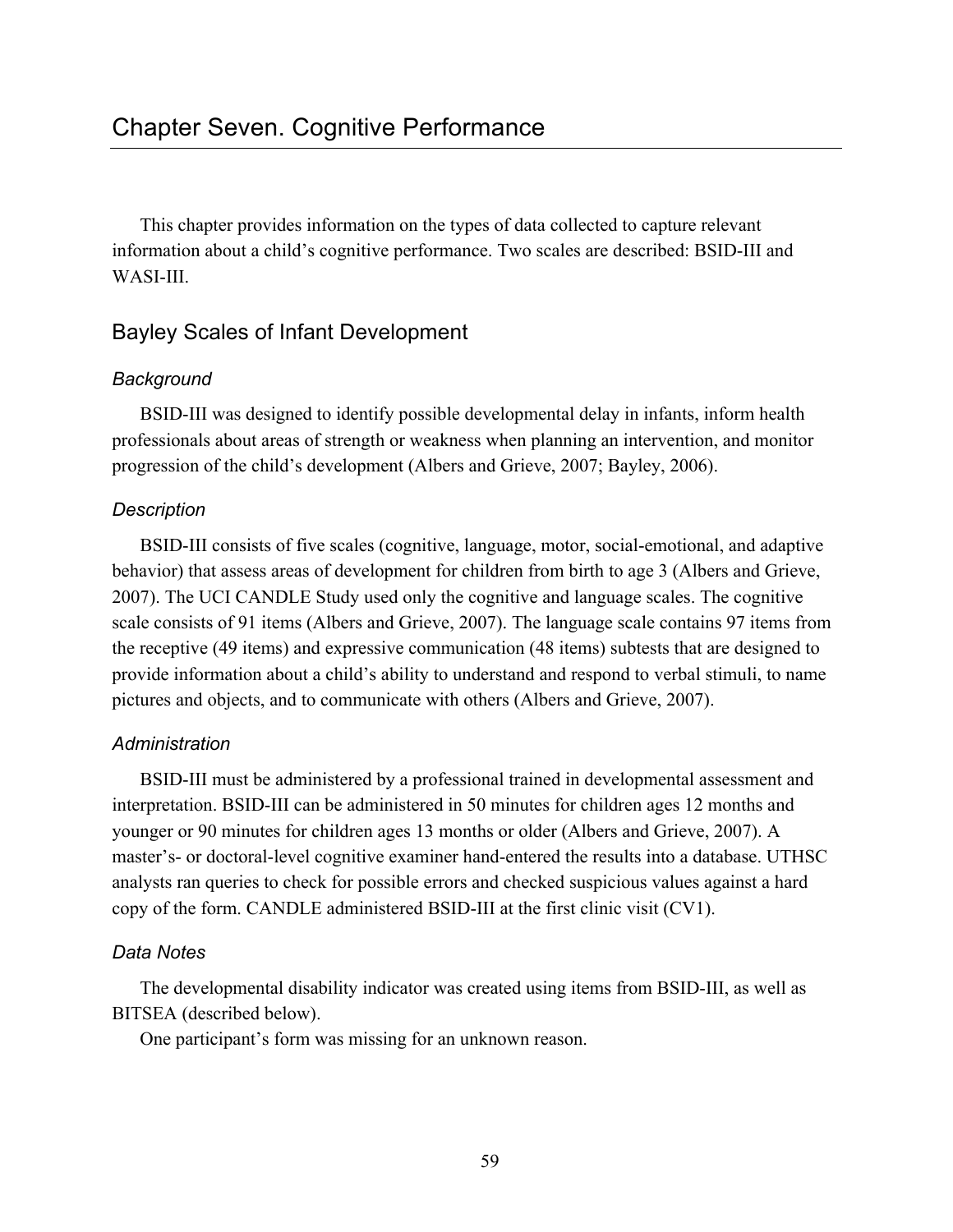# Chapter Seven. Cognitive Performance

This chapter provides information on the types of data collected to capture relevant information about a child's cognitive performance. Two scales are described: BSID-III and WASI-III.

## Bayley Scales of Infant Development

### *Background*

BSID-III was designed to identify possible developmental delay in infants, inform health professionals about areas of strength or weakness when planning an intervention, and monitor progression of the child's development (Albers and Grieve, 2007; Bayley, 2006).

### *Description*

BSID-III consists of five scales (cognitive, language, motor, social-emotional, and adaptive behavior) that assess areas of development for children from birth to age 3 (Albers and Grieve, 2007). The UCI CANDLE Study used only the cognitive and language scales. The cognitive scale consists of 91 items (Albers and Grieve, 2007). The language scale contains 97 items from the receptive (49 items) and expressive communication (48 items) subtests that are designed to provide information about a child's ability to understand and respond to verbal stimuli, to name pictures and objects, and to communicate with others (Albers and Grieve, 2007).

### *Administration*

BSID-III must be administered by a professional trained in developmental assessment and interpretation. BSID-III can be administered in 50 minutes for children ages 12 months and younger or 90 minutes for children ages 13 months or older (Albers and Grieve, 2007). A master's- or doctoral-level cognitive examiner hand-entered the results into a database. UTHSC analysts ran queries to check for possible errors and checked suspicious values against a hard copy of the form. CANDLE administered BSID-III at the first clinic visit (CV1).

### *Data Notes*

The developmental disability indicator was created using items from BSID-III, as well as BITSEA (described below).

One participant's form was missing for an unknown reason.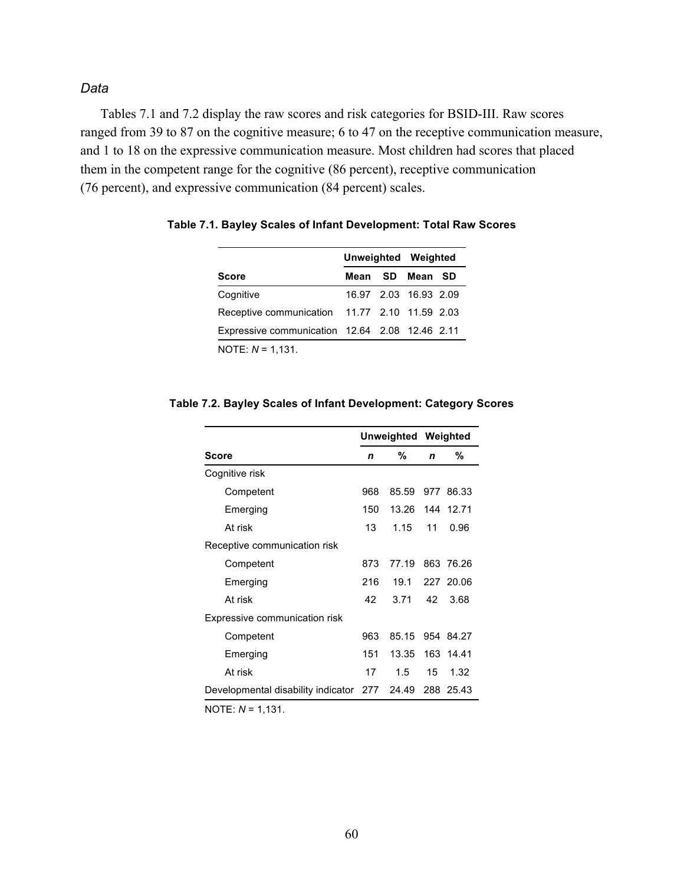*Data*

Tables 7.1 and 7.2 display the raw scores and risk categories for BSID-III. Raw scores ranged from 39 to 87 on the cognitive measure; 6 to 47 on the receptive communication measure, and 1 to 18 on the expressive communication measure. Most children had scores that placed them in the competent range for the cognitive (86 percent), receptive communication (76 percent), and expressive communication (84 percent) scales.

**Table 7.1. Bayley Scales of Infant Development: Total Raw Scores**

| | Unweighted | | Weighted | |
|---|---|---|---|---|
| **Score** | **Mean** | **SD** | **Mean** | **SD** |
| Cognitive | 16.97 | 2.03 | 16.93 | 2.09 |
| Receptive communication | 11.77 | 2.10 | 11.59 | 2.03 |
| Expressive communication | 12.64 | 2.08 | 12.46 | 2.11 |

NOTE: *N* = 1,131.

**Table 7.2. Bayley Scales of Infant Development: Category Scores**

| | Unweighted | | Weighted | |
|---|---|---|---|---|
| **Score** | ***n*** | **%** | ***n*** | **%** |
| Cognitive risk | | | | |
| Competent | 968 | 85.59 | 977 | 86.33 |
| Emerging | 150 | 13.26 | 144 | 12.71 |
| At risk | 13 | 1.15 | 11 | 0.96 |
| Receptive communication risk | | | | |
| Competent | 873 | 77.19 | 863 | 76.26 |
| Emerging | 216 | 19.1 | 227 | 20.06 |
| At risk | 42 | 3.71 | 42 | 3.68 |
| Expressive communication risk | | | | |
| Competent | 963 | 85.15 | 954 | 84.27 |
| Emerging | 151 | 13.35 | 163 | 14.41 |
| At risk | 17 | 1.5 | 15 | 1.32 |
| Developmental disability indicator | 277 | 24.49 | 288 | 25.43 |

NOTE: *N* = 1,131.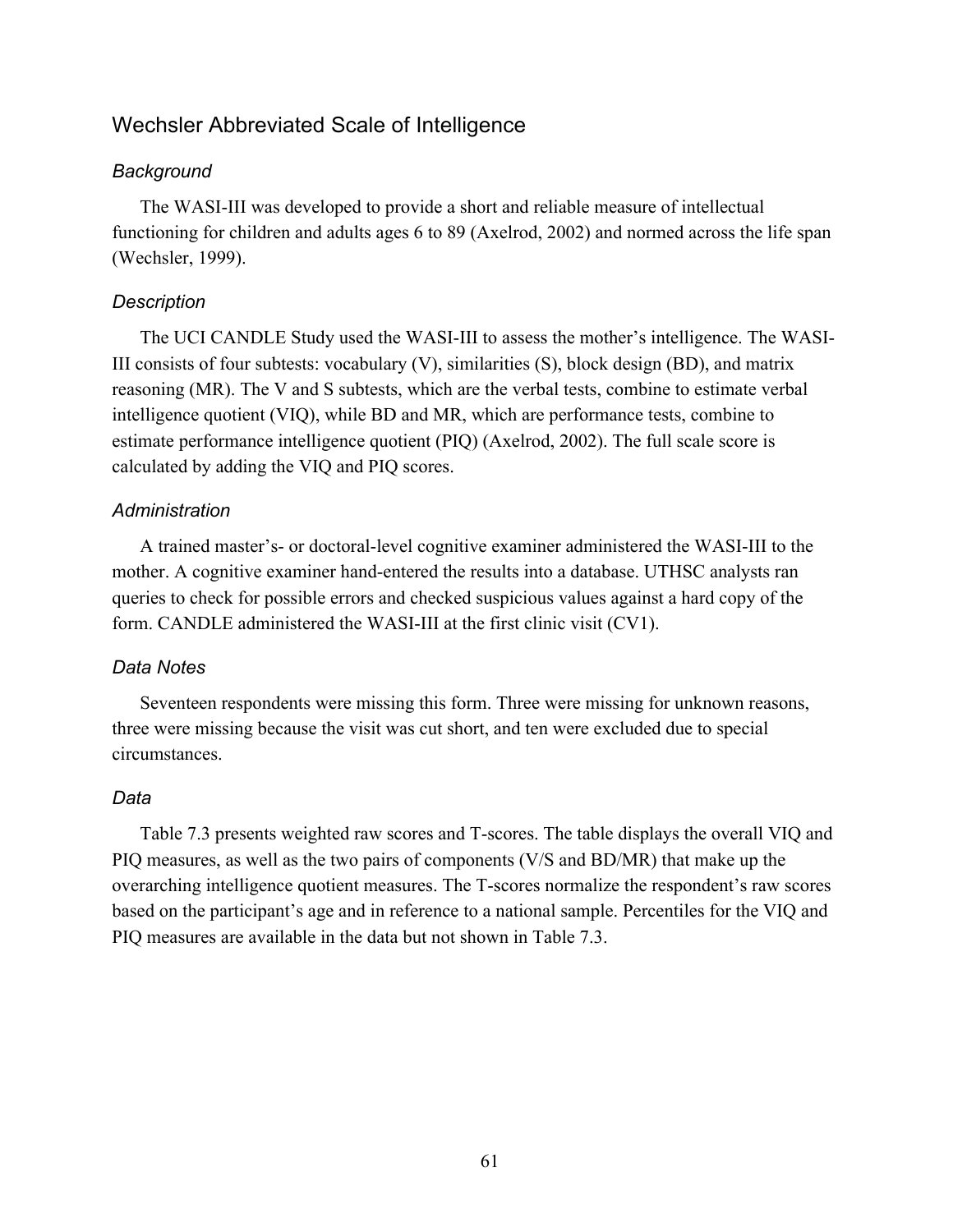## Wechsler Abbreviated Scale of Intelligence

### *Background*

The WASI-III was developed to provide a short and reliable measure of intellectual functioning for children and adults ages 6 to 89 (Axelrod, 2002) and normed across the life span (Wechsler, 1999).

### *Description*

The UCI CANDLE Study used the WASI-III to assess the mother's intelligence. The WASI-III consists of four subtests: vocabulary (V), similarities (S), block design (BD), and matrix reasoning (MR). The V and S subtests, which are the verbal tests, combine to estimate verbal intelligence quotient (VIQ), while BD and MR, which are performance tests, combine to estimate performance intelligence quotient (PIQ) (Axelrod, 2002). The full scale score is calculated by adding the VIQ and PIQ scores.

### *Administration*

A trained master's- or doctoral-level cognitive examiner administered the WASI-III to the mother. A cognitive examiner hand-entered the results into a database. UTHSC analysts ran queries to check for possible errors and checked suspicious values against a hard copy of the form. CANDLE administered the WASI-III at the first clinic visit (CV1).

### *Data Notes*

Seventeen respondents were missing this form. Three were missing for unknown reasons, three were missing because the visit was cut short, and ten were excluded due to special circumstances.

### *Data*

Table 7.3 presents weighted raw scores and T-scores. The table displays the overall VIQ and PIQ measures, as well as the two pairs of components (V/S and BD/MR) that make up the overarching intelligence quotient measures. The T-scores normalize the respondent's raw scores based on the participant's age and in reference to a national sample. Percentiles for the VIQ and PIQ measures are available in the data but not shown in Table 7.3.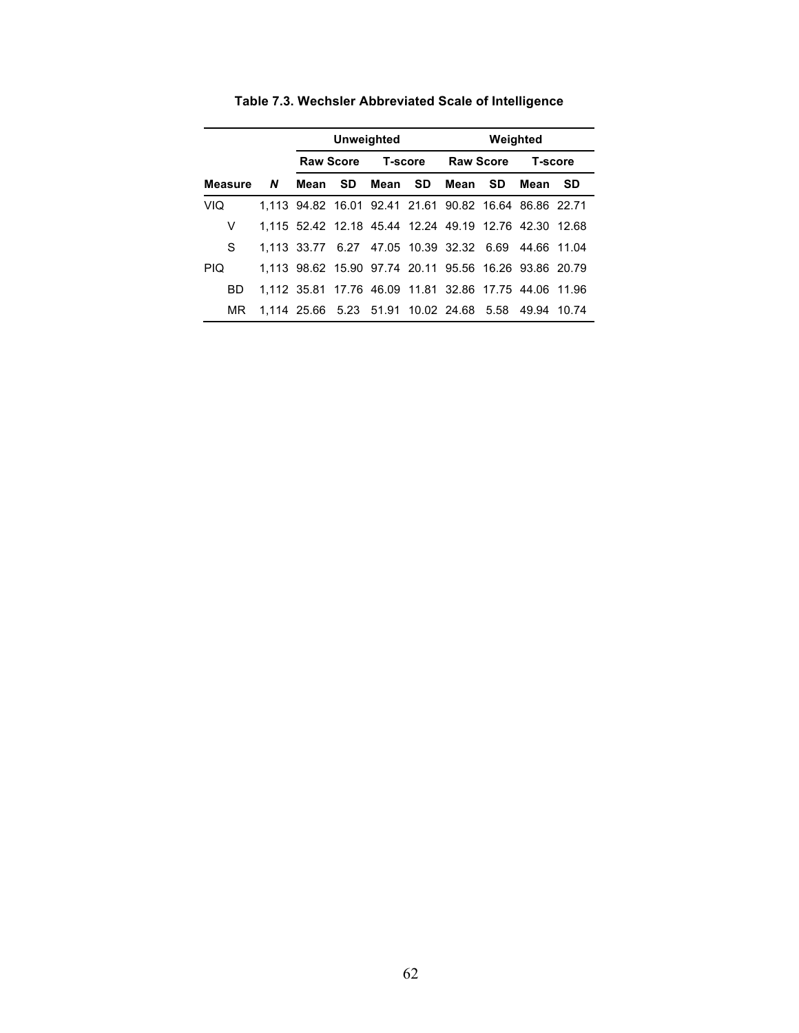**Table 7.3. Wechsler Abbreviated Scale of Intelligence**

| | | Unweighted | | | | Weighted | | | |
|---|---|---|---|---|---|---|---|---|---|
| | | Raw Score | | T-score | | Raw Score | | T-score | |
| **Measure** | ***N*** | **Mean** | **SD** | **Mean** | **SD** | **Mean** | **SD** | **Mean** | **SD** |
| VIQ | 1,113 | 94.82 | 16.01 | 92.41 | 21.61 | 90.82 | 16.64 | 86.86 | 22.71 |
| V | 1,115 | 52.42 | 12.18 | 45.44 | 12.24 | 49.19 | 12.76 | 42.30 | 12.68 |
| S | 1,113 | 33.77 | 6.27 | 47.05 | 10.39 | 32.32 | 6.69 | 44.66 | 11.04 |
| PIQ | 1,113 | 98.62 | 15.90 | 97.74 | 20.11 | 95.56 | 16.26 | 93.86 | 20.79 |
| BD | 1,112 | 35.81 | 17.76 | 46.09 | 11.81 | 32.86 | 17.75 | 44.06 | 11.96 |
| MR | 1,114 | 25.66 | 5.23 | 51.91 | 10.02 | 24.68 | 5.58 | 49.94 | 10.74 |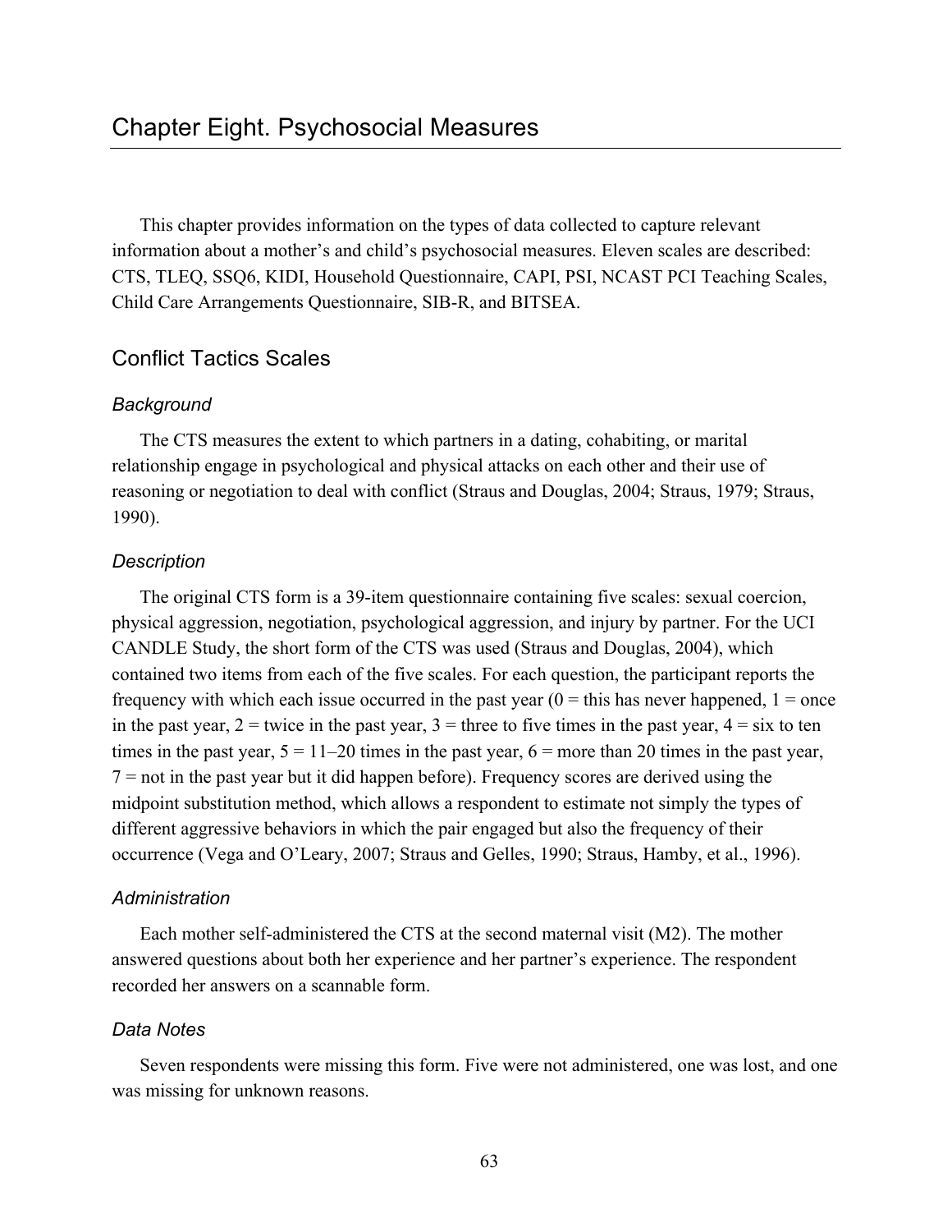# Chapter Eight. Psychosocial Measures

This chapter provides information on the types of data collected to capture relevant information about a mother's and child's psychosocial measures. Eleven scales are described: CTS, TLEQ, SSQ6, KIDI, Household Questionnaire, CAPI, PSI, NCAST PCI Teaching Scales, Child Care Arrangements Questionnaire, SIB-R, and BITSEA.

## Conflict Tactics Scales

### *Background*

The CTS measures the extent to which partners in a dating, cohabiting, or marital relationship engage in psychological and physical attacks on each other and their use of reasoning or negotiation to deal with conflict (Straus and Douglas, 2004; Straus, 1979; Straus, 1990).

### *Description*

The original CTS form is a 39-item questionnaire containing five scales: sexual coercion, physical aggression, negotiation, psychological aggression, and injury by partner. For the UCI CANDLE Study, the short form of the CTS was used (Straus and Douglas, 2004), which contained two items from each of the five scales. For each question, the participant reports the frequency with which each issue occurred in the past year (0 = this has never happened, 1 = once in the past year, 2 = twice in the past year, 3 = three to five times in the past year, 4 = six to ten times in the past year, 5 = 11–20 times in the past year, 6 = more than 20 times in the past year, 7 = not in the past year but it did happen before). Frequency scores are derived using the midpoint substitution method, which allows a respondent to estimate not simply the types of different aggressive behaviors in which the pair engaged but also the frequency of their occurrence (Vega and O'Leary, 2007; Straus and Gelles, 1990; Straus, Hamby, et al., 1996).

### *Administration*

Each mother self-administered the CTS at the second maternal visit (M2). The mother answered questions about both her experience and her partner's experience. The respondent recorded her answers on a scannable form.

### *Data Notes*

Seven respondents were missing this form. Five were not administered, one was lost, and one was missing for unknown reasons.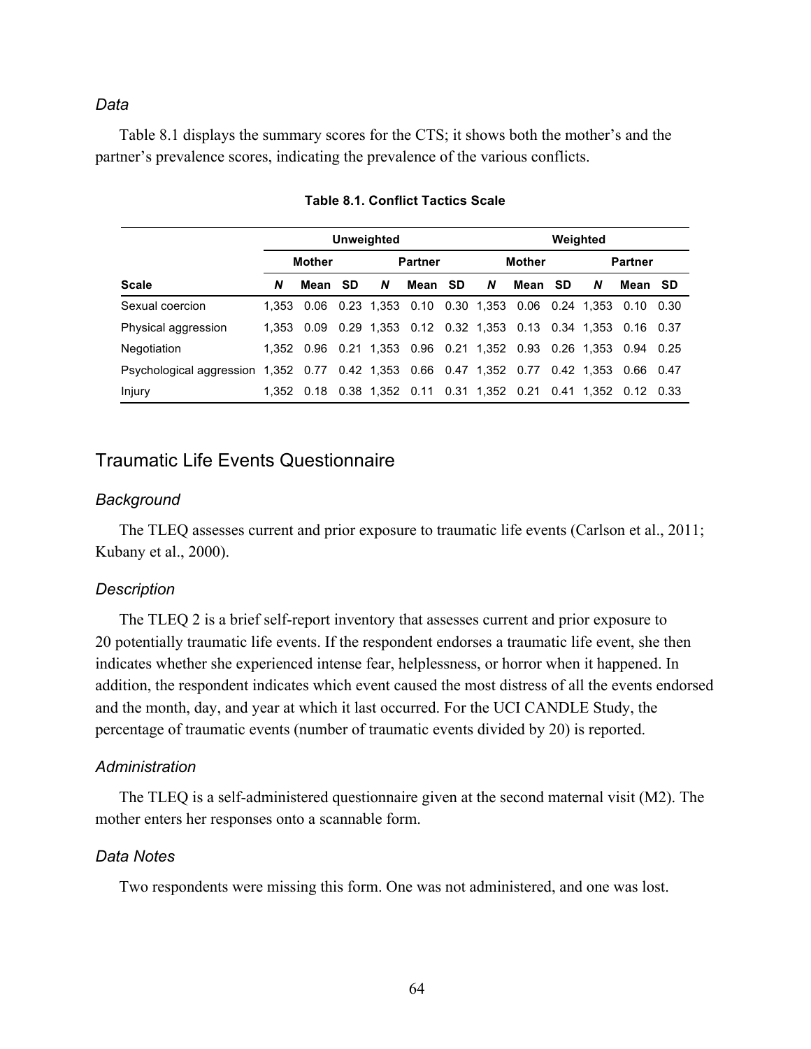### *Data*

Table 8.1 displays the summary scores for the CTS; it shows both the mother's and the partner's prevalence scores, indicating the prevalence of the various conflicts.

**Table 8.1. Conflict Tactics Scale**

| | Unweighted | | | | | | Weighted | | | | | |
|---|---|---|---|---|---|---|---|---|---|---|---|---|
| | Mother | | | Partner | | | Mother | | | Partner | | |
| Scale | *N* | Mean | SD | *N* | Mean | SD | *N* | Mean | SD | *N* | Mean | SD |
| Sexual coercion | 1,353 | 0.06 | 0.23 | 1,353 | 0.10 | 0.30 | 1,353 | 0.06 | 0.24 | 1,353 | 0.10 | 0.30 |
| Physical aggression | 1,353 | 0.09 | 0.29 | 1,353 | 0.12 | 0.32 | 1,353 | 0.13 | 0.34 | 1,353 | 0.16 | 0.37 |
| Negotiation | 1,352 | 0.96 | 0.21 | 1,353 | 0.96 | 0.21 | 1,352 | 0.93 | 0.26 | 1,353 | 0.94 | 0.25 |
| Psychological aggression | 1,352 | 0.77 | 0.42 | 1,353 | 0.66 | 0.47 | 1,352 | 0.77 | 0.42 | 1,353 | 0.66 | 0.47 |
| Injury | 1,352 | 0.18 | 0.38 | 1,352 | 0.11 | 0.31 | 1,352 | 0.21 | 0.41 | 1,352 | 0.12 | 0.33 |

## Traumatic Life Events Questionnaire

### *Background*

The TLEQ assesses current and prior exposure to traumatic life events (Carlson et al., 2011; Kubany et al., 2000).

### *Description*

The TLEQ 2 is a brief self-report inventory that assesses current and prior exposure to 20 potentially traumatic life events. If the respondent endorses a traumatic life event, she then indicates whether she experienced intense fear, helplessness, or horror when it happened. In addition, the respondent indicates which event caused the most distress of all the events endorsed and the month, day, and year at which it last occurred. For the UCI CANDLE Study, the percentage of traumatic events (number of traumatic events divided by 20) is reported.

### *Administration*

The TLEQ is a self-administered questionnaire given at the second maternal visit (M2). The mother enters her responses onto a scannable form.

### *Data Notes*

Two respondents were missing this form. One was not administered, and one was lost.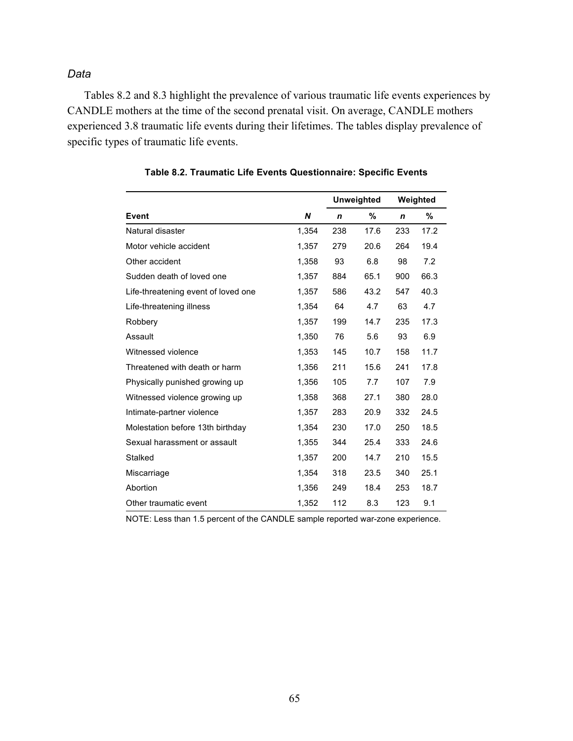*Data*

Tables 8.2 and 8.3 highlight the prevalence of various traumatic life events experiences by CANDLE mothers at the time of the second prenatal visit. On average, CANDLE mothers experienced 3.8 traumatic life events during their lifetimes. The tables display prevalence of specific types of traumatic life events.

**Table 8.2. Traumatic Life Events Questionnaire: Specific Events**

| | | Unweighted | | Weighted | |
|---|---|---|---|---|---|
| **Event** | ***N*** | ***n*** | **%** | ***n*** | **%** |
| Natural disaster | 1,354 | 238 | 17.6 | 233 | 17.2 |
| Motor vehicle accident | 1,357 | 279 | 20.6 | 264 | 19.4 |
| Other accident | 1,358 | 93 | 6.8 | 98 | 7.2 |
| Sudden death of loved one | 1,357 | 884 | 65.1 | 900 | 66.3 |
| Life-threatening event of loved one | 1,357 | 586 | 43.2 | 547 | 40.3 |
| Life-threatening illness | 1,354 | 64 | 4.7 | 63 | 4.7 |
| Robbery | 1,357 | 199 | 14.7 | 235 | 17.3 |
| Assault | 1,350 | 76 | 5.6 | 93 | 6.9 |
| Witnessed violence | 1,353 | 145 | 10.7 | 158 | 11.7 |
| Threatened with death or harm | 1,356 | 211 | 15.6 | 241 | 17.8 |
| Physically punished growing up | 1,356 | 105 | 7.7 | 107 | 7.9 |
| Witnessed violence growing up | 1,358 | 368 | 27.1 | 380 | 28.0 |
| Intimate-partner violence | 1,357 | 283 | 20.9 | 332 | 24.5 |
| Molestation before 13th birthday | 1,354 | 230 | 17.0 | 250 | 18.5 |
| Sexual harassment or assault | 1,355 | 344 | 25.4 | 333 | 24.6 |
| Stalked | 1,357 | 200 | 14.7 | 210 | 15.5 |
| Miscarriage | 1,354 | 318 | 23.5 | 340 | 25.1 |
| Abortion | 1,356 | 249 | 18.4 | 253 | 18.7 |
| Other traumatic event | 1,352 | 112 | 8.3 | 123 | 9.1 |

NOTE: Less than 1.5 percent of the CANDLE sample reported war-zone experience.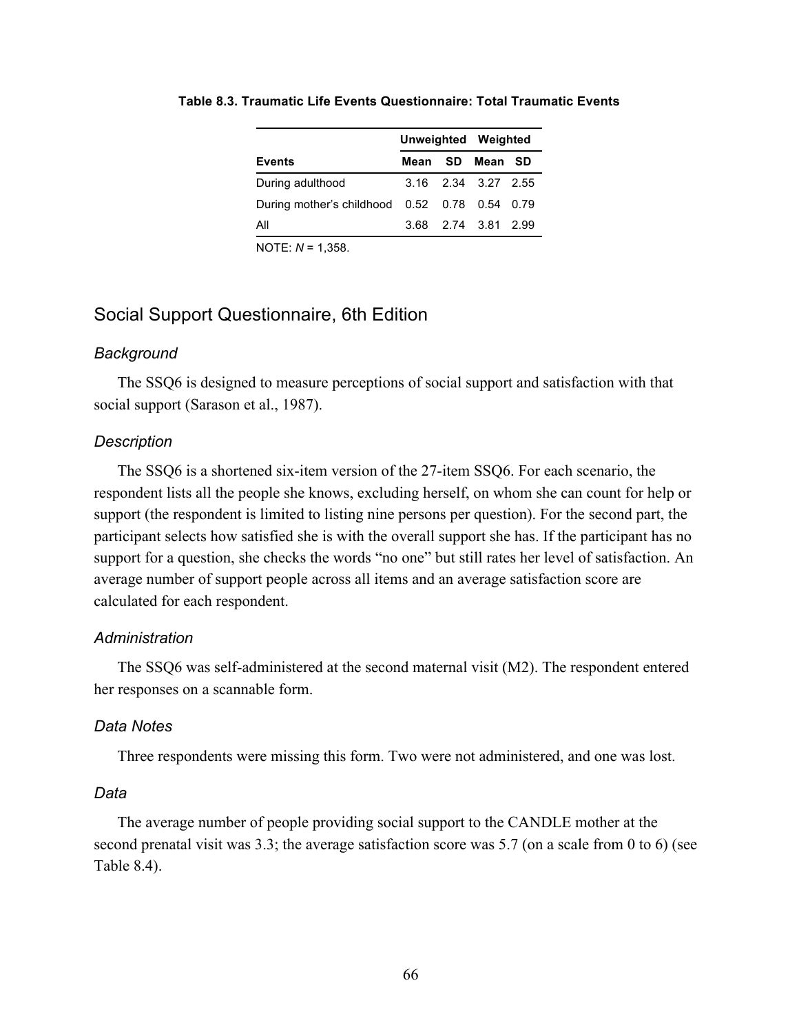**Table 8.3. Traumatic Life Events Questionnaire: Total Traumatic Events**

| | Unweighted | | Weighted | |
|---|---|---|---|---|
| **Events** | **Mean** | **SD** | **Mean** | **SD** |
| During adulthood | 3.16 | 2.34 | 3.27 | 2.55 |
| During mother's childhood | 0.52 | 0.78 | 0.54 | 0.79 |
| All | 3.68 | 2.74 | 3.81 | 2.99 |

NOTE: *N* = 1,358.

## Social Support Questionnaire, 6th Edition

### *Background*

The SSQ6 is designed to measure perceptions of social support and satisfaction with that social support (Sarason et al., 1987).

### *Description*

The SSQ6 is a shortened six-item version of the 27-item SSQ6. For each scenario, the respondent lists all the people she knows, excluding herself, on whom she can count for help or support (the respondent is limited to listing nine persons per question). For the second part, the participant selects how satisfied she is with the overall support she has. If the participant has no support for a question, she checks the words "no one" but still rates her level of satisfaction. An average number of support people across all items and an average satisfaction score are calculated for each respondent.

### *Administration*

The SSQ6 was self-administered at the second maternal visit (M2). The respondent entered her responses on a scannable form.

### *Data Notes*

Three respondents were missing this form. Two were not administered, and one was lost.

### *Data*

The average number of people providing social support to the CANDLE mother at the second prenatal visit was 3.3; the average satisfaction score was 5.7 (on a scale from 0 to 6) (see Table 8.4).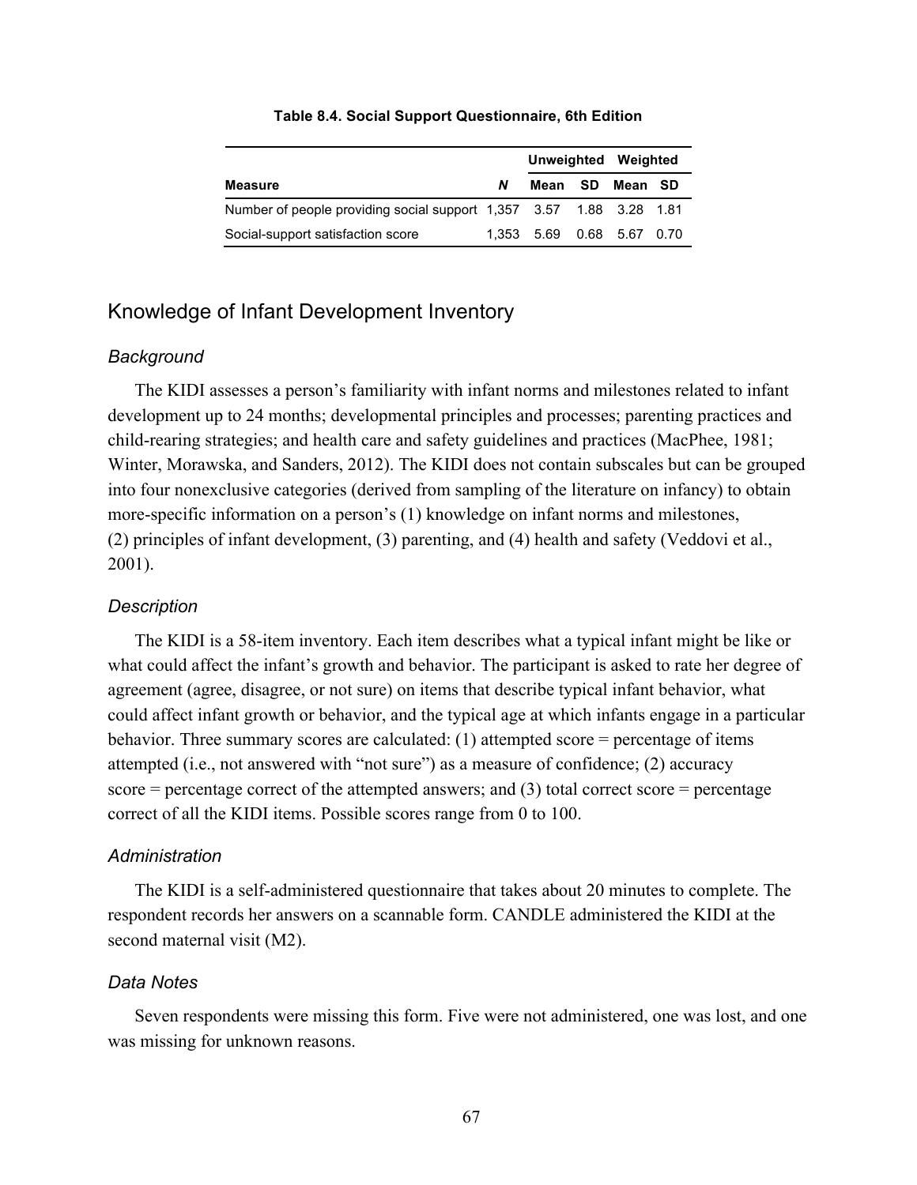**Table 8.4. Social Support Questionnaire, 6th Edition**

| | | Unweighted | | Weighted | |
|---|---|---|---|---|---|
| **Measure** | ***N*** | **Mean** | **SD** | **Mean** | **SD** |
| Number of people providing social support | 1,357 | 3.57 | 1.88 | 3.28 | 1.81 |
| Social-support satisfaction score | 1,353 | 5.69 | 0.68 | 5.67 | 0.70 |

## Knowledge of Infant Development Inventory

### *Background*

The KIDI assesses a person's familiarity with infant norms and milestones related to infant development up to 24 months; developmental principles and processes; parenting practices and child-rearing strategies; and health care and safety guidelines and practices (MacPhee, 1981; Winter, Morawska, and Sanders, 2012). The KIDI does not contain subscales but can be grouped into four nonexclusive categories (derived from sampling of the literature on infancy) to obtain more-specific information on a person's (1) knowledge on infant norms and milestones, (2) principles of infant development, (3) parenting, and (4) health and safety (Veddovi et al., 2001).

### *Description*

The KIDI is a 58-item inventory. Each item describes what a typical infant might be like or what could affect the infant's growth and behavior. The participant is asked to rate her degree of agreement (agree, disagree, or not sure) on items that describe typical infant behavior, what could affect infant growth or behavior, and the typical age at which infants engage in a particular behavior. Three summary scores are calculated: (1) attempted score = percentage of items attempted (i.e., not answered with "not sure") as a measure of confidence; (2) accuracy score = percentage correct of the attempted answers; and (3) total correct score = percentage correct of all the KIDI items. Possible scores range from 0 to 100.

### *Administration*

The KIDI is a self-administered questionnaire that takes about 20 minutes to complete. The respondent records her answers on a scannable form. CANDLE administered the KIDI at the second maternal visit (M2).

### *Data Notes*

Seven respondents were missing this form. Five were not administered, one was lost, and one was missing for unknown reasons.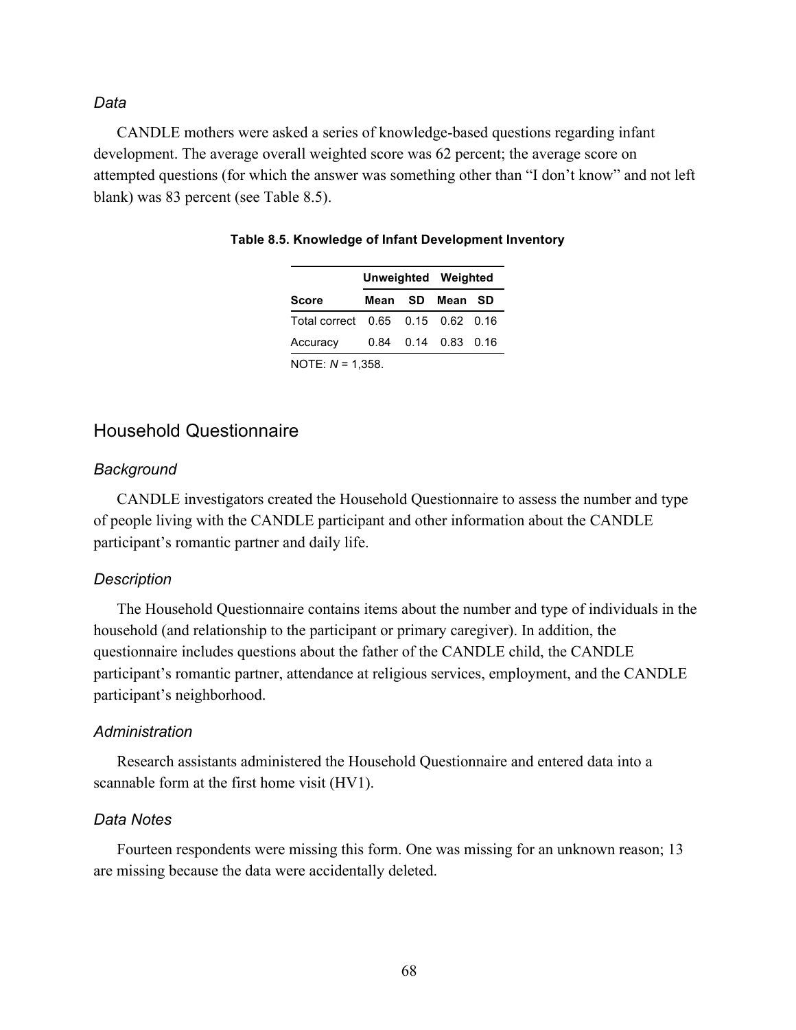### Data

CANDLE mothers were asked a series of knowledge-based questions regarding infant development. The average overall weighted score was 62 percent; the average score on attempted questions (for which the answer was something other than "I don't know" and not left blank) was 83 percent (see Table 8.5).

**Table 8.5. Knowledge of Infant Development Inventory**

| | Unweighted | | Weighted | |
|---|---|---|---|---|
| **Score** | **Mean** | **SD** | **Mean** | **SD** |
| Total correct | 0.65 | 0.15 | 0.62 | 0.16 |
| Accuracy | 0.84 | 0.14 | 0.83 | 0.16 |

NOTE: *N* = 1,358.

## Household Questionnaire

### Background

CANDLE investigators created the Household Questionnaire to assess the number and type of people living with the CANDLE participant and other information about the CANDLE participant's romantic partner and daily life.

### Description

The Household Questionnaire contains items about the number and type of individuals in the household (and relationship to the participant or primary caregiver). In addition, the questionnaire includes questions about the father of the CANDLE child, the CANDLE participant's romantic partner, attendance at religious services, employment, and the CANDLE participant's neighborhood.

### Administration

Research assistants administered the Household Questionnaire and entered data into a scannable form at the first home visit (HV1).

### Data Notes

Fourteen respondents were missing this form. One was missing for an unknown reason; 13 are missing because the data were accidentally deleted.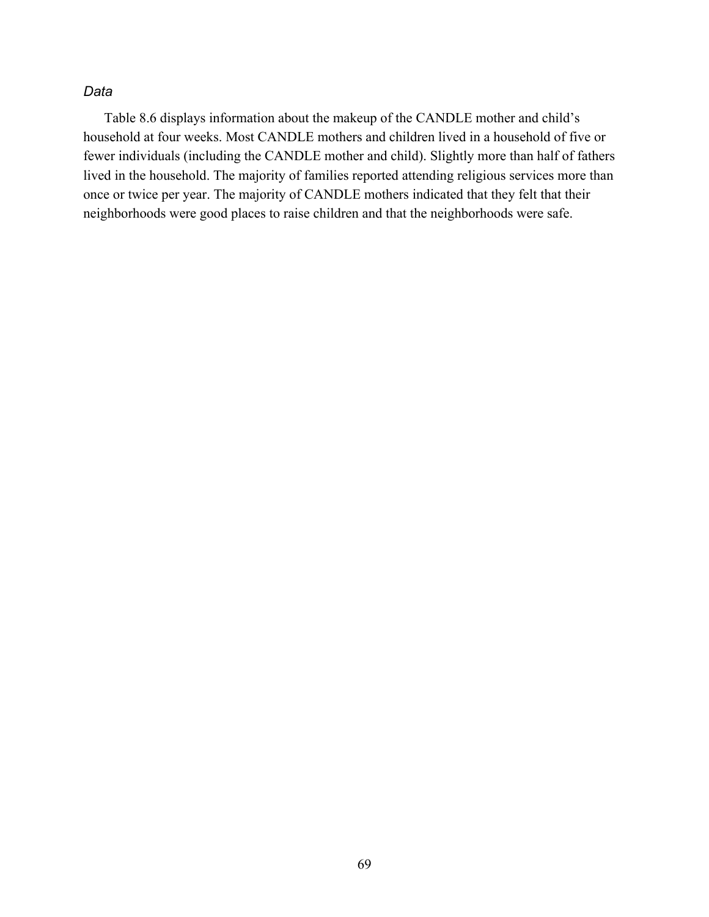### *Data*

Table 8.6 displays information about the makeup of the CANDLE mother and child's household at four weeks. Most CANDLE mothers and children lived in a household of five or fewer individuals (including the CANDLE mother and child). Slightly more than half of fathers lived in the household. The majority of families reported attending religious services more than once or twice per year. The majority of CANDLE mothers indicated that they felt that their neighborhoods were good places to raise children and that the neighborhoods were safe.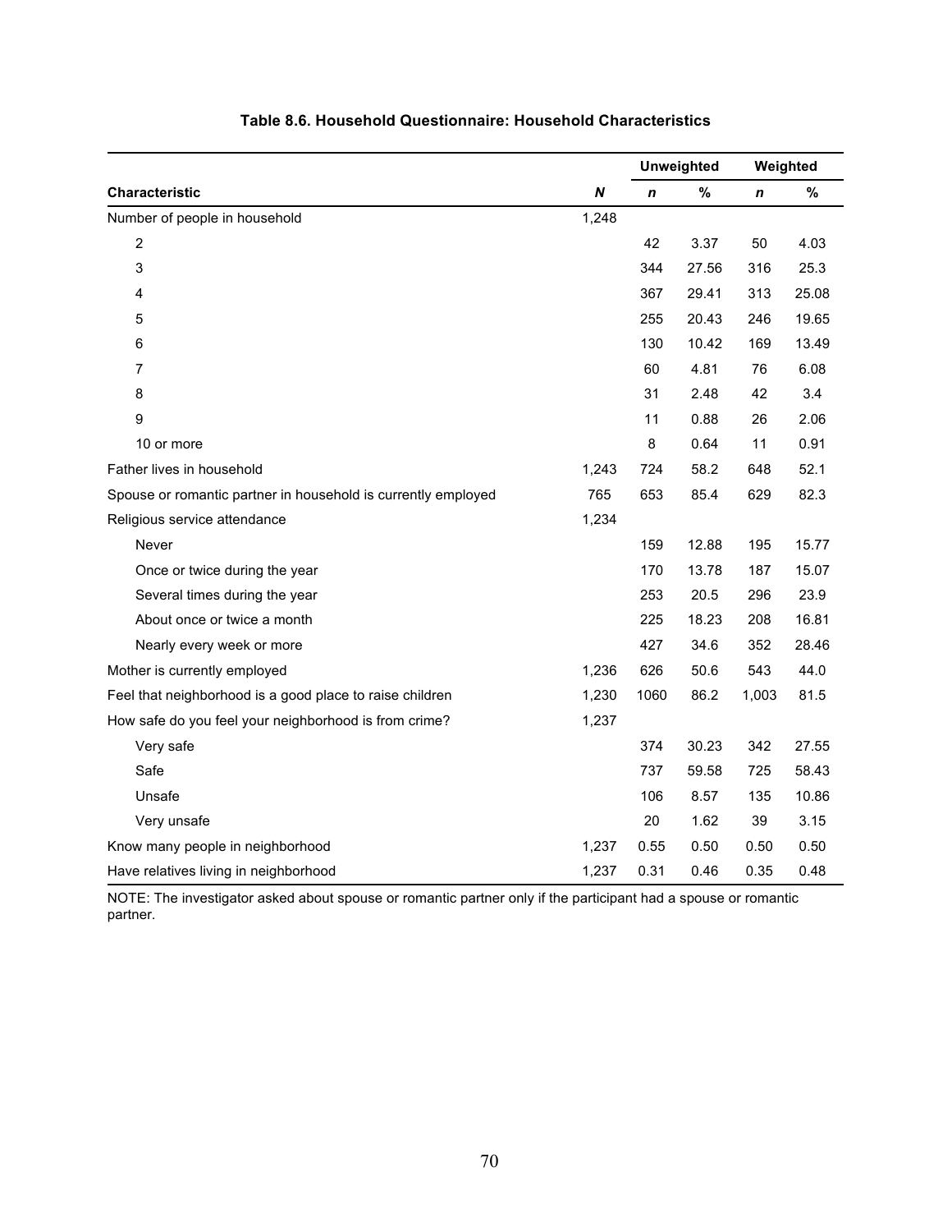**Table 8.6. Household Questionnaire: Household Characteristics**

| | | Unweighted | | Weighted | |
|---|---|---|---|---|---|
| **Characteristic** | ***N*** | ***n*** | **%** | ***n*** | **%** |
| Number of people in household | 1,248 | | | | |
| 2 | | 42 | 3.37 | 50 | 4.03 |
| 3 | | 344 | 27.56 | 316 | 25.3 |
| 4 | | 367 | 29.41 | 313 | 25.08 |
| 5 | | 255 | 20.43 | 246 | 19.65 |
| 6 | | 130 | 10.42 | 169 | 13.49 |
| 7 | | 60 | 4.81 | 76 | 6.08 |
| 8 | | 31 | 2.48 | 42 | 3.4 |
| 9 | | 11 | 0.88 | 26 | 2.06 |
| 10 or more | | 8 | 0.64 | 11 | 0.91 |
| Father lives in household | 1,243 | 724 | 58.2 | 648 | 52.1 |
| Spouse or romantic partner in household is currently employed | 765 | 653 | 85.4 | 629 | 82.3 |
| Religious service attendance | 1,234 | | | | |
| Never | | 159 | 12.88 | 195 | 15.77 |
| Once or twice during the year | | 170 | 13.78 | 187 | 15.07 |
| Several times during the year | | 253 | 20.5 | 296 | 23.9 |
| About once or twice a month | | 225 | 18.23 | 208 | 16.81 |
| Nearly every week or more | | 427 | 34.6 | 352 | 28.46 |
| Mother is currently employed | 1,236 | 626 | 50.6 | 543 | 44.0 |
| Feel that neighborhood is a good place to raise children | 1,230 | 1060 | 86.2 | 1,003 | 81.5 |
| How safe do you feel your neighborhood is from crime? | 1,237 | | | | |
| Very safe | | 374 | 30.23 | 342 | 27.55 |
| Safe | | 737 | 59.58 | 725 | 58.43 |
| Unsafe | | 106 | 8.57 | 135 | 10.86 |
| Very unsafe | | 20 | 1.62 | 39 | 3.15 |
| Know many people in neighborhood | 1,237 | 0.55 | 0.50 | 0.50 | 0.50 |
| Have relatives living in neighborhood | 1,237 | 0.31 | 0.46 | 0.35 | 0.48 |

NOTE: The investigator asked about spouse or romantic partner only if the participant had a spouse or romantic partner.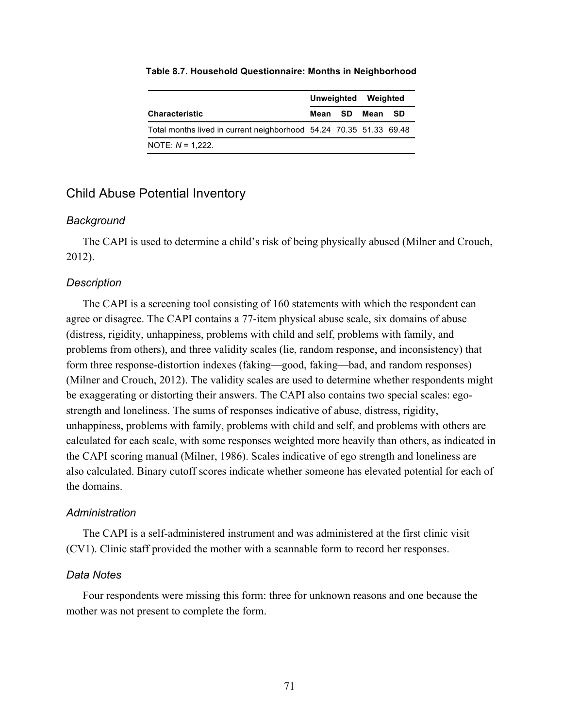**Table 8.7. Household Questionnaire: Months in Neighborhood**

| | Unweighted | | Weighted | |
|---|---|---|---|---|
| **Characteristic** | **Mean** | **SD** | **Mean** | **SD** |
| Total months lived in current neighborhood | 54.24 | 70.35 | 51.33 | 69.48 |
| NOTE: *N* = 1,222. | | | | |

## Child Abuse Potential Inventory

### *Background*

The CAPI is used to determine a child's risk of being physically abused (Milner and Crouch, 2012).

### *Description*

The CAPI is a screening tool consisting of 160 statements with which the respondent can agree or disagree. The CAPI contains a 77-item physical abuse scale, six domains of abuse (distress, rigidity, unhappiness, problems with child and self, problems with family, and problems from others), and three validity scales (lie, random response, and inconsistency) that form three response-distortion indexes (faking—good, faking—bad, and random responses) (Milner and Crouch, 2012). The validity scales are used to determine whether respondents might be exaggerating or distorting their answers. The CAPI also contains two special scales: ego-strength and loneliness. The sums of responses indicative of abuse, distress, rigidity, unhappiness, problems with family, problems with child and self, and problems with others are calculated for each scale, with some responses weighted more heavily than others, as indicated in the CAPI scoring manual (Milner, 1986). Scales indicative of ego strength and loneliness are also calculated. Binary cutoff scores indicate whether someone has elevated potential for each of the domains.

### *Administration*

The CAPI is a self-administered instrument and was administered at the first clinic visit (CV1). Clinic staff provided the mother with a scannable form to record her responses.

### *Data Notes*

Four respondents were missing this form: three for unknown reasons and one because the mother was not present to complete the form.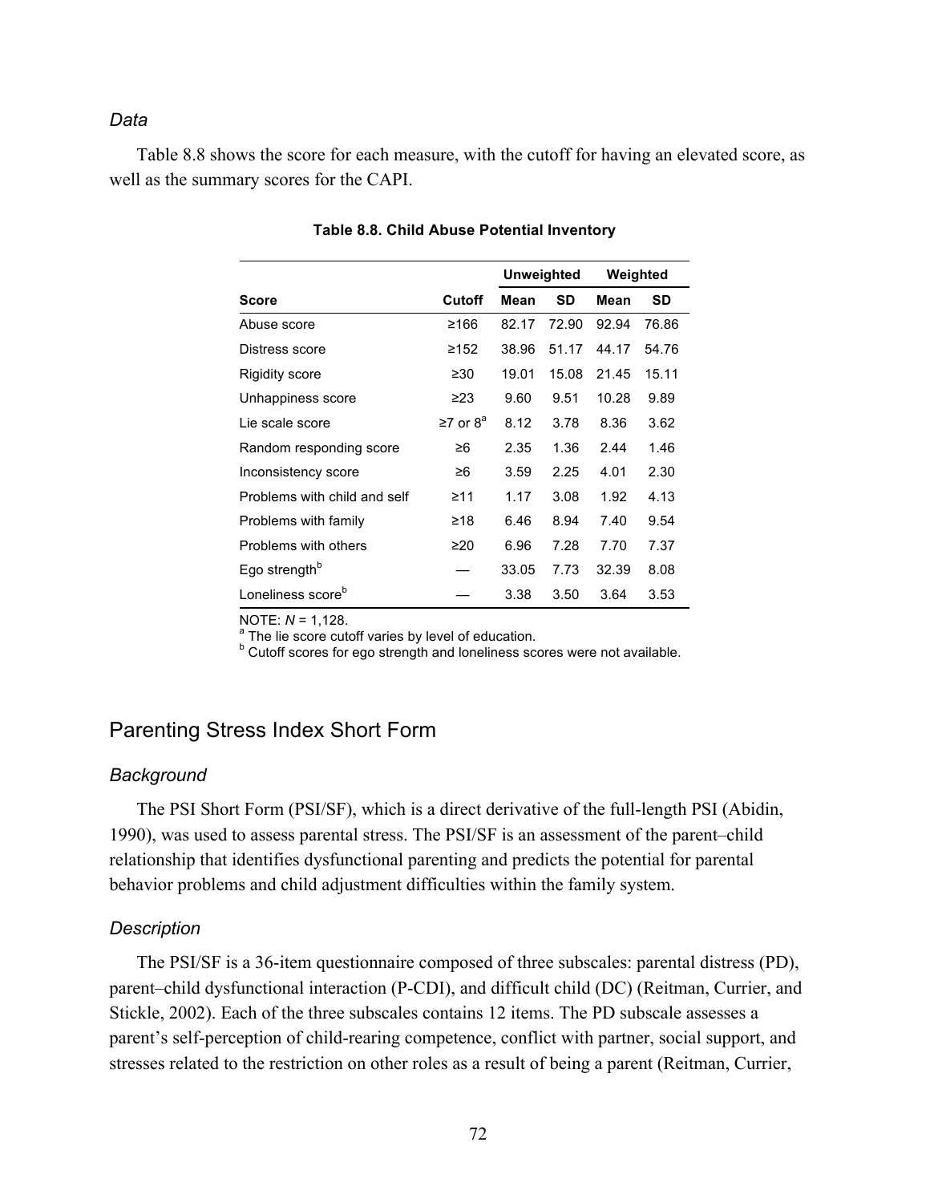### *Data*

Table 8.8 shows the score for each measure, with the cutoff for having an elevated score, as well as the summary scores for the CAPI.

**Table 8.8. Child Abuse Potential Inventory**

| | | Unweighted | | Weighted | |
|---|---|---|---|---|---|
| **Score** | **Cutoff** | **Mean** | **SD** | **Mean** | **SD** |
| Abuse score | ≥166 | 82.17 | 72.90 | 92.94 | 76.86 |
| Distress score | ≥152 | 38.96 | 51.17 | 44.17 | 54.76 |
| Rigidity score | ≥30 | 19.01 | 15.08 | 21.45 | 15.11 |
| Unhappiness score | ≥23 | 9.60 | 9.51 | 10.28 | 9.89 |
| Lie scale score | ≥7 or 8[a] | 8.12 | 3.78 | 8.36 | 3.62 |
| Random responding score | ≥6 | 2.35 | 1.36 | 2.44 | 1.46 |
| Inconsistency score | ≥6 | 3.59 | 2.25 | 4.01 | 2.30 |
| Problems with child and self | ≥11 | 1.17 | 3.08 | 1.92 | 4.13 |
| Problems with family | ≥18 | 6.46 | 8.94 | 7.40 | 9.54 |
| Problems with others | ≥20 | 6.96 | 7.28 | 7.70 | 7.37 |
| Ego strength[b] | — | 33.05 | 7.73 | 32.39 | 8.08 |
| Loneliness score[b] | — | 3.38 | 3.50 | 3.64 | 3.53 |

NOTE: *N* = 1,128.
[a] The lie score cutoff varies by level of education.
[b] Cutoff scores for ego strength and loneliness scores were not available.

## Parenting Stress Index Short Form

### *Background*

The PSI Short Form (PSI/SF), which is a direct derivative of the full-length PSI (Abidin, 1990), was used to assess parental stress. The PSI/SF is an assessment of the parent–child relationship that identifies dysfunctional parenting and predicts the potential for parental behavior problems and child adjustment difficulties within the family system.

### *Description*

The PSI/SF is a 36-item questionnaire composed of three subscales: parental distress (PD), parent–child dysfunctional interaction (P-CDI), and difficult child (DC) (Reitman, Currier, and Stickle, 2002). Each of the three subscales contains 12 items. The PD subscale assesses a parent's self-perception of child-rearing competence, conflict with partner, social support, and stresses related to the restriction on other roles as a result of being a parent (Reitman, Currier,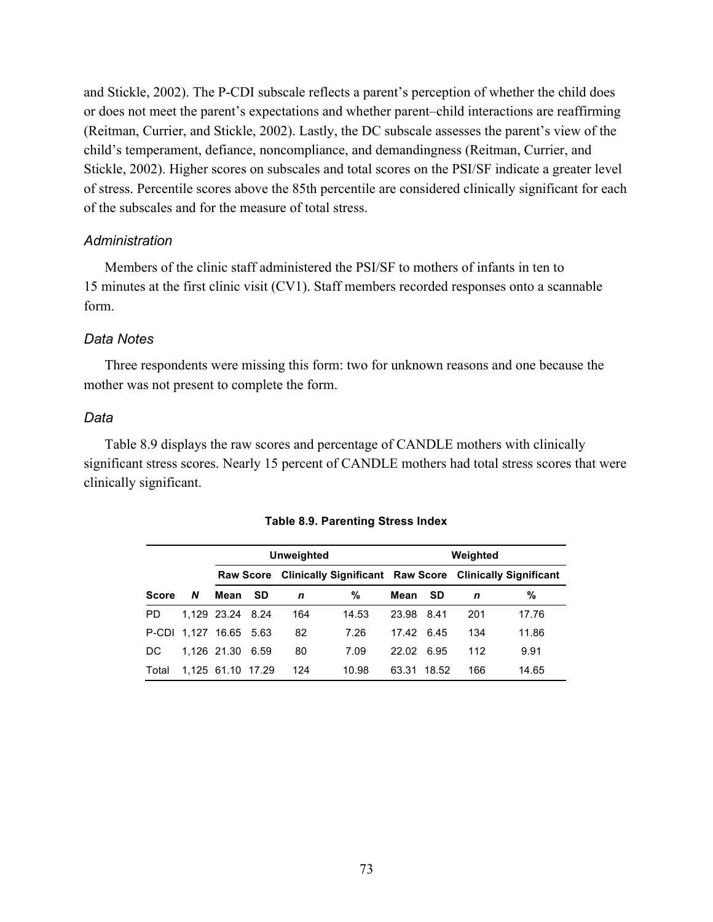and Stickle, 2002). The P-CDI subscale reflects a parent's perception of whether the child does or does not meet the parent's expectations and whether parent–child interactions are reaffirming (Reitman, Currier, and Stickle, 2002). Lastly, the DC subscale assesses the parent's view of the child's temperament, defiance, noncompliance, and demandingness (Reitman, Currier, and Stickle, 2002). Higher scores on subscales and total scores on the PSI/SF indicate a greater level of stress. Percentile scores above the 85th percentile are considered clinically significant for each of the subscales and for the measure of total stress.

### *Administration*

Members of the clinic staff administered the PSI/SF to mothers of infants in ten to 15 minutes at the first clinic visit (CV1). Staff members recorded responses onto a scannable form.

### *Data Notes*

Three respondents were missing this form: two for unknown reasons and one because the mother was not present to complete the form.

### *Data*

Table 8.9 displays the raw scores and percentage of CANDLE mothers with clinically significant stress scores. Nearly 15 percent of CANDLE mothers had total stress scores that were clinically significant.

**Table 8.9. Parenting Stress Index**

| | | Unweighted | | | | Weighted | | | |
|---|---|---|---|---|---|---|---|---|---|
| | | Raw Score | | Clinically Significant | | Raw Score | | Clinically Significant | |
| **Score** | ***N*** | **Mean** | **SD** | ***n*** | **%** | **Mean** | **SD** | ***n*** | **%** |
| PD | 1,129 | 23.24 | 8.24 | 164 | 14.53 | 23.98 | 8.41 | 201 | 17.76 |
| P-CDI | 1,127 | 16.65 | 5.63 | 82 | 7.26 | 17.42 | 6.45 | 134 | 11.86 |
| DC | 1,126 | 21.30 | 6.59 | 80 | 7.09 | 22.02 | 6.95 | 112 | 9.91 |
| Total | 1,125 | 61.10 | 17.29 | 124 | 10.98 | 63.31 | 18.52 | 166 | 14.65 |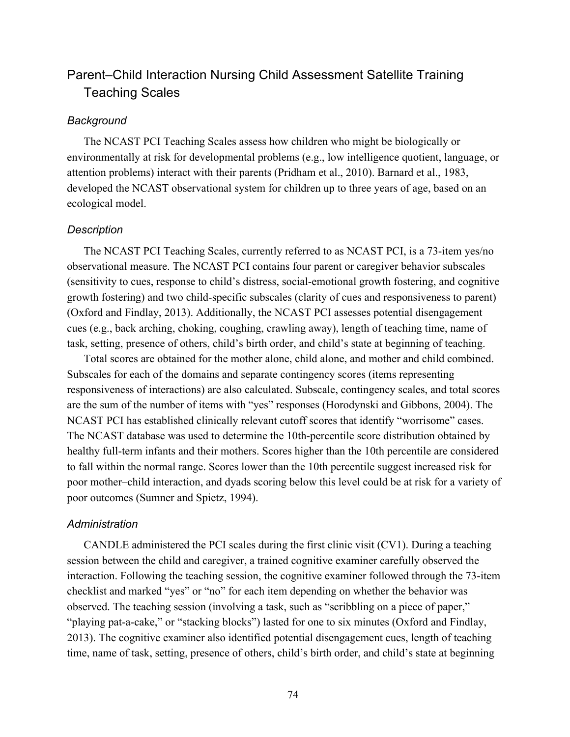## Parent–Child Interaction Nursing Child Assessment Satellite Training Teaching Scales

### *Background*

The NCAST PCI Teaching Scales assess how children who might be biologically or environmentally at risk for developmental problems (e.g., low intelligence quotient, language, or attention problems) interact with their parents (Pridham et al., 2010). Barnard et al., 1983, developed the NCAST observational system for children up to three years of age, based on an ecological model.

### *Description*

The NCAST PCI Teaching Scales, currently referred to as NCAST PCI, is a 73-item yes/no observational measure. The NCAST PCI contains four parent or caregiver behavior subscales (sensitivity to cues, response to child's distress, social-emotional growth fostering, and cognitive growth fostering) and two child-specific subscales (clarity of cues and responsiveness to parent) (Oxford and Findlay, 2013). Additionally, the NCAST PCI assesses potential disengagement cues (e.g., back arching, choking, coughing, crawling away), length of teaching time, name of task, setting, presence of others, child's birth order, and child's state at beginning of teaching.

Total scores are obtained for the mother alone, child alone, and mother and child combined. Subscales for each of the domains and separate contingency scores (items representing responsiveness of interactions) are also calculated. Subscale, contingency scales, and total scores are the sum of the number of items with "yes" responses (Horodynski and Gibbons, 2004). The NCAST PCI has established clinically relevant cutoff scores that identify "worrisome" cases. The NCAST database was used to determine the 10th-percentile score distribution obtained by healthy full-term infants and their mothers. Scores higher than the 10th percentile are considered to fall within the normal range. Scores lower than the 10th percentile suggest increased risk for poor mother–child interaction, and dyads scoring below this level could be at risk for a variety of poor outcomes (Sumner and Spietz, 1994).

### *Administration*

CANDLE administered the PCI scales during the first clinic visit (CV1). During a teaching session between the child and caregiver, a trained cognitive examiner carefully observed the interaction. Following the teaching session, the cognitive examiner followed through the 73-item checklist and marked "yes" or "no" for each item depending on whether the behavior was observed. The teaching session (involving a task, such as "scribbling on a piece of paper," "playing pat-a-cake," or "stacking blocks") lasted for one to six minutes (Oxford and Findlay, 2013). The cognitive examiner also identified potential disengagement cues, length of teaching time, name of task, setting, presence of others, child's birth order, and child's state at beginning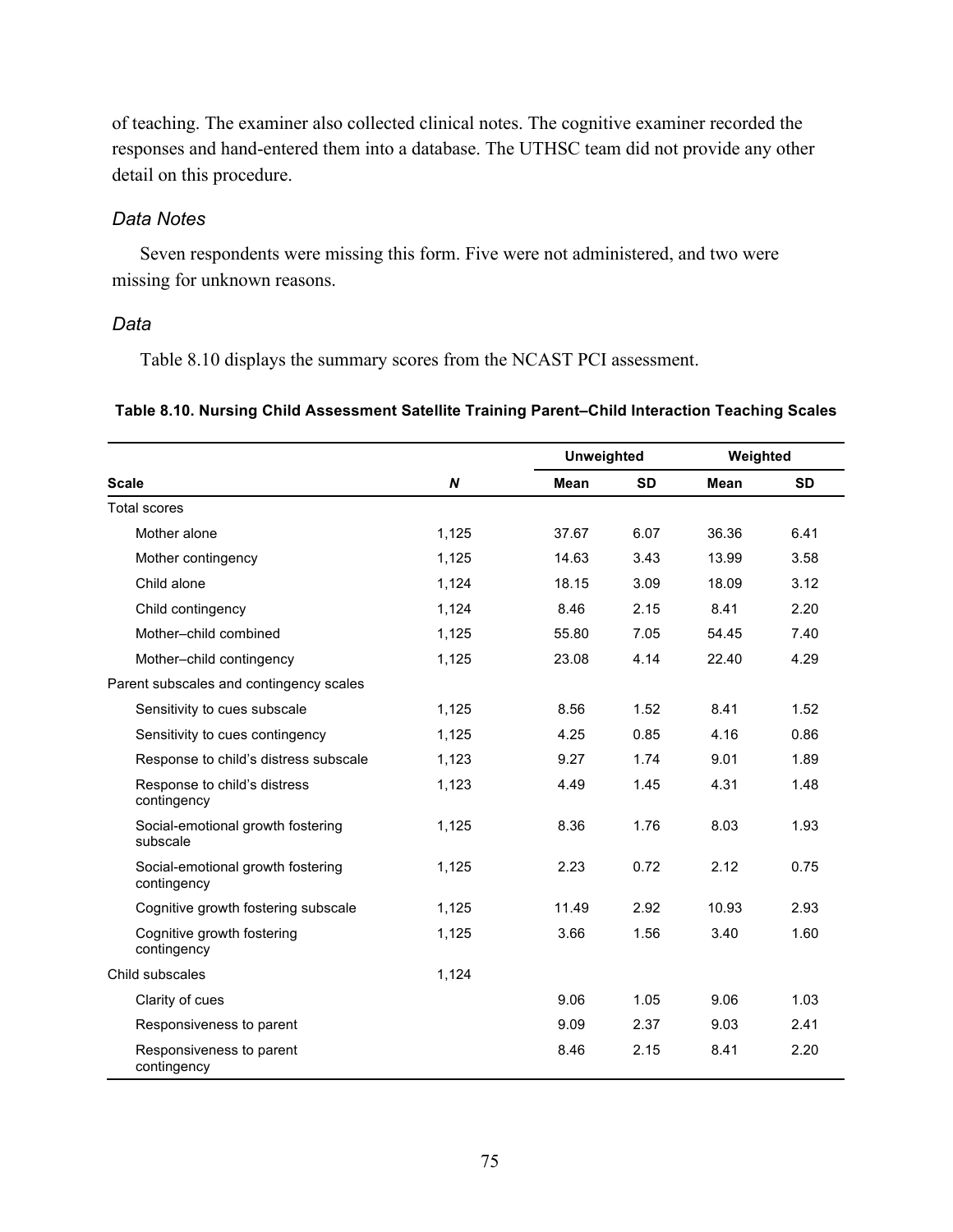of teaching. The examiner also collected clinical notes. The cognitive examiner recorded the responses and hand-entered them into a database. The UTHSC team did not provide any other detail on this procedure.

### *Data Notes*

Seven respondents were missing this form. Five were not administered, and two were missing for unknown reasons.

### *Data*

Table 8.10 displays the summary scores from the NCAST PCI assessment.

**Table 8.10. Nursing Child Assessment Satellite Training Parent–Child Interaction Teaching Scales**

| | | Unweighted | | Weighted | |
|---|---|---|---|---|---|
| **Scale** | ***N*** | **Mean** | **SD** | **Mean** | **SD** |
| Total scores | | | | | |
| Mother alone | 1,125 | 37.67 | 6.07 | 36.36 | 6.41 |
| Mother contingency | 1,125 | 14.63 | 3.43 | 13.99 | 3.58 |
| Child alone | 1,124 | 18.15 | 3.09 | 18.09 | 3.12 |
| Child contingency | 1,124 | 8.46 | 2.15 | 8.41 | 2.20 |
| Mother–child combined | 1,125 | 55.80 | 7.05 | 54.45 | 7.40 |
| Mother–child contingency | 1,125 | 23.08 | 4.14 | 22.40 | 4.29 |
| Parent subscales and contingency scales | | | | | |
| Sensitivity to cues subscale | 1,125 | 8.56 | 1.52 | 8.41 | 1.52 |
| Sensitivity to cues contingency | 1,125 | 4.25 | 0.85 | 4.16 | 0.86 |
| Response to child's distress subscale | 1,123 | 9.27 | 1.74 | 9.01 | 1.89 |
| Response to child's distress contingency | 1,123 | 4.49 | 1.45 | 4.31 | 1.48 |
| Social-emotional growth fostering subscale | 1,125 | 8.36 | 1.76 | 8.03 | 1.93 |
| Social-emotional growth fostering contingency | 1,125 | 2.23 | 0.72 | 2.12 | 0.75 |
| Cognitive growth fostering subscale | 1,125 | 11.49 | 2.92 | 10.93 | 2.93 |
| Cognitive growth fostering contingency | 1,125 | 3.66 | 1.56 | 3.40 | 1.60 |
| Child subscales | 1,124 | | | | |
| Clarity of cues | | 9.06 | 1.05 | 9.06 | 1.03 |
| Responsiveness to parent | | 9.09 | 2.37 | 9.03 | 2.41 |
| Responsiveness to parent contingency | | 8.46 | 2.15 | 8.41 | 2.20 |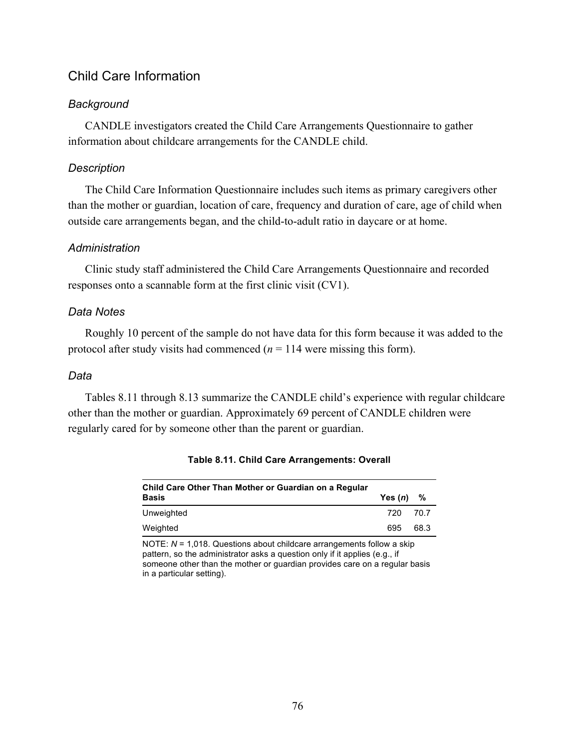## Child Care Information

### *Background*

CANDLE investigators created the Child Care Arrangements Questionnaire to gather information about childcare arrangements for the CANDLE child.

### *Description*

The Child Care Information Questionnaire includes such items as primary caregivers other than the mother or guardian, location of care, frequency and duration of care, age of child when outside care arrangements began, and the child-to-adult ratio in daycare or at home.

### *Administration*

Clinic study staff administered the Child Care Arrangements Questionnaire and recorded responses onto a scannable form at the first clinic visit (CV1).

### *Data Notes*

Roughly 10 percent of the sample do not have data for this form because it was added to the protocol after study visits had commenced (*n* = 114 were missing this form).

### *Data*

Tables 8.11 through 8.13 summarize the CANDLE child's experience with regular childcare other than the mother or guardian. Approximately 69 percent of CANDLE children were regularly cared for by someone other than the parent or guardian.

**Table 8.11. Child Care Arrangements: Overall**

| Child Care Other Than Mother or Guardian on a Regular Basis | Yes (*n*) | % |
|---|---|---|
| Unweighted | 720 | 70.7 |
| Weighted | 695 | 68.3 |

NOTE: *N* = 1,018. Questions about childcare arrangements follow a skip pattern, so the administrator asks a question only if it applies (e.g., if someone other than the mother or guardian provides care on a regular basis in a particular setting).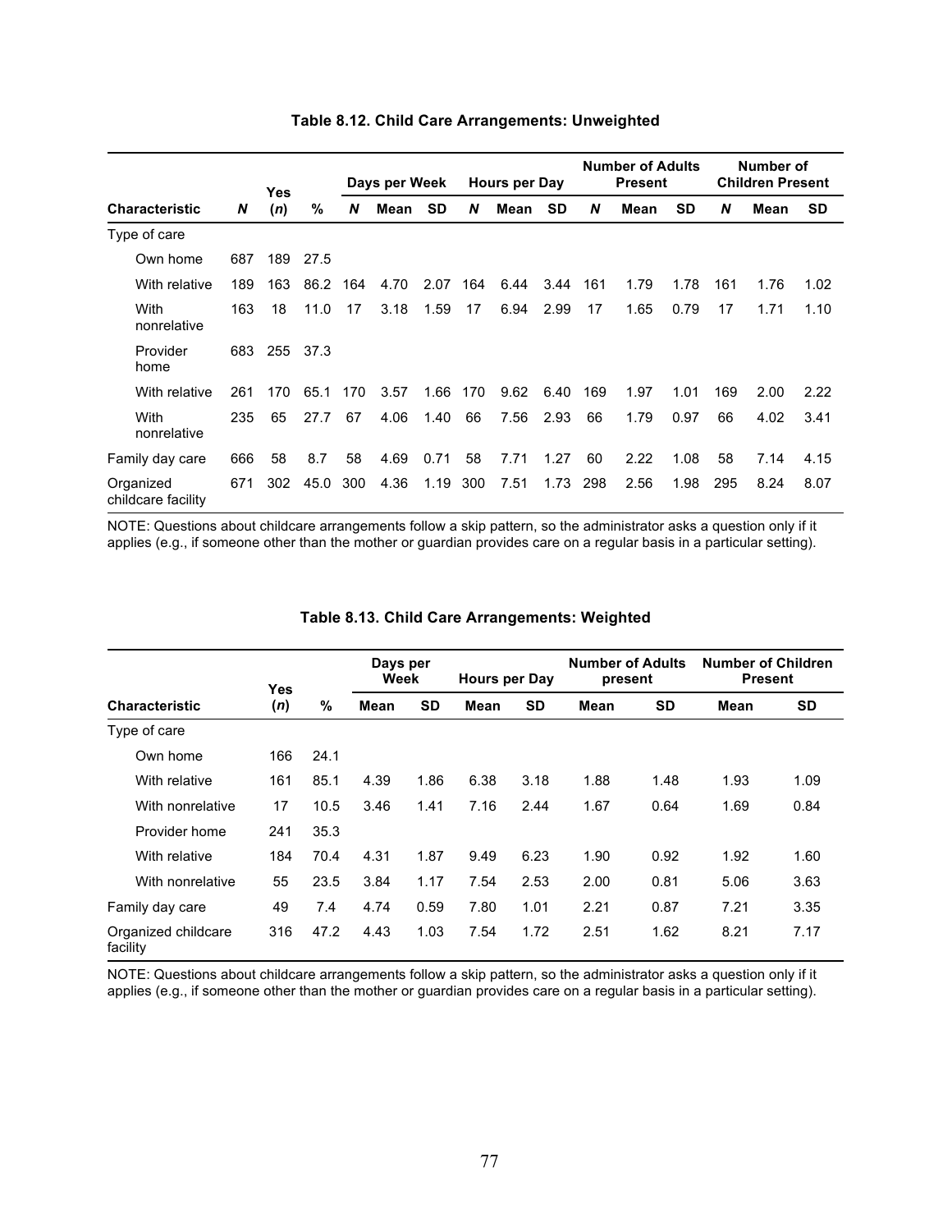**Table 8.12. Child Care Arrangements: Unweighted**

| Characteristic | N | Yes (n) | % | Days per Week | | | Hours per Day | | | Number of Adults Present | | | Number of Children Present | | |
|---|---|---|---|---|---|---|---|---|---|---|---|---|---|---|---|
| | | | | N | Mean | SD | N | Mean | SD | N | Mean | SD | N | Mean | SD |
| Type of care | | | | | | | | | | | | | | | |
| Own home | 687 | 189 | 27.5 | | | | | | | | | | | | |
| With relative | 189 | 163 | 86.2 | 164 | 4.70 | 2.07 | 164 | 6.44 | 3.44 | 161 | 1.79 | 1.78 | 161 | 1.76 | 1.02 |
| With nonrelative | 163 | 18 | 11.0 | 17 | 3.18 | 1.59 | 17 | 6.94 | 2.99 | 17 | 1.65 | 0.79 | 17 | 1.71 | 1.10 |
| Provider home | 683 | 255 | 37.3 | | | | | | | | | | | | |
| With relative | 261 | 170 | 65.1 | 170 | 3.57 | 1.66 | 170 | 9.62 | 6.40 | 169 | 1.97 | 1.01 | 169 | 2.00 | 2.22 |
| With nonrelative | 235 | 65 | 27.7 | 67 | 4.06 | 1.40 | 66 | 7.56 | 2.93 | 66 | 1.79 | 0.97 | 66 | 4.02 | 3.41 |
| Family day care | 666 | 58 | 8.7 | 58 | 4.69 | 0.71 | 58 | 7.71 | 1.27 | 60 | 2.22 | 1.08 | 58 | 7.14 | 4.15 |
| Organized childcare facility | 671 | 302 | 45.0 | 300 | 4.36 | 1.19 | 300 | 7.51 | 1.73 | 298 | 2.56 | 1.98 | 295 | 8.24 | 8.07 |

NOTE: Questions about childcare arrangements follow a skip pattern, so the administrator asks a question only if it applies (e.g., if someone other than the mother or guardian provides care on a regular basis in a particular setting).

**Table 8.13. Child Care Arrangements: Weighted**

| Characteristic | Yes (n) | % | Days per Week | | Hours per Day | | Number of Adults present | | Number of Children Present | |
|---|---|---|---|---|---|---|---|---|---|---|
| | | | Mean | SD | Mean | SD | Mean | SD | Mean | SD |
| Type of care | | | | | | | | | | |
| Own home | 166 | 24.1 | | | | | | | | |
| With relative | 161 | 85.1 | 4.39 | 1.86 | 6.38 | 3.18 | 1.88 | 1.48 | 1.93 | 1.09 |
| With nonrelative | 17 | 10.5 | 3.46 | 1.41 | 7.16 | 2.44 | 1.67 | 0.64 | 1.69 | 0.84 |
| Provider home | 241 | 35.3 | | | | | | | | |
| With relative | 184 | 70.4 | 4.31 | 1.87 | 9.49 | 6.23 | 1.90 | 0.92 | 1.92 | 1.60 |
| With nonrelative | 55 | 23.5 | 3.84 | 1.17 | 7.54 | 2.53 | 2.00 | 0.81 | 5.06 | 3.63 |
| Family day care | 49 | 7.4 | 4.74 | 0.59 | 7.80 | 1.01 | 2.21 | 0.87 | 7.21 | 3.35 |
| Organized childcare facility | 316 | 47.2 | 4.43 | 1.03 | 7.54 | 1.72 | 2.51 | 1.62 | 8.21 | 7.17 |

NOTE: Questions about childcare arrangements follow a skip pattern, so the administrator asks a question only if it applies (e.g., if someone other than the mother or guardian provides care on a regular basis in a particular setting).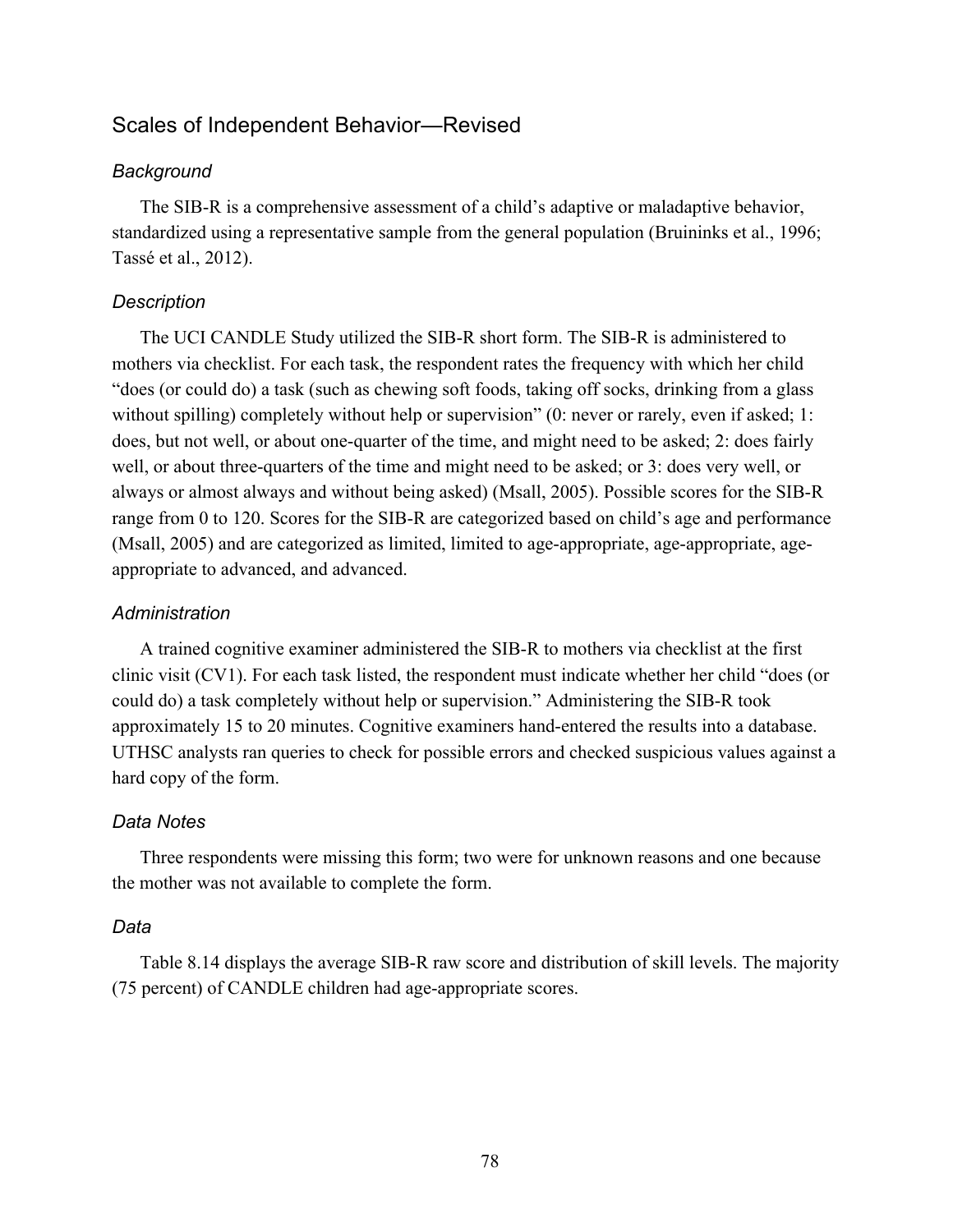## Scales of Independent Behavior—Revised

### *Background*

The SIB-R is a comprehensive assessment of a child's adaptive or maladaptive behavior, standardized using a representative sample from the general population (Bruininks et al., 1996; Tassé et al., 2012).

### *Description*

The UCI CANDLE Study utilized the SIB-R short form. The SIB-R is administered to mothers via checklist. For each task, the respondent rates the frequency with which her child "does (or could do) a task (such as chewing soft foods, taking off socks, drinking from a glass without spilling) completely without help or supervision" (0: never or rarely, even if asked; 1: does, but not well, or about one-quarter of the time, and might need to be asked; 2: does fairly well, or about three-quarters of the time and might need to be asked; or 3: does very well, or always or almost always and without being asked) (Msall, 2005). Possible scores for the SIB-R range from 0 to 120. Scores for the SIB-R are categorized based on child's age and performance (Msall, 2005) and are categorized as limited, limited to age-appropriate, age-appropriate, age-appropriate to advanced, and advanced.

### *Administration*

A trained cognitive examiner administered the SIB-R to mothers via checklist at the first clinic visit (CV1). For each task listed, the respondent must indicate whether her child "does (or could do) a task completely without help or supervision." Administering the SIB-R took approximately 15 to 20 minutes. Cognitive examiners hand-entered the results into a database. UTHSC analysts ran queries to check for possible errors and checked suspicious values against a hard copy of the form.

### *Data Notes*

Three respondents were missing this form; two were for unknown reasons and one because the mother was not available to complete the form.

### *Data*

Table 8.14 displays the average SIB-R raw score and distribution of skill levels. The majority (75 percent) of CANDLE children had age-appropriate scores.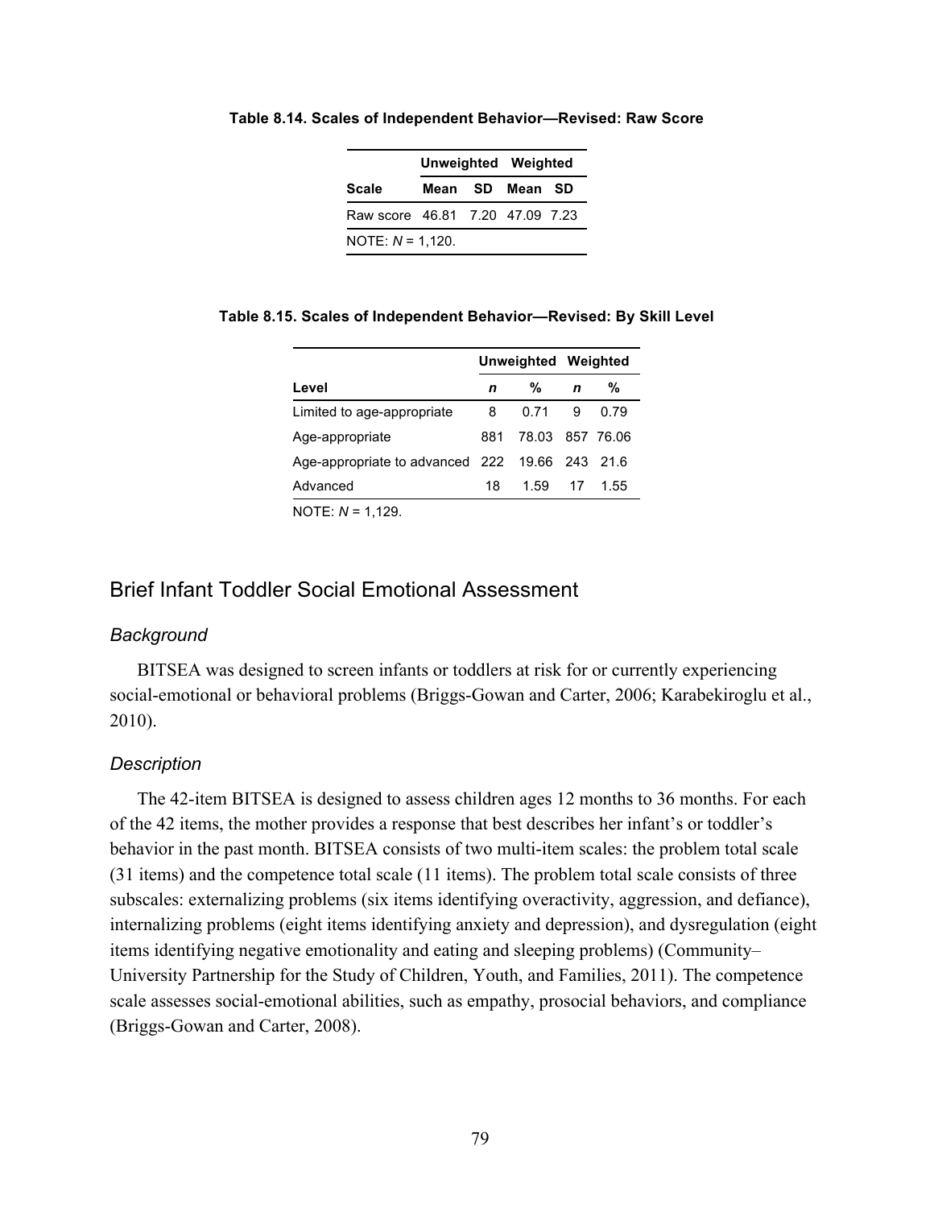**Table 8.14. Scales of Independent Behavior—Revised: Raw Score**

| | Unweighted | | Weighted | |
|---|---|---|---|---|
| **Scale** | **Mean** | **SD** | **Mean** | **SD** |
| Raw score | 46.81 | 7.20 | 47.09 | 7.23 |

NOTE: *N* = 1,120.

**Table 8.15. Scales of Independent Behavior—Revised: By Skill Level**

| | Unweighted | | Weighted | |
|---|---|---|---|---|
| **Level** | ***n*** | **%** | ***n*** | **%** |
| Limited to age-appropriate | 8 | 0.71 | 9 | 0.79 |
| Age-appropriate | 881 | 78.03 | 857 | 76.06 |
| Age-appropriate to advanced | 222 | 19.66 | 243 | 21.6 |
| Advanced | 18 | 1.59 | 17 | 1.55 |

NOTE: *N* = 1,129.

## Brief Infant Toddler Social Emotional Assessment

### *Background*

BITSEA was designed to screen infants or toddlers at risk for or currently experiencing social-emotional or behavioral problems (Briggs-Gowan and Carter, 2006; Karabekiroglu et al., 2010).

### *Description*

The 42-item BITSEA is designed to assess children ages 12 months to 36 months. For each of the 42 items, the mother provides a response that best describes her infant's or toddler's behavior in the past month. BITSEA consists of two multi-item scales: the problem total scale (31 items) and the competence total scale (11 items). The problem total scale consists of three subscales: externalizing problems (six items identifying overactivity, aggression, and defiance), internalizing problems (eight items identifying anxiety and depression), and dysregulation (eight items identifying negative emotionality and eating and sleeping problems) (Community–University Partnership for the Study of Children, Youth, and Families, 2011). The competence scale assesses social-emotional abilities, such as empathy, prosocial behaviors, and compliance (Briggs-Gowan and Carter, 2008).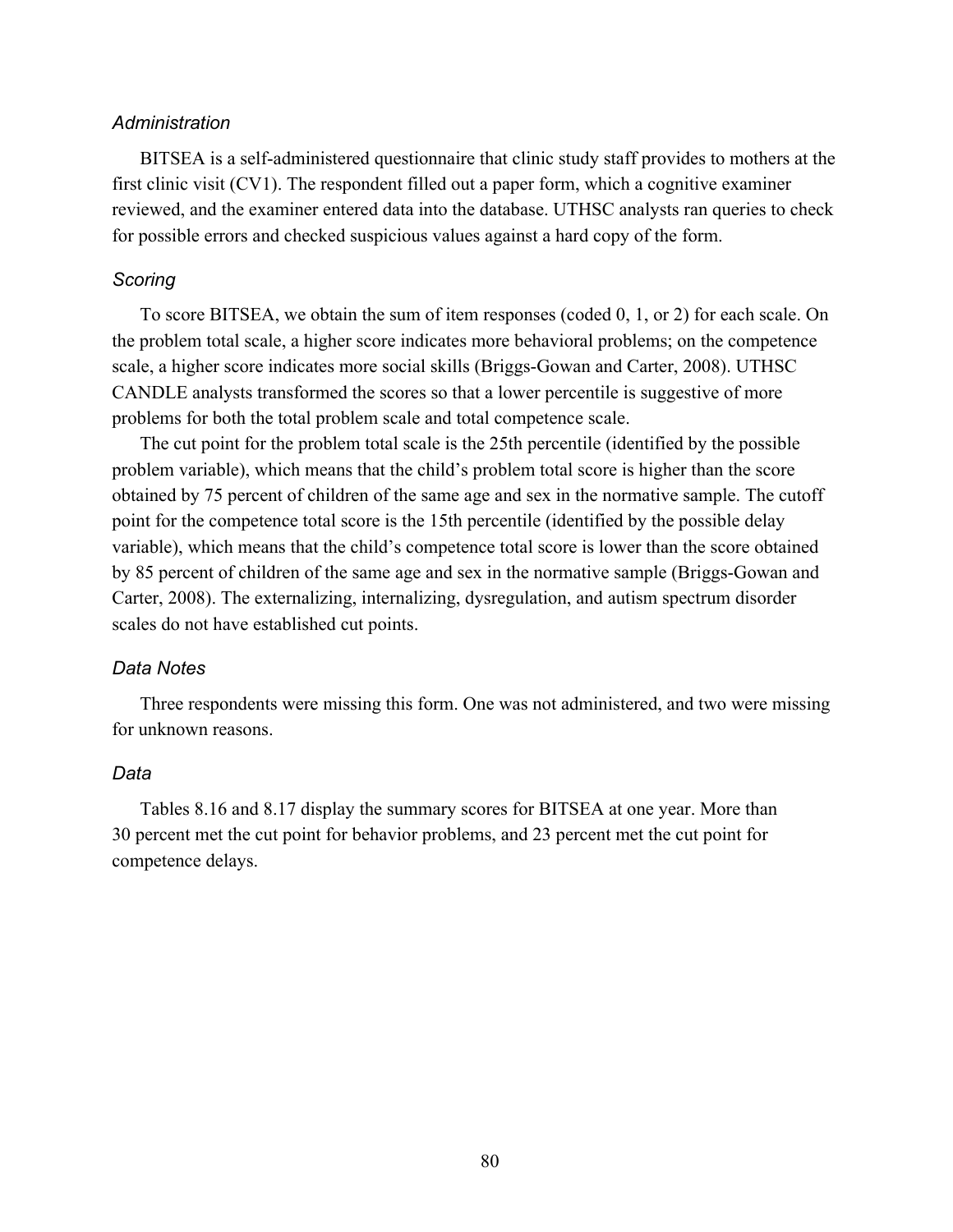### *Administration*

BITSEA is a self-administered questionnaire that clinic study staff provides to mothers at the first clinic visit (CV1). The respondent filled out a paper form, which a cognitive examiner reviewed, and the examiner entered data into the database. UTHSC analysts ran queries to check for possible errors and checked suspicious values against a hard copy of the form.

### *Scoring*

To score BITSEA, we obtain the sum of item responses (coded 0, 1, or 2) for each scale. On the problem total scale, a higher score indicates more behavioral problems; on the competence scale, a higher score indicates more social skills (Briggs-Gowan and Carter, 2008). UTHSC CANDLE analysts transformed the scores so that a lower percentile is suggestive of more problems for both the total problem scale and total competence scale.

The cut point for the problem total scale is the 25th percentile (identified by the possible problem variable), which means that the child's problem total score is higher than the score obtained by 75 percent of children of the same age and sex in the normative sample. The cutoff point for the competence total score is the 15th percentile (identified by the possible delay variable), which means that the child's competence total score is lower than the score obtained by 85 percent of children of the same age and sex in the normative sample (Briggs-Gowan and Carter, 2008). The externalizing, internalizing, dysregulation, and autism spectrum disorder scales do not have established cut points.

### *Data Notes*

Three respondents were missing this form. One was not administered, and two were missing for unknown reasons.

### *Data*

Tables 8.16 and 8.17 display the summary scores for BITSEA at one year. More than 30 percent met the cut point for behavior problems, and 23 percent met the cut point for competence delays.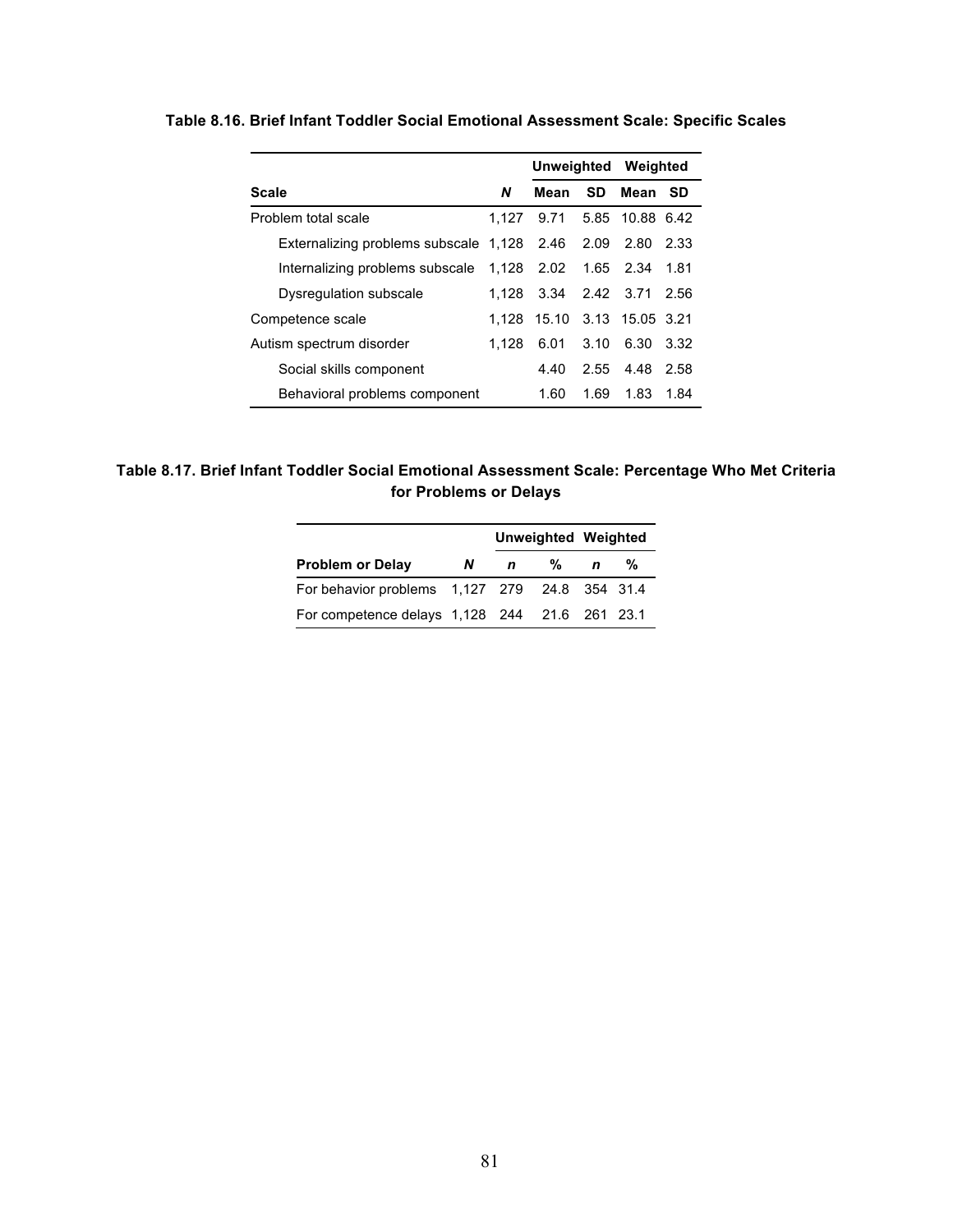**Table 8.16. Brief Infant Toddler Social Emotional Assessment Scale: Specific Scales**

| | | Unweighted | | Weighted | |
|---|---|---|---|---|---|
| **Scale** | ***N*** | **Mean** | **SD** | **Mean** | **SD** |
| Problem total scale | 1,127 | 9.71 | 5.85 | 10.88 | 6.42 |
| Externalizing problems subscale | 1,128 | 2.46 | 2.09 | 2.80 | 2.33 |
| Internalizing problems subscale | 1,128 | 2.02 | 1.65 | 2.34 | 1.81 |
| Dysregulation subscale | 1,128 | 3.34 | 2.42 | 3.71 | 2.56 |
| Competence scale | 1,128 | 15.10 | 3.13 | 15.05 | 3.21 |
| Autism spectrum disorder | 1,128 | 6.01 | 3.10 | 6.30 | 3.32 |
| Social skills component | | 4.40 | 2.55 | 4.48 | 2.58 |
| Behavioral problems component | | 1.60 | 1.69 | 1.83 | 1.84 |

**Table 8.17. Brief Infant Toddler Social Emotional Assessment Scale: Percentage Who Met Criteria for Problems or Delays**

| | | Unweighted | | Weighted | |
|---|---|---|---|---|---|
| **Problem or Delay** | ***N*** | ***n*** | **%** | ***n*** | **%** |
| For behavior problems | 1,127 | 279 | 24.8 | 354 | 31.4 |
| For competence delays | 1,128 | 244 | 21.6 | 261 | 23.1 |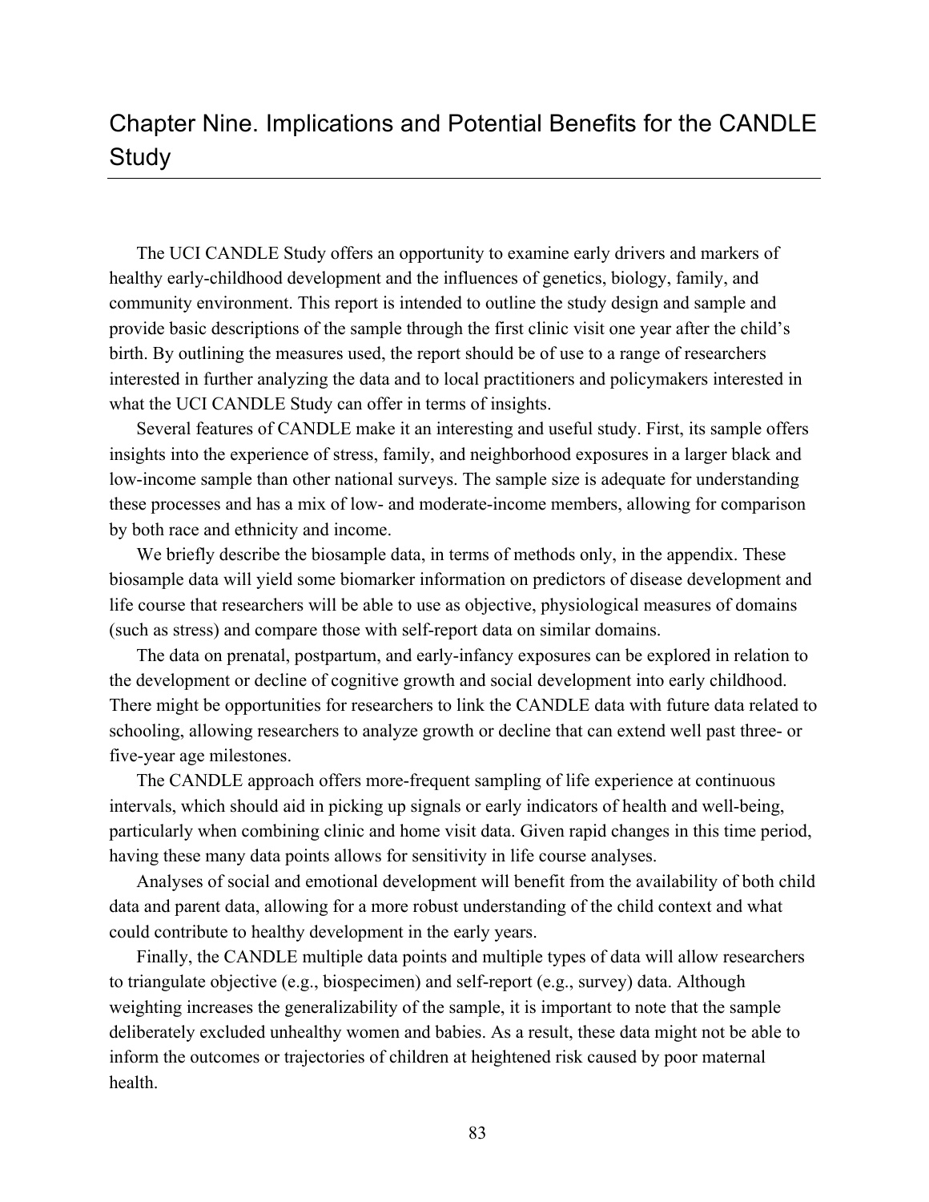# Chapter Nine. Implications and Potential Benefits for the CANDLE Study

The UCI CANDLE Study offers an opportunity to examine early drivers and markers of healthy early-childhood development and the influences of genetics, biology, family, and community environment. This report is intended to outline the study design and sample and provide basic descriptions of the sample through the first clinic visit one year after the child's birth. By outlining the measures used, the report should be of use to a range of researchers interested in further analyzing the data and to local practitioners and policymakers interested in what the UCI CANDLE Study can offer in terms of insights.

Several features of CANDLE make it an interesting and useful study. First, its sample offers insights into the experience of stress, family, and neighborhood exposures in a larger black and low-income sample than other national surveys. The sample size is adequate for understanding these processes and has a mix of low- and moderate-income members, allowing for comparison by both race and ethnicity and income.

We briefly describe the biosample data, in terms of methods only, in the appendix. These biosample data will yield some biomarker information on predictors of disease development and life course that researchers will be able to use as objective, physiological measures of domains (such as stress) and compare those with self-report data on similar domains.

The data on prenatal, postpartum, and early-infancy exposures can be explored in relation to the development or decline of cognitive growth and social development into early childhood. There might be opportunities for researchers to link the CANDLE data with future data related to schooling, allowing researchers to analyze growth or decline that can extend well past three- or five-year age milestones.

The CANDLE approach offers more-frequent sampling of life experience at continuous intervals, which should aid in picking up signals or early indicators of health and well-being, particularly when combining clinic and home visit data. Given rapid changes in this time period, having these many data points allows for sensitivity in life course analyses.

Analyses of social and emotional development will benefit from the availability of both child data and parent data, allowing for a more robust understanding of the child context and what could contribute to healthy development in the early years.

Finally, the CANDLE multiple data points and multiple types of data will allow researchers to triangulate objective (e.g., biospecimen) and self-report (e.g., survey) data. Although weighting increases the generalizability of the sample, it is important to note that the sample deliberately excluded unhealthy women and babies. As a result, these data might not be able to inform the outcomes or trajectories of children at heightened risk caused by poor maternal health.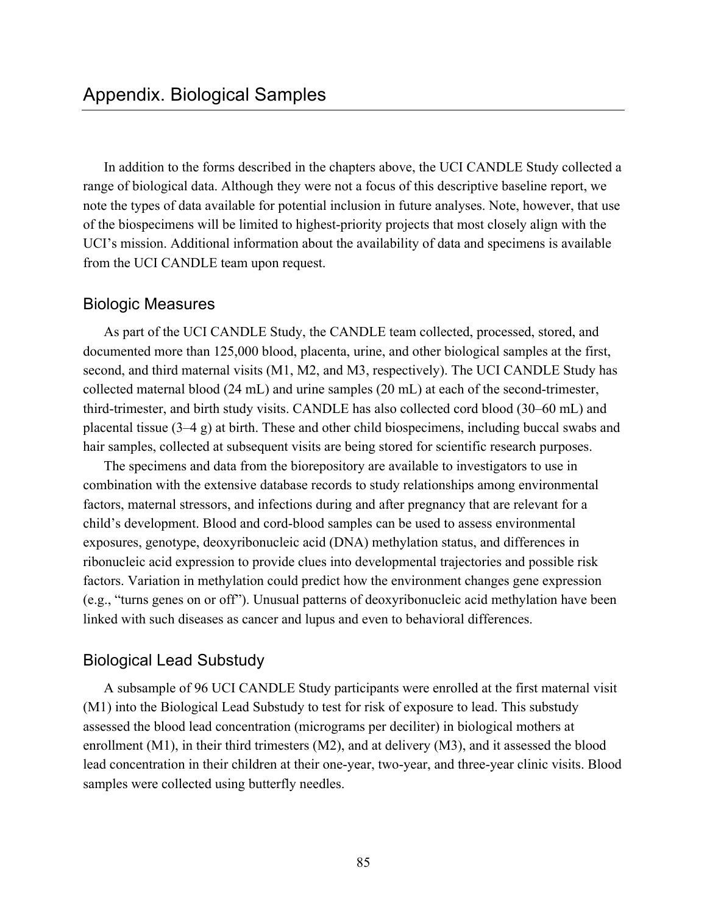# Appendix. Biological Samples

In addition to the forms described in the chapters above, the UCI CANDLE Study collected a range of biological data. Although they were not a focus of this descriptive baseline report, we note the types of data available for potential inclusion in future analyses. Note, however, that use of the biospecimens will be limited to highest-priority projects that most closely align with the UCI's mission. Additional information about the availability of data and specimens is available from the UCI CANDLE team upon request.

## Biologic Measures

As part of the UCI CANDLE Study, the CANDLE team collected, processed, stored, and documented more than 125,000 blood, placenta, urine, and other biological samples at the first, second, and third maternal visits (M1, M2, and M3, respectively). The UCI CANDLE Study has collected maternal blood (24 mL) and urine samples (20 mL) at each of the second-trimester, third-trimester, and birth study visits. CANDLE has also collected cord blood (30–60 mL) and placental tissue (3–4 g) at birth. These and other child biospecimens, including buccal swabs and hair samples, collected at subsequent visits are being stored for scientific research purposes.

The specimens and data from the biorepository are available to investigators to use in combination with the extensive database records to study relationships among environmental factors, maternal stressors, and infections during and after pregnancy that are relevant for a child's development. Blood and cord-blood samples can be used to assess environmental exposures, genotype, deoxyribonucleic acid (DNA) methylation status, and differences in ribonucleic acid expression to provide clues into developmental trajectories and possible risk factors. Variation in methylation could predict how the environment changes gene expression (e.g., "turns genes on or off"). Unusual patterns of deoxyribonucleic acid methylation have been linked with such diseases as cancer and lupus and even to behavioral differences.

## Biological Lead Substudy

A subsample of 96 UCI CANDLE Study participants were enrolled at the first maternal visit (M1) into the Biological Lead Substudy to test for risk of exposure to lead. This substudy assessed the blood lead concentration (micrograms per deciliter) in biological mothers at enrollment (M1), in their third trimesters (M2), and at delivery (M3), and it assessed the blood lead concentration in their children at their one-year, two-year, and three-year clinic visits. Blood samples were collected using butterfly needles.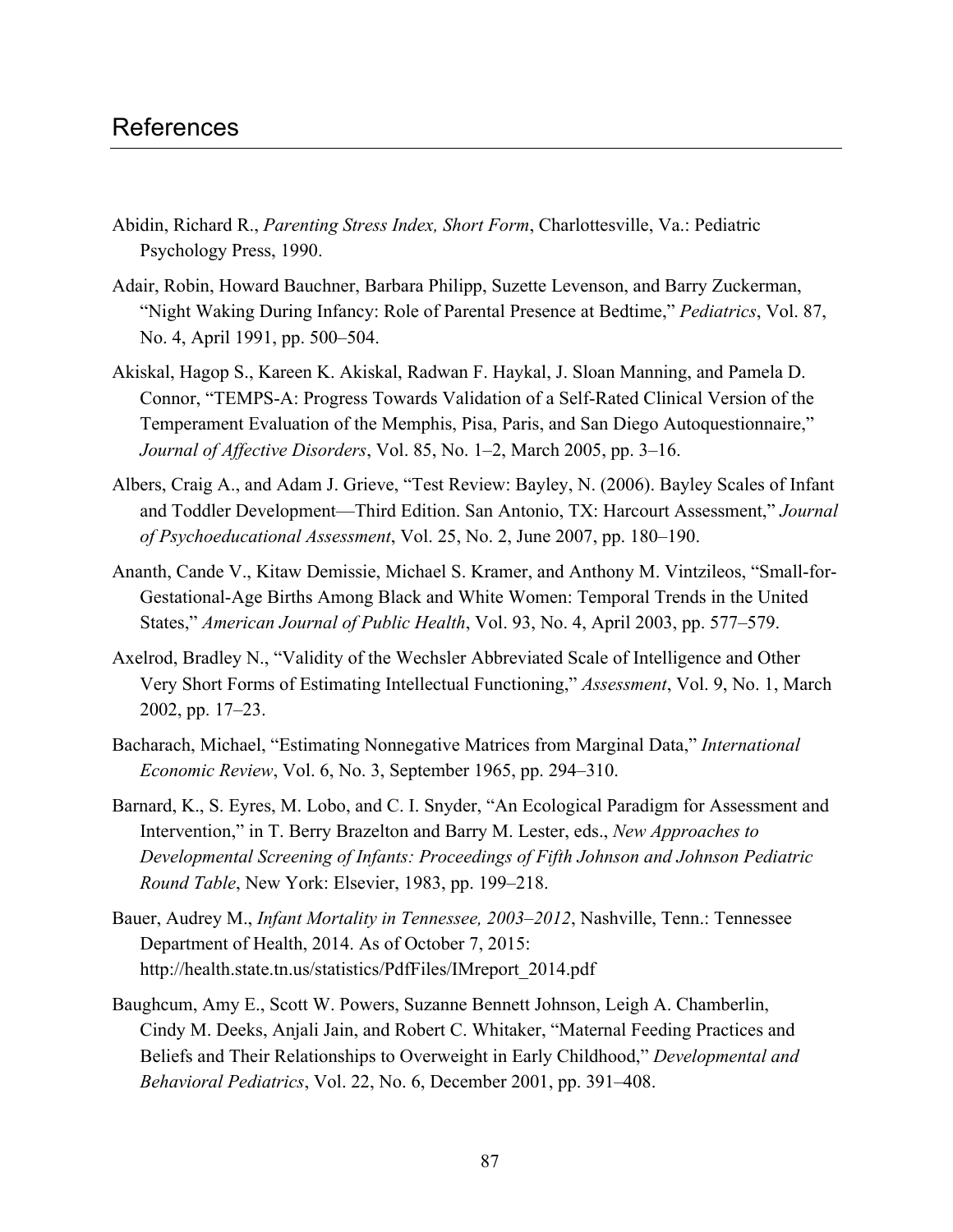# References

Abidin, Richard R., *Parenting Stress Index, Short Form*, Charlottesville, Va.: Pediatric Psychology Press, 1990.

Adair, Robin, Howard Bauchner, Barbara Philipp, Suzette Levenson, and Barry Zuckerman, "Night Waking During Infancy: Role of Parental Presence at Bedtime," *Pediatrics*, Vol. 87, No. 4, April 1991, pp. 500–504.

Akiskal, Hagop S., Kareen K. Akiskal, Radwan F. Haykal, J. Sloan Manning, and Pamela D. Connor, "TEMPS-A: Progress Towards Validation of a Self-Rated Clinical Version of the Temperament Evaluation of the Memphis, Pisa, Paris, and San Diego Autoquestionnaire," *Journal of Affective Disorders*, Vol. 85, No. 1–2, March 2005, pp. 3–16.

Albers, Craig A., and Adam J. Grieve, "Test Review: Bayley, N. (2006). Bayley Scales of Infant and Toddler Development—Third Edition. San Antonio, TX: Harcourt Assessment," *Journal of Psychoeducational Assessment*, Vol. 25, No. 2, June 2007, pp. 180–190.

Ananth, Cande V., Kitaw Demissie, Michael S. Kramer, and Anthony M. Vintzileos, "Small-for-Gestational-Age Births Among Black and White Women: Temporal Trends in the United States," *American Journal of Public Health*, Vol. 93, No. 4, April 2003, pp. 577–579.

Axelrod, Bradley N., "Validity of the Wechsler Abbreviated Scale of Intelligence and Other Very Short Forms of Estimating Intellectual Functioning," *Assessment*, Vol. 9, No. 1, March 2002, pp. 17–23.

Bacharach, Michael, "Estimating Nonnegative Matrices from Marginal Data," *International Economic Review*, Vol. 6, No. 3, September 1965, pp. 294–310.

Barnard, K., S. Eyres, M. Lobo, and C. I. Snyder, "An Ecological Paradigm for Assessment and Intervention," in T. Berry Brazelton and Barry M. Lester, eds., *New Approaches to Developmental Screening of Infants: Proceedings of Fifth Johnson and Johnson Pediatric Round Table*, New York: Elsevier, 1983, pp. 199–218.

Bauer, Audrey M., *Infant Mortality in Tennessee, 2003–2012*, Nashville, Tenn.: Tennessee Department of Health, 2014. As of October 7, 2015: http://health.state.tn.us/statistics/PdfFiles/IMreport_2014.pdf

Baughcum, Amy E., Scott W. Powers, Suzanne Bennett Johnson, Leigh A. Chamberlin, Cindy M. Deeks, Anjali Jain, and Robert C. Whitaker, "Maternal Feeding Practices and Beliefs and Their Relationships to Overweight in Early Childhood," *Developmental and Behavioral Pediatrics*, Vol. 22, No. 6, December 2001, pp. 391–408.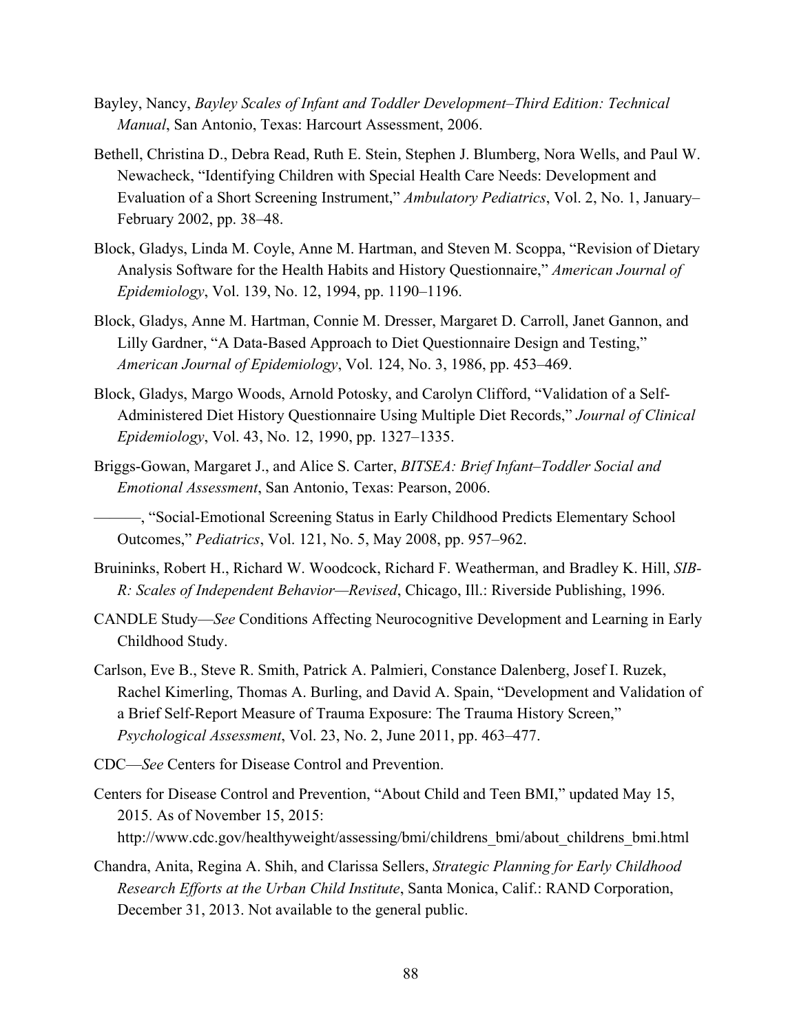Bayley, Nancy, *Bayley Scales of Infant and Toddler Development–Third Edition: Technical Manual*, San Antonio, Texas: Harcourt Assessment, 2006.

Bethell, Christina D., Debra Read, Ruth E. Stein, Stephen J. Blumberg, Nora Wells, and Paul W. Newacheck, "Identifying Children with Special Health Care Needs: Development and Evaluation of a Short Screening Instrument," *Ambulatory Pediatrics*, Vol. 2, No. 1, January–February 2002, pp. 38–48.

Block, Gladys, Linda M. Coyle, Anne M. Hartman, and Steven M. Scoppa, "Revision of Dietary Analysis Software for the Health Habits and History Questionnaire," *American Journal of Epidemiology*, Vol. 139, No. 12, 1994, pp. 1190–1196.

Block, Gladys, Anne M. Hartman, Connie M. Dresser, Margaret D. Carroll, Janet Gannon, and Lilly Gardner, "A Data-Based Approach to Diet Questionnaire Design and Testing," *American Journal of Epidemiology*, Vol. 124, No. 3, 1986, pp. 453–469.

Block, Gladys, Margo Woods, Arnold Potosky, and Carolyn Clifford, "Validation of a Self-Administered Diet History Questionnaire Using Multiple Diet Records," *Journal of Clinical Epidemiology*, Vol. 43, No. 12, 1990, pp. 1327–1335.

Briggs-Gowan, Margaret J., and Alice S. Carter, *BITSEA: Brief Infant–Toddler Social and Emotional Assessment*, San Antonio, Texas: Pearson, 2006.

———, "Social-Emotional Screening Status in Early Childhood Predicts Elementary School Outcomes," *Pediatrics*, Vol. 121, No. 5, May 2008, pp. 957–962.

Bruininks, Robert H., Richard W. Woodcock, Richard F. Weatherman, and Bradley K. Hill, *SIB-R: Scales of Independent Behavior—Revised*, Chicago, Ill.: Riverside Publishing, 1996.

CANDLE Study—*See* Conditions Affecting Neurocognitive Development and Learning in Early Childhood Study.

Carlson, Eve B., Steve R. Smith, Patrick A. Palmieri, Constance Dalenberg, Josef I. Ruzek, Rachel Kimerling, Thomas A. Burling, and David A. Spain, "Development and Validation of a Brief Self-Report Measure of Trauma Exposure: The Trauma History Screen," *Psychological Assessment*, Vol. 23, No. 2, June 2011, pp. 463–477.

CDC—*See* Centers for Disease Control and Prevention.

Centers for Disease Control and Prevention, "About Child and Teen BMI," updated May 15, 2015. As of November 15, 2015: http://www.cdc.gov/healthyweight/assessing/bmi/childrens_bmi/about_childrens_bmi.html

Chandra, Anita, Regina A. Shih, and Clarissa Sellers, *Strategic Planning for Early Childhood Research Efforts at the Urban Child Institute*, Santa Monica, Calif.: RAND Corporation, December 31, 2013. Not available to the general public.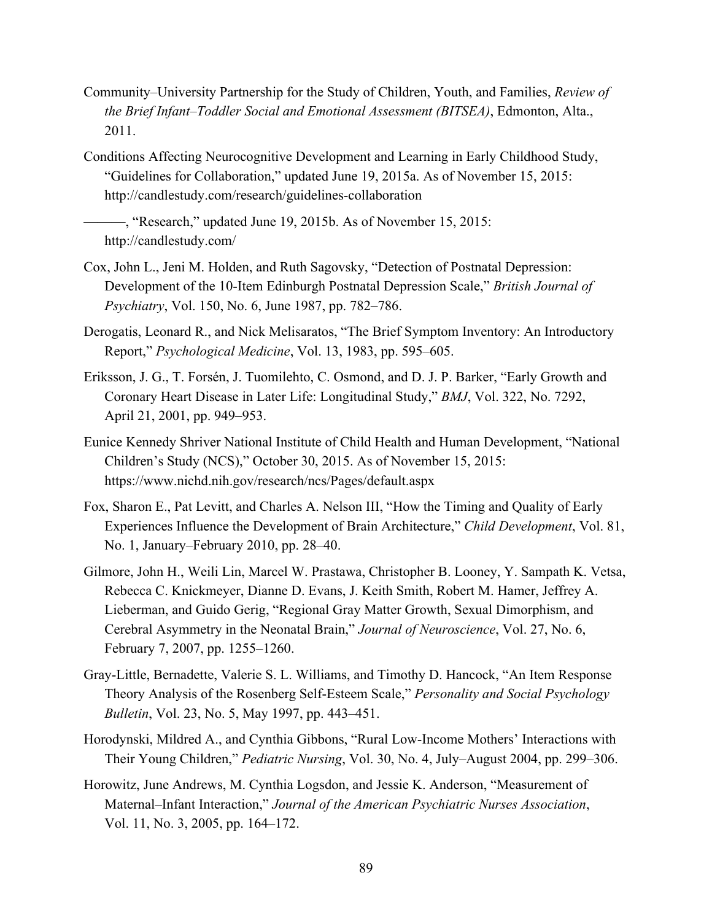Community–University Partnership for the Study of Children, Youth, and Families, *Review of the Brief Infant–Toddler Social and Emotional Assessment (BITSEA)*, Edmonton, Alta., 2011.

Conditions Affecting Neurocognitive Development and Learning in Early Childhood Study, "Guidelines for Collaboration," updated June 19, 2015a. As of November 15, 2015: http://candlestudy.com/research/guidelines-collaboration

———, "Research," updated June 19, 2015b. As of November 15, 2015: http://candlestudy.com/

Cox, John L., Jeni M. Holden, and Ruth Sagovsky, "Detection of Postnatal Depression: Development of the 10-Item Edinburgh Postnatal Depression Scale," *British Journal of Psychiatry*, Vol. 150, No. 6, June 1987, pp. 782–786.

Derogatis, Leonard R., and Nick Melisaratos, "The Brief Symptom Inventory: An Introductory Report," *Psychological Medicine*, Vol. 13, 1983, pp. 595–605.

Eriksson, J. G., T. Forsén, J. Tuomilehto, C. Osmond, and D. J. P. Barker, "Early Growth and Coronary Heart Disease in Later Life: Longitudinal Study," *BMJ*, Vol. 322, No. 7292, April 21, 2001, pp. 949–953.

Eunice Kennedy Shriver National Institute of Child Health and Human Development, "National Children's Study (NCS)," October 30, 2015. As of November 15, 2015: https://www.nichd.nih.gov/research/ncs/Pages/default.aspx

Fox, Sharon E., Pat Levitt, and Charles A. Nelson III, "How the Timing and Quality of Early Experiences Influence the Development of Brain Architecture," *Child Development*, Vol. 81, No. 1, January–February 2010, pp. 28–40.

Gilmore, John H., Weili Lin, Marcel W. Prastawa, Christopher B. Looney, Y. Sampath K. Vetsa, Rebecca C. Knickmeyer, Dianne D. Evans, J. Keith Smith, Robert M. Hamer, Jeffrey A. Lieberman, and Guido Gerig, "Regional Gray Matter Growth, Sexual Dimorphism, and Cerebral Asymmetry in the Neonatal Brain," *Journal of Neuroscience*, Vol. 27, No. 6, February 7, 2007, pp. 1255–1260.

Gray-Little, Bernadette, Valerie S. L. Williams, and Timothy D. Hancock, "An Item Response Theory Analysis of the Rosenberg Self-Esteem Scale," *Personality and Social Psychology Bulletin*, Vol. 23, No. 5, May 1997, pp. 443–451.

Horodynski, Mildred A., and Cynthia Gibbons, "Rural Low-Income Mothers' Interactions with Their Young Children," *Pediatric Nursing*, Vol. 30, No. 4, July–August 2004, pp. 299–306.

Horowitz, June Andrews, M. Cynthia Logsdon, and Jessie K. Anderson, "Measurement of Maternal–Infant Interaction," *Journal of the American Psychiatric Nurses Association*, Vol. 11, No. 3, 2005, pp. 164–172.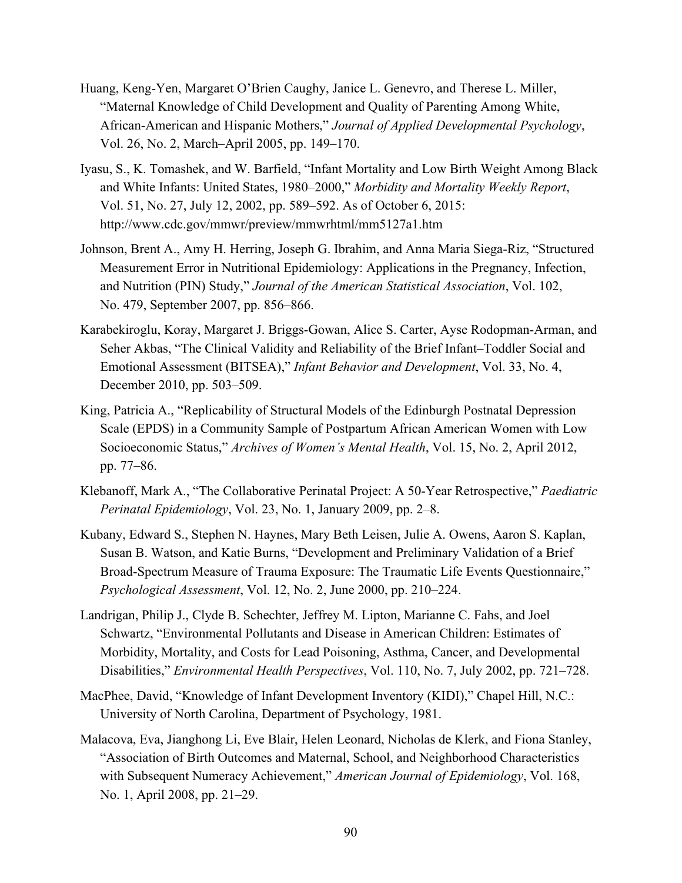Huang, Keng-Yen, Margaret O'Brien Caughy, Janice L. Genevro, and Therese L. Miller, "Maternal Knowledge of Child Development and Quality of Parenting Among White, African-American and Hispanic Mothers," *Journal of Applied Developmental Psychology*, Vol. 26, No. 2, March–April 2005, pp. 149–170.

Iyasu, S., K. Tomashek, and W. Barfield, "Infant Mortality and Low Birth Weight Among Black and White Infants: United States, 1980–2000," *Morbidity and Mortality Weekly Report*, Vol. 51, No. 27, July 12, 2002, pp. 589–592. As of October 6, 2015: http://www.cdc.gov/mmwr/preview/mmwrhtml/mm5127a1.htm

Johnson, Brent A., Amy H. Herring, Joseph G. Ibrahim, and Anna Maria Siega-Riz, "Structured Measurement Error in Nutritional Epidemiology: Applications in the Pregnancy, Infection, and Nutrition (PIN) Study," *Journal of the American Statistical Association*, Vol. 102, No. 479, September 2007, pp. 856–866.

Karabekiroglu, Koray, Margaret J. Briggs-Gowan, Alice S. Carter, Ayse Rodopman-Arman, and Seher Akbas, "The Clinical Validity and Reliability of the Brief Infant–Toddler Social and Emotional Assessment (BITSEA)," *Infant Behavior and Development*, Vol. 33, No. 4, December 2010, pp. 503–509.

King, Patricia A., "Replicability of Structural Models of the Edinburgh Postnatal Depression Scale (EPDS) in a Community Sample of Postpartum African American Women with Low Socioeconomic Status," *Archives of Women's Mental Health*, Vol. 15, No. 2, April 2012, pp. 77–86.

Klebanoff, Mark A., "The Collaborative Perinatal Project: A 50-Year Retrospective," *Paediatric Perinatal Epidemiology*, Vol. 23, No. 1, January 2009, pp. 2–8.

Kubany, Edward S., Stephen N. Haynes, Mary Beth Leisen, Julie A. Owens, Aaron S. Kaplan, Susan B. Watson, and Katie Burns, "Development and Preliminary Validation of a Brief Broad-Spectrum Measure of Trauma Exposure: The Traumatic Life Events Questionnaire," *Psychological Assessment*, Vol. 12, No. 2, June 2000, pp. 210–224.

Landrigan, Philip J., Clyde B. Schechter, Jeffrey M. Lipton, Marianne C. Fahs, and Joel Schwartz, "Environmental Pollutants and Disease in American Children: Estimates of Morbidity, Mortality, and Costs for Lead Poisoning, Asthma, Cancer, and Developmental Disabilities," *Environmental Health Perspectives*, Vol. 110, No. 7, July 2002, pp. 721–728.

MacPhee, David, "Knowledge of Infant Development Inventory (KIDI)," Chapel Hill, N.C.: University of North Carolina, Department of Psychology, 1981.

Malacova, Eva, Jianghong Li, Eve Blair, Helen Leonard, Nicholas de Klerk, and Fiona Stanley, "Association of Birth Outcomes and Maternal, School, and Neighborhood Characteristics with Subsequent Numeracy Achievement," *American Journal of Epidemiology*, Vol. 168, No. 1, April 2008, pp. 21–29.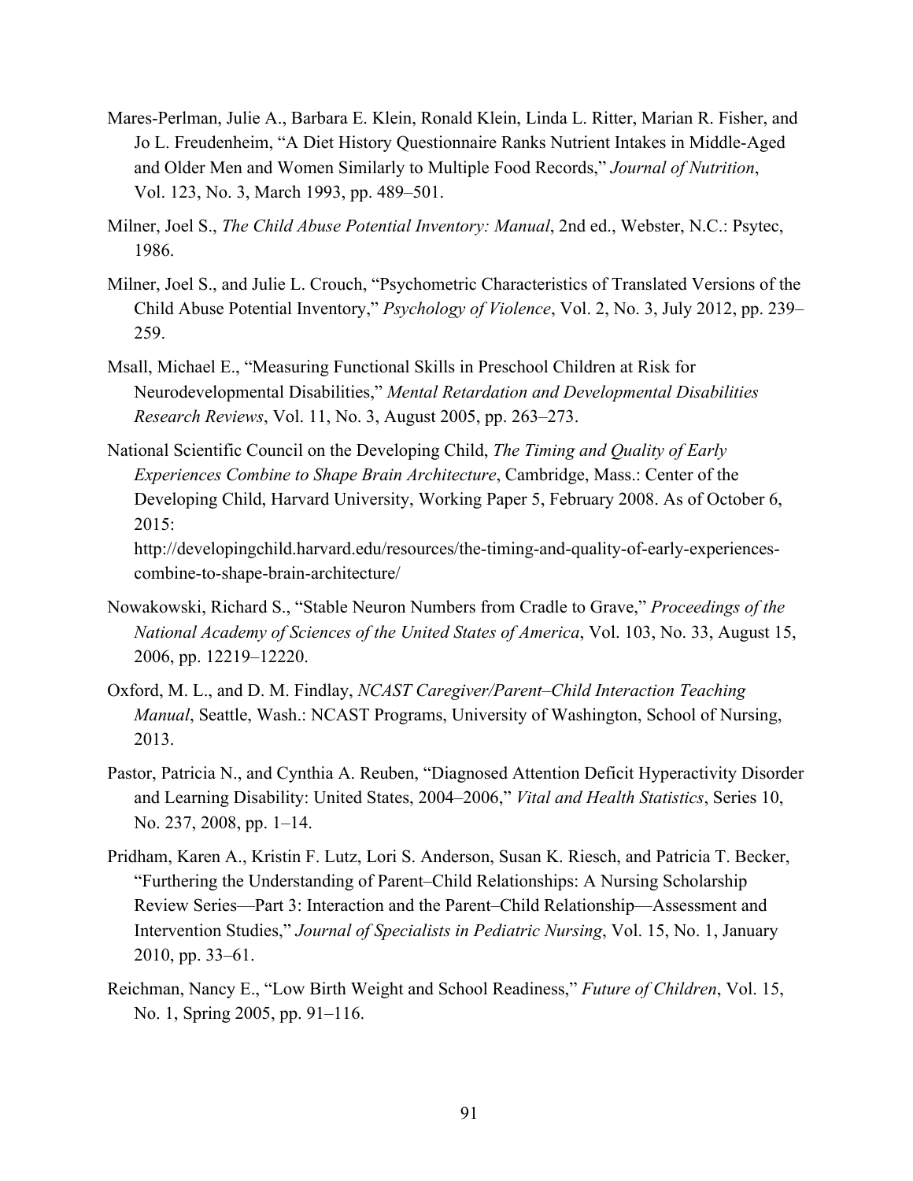Mares-Perlman, Julie A., Barbara E. Klein, Ronald Klein, Linda L. Ritter, Marian R. Fisher, and Jo L. Freudenheim, "A Diet History Questionnaire Ranks Nutrient Intakes in Middle-Aged and Older Men and Women Similarly to Multiple Food Records," *Journal of Nutrition*, Vol. 123, No. 3, March 1993, pp. 489–501.

Milner, Joel S., *The Child Abuse Potential Inventory: Manual*, 2nd ed., Webster, N.C.: Psytec, 1986.

Milner, Joel S., and Julie L. Crouch, "Psychometric Characteristics of Translated Versions of the Child Abuse Potential Inventory," *Psychology of Violence*, Vol. 2, No. 3, July 2012, pp. 239–259.

Msall, Michael E., "Measuring Functional Skills in Preschool Children at Risk for Neurodevelopmental Disabilities," *Mental Retardation and Developmental Disabilities Research Reviews*, Vol. 11, No. 3, August 2005, pp. 263–273.

National Scientific Council on the Developing Child, *The Timing and Quality of Early Experiences Combine to Shape Brain Architecture*, Cambridge, Mass.: Center of the Developing Child, Harvard University, Working Paper 5, February 2008. As of October 6, 2015:
http://developingchild.harvard.edu/resources/the-timing-and-quality-of-early-experiences-combine-to-shape-brain-architecture/

Nowakowski, Richard S., "Stable Neuron Numbers from Cradle to Grave," *Proceedings of the National Academy of Sciences of the United States of America*, Vol. 103, No. 33, August 15, 2006, pp. 12219–12220.

Oxford, M. L., and D. M. Findlay, *NCAST Caregiver/Parent–Child Interaction Teaching Manual*, Seattle, Wash.: NCAST Programs, University of Washington, School of Nursing, 2013.

Pastor, Patricia N., and Cynthia A. Reuben, "Diagnosed Attention Deficit Hyperactivity Disorder and Learning Disability: United States, 2004–2006," *Vital and Health Statistics*, Series 10, No. 237, 2008, pp. 1–14.

Pridham, Karen A., Kristin F. Lutz, Lori S. Anderson, Susan K. Riesch, and Patricia T. Becker, "Furthering the Understanding of Parent–Child Relationships: A Nursing Scholarship Review Series—Part 3: Interaction and the Parent–Child Relationship—Assessment and Intervention Studies," *Journal of Specialists in Pediatric Nursing*, Vol. 15, No. 1, January 2010, pp. 33–61.

Reichman, Nancy E., "Low Birth Weight and School Readiness," *Future of Children*, Vol. 15, No. 1, Spring 2005, pp. 91–116.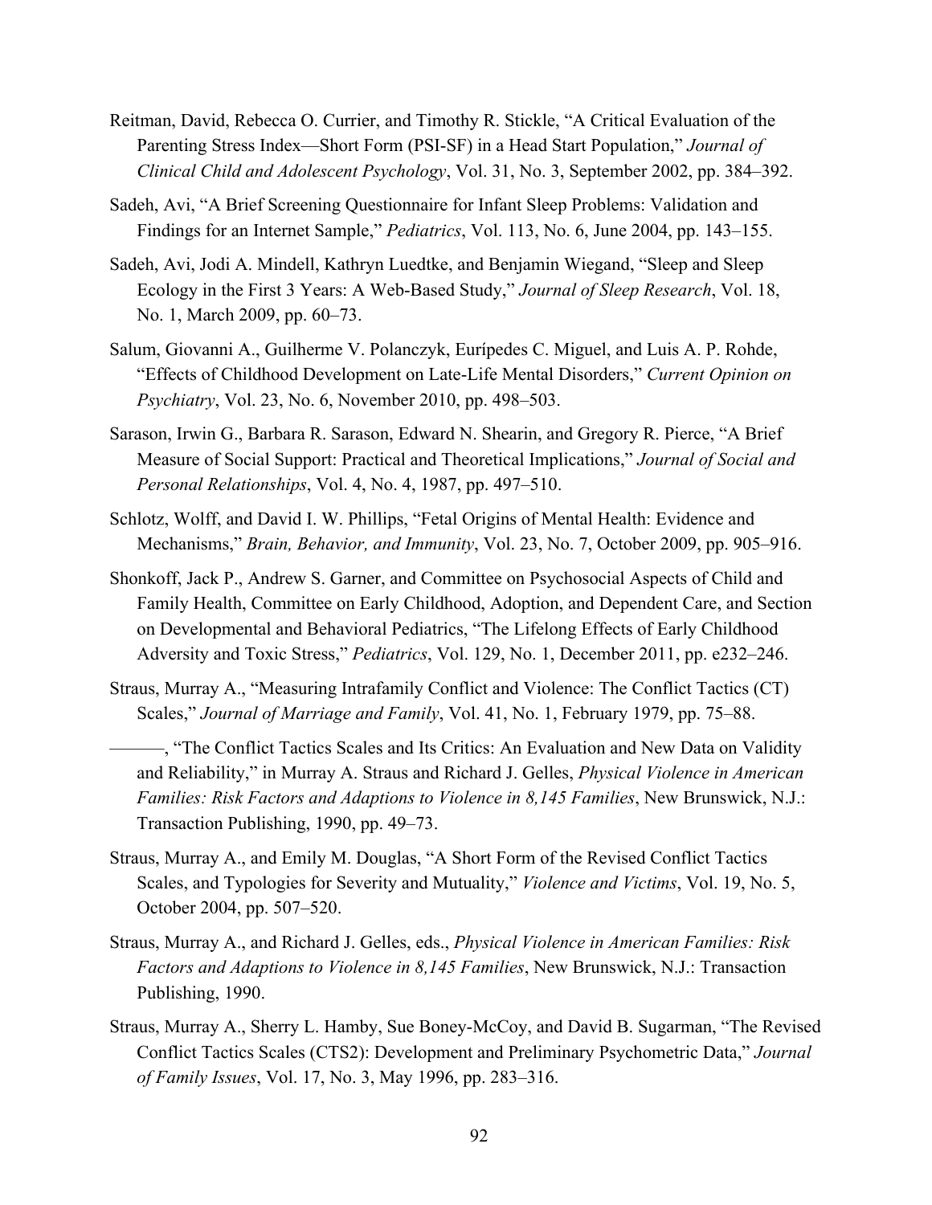Reitman, David, Rebecca O. Currier, and Timothy R. Stickle, "A Critical Evaluation of the Parenting Stress Index—Short Form (PSI-SF) in a Head Start Population," *Journal of Clinical Child and Adolescent Psychology*, Vol. 31, No. 3, September 2002, pp. 384–392.

Sadeh, Avi, "A Brief Screening Questionnaire for Infant Sleep Problems: Validation and Findings for an Internet Sample," *Pediatrics*, Vol. 113, No. 6, June 2004, pp. 143–155.

Sadeh, Avi, Jodi A. Mindell, Kathryn Luedtke, and Benjamin Wiegand, "Sleep and Sleep Ecology in the First 3 Years: A Web-Based Study," *Journal of Sleep Research*, Vol. 18, No. 1, March 2009, pp. 60–73.

Salum, Giovanni A., Guilherme V. Polanczyk, Eurípedes C. Miguel, and Luis A. P. Rohde, "Effects of Childhood Development on Late-Life Mental Disorders," *Current Opinion on Psychiatry*, Vol. 23, No. 6, November 2010, pp. 498–503.

Sarason, Irwin G., Barbara R. Sarason, Edward N. Shearin, and Gregory R. Pierce, "A Brief Measure of Social Support: Practical and Theoretical Implications," *Journal of Social and Personal Relationships*, Vol. 4, No. 4, 1987, pp. 497–510.

Schlotz, Wolff, and David I. W. Phillips, "Fetal Origins of Mental Health: Evidence and Mechanisms," *Brain, Behavior, and Immunity*, Vol. 23, No. 7, October 2009, pp. 905–916.

Shonkoff, Jack P., Andrew S. Garner, and Committee on Psychosocial Aspects of Child and Family Health, Committee on Early Childhood, Adoption, and Dependent Care, and Section on Developmental and Behavioral Pediatrics, "The Lifelong Effects of Early Childhood Adversity and Toxic Stress," *Pediatrics*, Vol. 129, No. 1, December 2011, pp. e232–246.

Straus, Murray A., "Measuring Intrafamily Conflict and Violence: The Conflict Tactics (CT) Scales," *Journal of Marriage and Family*, Vol. 41, No. 1, February 1979, pp. 75–88.

———, "The Conflict Tactics Scales and Its Critics: An Evaluation and New Data on Validity and Reliability," in Murray A. Straus and Richard J. Gelles, *Physical Violence in American Families: Risk Factors and Adaptions to Violence in 8,145 Families*, New Brunswick, N.J.: Transaction Publishing, 1990, pp. 49–73.

Straus, Murray A., and Emily M. Douglas, "A Short Form of the Revised Conflict Tactics Scales, and Typologies for Severity and Mutuality," *Violence and Victims*, Vol. 19, No. 5, October 2004, pp. 507–520.

Straus, Murray A., and Richard J. Gelles, eds., *Physical Violence in American Families: Risk Factors and Adaptions to Violence in 8,145 Families*, New Brunswick, N.J.: Transaction Publishing, 1990.

Straus, Murray A., Sherry L. Hamby, Sue Boney-McCoy, and David B. Sugarman, "The Revised Conflict Tactics Scales (CTS2): Development and Preliminary Psychometric Data," *Journal of Family Issues*, Vol. 17, No. 3, May 1996, pp. 283–316.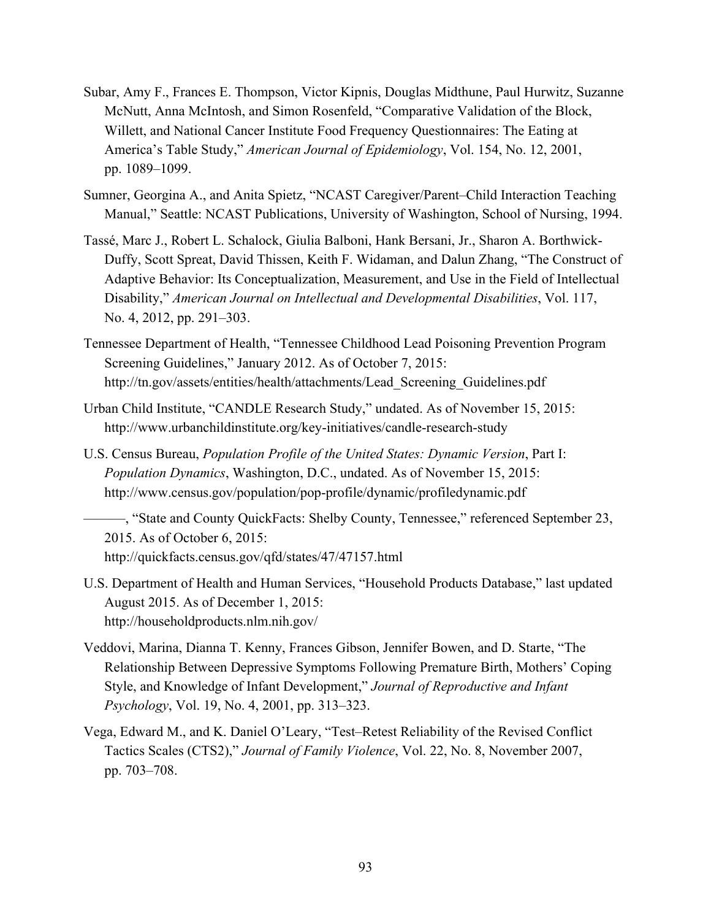Subar, Amy F., Frances E. Thompson, Victor Kipnis, Douglas Midthune, Paul Hurwitz, Suzanne McNutt, Anna McIntosh, and Simon Rosenfeld, "Comparative Validation of the Block, Willett, and National Cancer Institute Food Frequency Questionnaires: The Eating at America's Table Study," *American Journal of Epidemiology*, Vol. 154, No. 12, 2001, pp. 1089–1099.

Sumner, Georgina A., and Anita Spietz, "NCAST Caregiver/Parent–Child Interaction Teaching Manual," Seattle: NCAST Publications, University of Washington, School of Nursing, 1994.

Tassé, Marc J., Robert L. Schalock, Giulia Balboni, Hank Bersani, Jr., Sharon A. Borthwick-Duffy, Scott Spreat, David Thissen, Keith F. Widaman, and Dalun Zhang, "The Construct of Adaptive Behavior: Its Conceptualization, Measurement, and Use in the Field of Intellectual Disability," *American Journal on Intellectual and Developmental Disabilities*, Vol. 117, No. 4, 2012, pp. 291–303.

Tennessee Department of Health, "Tennessee Childhood Lead Poisoning Prevention Program Screening Guidelines," January 2012. As of October 7, 2015: http://tn.gov/assets/entities/health/attachments/Lead_Screening_Guidelines.pdf

Urban Child Institute, "CANDLE Research Study," undated. As of November 15, 2015: http://www.urbanchildinstitute.org/key-initiatives/candle-research-study

U.S. Census Bureau, *Population Profile of the United States: Dynamic Version*, Part I: *Population Dynamics*, Washington, D.C., undated. As of November 15, 2015: http://www.census.gov/population/pop-profile/dynamic/profiledynamic.pdf

———, "State and County QuickFacts: Shelby County, Tennessee," referenced September 23, 2015. As of October 6, 2015: http://quickfacts.census.gov/qfd/states/47/47157.html

U.S. Department of Health and Human Services, "Household Products Database," last updated August 2015. As of December 1, 2015: http://householdproducts.nlm.nih.gov/

Veddovi, Marina, Dianna T. Kenny, Frances Gibson, Jennifer Bowen, and D. Starte, "The Relationship Between Depressive Symptoms Following Premature Birth, Mothers' Coping Style, and Knowledge of Infant Development," *Journal of Reproductive and Infant Psychology*, Vol. 19, No. 4, 2001, pp. 313–323.

Vega, Edward M., and K. Daniel O'Leary, "Test–Retest Reliability of the Revised Conflict Tactics Scales (CTS2)," *Journal of Family Violence*, Vol. 22, No. 8, November 2007, pp. 703–708.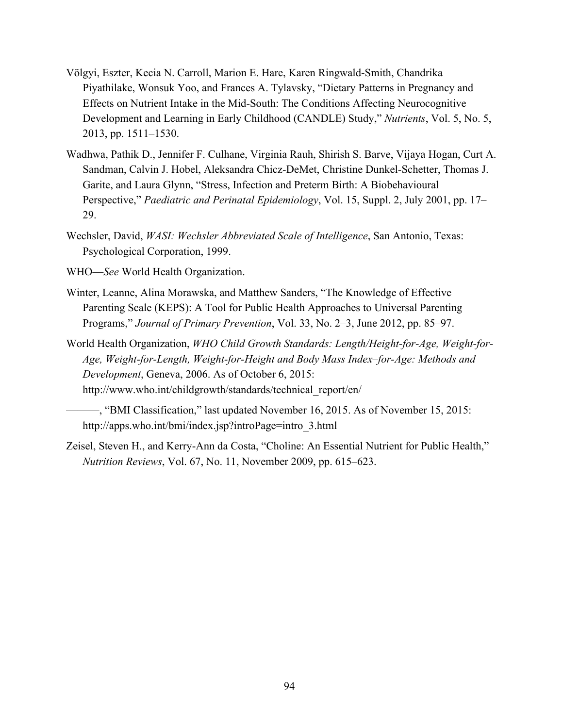Völgyi, Eszter, Kecia N. Carroll, Marion E. Hare, Karen Ringwald-Smith, Chandrika Piyathilake, Wonsuk Yoo, and Frances A. Tylavsky, "Dietary Patterns in Pregnancy and Effects on Nutrient Intake in the Mid-South: The Conditions Affecting Neurocognitive Development and Learning in Early Childhood (CANDLE) Study," *Nutrients*, Vol. 5, No. 5, 2013, pp. 1511–1530.

Wadhwa, Pathik D., Jennifer F. Culhane, Virginia Rauh, Shirish S. Barve, Vijaya Hogan, Curt A. Sandman, Calvin J. Hobel, Aleksandra Chicz-DeMet, Christine Dunkel-Schetter, Thomas J. Garite, and Laura Glynn, "Stress, Infection and Preterm Birth: A Biobehavioural Perspective," *Paediatric and Perinatal Epidemiology*, Vol. 15, Suppl. 2, July 2001, pp. 17–29.

Wechsler, David, *WASI: Wechsler Abbreviated Scale of Intelligence*, San Antonio, Texas: Psychological Corporation, 1999.

WHO—*See* World Health Organization.

Winter, Leanne, Alina Morawska, and Matthew Sanders, "The Knowledge of Effective Parenting Scale (KEPS): A Tool for Public Health Approaches to Universal Parenting Programs," *Journal of Primary Prevention*, Vol. 33, No. 2–3, June 2012, pp. 85–97.

World Health Organization, *WHO Child Growth Standards: Length/Height-for-Age, Weight-for-Age, Weight-for-Length, Weight-for-Height and Body Mass Index–for-Age: Methods and Development*, Geneva, 2006. As of October 6, 2015: http://www.who.int/childgrowth/standards/technical_report/en/

———, "BMI Classification," last updated November 16, 2015. As of November 15, 2015: http://apps.who.int/bmi/index.jsp?introPage=intro_3.html

Zeisel, Steven H., and Kerry-Ann da Costa, "Choline: An Essential Nutrient for Public Health," *Nutrition Reviews*, Vol. 67, No. 11, November 2009, pp. 615–623.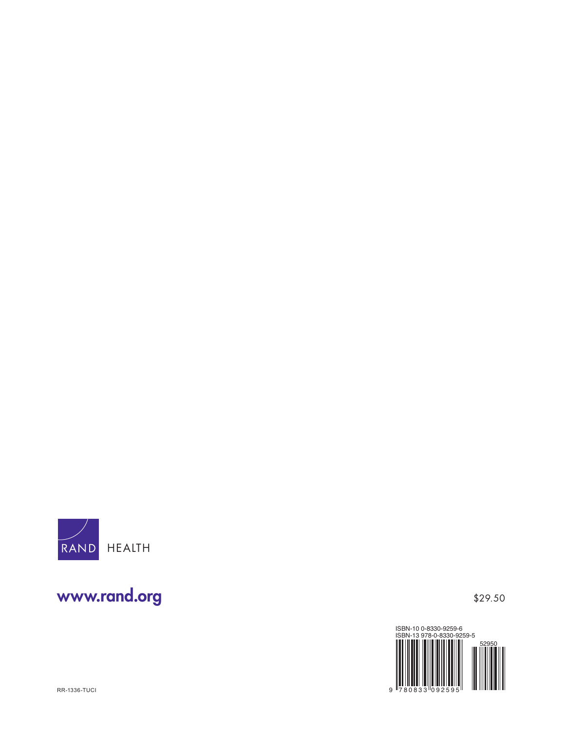RAND HEALTH

**www.rand.org**

$29.50

ISBN-10 0-8330-9259-6
ISBN-13 978-0-8330-9259-5

52950

9 780833 092595

RR-1336-TUCI